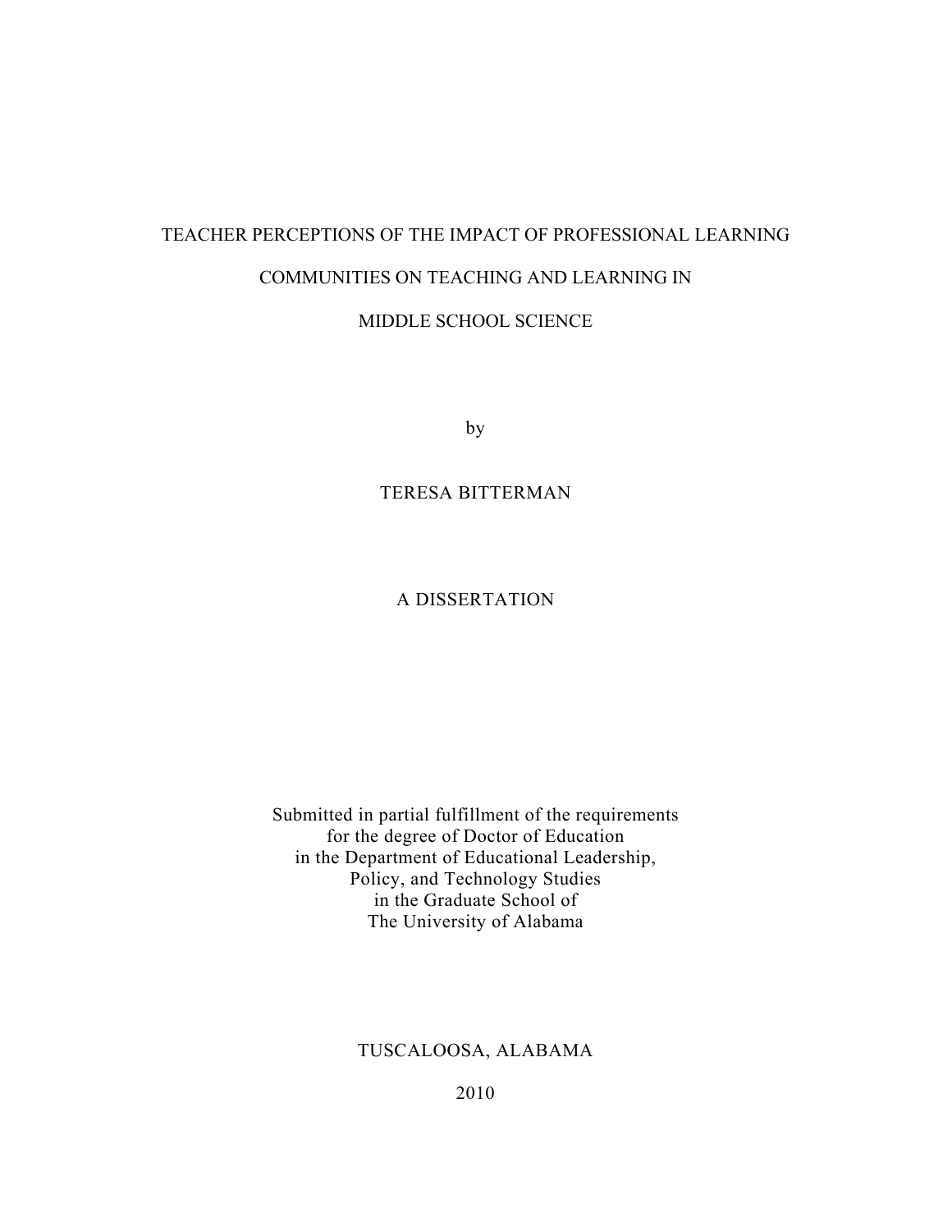# TEACHER PERCEPTIONS OF THE IMPACT OF PROFESSIONAL LEARNING COMMUNITIES ON TEACHING AND LEARNING IN MIDDLE SCHOOL SCIENCE

by

TERESA BITTERMAN

A DISSERTATION

Submitted in partial fulfillment of the requirements
for the degree of Doctor of Education
in the Department of Educational Leadership,
Policy, and Technology Studies
in the Graduate School of
The University of Alabama

TUSCALOOSA, ALABAMA

2010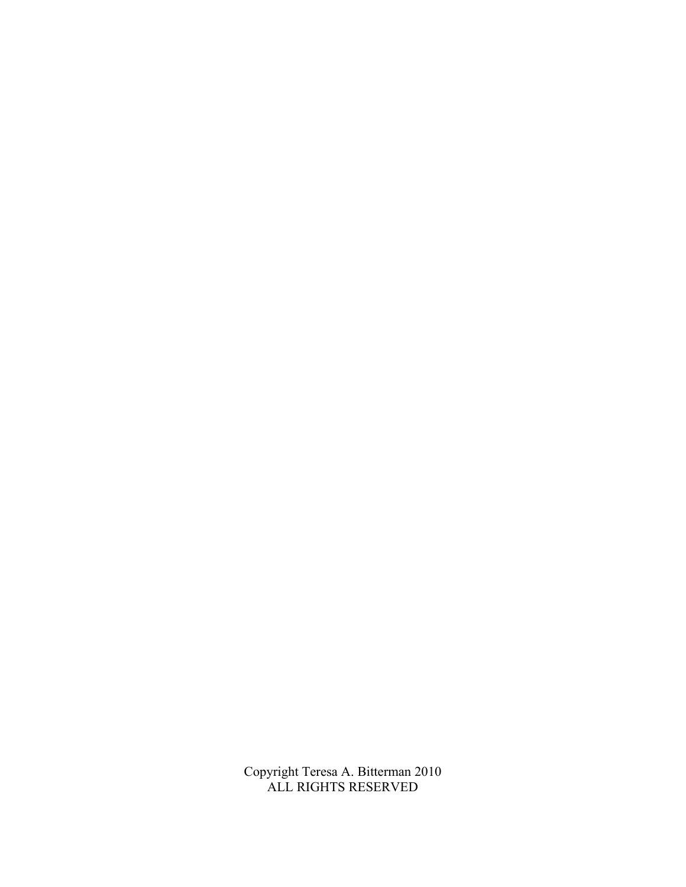Copyright Teresa A. Bitterman 2010
ALL RIGHTS RESERVED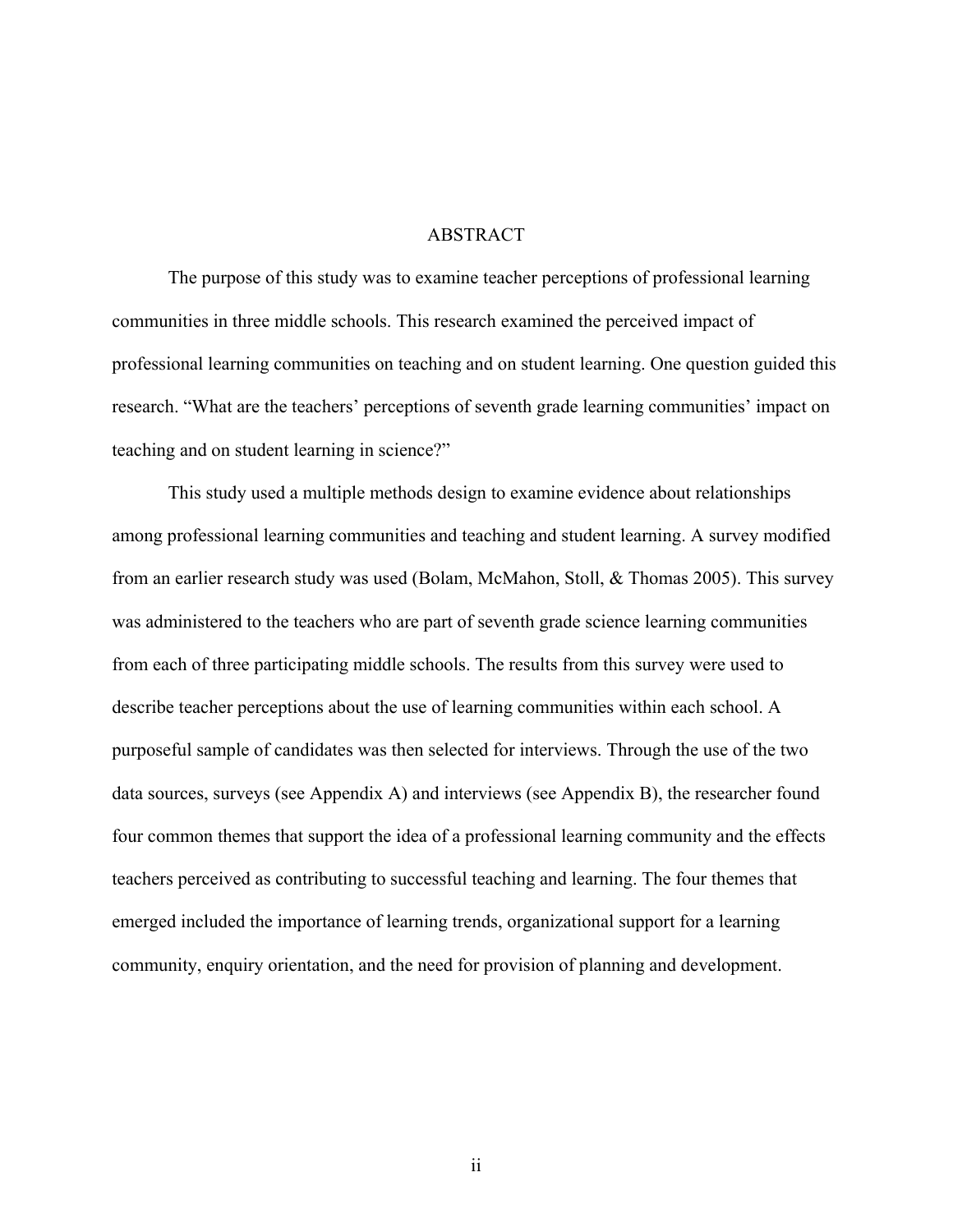# ABSTRACT

The purpose of this study was to examine teacher perceptions of professional learning communities in three middle schools. This research examined the perceived impact of professional learning communities on teaching and on student learning. One question guided this research. "What are the teachers' perceptions of seventh grade learning communities' impact on teaching and on student learning in science?"

This study used a multiple methods design to examine evidence about relationships among professional learning communities and teaching and student learning. A survey modified from an earlier research study was used (Bolam, McMahon, Stoll, & Thomas 2005). This survey was administered to the teachers who are part of seventh grade science learning communities from each of three participating middle schools. The results from this survey were used to describe teacher perceptions about the use of learning communities within each school. A purposeful sample of candidates was then selected for interviews. Through the use of the two data sources, surveys (see Appendix A) and interviews (see Appendix B), the researcher found four common themes that support the idea of a professional learning community and the effects teachers perceived as contributing to successful teaching and learning. The four themes that emerged included the importance of learning trends, organizational support for a learning community, enquiry orientation, and the need for provision of planning and development.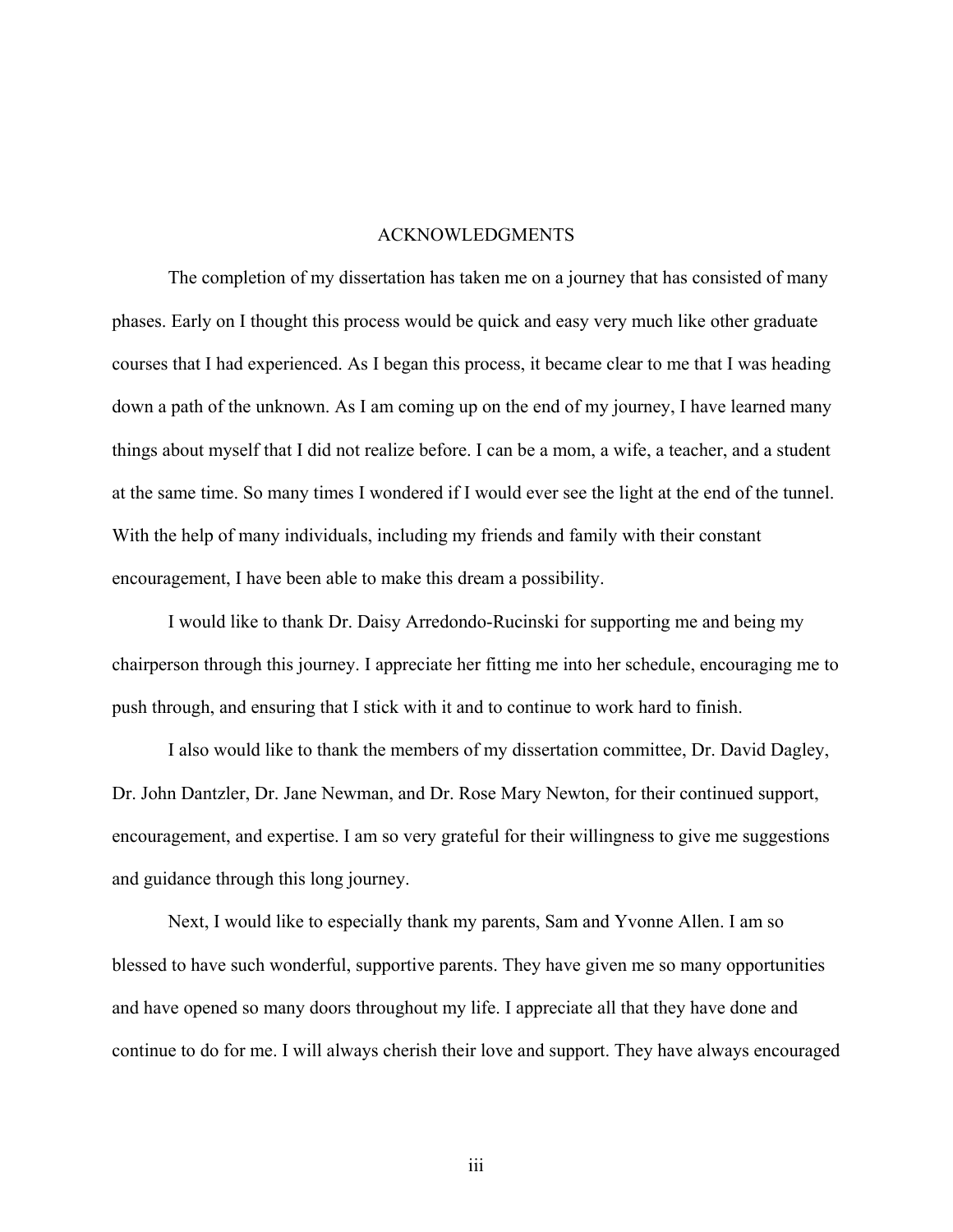# ACKNOWLEDGMENTS

The completion of my dissertation has taken me on a journey that has consisted of many phases. Early on I thought this process would be quick and easy very much like other graduate courses that I had experienced. As I began this process, it became clear to me that I was heading down a path of the unknown. As I am coming up on the end of my journey, I have learned many things about myself that I did not realize before. I can be a mom, a wife, a teacher, and a student at the same time. So many times I wondered if I would ever see the light at the end of the tunnel. With the help of many individuals, including my friends and family with their constant encouragement, I have been able to make this dream a possibility.

I would like to thank Dr. Daisy Arredondo-Rucinski for supporting me and being my chairperson through this journey. I appreciate her fitting me into her schedule, encouraging me to push through, and ensuring that I stick with it and to continue to work hard to finish.

I also would like to thank the members of my dissertation committee, Dr. David Dagley, Dr. John Dantzler, Dr. Jane Newman, and Dr. Rose Mary Newton, for their continued support, encouragement, and expertise. I am so very grateful for their willingness to give me suggestions and guidance through this long journey.

Next, I would like to especially thank my parents, Sam and Yvonne Allen. I am so blessed to have such wonderful, supportive parents. They have given me so many opportunities and have opened so many doors throughout my life. I appreciate all that they have done and continue to do for me. I will always cherish their love and support. They have always encouraged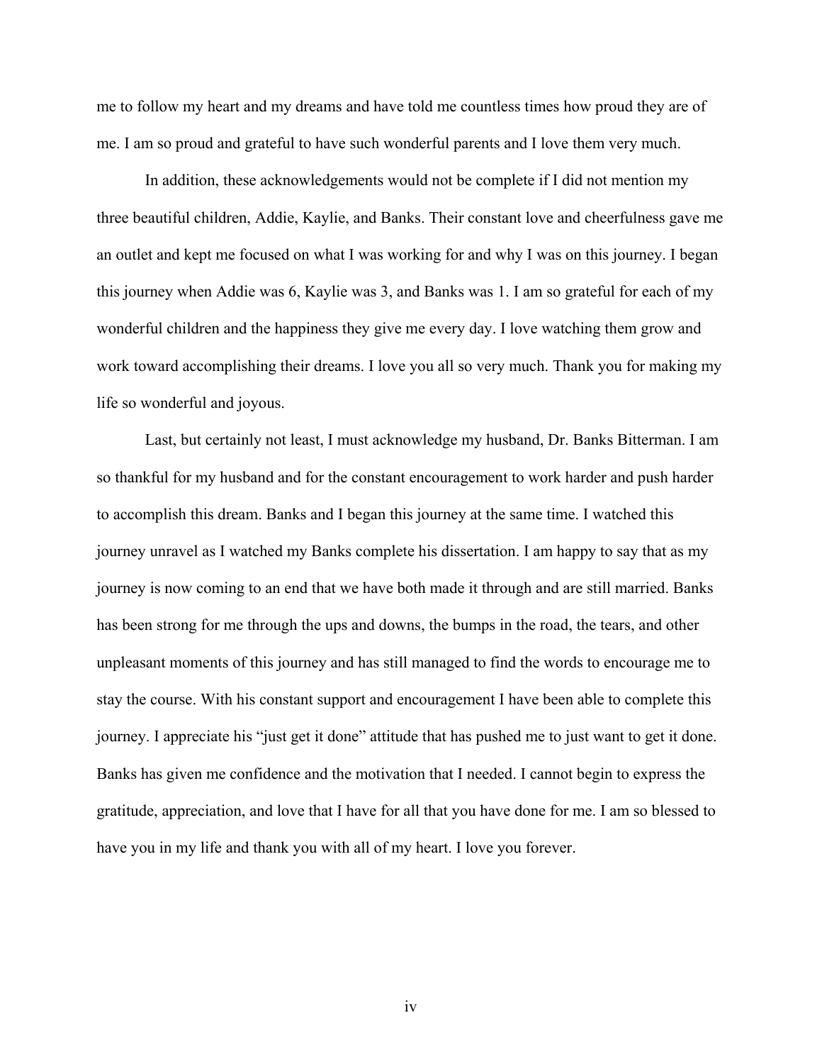me to follow my heart and my dreams and have told me countless times how proud they are of me. I am so proud and grateful to have such wonderful parents and I love them very much.

In addition, these acknowledgements would not be complete if I did not mention my three beautiful children, Addie, Kaylie, and Banks. Their constant love and cheerfulness gave me an outlet and kept me focused on what I was working for and why I was on this journey. I began this journey when Addie was 6, Kaylie was 3, and Banks was 1. I am so grateful for each of my wonderful children and the happiness they give me every day. I love watching them grow and work toward accomplishing their dreams. I love you all so very much. Thank you for making my life so wonderful and joyous.

Last, but certainly not least, I must acknowledge my husband, Dr. Banks Bitterman. I am so thankful for my husband and for the constant encouragement to work harder and push harder to accomplish this dream. Banks and I began this journey at the same time. I watched this journey unravel as I watched my Banks complete his dissertation. I am happy to say that as my journey is now coming to an end that we have both made it through and are still married. Banks has been strong for me through the ups and downs, the bumps in the road, the tears, and other unpleasant moments of this journey and has still managed to find the words to encourage me to stay the course. With his constant support and encouragement I have been able to complete this journey. I appreciate his "just get it done" attitude that has pushed me to just want to get it done. Banks has given me confidence and the motivation that I needed. I cannot begin to express the gratitude, appreciation, and love that I have for all that you have done for me. I am so blessed to have you in my life and thank you with all of my heart. I love you forever.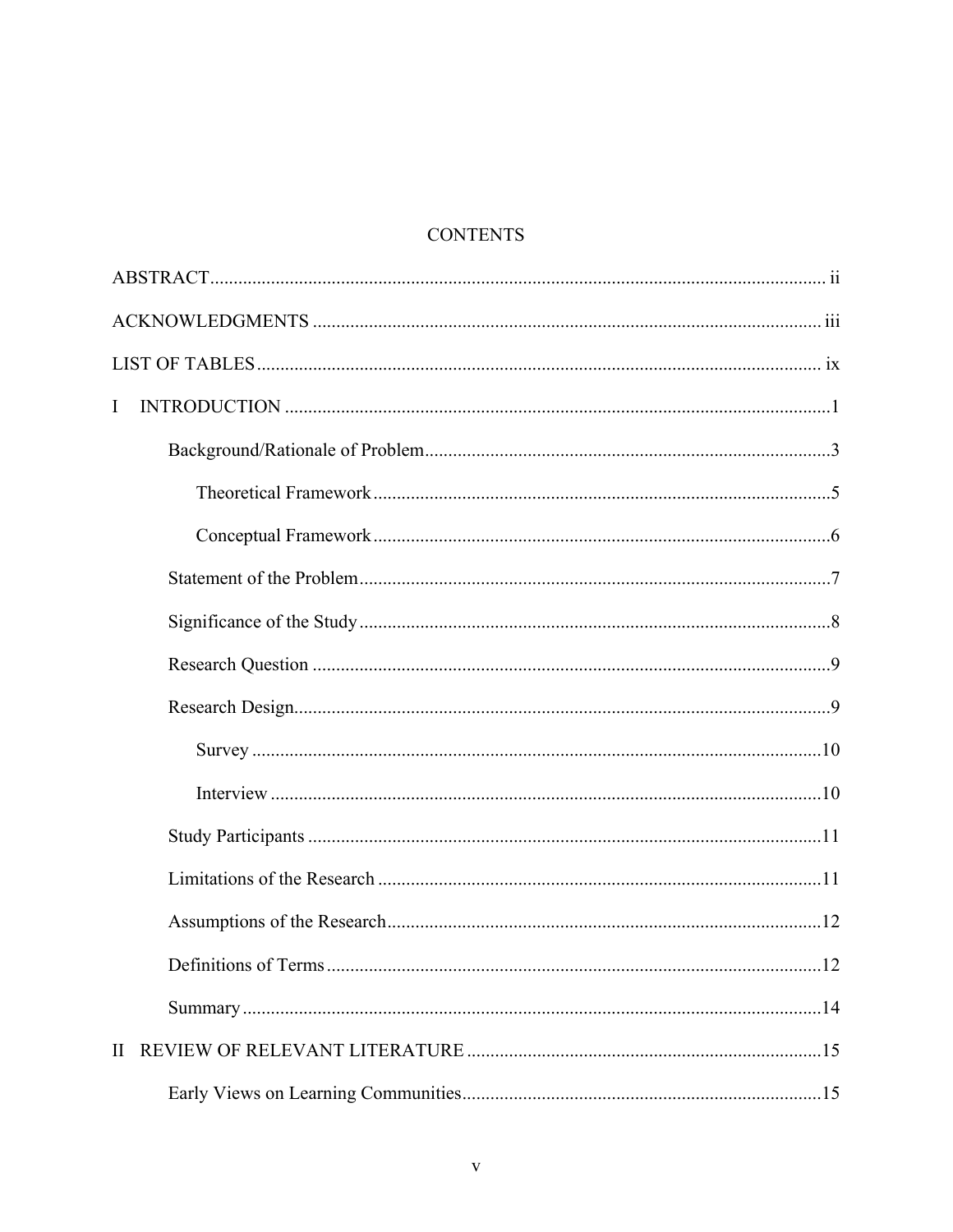# CONTENTS

ABSTRACT ........ ii

ACKNOWLEDGMENTS ........ iii

LIST OF TABLES ........ ix

I INTRODUCTION ........ 1

- Background/Rationale of Problem ........ 3
  - Theoretical Framework ........ 5
  - Conceptual Framework ........ 6
- Statement of the Problem ........ 7
- Significance of the Study ........ 8
- Research Question ........ 9
- Research Design ........ 9
  - Survey ........ 10
  - Interview ........ 10
- Study Participants ........ 11
- Limitations of the Research ........ 11
- Assumptions of the Research ........ 12
- Definitions of Terms ........ 12
- Summary ........ 14

II REVIEW OF RELEVANT LITERATURE ........ 15

- Early Views on Learning Communities ........ 15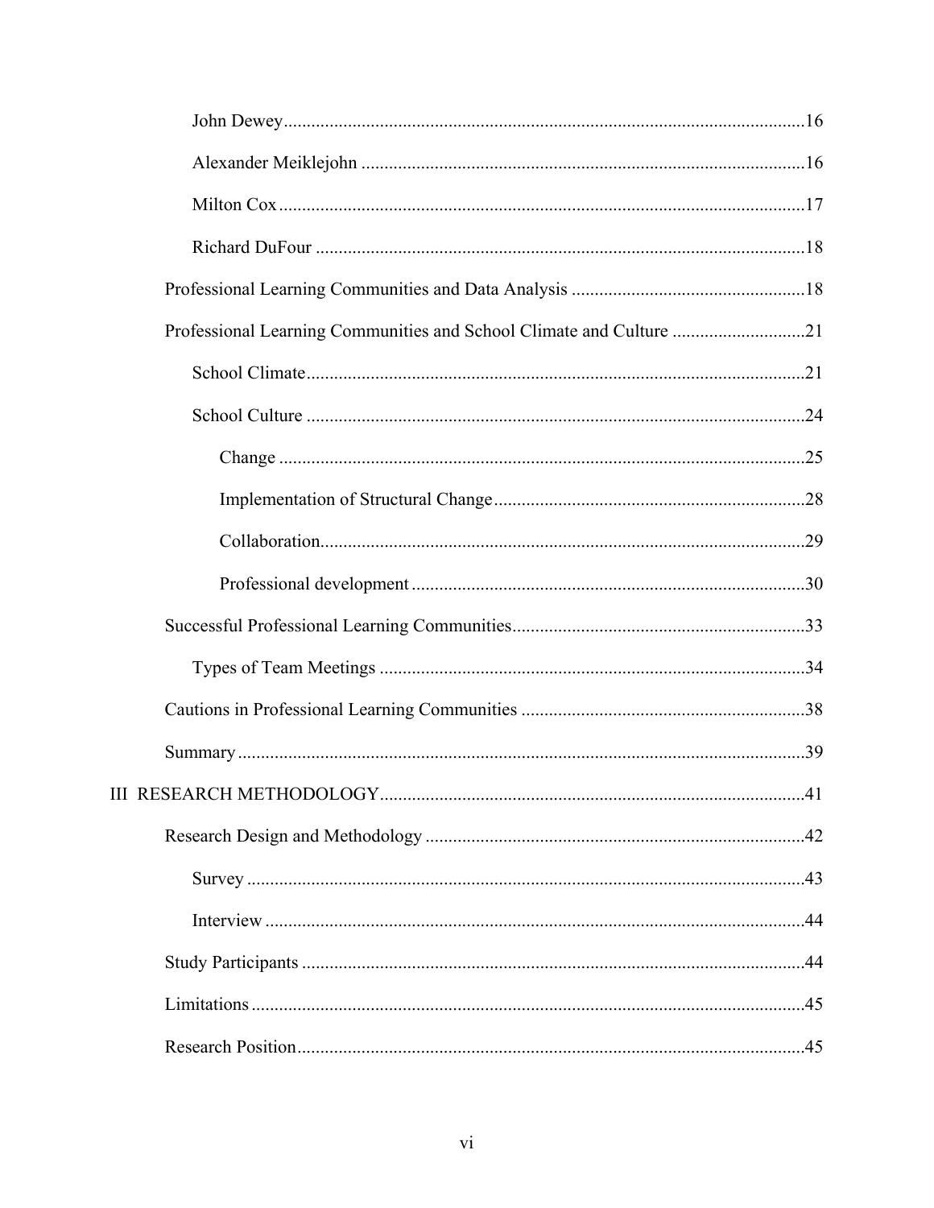John Dewey.....16

Alexander Meiklejohn.....16

Milton Cox.....17

Richard DuFour.....18

Professional Learning Communities and Data Analysis.....18

Professional Learning Communities and School Climate and Culture.....21

School Climate.....21

School Culture.....24

Change.....25

Implementation of Structural Change.....28

Collaboration.....29

Professional development.....30

Successful Professional Learning Communities.....33

Types of Team Meetings.....34

Cautions in Professional Learning Communities.....38

Summary.....39

III RESEARCH METHODOLOGY.....41

Research Design and Methodology.....42

Survey.....43

Interview.....44

Study Participants.....44

Limitations.....45

Research Position.....45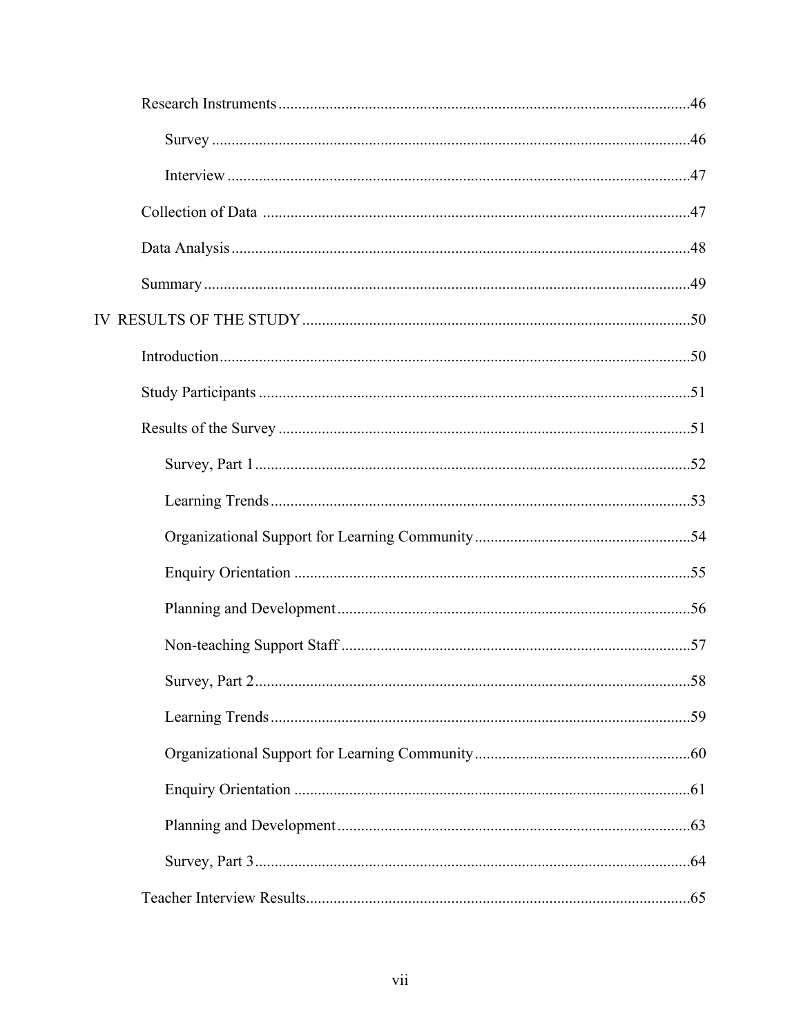Research Instruments ........................................................................................................46

Survey ..........................................................................................................................46

Interview ......................................................................................................................47

Collection of Data ............................................................................................................47

Data Analysis ....................................................................................................................48

Summary ...........................................................................................................................49

IV RESULTS OF THE STUDY ..................................................................................................50

Introduction .......................................................................................................................50

Study Participants .............................................................................................................51

Results of the Survey ........................................................................................................51

Survey, Part 1 ..............................................................................................................52

Learning Trends ..........................................................................................................53

Organizational Support for Learning Community .......................................................54

Enquiry Orientation ....................................................................................................55

Planning and Development .........................................................................................56

Non-teaching Support Staff ........................................................................................57

Survey, Part 2 ..............................................................................................................58

Learning Trends ..........................................................................................................59

Organizational Support for Learning Community .......................................................60

Enquiry Orientation ....................................................................................................61

Planning and Development .........................................................................................63

Survey, Part 3 ..............................................................................................................64

Teacher Interview Results.................................................................................................65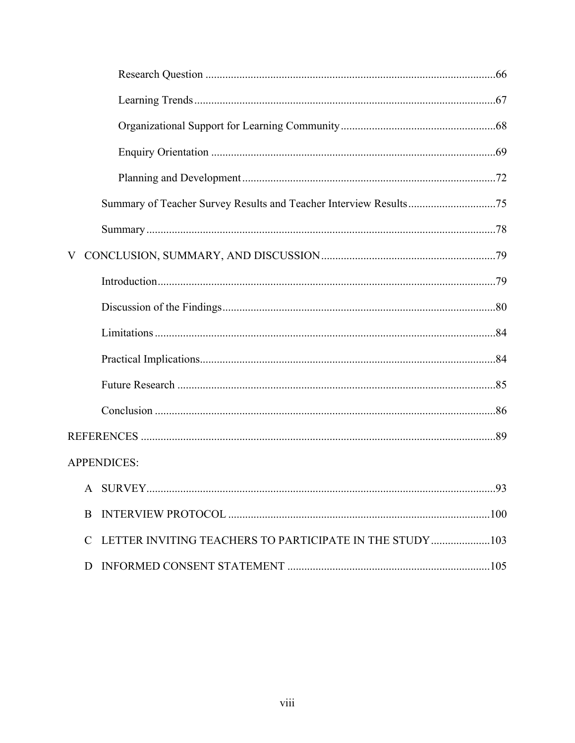Research Question ......66

Learning Trends ......67

Organizational Support for Learning Community ......68

Enquiry Orientation ......69

Planning and Development ......72

Summary of Teacher Survey Results and Teacher Interview Results ......75

Summary ......78

V CONCLUSION, SUMMARY, AND DISCUSSION ......79

Introduction ......79

Discussion of the Findings ......80

Limitations ......84

Practical Implications ......84

Future Research ......85

Conclusion ......86

REFERENCES ......89

APPENDICES:

A SURVEY ......93

B INTERVIEW PROTOCOL ......100

C LETTER INVITING TEACHERS TO PARTICIPATE IN THE STUDY ......103

D INFORMED CONSENT STATEMENT ......105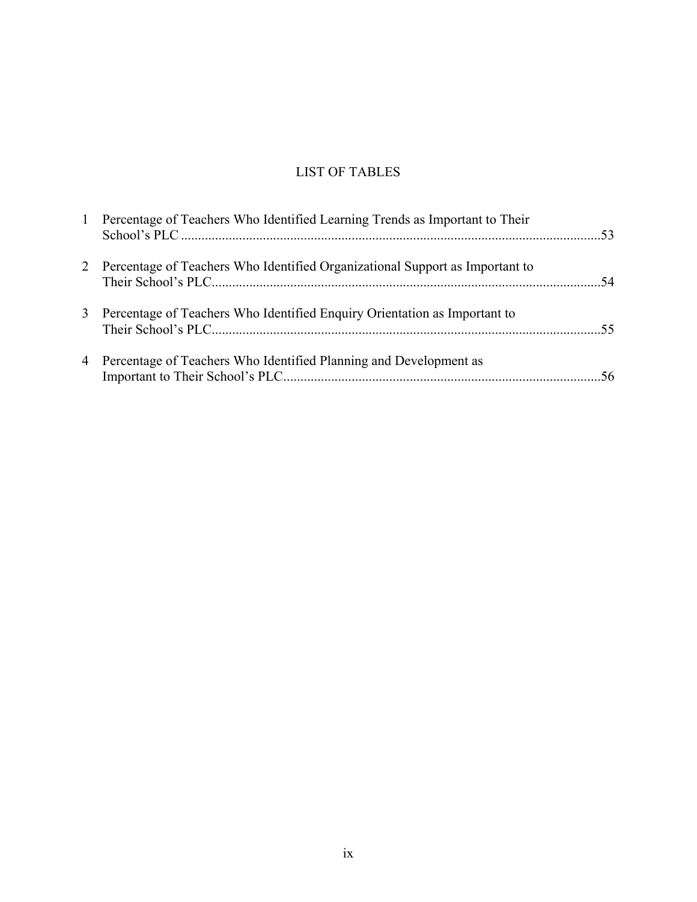# LIST OF TABLES

1 Percentage of Teachers Who Identified Learning Trends as Important to Their School's PLC ....................................................................................................................53

2 Percentage of Teachers Who Identified Organizational Support as Important to Their School's PLC....................................................................................................................54

3 Percentage of Teachers Who Identified Enquiry Orientation as Important to Their School's PLC....................................................................................................................55

4 Percentage of Teachers Who Identified Planning and Development as Important to Their School's PLC..........................................................................................56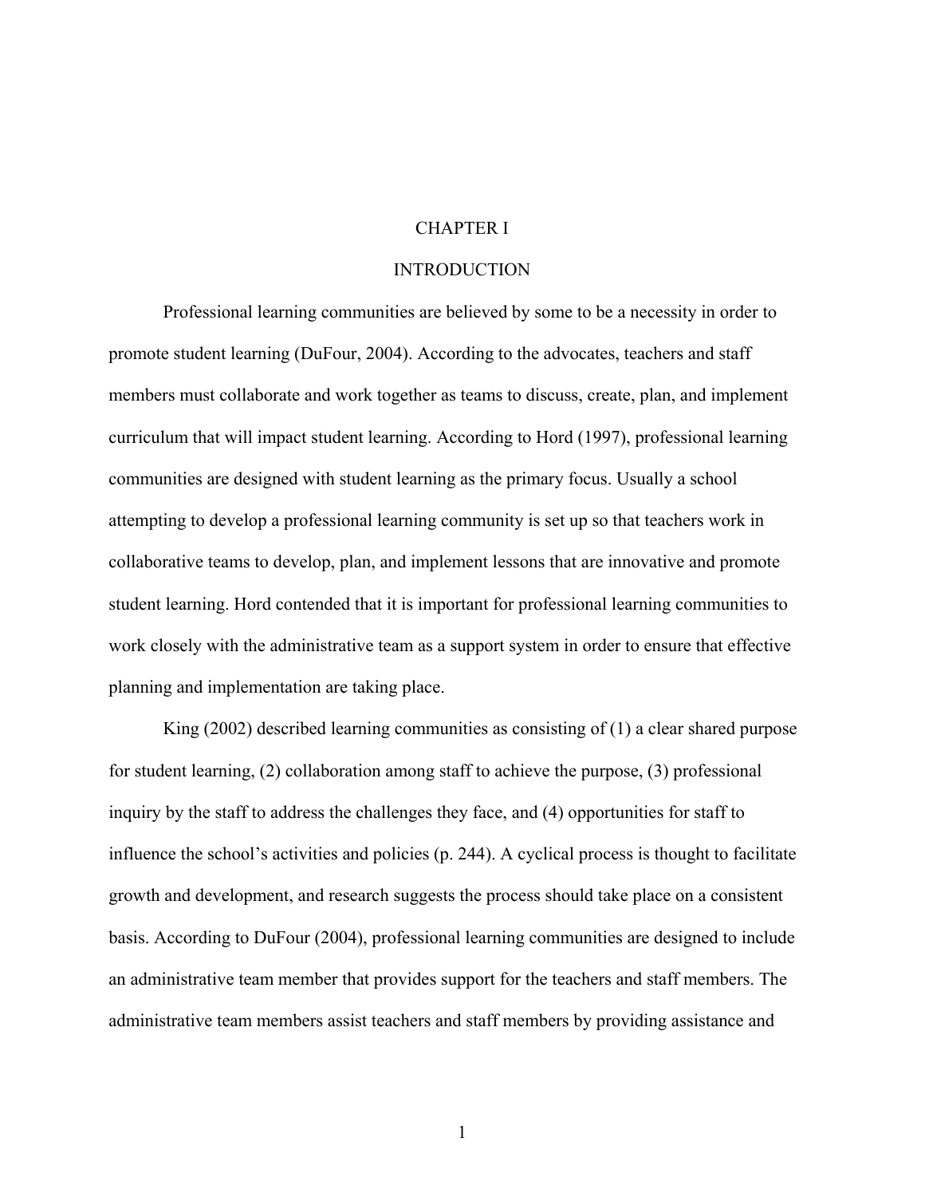# CHAPTER I

# INTRODUCTION

Professional learning communities are believed by some to be a necessity in order to promote student learning (DuFour, 2004). According to the advocates, teachers and staff members must collaborate and work together as teams to discuss, create, plan, and implement curriculum that will impact student learning. According to Hord (1997), professional learning communities are designed with student learning as the primary focus. Usually a school attempting to develop a professional learning community is set up so that teachers work in collaborative teams to develop, plan, and implement lessons that are innovative and promote student learning. Hord contended that it is important for professional learning communities to work closely with the administrative team as a support system in order to ensure that effective planning and implementation are taking place.

King (2002) described learning communities as consisting of (1) a clear shared purpose for student learning, (2) collaboration among staff to achieve the purpose, (3) professional inquiry by the staff to address the challenges they face, and (4) opportunities for staff to influence the school's activities and policies (p. 244). A cyclical process is thought to facilitate growth and development, and research suggests the process should take place on a consistent basis. According to DuFour (2004), professional learning communities are designed to include an administrative team member that provides support for the teachers and staff members. The administrative team members assist teachers and staff members by providing assistance and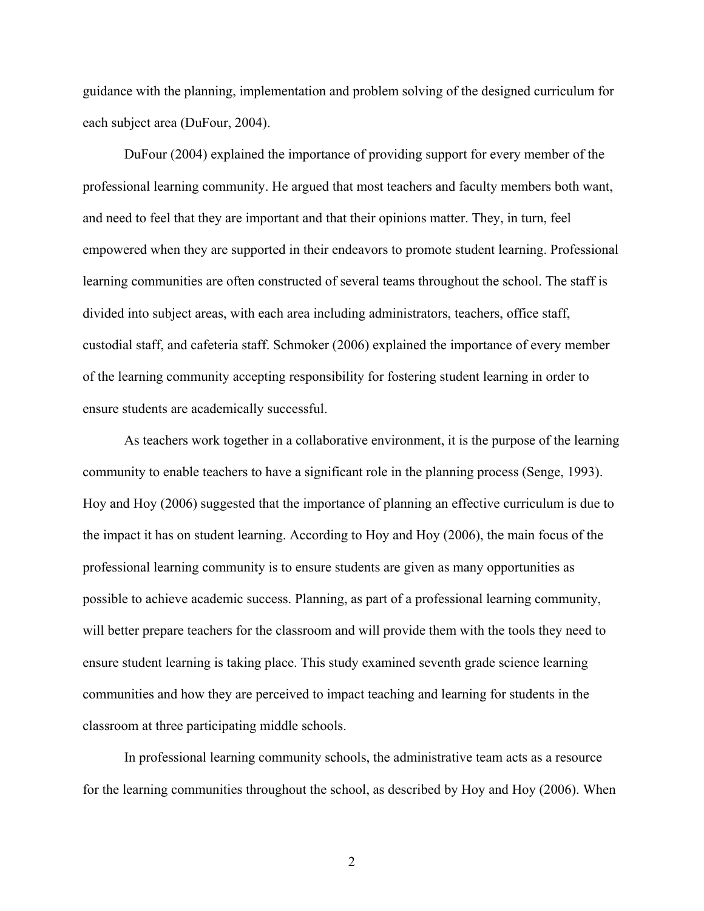guidance with the planning, implementation and problem solving of the designed curriculum for each subject area (DuFour, 2004).

DuFour (2004) explained the importance of providing support for every member of the professional learning community. He argued that most teachers and faculty members both want, and need to feel that they are important and that their opinions matter. They, in turn, feel empowered when they are supported in their endeavors to promote student learning. Professional learning communities are often constructed of several teams throughout the school. The staff is divided into subject areas, with each area including administrators, teachers, office staff, custodial staff, and cafeteria staff. Schmoker (2006) explained the importance of every member of the learning community accepting responsibility for fostering student learning in order to ensure students are academically successful.

As teachers work together in a collaborative environment, it is the purpose of the learning community to enable teachers to have a significant role in the planning process (Senge, 1993). Hoy and Hoy (2006) suggested that the importance of planning an effective curriculum is due to the impact it has on student learning. According to Hoy and Hoy (2006), the main focus of the professional learning community is to ensure students are given as many opportunities as possible to achieve academic success. Planning, as part of a professional learning community, will better prepare teachers for the classroom and will provide them with the tools they need to ensure student learning is taking place. This study examined seventh grade science learning communities and how they are perceived to impact teaching and learning for students in the classroom at three participating middle schools.

In professional learning community schools, the administrative team acts as a resource for the learning communities throughout the school, as described by Hoy and Hoy (2006). When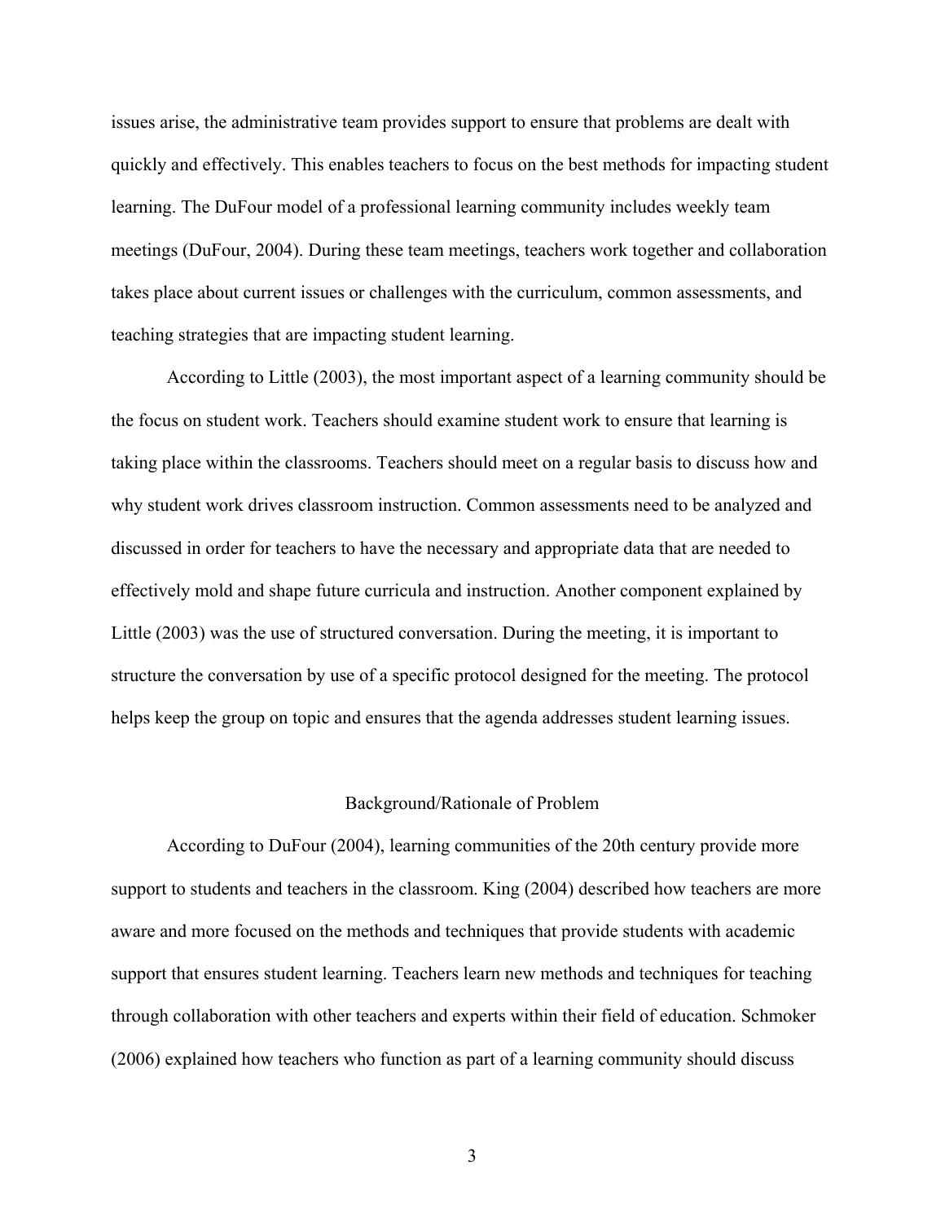issues arise, the administrative team provides support to ensure that problems are dealt with quickly and effectively. This enables teachers to focus on the best methods for impacting student learning. The DuFour model of a professional learning community includes weekly team meetings (DuFour, 2004). During these team meetings, teachers work together and collaboration takes place about current issues or challenges with the curriculum, common assessments, and teaching strategies that are impacting student learning.

According to Little (2003), the most important aspect of a learning community should be the focus on student work. Teachers should examine student work to ensure that learning is taking place within the classrooms. Teachers should meet on a regular basis to discuss how and why student work drives classroom instruction. Common assessments need to be analyzed and discussed in order for teachers to have the necessary and appropriate data that are needed to effectively mold and shape future curricula and instruction. Another component explained by Little (2003) was the use of structured conversation. During the meeting, it is important to structure the conversation by use of a specific protocol designed for the meeting. The protocol helps keep the group on topic and ensures that the agenda addresses student learning issues.

## Background/Rationale of Problem

According to DuFour (2004), learning communities of the 20th century provide more support to students and teachers in the classroom. King (2004) described how teachers are more aware and more focused on the methods and techniques that provide students with academic support that ensures student learning. Teachers learn new methods and techniques for teaching through collaboration with other teachers and experts within their field of education. Schmoker (2006) explained how teachers who function as part of a learning community should discuss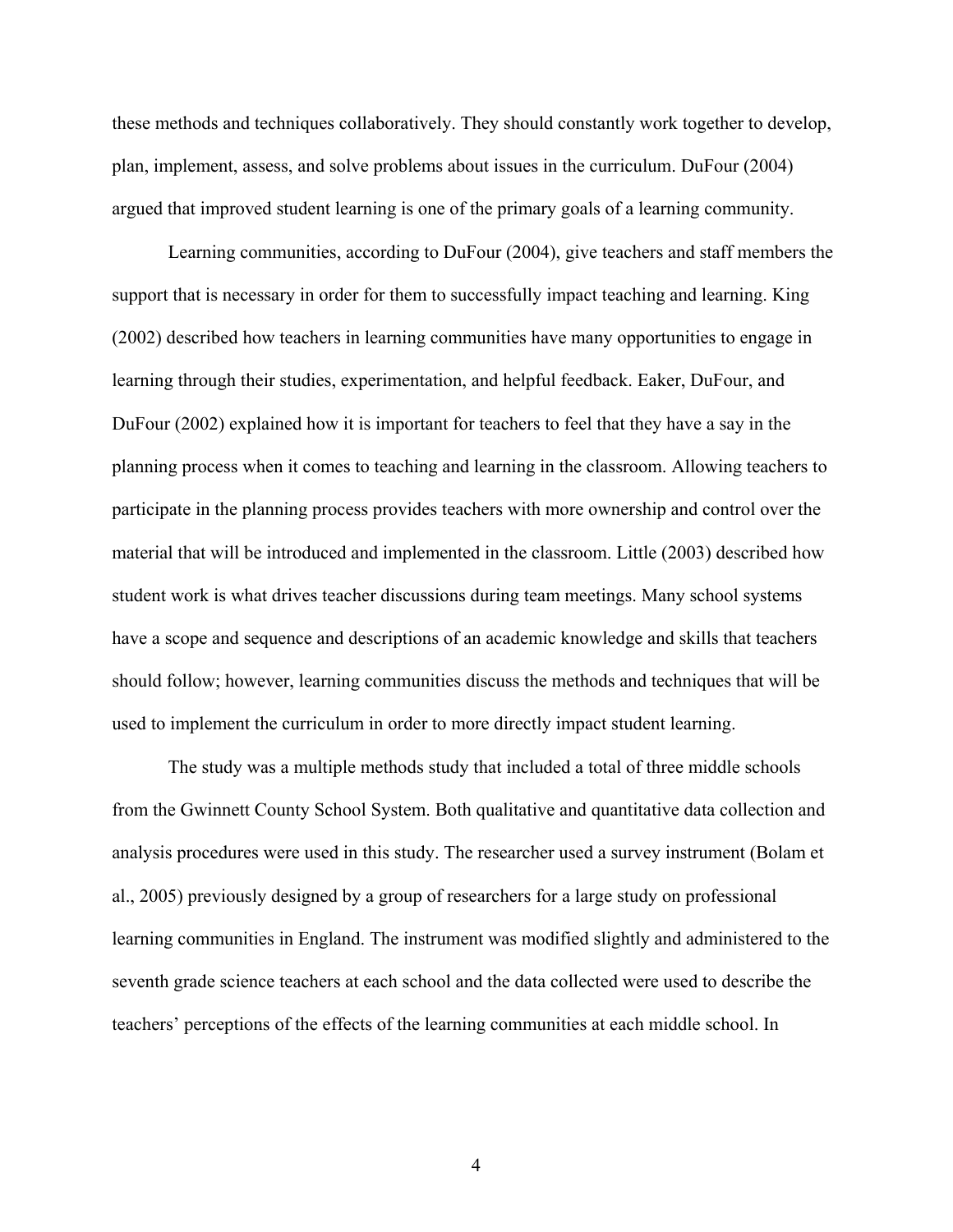these methods and techniques collaboratively. They should constantly work together to develop, plan, implement, assess, and solve problems about issues in the curriculum. DuFour (2004) argued that improved student learning is one of the primary goals of a learning community.

Learning communities, according to DuFour (2004), give teachers and staff members the support that is necessary in order for them to successfully impact teaching and learning. King (2002) described how teachers in learning communities have many opportunities to engage in learning through their studies, experimentation, and helpful feedback. Eaker, DuFour, and DuFour (2002) explained how it is important for teachers to feel that they have a say in the planning process when it comes to teaching and learning in the classroom. Allowing teachers to participate in the planning process provides teachers with more ownership and control over the material that will be introduced and implemented in the classroom. Little (2003) described how student work is what drives teacher discussions during team meetings. Many school systems have a scope and sequence and descriptions of an academic knowledge and skills that teachers should follow; however, learning communities discuss the methods and techniques that will be used to implement the curriculum in order to more directly impact student learning.

The study was a multiple methods study that included a total of three middle schools from the Gwinnett County School System. Both qualitative and quantitative data collection and analysis procedures were used in this study. The researcher used a survey instrument (Bolam et al., 2005) previously designed by a group of researchers for a large study on professional learning communities in England. The instrument was modified slightly and administered to the seventh grade science teachers at each school and the data collected were used to describe the teachers' perceptions of the effects of the learning communities at each middle school. In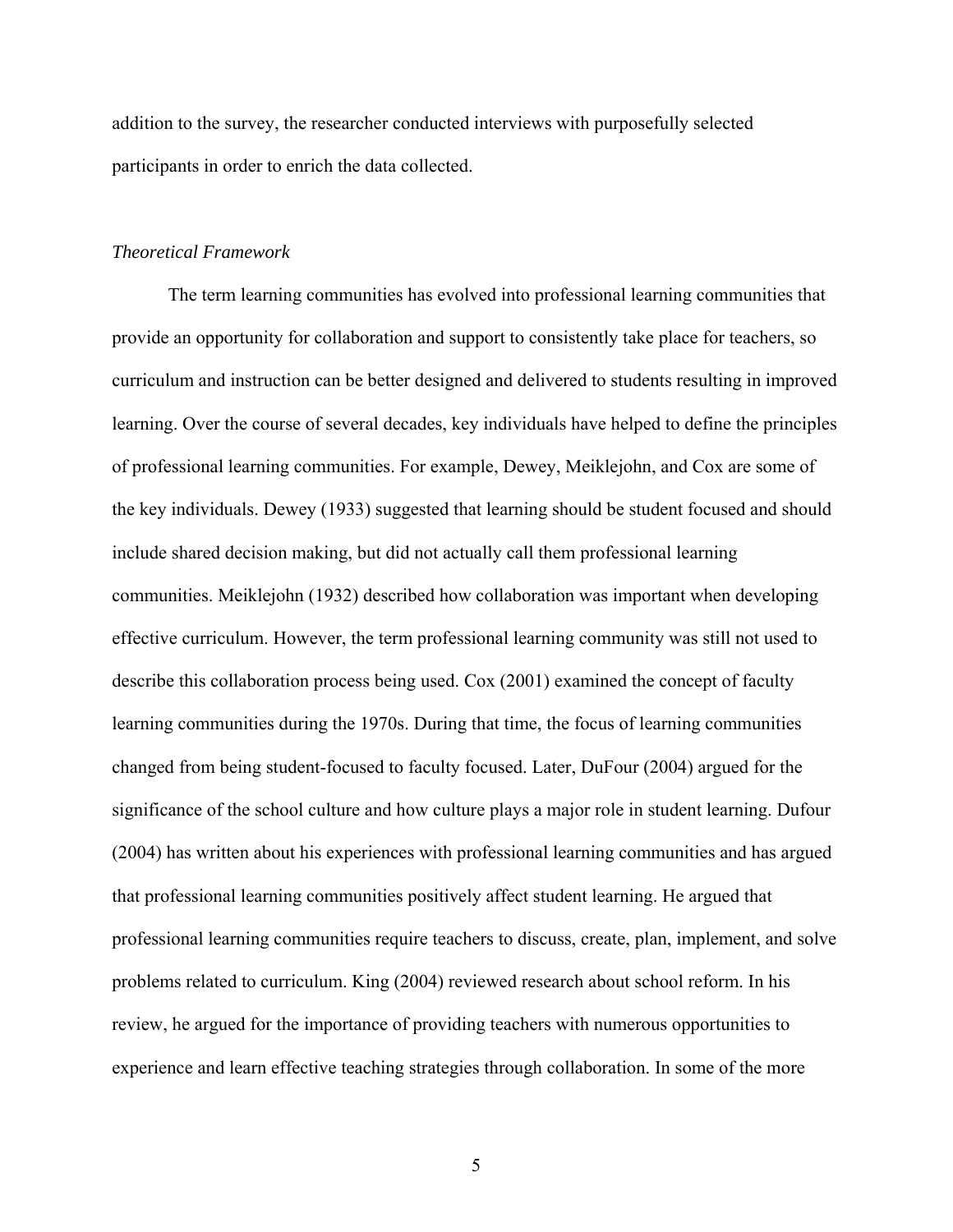addition to the survey, the researcher conducted interviews with purposefully selected participants in order to enrich the data collected.

### *Theoretical Framework*

The term learning communities has evolved into professional learning communities that provide an opportunity for collaboration and support to consistently take place for teachers, so curriculum and instruction can be better designed and delivered to students resulting in improved learning. Over the course of several decades, key individuals have helped to define the principles of professional learning communities. For example, Dewey, Meiklejohn, and Cox are some of the key individuals. Dewey (1933) suggested that learning should be student focused and should include shared decision making, but did not actually call them professional learning communities. Meiklejohn (1932) described how collaboration was important when developing effective curriculum. However, the term professional learning community was still not used to describe this collaboration process being used. Cox (2001) examined the concept of faculty learning communities during the 1970s. During that time, the focus of learning communities changed from being student-focused to faculty focused. Later, DuFour (2004) argued for the significance of the school culture and how culture plays a major role in student learning. Dufour (2004) has written about his experiences with professional learning communities and has argued that professional learning communities positively affect student learning. He argued that professional learning communities require teachers to discuss, create, plan, implement, and solve problems related to curriculum. King (2004) reviewed research about school reform. In his review, he argued for the importance of providing teachers with numerous opportunities to experience and learn effective teaching strategies through collaboration. In some of the more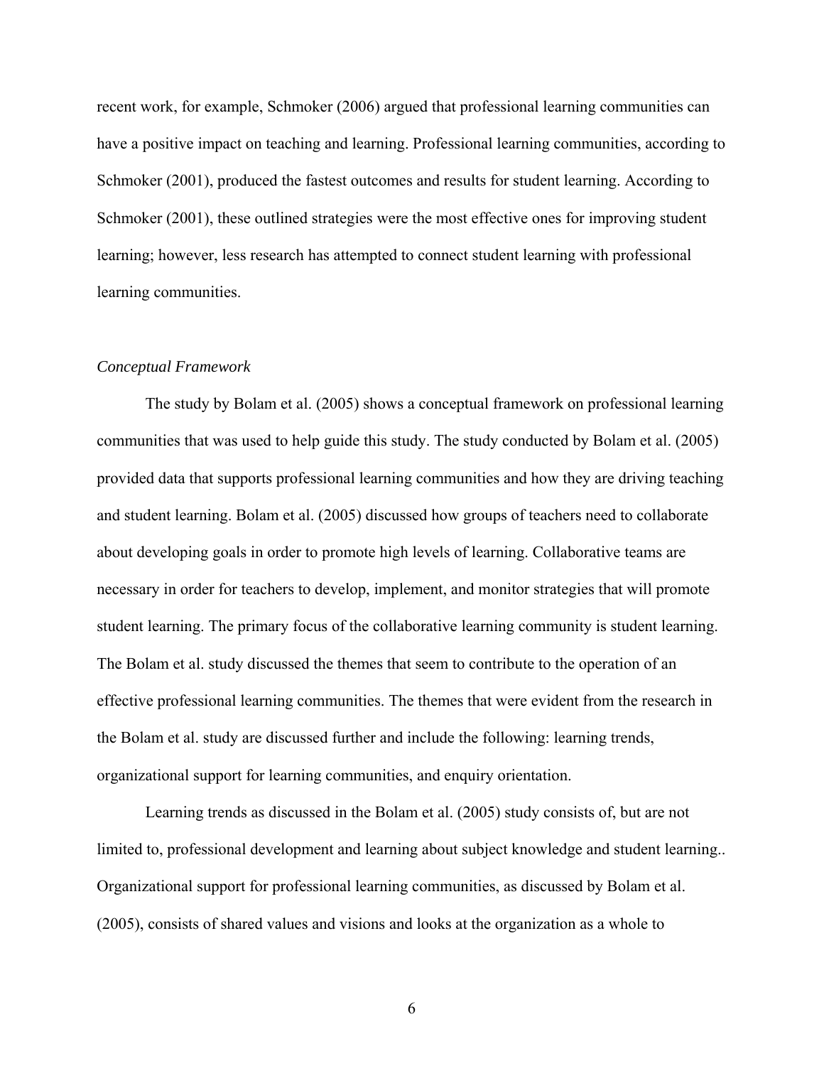recent work, for example, Schmoker (2006) argued that professional learning communities can have a positive impact on teaching and learning. Professional learning communities, according to Schmoker (2001), produced the fastest outcomes and results for student learning. According to Schmoker (2001), these outlined strategies were the most effective ones for improving student learning; however, less research has attempted to connect student learning with professional learning communities.

### *Conceptual Framework*

The study by Bolam et al. (2005) shows a conceptual framework on professional learning communities that was used to help guide this study. The study conducted by Bolam et al. (2005) provided data that supports professional learning communities and how they are driving teaching and student learning. Bolam et al. (2005) discussed how groups of teachers need to collaborate about developing goals in order to promote high levels of learning. Collaborative teams are necessary in order for teachers to develop, implement, and monitor strategies that will promote student learning. The primary focus of the collaborative learning community is student learning. The Bolam et al. study discussed the themes that seem to contribute to the operation of an effective professional learning communities. The themes that were evident from the research in the Bolam et al. study are discussed further and include the following: learning trends, organizational support for learning communities, and enquiry orientation.

Learning trends as discussed in the Bolam et al. (2005) study consists of, but are not limited to, professional development and learning about subject knowledge and student learning.. Organizational support for professional learning communities, as discussed by Bolam et al. (2005), consists of shared values and visions and looks at the organization as a whole to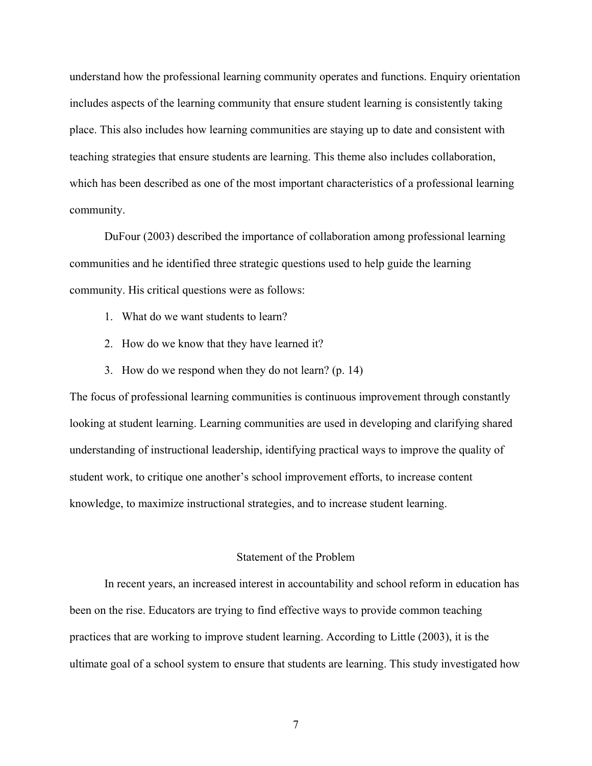understand how the professional learning community operates and functions. Enquiry orientation includes aspects of the learning community that ensure student learning is consistently taking place. This also includes how learning communities are staying up to date and consistent with teaching strategies that ensure students are learning. This theme also includes collaboration, which has been described as one of the most important characteristics of a professional learning community.

DuFour (2003) described the importance of collaboration among professional learning communities and he identified three strategic questions used to help guide the learning community. His critical questions were as follows:

1. What do we want students to learn?
2. How do we know that they have learned it?
3. How do we respond when they do not learn? (p. 14)

The focus of professional learning communities is continuous improvement through constantly looking at student learning. Learning communities are used in developing and clarifying shared understanding of instructional leadership, identifying practical ways to improve the quality of student work, to critique one another's school improvement efforts, to increase content knowledge, to maximize instructional strategies, and to increase student learning.

## Statement of the Problem

In recent years, an increased interest in accountability and school reform in education has been on the rise. Educators are trying to find effective ways to provide common teaching practices that are working to improve student learning. According to Little (2003), it is the ultimate goal of a school system to ensure that students are learning. This study investigated how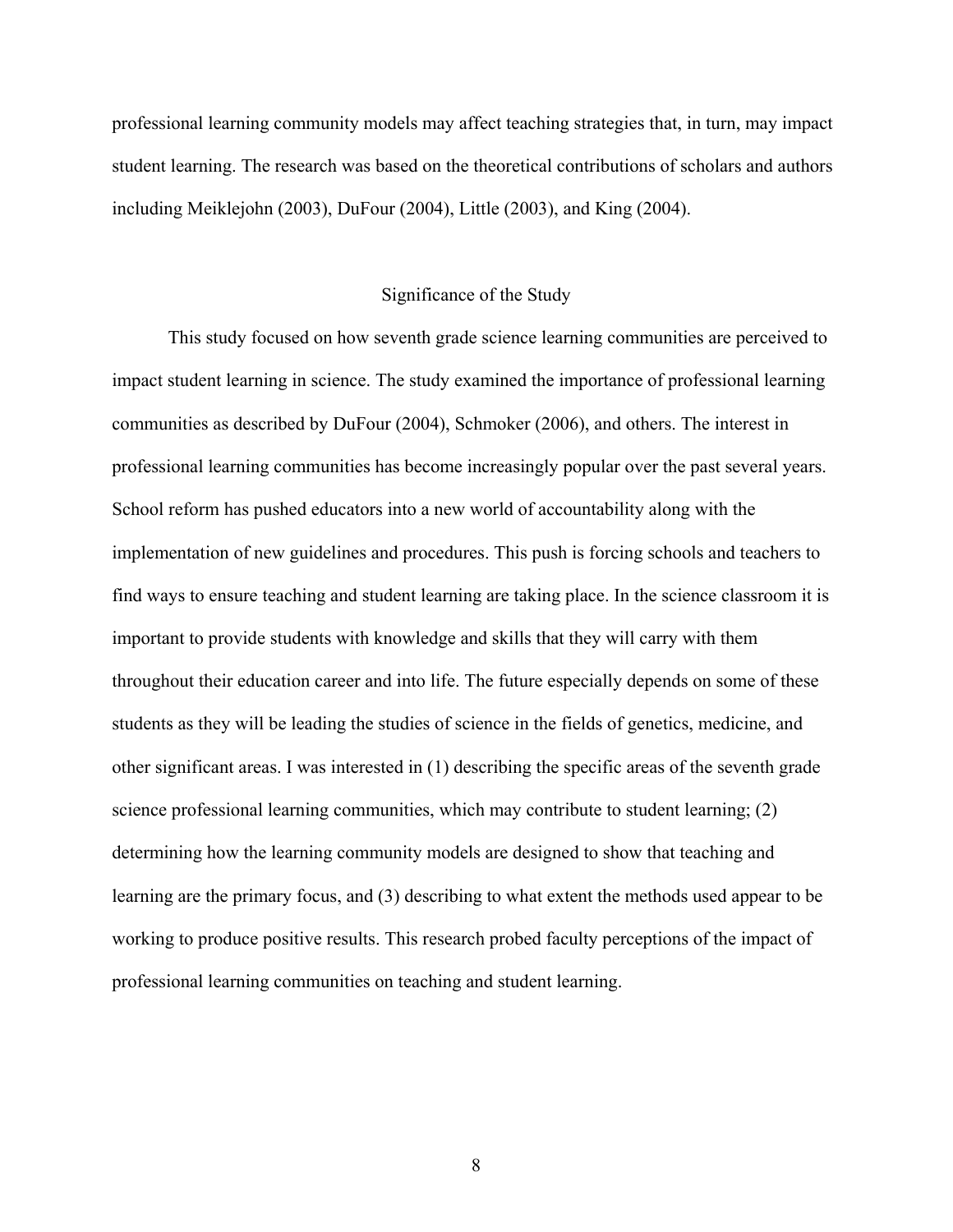professional learning community models may affect teaching strategies that, in turn, may impact student learning. The research was based on the theoretical contributions of scholars and authors including Meiklejohn (2003), DuFour (2004), Little (2003), and King (2004).

## Significance of the Study

This study focused on how seventh grade science learning communities are perceived to impact student learning in science. The study examined the importance of professional learning communities as described by DuFour (2004), Schmoker (2006), and others. The interest in professional learning communities has become increasingly popular over the past several years. School reform has pushed educators into a new world of accountability along with the implementation of new guidelines and procedures. This push is forcing schools and teachers to find ways to ensure teaching and student learning are taking place. In the science classroom it is important to provide students with knowledge and skills that they will carry with them throughout their education career and into life. The future especially depends on some of these students as they will be leading the studies of science in the fields of genetics, medicine, and other significant areas. I was interested in (1) describing the specific areas of the seventh grade science professional learning communities, which may contribute to student learning; (2) determining how the learning community models are designed to show that teaching and learning are the primary focus, and (3) describing to what extent the methods used appear to be working to produce positive results. This research probed faculty perceptions of the impact of professional learning communities on teaching and student learning.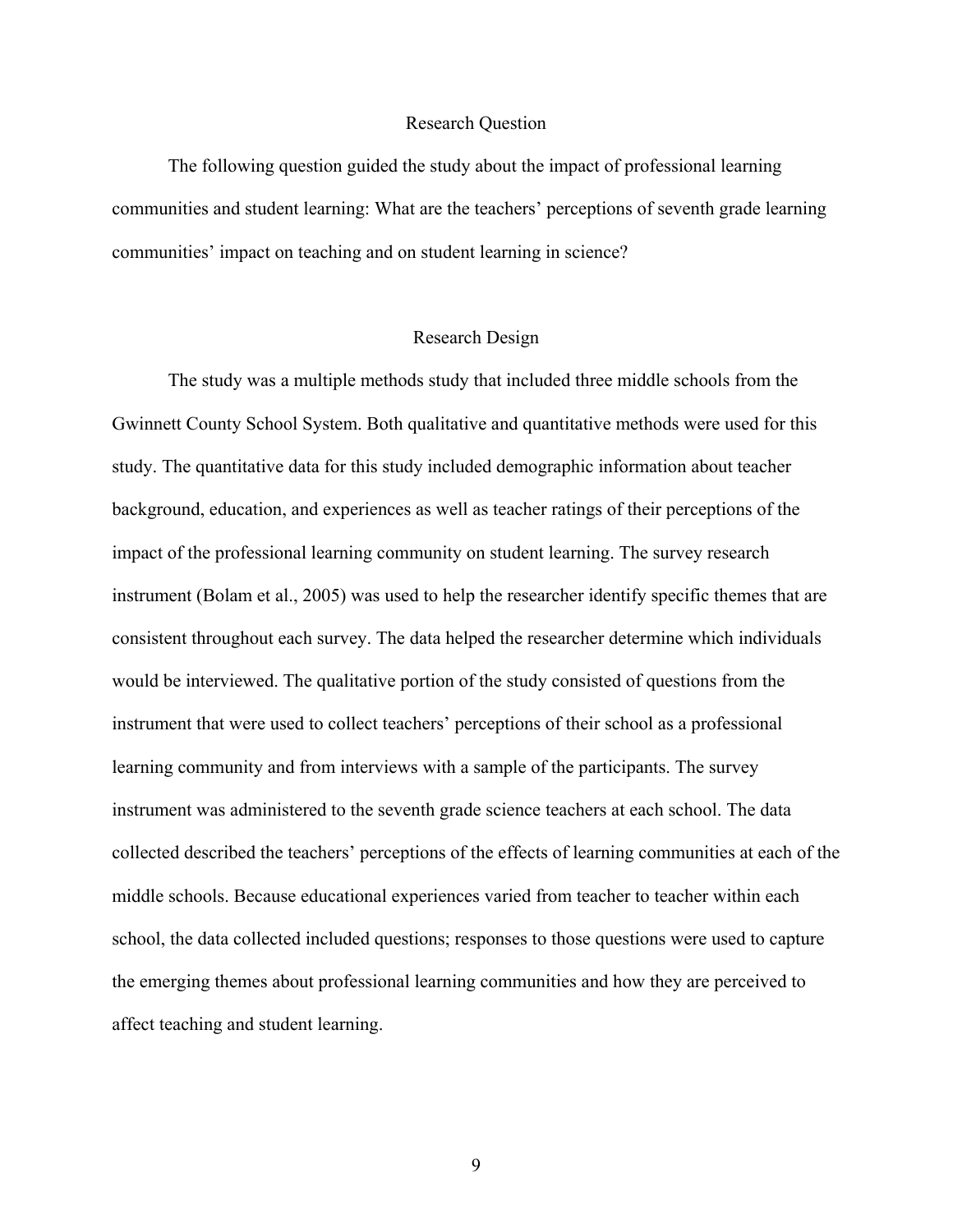## Research Question

The following question guided the study about the impact of professional learning communities and student learning: What are the teachers' perceptions of seventh grade learning communities' impact on teaching and on student learning in science?

## Research Design

The study was a multiple methods study that included three middle schools from the Gwinnett County School System. Both qualitative and quantitative methods were used for this study. The quantitative data for this study included demographic information about teacher background, education, and experiences as well as teacher ratings of their perceptions of the impact of the professional learning community on student learning. The survey research instrument (Bolam et al., 2005) was used to help the researcher identify specific themes that are consistent throughout each survey. The data helped the researcher determine which individuals would be interviewed. The qualitative portion of the study consisted of questions from the instrument that were used to collect teachers' perceptions of their school as a professional learning community and from interviews with a sample of the participants. The survey instrument was administered to the seventh grade science teachers at each school. The data collected described the teachers' perceptions of the effects of learning communities at each of the middle schools. Because educational experiences varied from teacher to teacher within each school, the data collected included questions; responses to those questions were used to capture the emerging themes about professional learning communities and how they are perceived to affect teaching and student learning.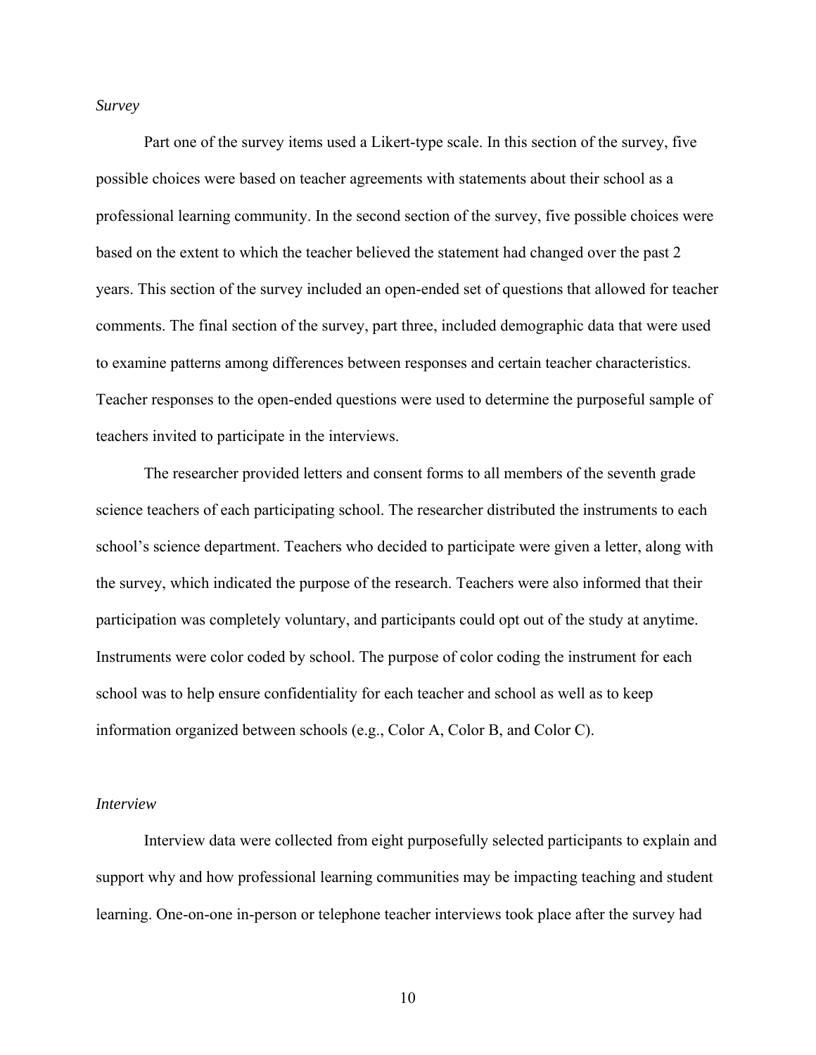*Survey*

Part one of the survey items used a Likert-type scale. In this section of the survey, five possible choices were based on teacher agreements with statements about their school as a professional learning community. In the second section of the survey, five possible choices were based on the extent to which the teacher believed the statement had changed over the past 2 years. This section of the survey included an open-ended set of questions that allowed for teacher comments. The final section of the survey, part three, included demographic data that were used to examine patterns among differences between responses and certain teacher characteristics. Teacher responses to the open-ended questions were used to determine the purposeful sample of teachers invited to participate in the interviews.

The researcher provided letters and consent forms to all members of the seventh grade science teachers of each participating school. The researcher distributed the instruments to each school's science department. Teachers who decided to participate were given a letter, along with the survey, which indicated the purpose of the research. Teachers were also informed that their participation was completely voluntary, and participants could opt out of the study at anytime. Instruments were color coded by school. The purpose of color coding the instrument for each school was to help ensure confidentiality for each teacher and school as well as to keep information organized between schools (e.g., Color A, Color B, and Color C).

*Interview*

Interview data were collected from eight purposefully selected participants to explain and support why and how professional learning communities may be impacting teaching and student learning. One-on-one in-person or telephone teacher interviews took place after the survey had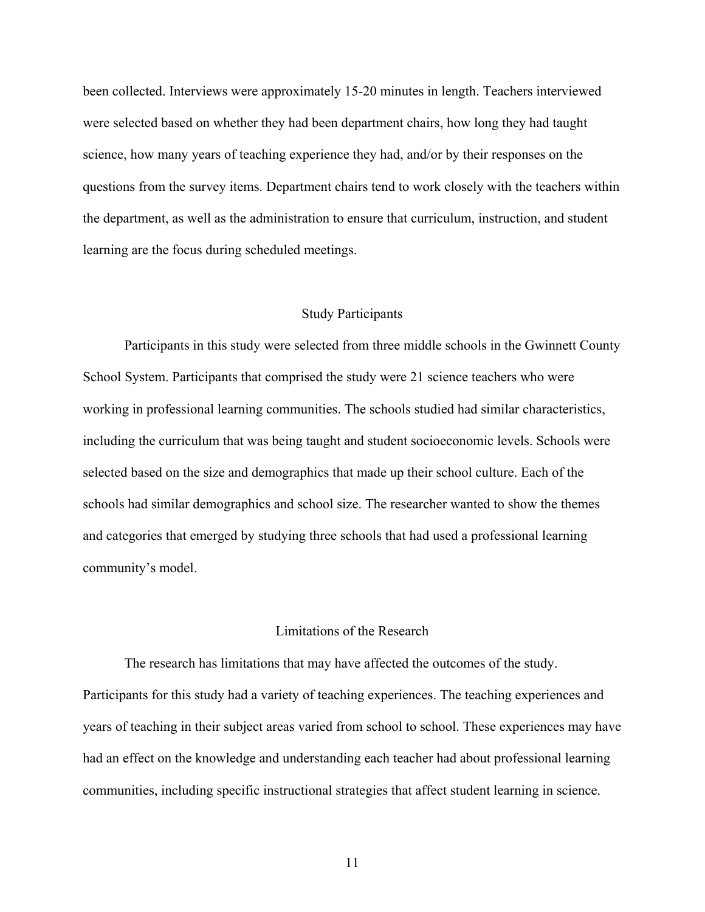been collected. Interviews were approximately 15-20 minutes in length. Teachers interviewed were selected based on whether they had been department chairs, how long they had taught science, how many years of teaching experience they had, and/or by their responses on the questions from the survey items. Department chairs tend to work closely with the teachers within the department, as well as the administration to ensure that curriculum, instruction, and student learning are the focus during scheduled meetings.

## Study Participants

Participants in this study were selected from three middle schools in the Gwinnett County School System. Participants that comprised the study were 21 science teachers who were working in professional learning communities. The schools studied had similar characteristics, including the curriculum that was being taught and student socioeconomic levels. Schools were selected based on the size and demographics that made up their school culture. Each of the schools had similar demographics and school size. The researcher wanted to show the themes and categories that emerged by studying three schools that had used a professional learning community's model.

## Limitations of the Research

The research has limitations that may have affected the outcomes of the study. Participants for this study had a variety of teaching experiences. The teaching experiences and years of teaching in their subject areas varied from school to school. These experiences may have had an effect on the knowledge and understanding each teacher had about professional learning communities, including specific instructional strategies that affect student learning in science.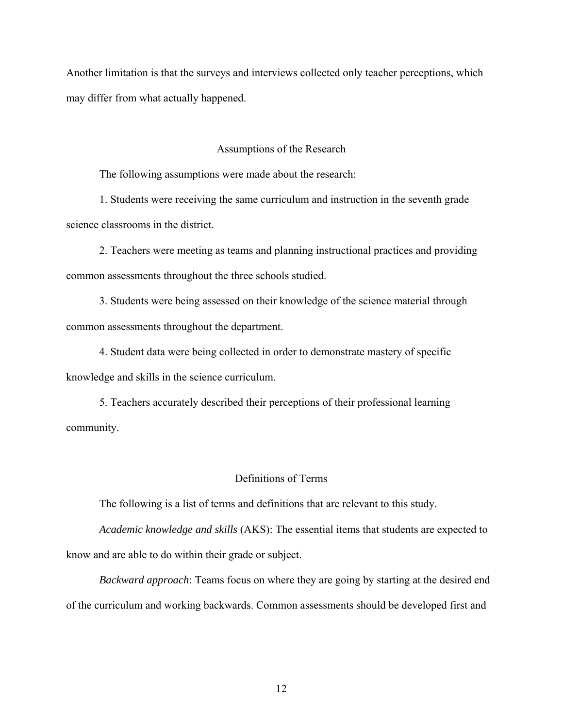Another limitation is that the surveys and interviews collected only teacher perceptions, which may differ from what actually happened.

## Assumptions of the Research

The following assumptions were made about the research:

1. Students were receiving the same curriculum and instruction in the seventh grade science classrooms in the district.

2. Teachers were meeting as teams and planning instructional practices and providing common assessments throughout the three schools studied.

3. Students were being assessed on their knowledge of the science material through common assessments throughout the department.

4. Student data were being collected in order to demonstrate mastery of specific knowledge and skills in the science curriculum.

5. Teachers accurately described their perceptions of their professional learning community.

## Definitions of Terms

The following is a list of terms and definitions that are relevant to this study.

*Academic knowledge and skills* (AKS): The essential items that students are expected to know and are able to do within their grade or subject.

*Backward approach*: Teams focus on where they are going by starting at the desired end of the curriculum and working backwards. Common assessments should be developed first and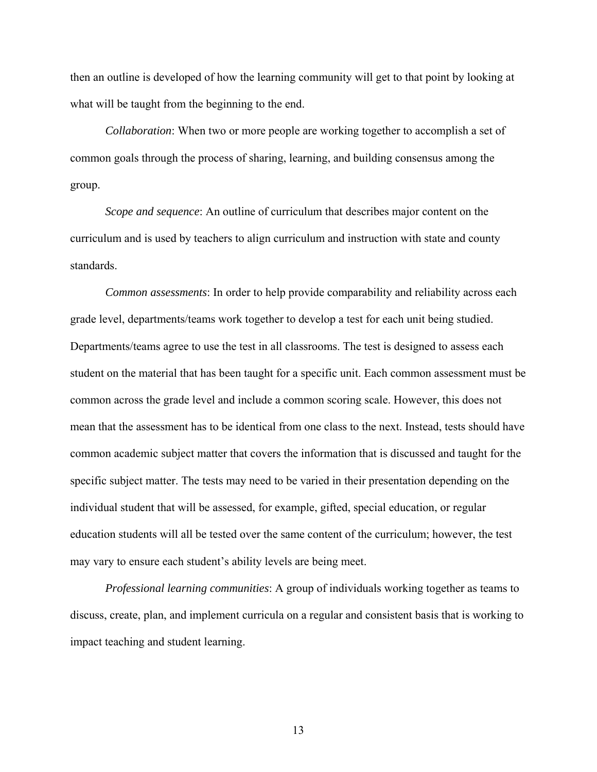then an outline is developed of how the learning community will get to that point by looking at what will be taught from the beginning to the end.

*Collaboration*: When two or more people are working together to accomplish a set of common goals through the process of sharing, learning, and building consensus among the group.

*Scope and sequence*: An outline of curriculum that describes major content on the curriculum and is used by teachers to align curriculum and instruction with state and county standards.

*Common assessments*: In order to help provide comparability and reliability across each grade level, departments/teams work together to develop a test for each unit being studied. Departments/teams agree to use the test in all classrooms. The test is designed to assess each student on the material that has been taught for a specific unit. Each common assessment must be common across the grade level and include a common scoring scale. However, this does not mean that the assessment has to be identical from one class to the next. Instead, tests should have common academic subject matter that covers the information that is discussed and taught for the specific subject matter. The tests may need to be varied in their presentation depending on the individual student that will be assessed, for example, gifted, special education, or regular education students will all be tested over the same content of the curriculum; however, the test may vary to ensure each student's ability levels are being meet.

*Professional learning communities*: A group of individuals working together as teams to discuss, create, plan, and implement curricula on a regular and consistent basis that is working to impact teaching and student learning.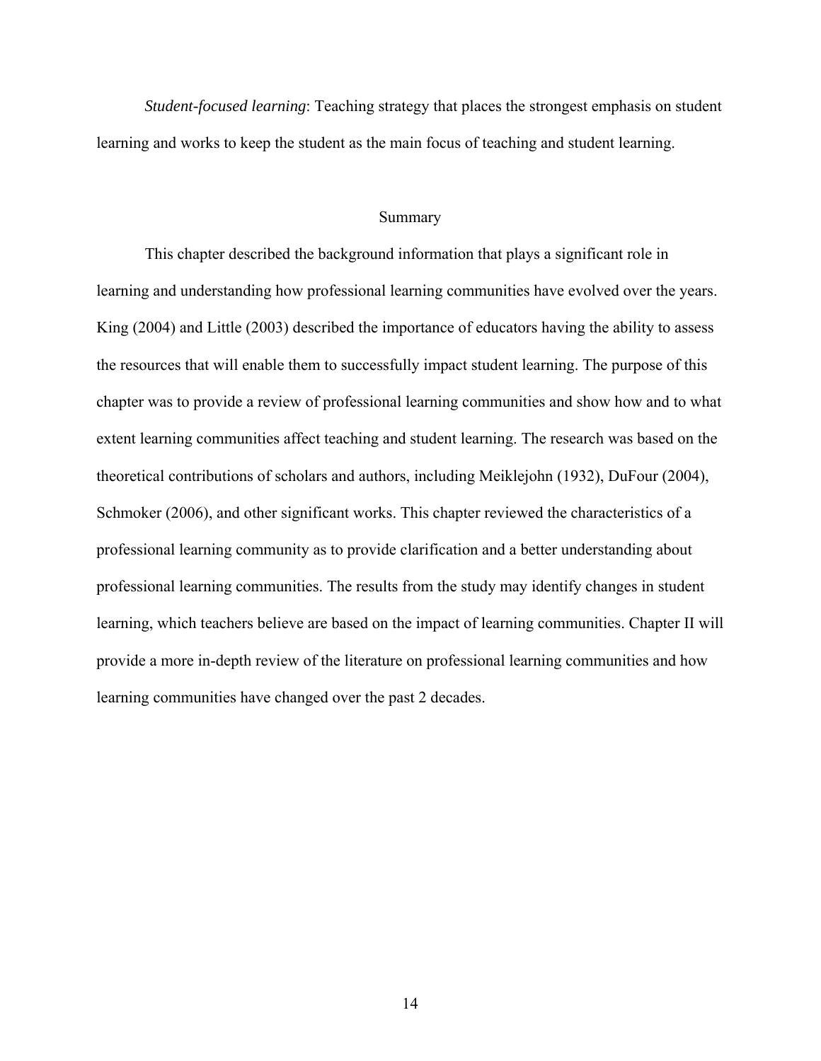*Student-focused learning*: Teaching strategy that places the strongest emphasis on student learning and works to keep the student as the main focus of teaching and student learning.

## Summary

This chapter described the background information that plays a significant role in learning and understanding how professional learning communities have evolved over the years. King (2004) and Little (2003) described the importance of educators having the ability to assess the resources that will enable them to successfully impact student learning. The purpose of this chapter was to provide a review of professional learning communities and show how and to what extent learning communities affect teaching and student learning. The research was based on the theoretical contributions of scholars and authors, including Meiklejohn (1932), DuFour (2004), Schmoker (2006), and other significant works. This chapter reviewed the characteristics of a professional learning community as to provide clarification and a better understanding about professional learning communities. The results from the study may identify changes in student learning, which teachers believe are based on the impact of learning communities. Chapter II will provide a more in-depth review of the literature on professional learning communities and how learning communities have changed over the past 2 decades.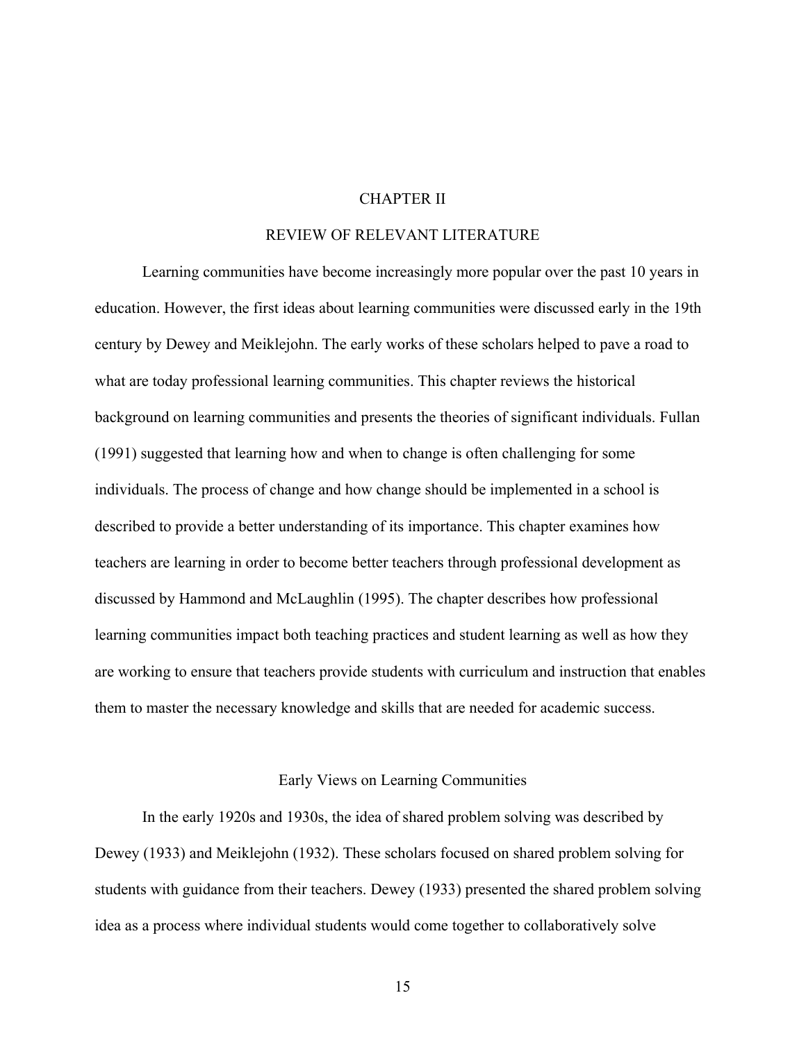# CHAPTER II

# REVIEW OF RELEVANT LITERATURE

Learning communities have become increasingly more popular over the past 10 years in education. However, the first ideas about learning communities were discussed early in the 19th century by Dewey and Meiklejohn. The early works of these scholars helped to pave a road to what are today professional learning communities. This chapter reviews the historical background on learning communities and presents the theories of significant individuals. Fullan (1991) suggested that learning how and when to change is often challenging for some individuals. The process of change and how change should be implemented in a school is described to provide a better understanding of its importance. This chapter examines how teachers are learning in order to become better teachers through professional development as discussed by Hammond and McLaughlin (1995). The chapter describes how professional learning communities impact both teaching practices and student learning as well as how they are working to ensure that teachers provide students with curriculum and instruction that enables them to master the necessary knowledge and skills that are needed for academic success.

## Early Views on Learning Communities

In the early 1920s and 1930s, the idea of shared problem solving was described by Dewey (1933) and Meiklejohn (1932). These scholars focused on shared problem solving for students with guidance from their teachers. Dewey (1933) presented the shared problem solving idea as a process where individual students would come together to collaboratively solve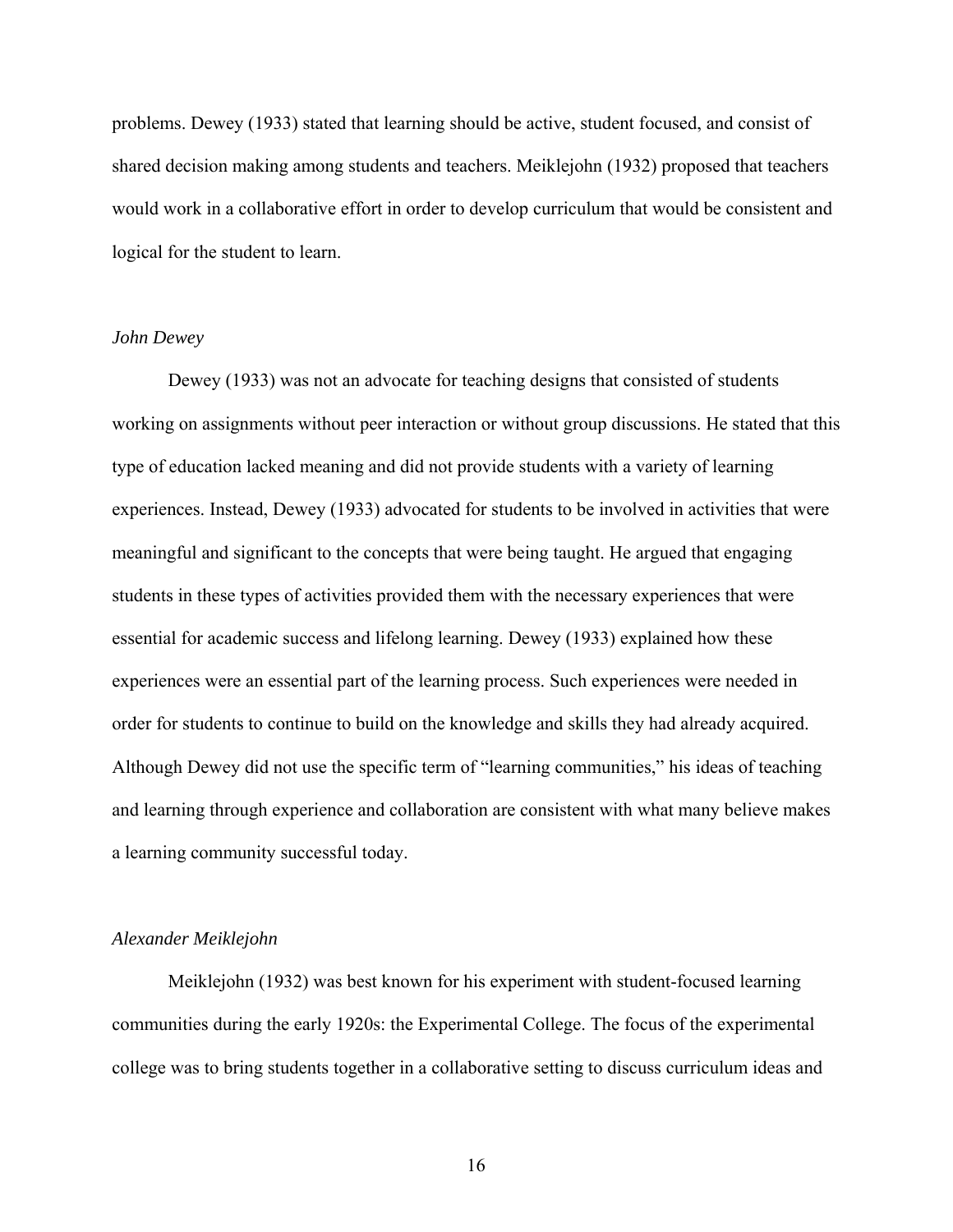problems. Dewey (1933) stated that learning should be active, student focused, and consist of shared decision making among students and teachers. Meiklejohn (1932) proposed that teachers would work in a collaborative effort in order to develop curriculum that would be consistent and logical for the student to learn.

### *John Dewey*

Dewey (1933) was not an advocate for teaching designs that consisted of students working on assignments without peer interaction or without group discussions. He stated that this type of education lacked meaning and did not provide students with a variety of learning experiences. Instead, Dewey (1933) advocated for students to be involved in activities that were meaningful and significant to the concepts that were being taught. He argued that engaging students in these types of activities provided them with the necessary experiences that were essential for academic success and lifelong learning. Dewey (1933) explained how these experiences were an essential part of the learning process. Such experiences were needed in order for students to continue to build on the knowledge and skills they had already acquired. Although Dewey did not use the specific term of "learning communities," his ideas of teaching and learning through experience and collaboration are consistent with what many believe makes a learning community successful today.

### *Alexander Meiklejohn*

Meiklejohn (1932) was best known for his experiment with student-focused learning communities during the early 1920s: the Experimental College. The focus of the experimental college was to bring students together in a collaborative setting to discuss curriculum ideas and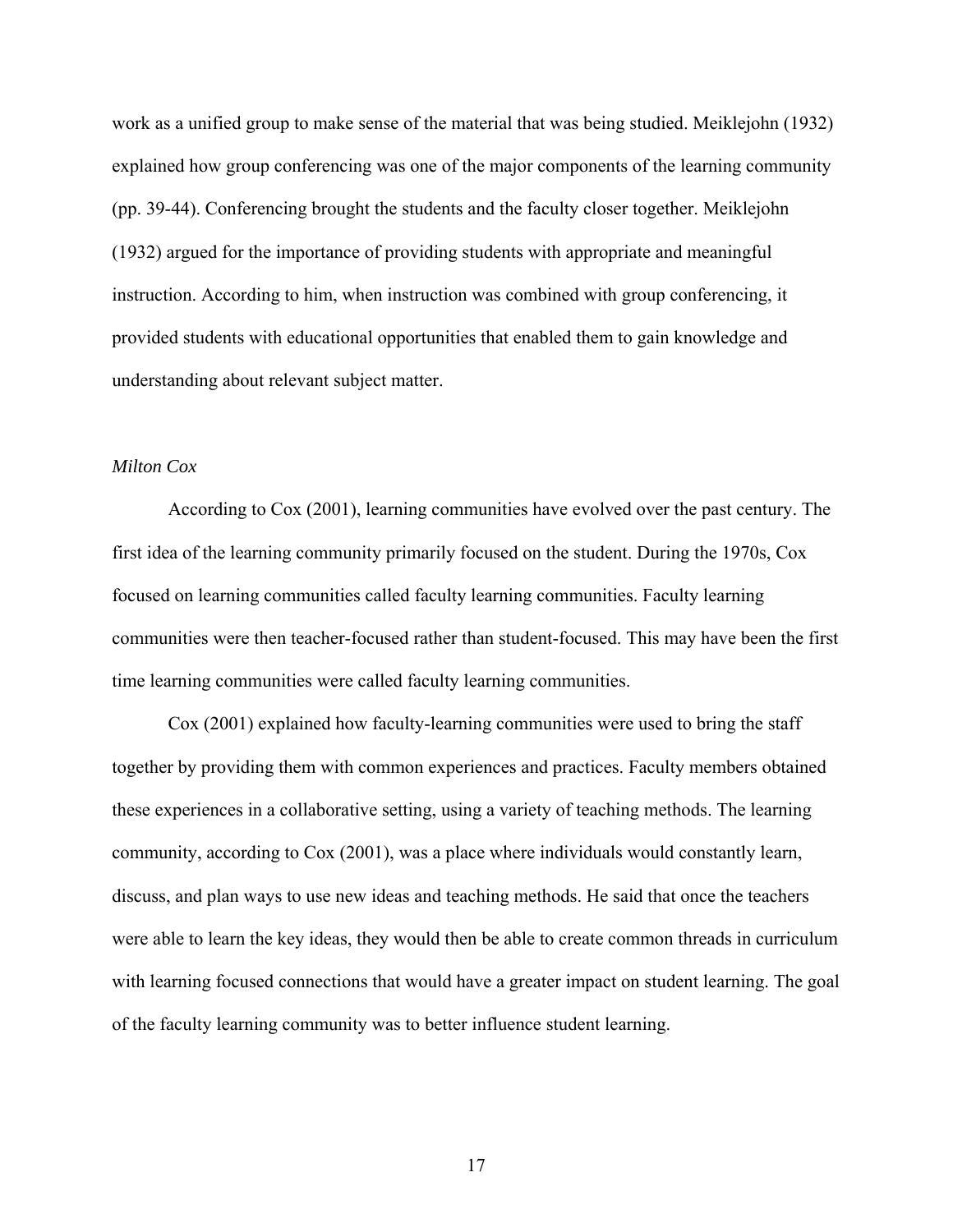work as a unified group to make sense of the material that was being studied. Meiklejohn (1932) explained how group conferencing was one of the major components of the learning community (pp. 39-44). Conferencing brought the students and the faculty closer together. Meiklejohn (1932) argued for the importance of providing students with appropriate and meaningful instruction. According to him, when instruction was combined with group conferencing, it provided students with educational opportunities that enabled them to gain knowledge and understanding about relevant subject matter.

### *Milton Cox*

According to Cox (2001), learning communities have evolved over the past century. The first idea of the learning community primarily focused on the student. During the 1970s, Cox focused on learning communities called faculty learning communities. Faculty learning communities were then teacher-focused rather than student-focused. This may have been the first time learning communities were called faculty learning communities.

Cox (2001) explained how faculty-learning communities were used to bring the staff together by providing them with common experiences and practices. Faculty members obtained these experiences in a collaborative setting, using a variety of teaching methods. The learning community, according to Cox (2001), was a place where individuals would constantly learn, discuss, and plan ways to use new ideas and teaching methods. He said that once the teachers were able to learn the key ideas, they would then be able to create common threads in curriculum with learning focused connections that would have a greater impact on student learning. The goal of the faculty learning community was to better influence student learning.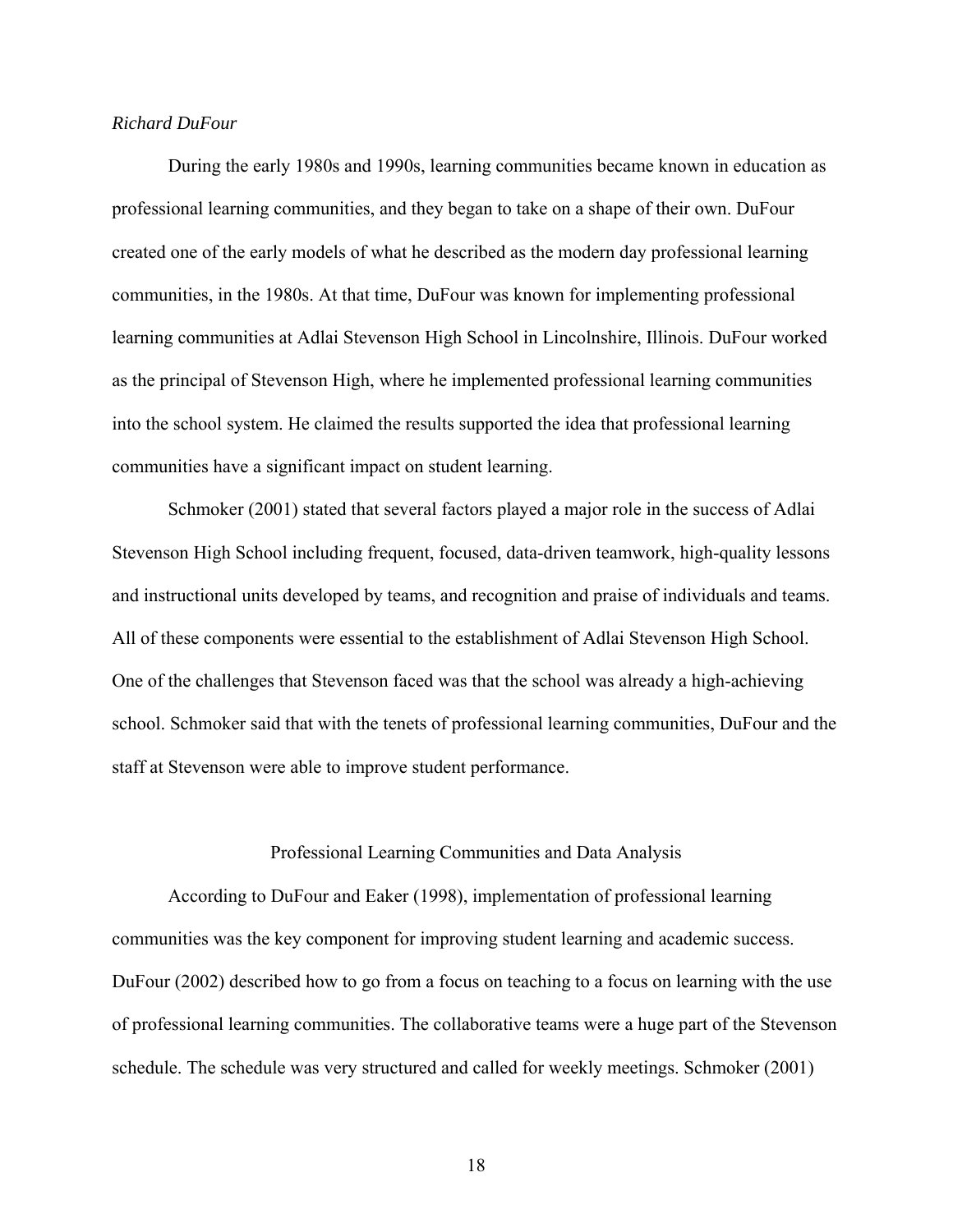*Richard DuFour*

During the early 1980s and 1990s, learning communities became known in education as professional learning communities, and they began to take on a shape of their own. DuFour created one of the early models of what he described as the modern day professional learning communities, in the 1980s. At that time, DuFour was known for implementing professional learning communities at Adlai Stevenson High School in Lincolnshire, Illinois. DuFour worked as the principal of Stevenson High, where he implemented professional learning communities into the school system. He claimed the results supported the idea that professional learning communities have a significant impact on student learning.

Schmoker (2001) stated that several factors played a major role in the success of Adlai Stevenson High School including frequent, focused, data-driven teamwork, high-quality lessons and instructional units developed by teams, and recognition and praise of individuals and teams. All of these components were essential to the establishment of Adlai Stevenson High School. One of the challenges that Stevenson faced was that the school was already a high-achieving school. Schmoker said that with the tenets of professional learning communities, DuFour and the staff at Stevenson were able to improve student performance.

## Professional Learning Communities and Data Analysis

According to DuFour and Eaker (1998), implementation of professional learning communities was the key component for improving student learning and academic success. DuFour (2002) described how to go from a focus on teaching to a focus on learning with the use of professional learning communities. The collaborative teams were a huge part of the Stevenson schedule. The schedule was very structured and called for weekly meetings. Schmoker (2001)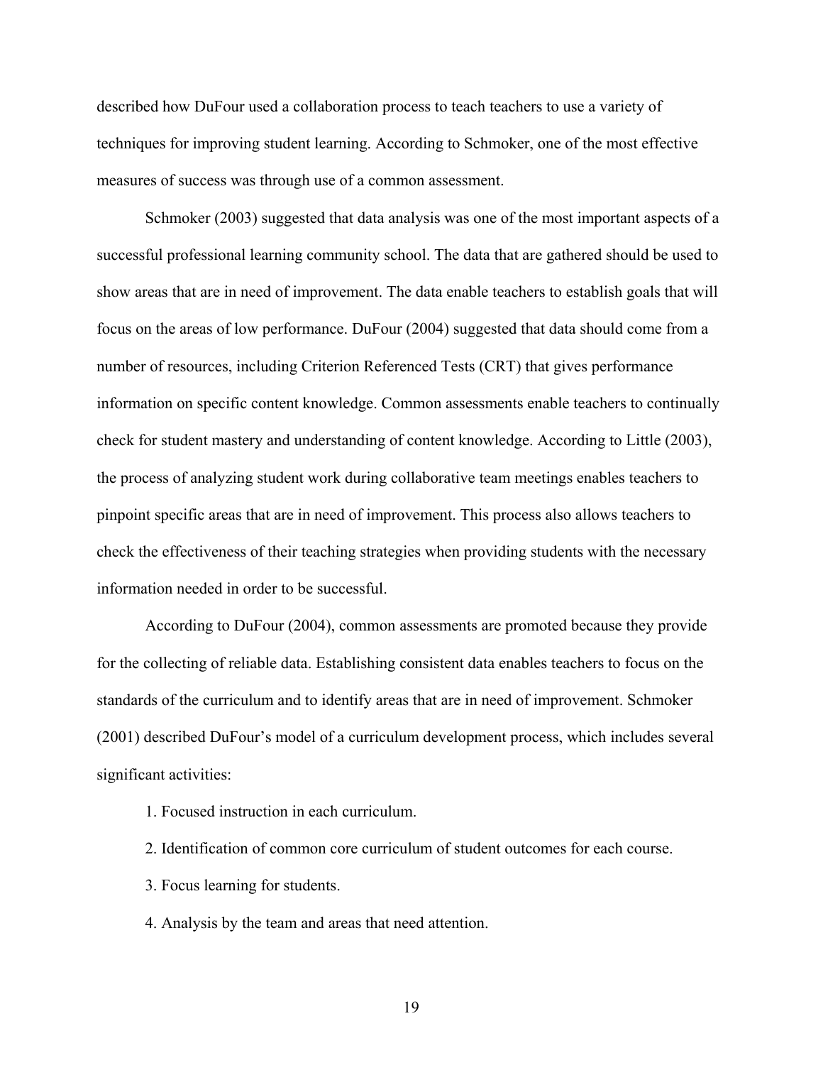described how DuFour used a collaboration process to teach teachers to use a variety of techniques for improving student learning. According to Schmoker, one of the most effective measures of success was through use of a common assessment.

Schmoker (2003) suggested that data analysis was one of the most important aspects of a successful professional learning community school. The data that are gathered should be used to show areas that are in need of improvement. The data enable teachers to establish goals that will focus on the areas of low performance. DuFour (2004) suggested that data should come from a number of resources, including Criterion Referenced Tests (CRT) that gives performance information on specific content knowledge. Common assessments enable teachers to continually check for student mastery and understanding of content knowledge. According to Little (2003), the process of analyzing student work during collaborative team meetings enables teachers to pinpoint specific areas that are in need of improvement. This process also allows teachers to check the effectiveness of their teaching strategies when providing students with the necessary information needed in order to be successful.

According to DuFour (2004), common assessments are promoted because they provide for the collecting of reliable data. Establishing consistent data enables teachers to focus on the standards of the curriculum and to identify areas that are in need of improvement. Schmoker (2001) described DuFour's model of a curriculum development process, which includes several significant activities:

1. Focused instruction in each curriculum.
2. Identification of common core curriculum of student outcomes for each course.
3. Focus learning for students.
4. Analysis by the team and areas that need attention.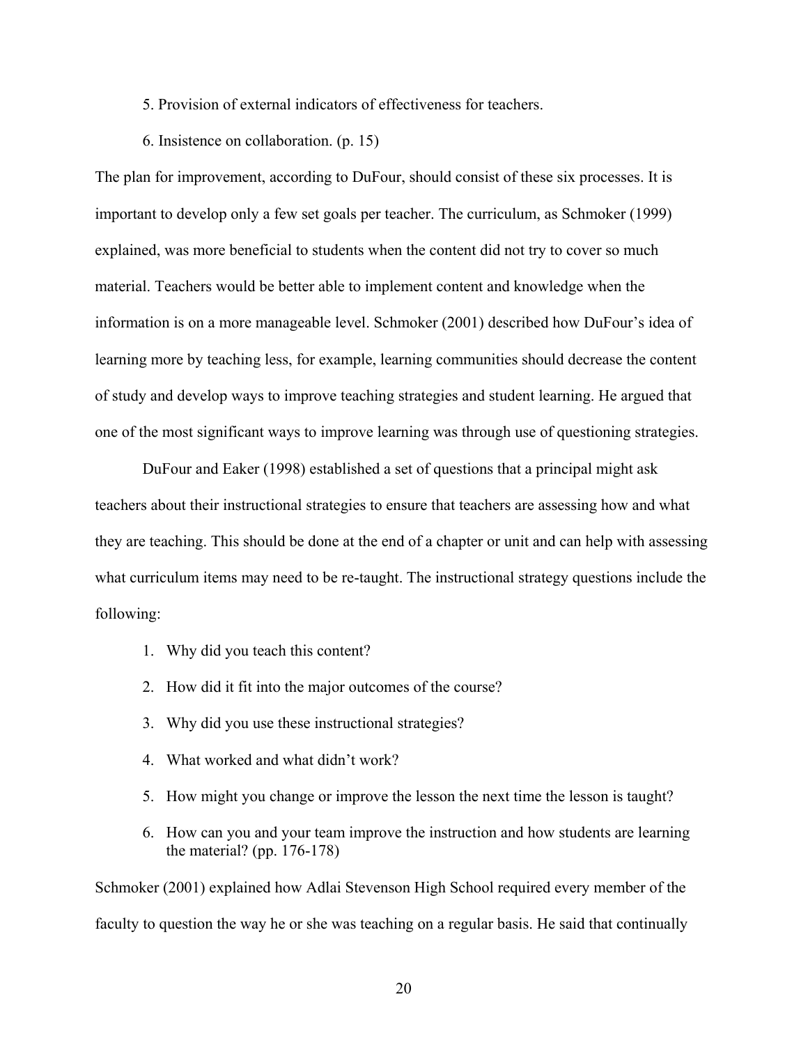5. Provision of external indicators of effectiveness for teachers.

6. Insistence on collaboration. (p. 15)

The plan for improvement, according to DuFour, should consist of these six processes. It is important to develop only a few set goals per teacher. The curriculum, as Schmoker (1999) explained, was more beneficial to students when the content did not try to cover so much material. Teachers would be better able to implement content and knowledge when the information is on a more manageable level. Schmoker (2001) described how DuFour's idea of learning more by teaching less, for example, learning communities should decrease the content of study and develop ways to improve teaching strategies and student learning. He argued that one of the most significant ways to improve learning was through use of questioning strategies.

DuFour and Eaker (1998) established a set of questions that a principal might ask teachers about their instructional strategies to ensure that teachers are assessing how and what they are teaching. This should be done at the end of a chapter or unit and can help with assessing what curriculum items may need to be re-taught. The instructional strategy questions include the following:

1. Why did you teach this content?
2. How did it fit into the major outcomes of the course?
3. Why did you use these instructional strategies?
4. What worked and what didn't work?
5. How might you change or improve the lesson the next time the lesson is taught?
6. How can you and your team improve the instruction and how students are learning the material? (pp. 176-178)

Schmoker (2001) explained how Adlai Stevenson High School required every member of the faculty to question the way he or she was teaching on a regular basis. He said that continually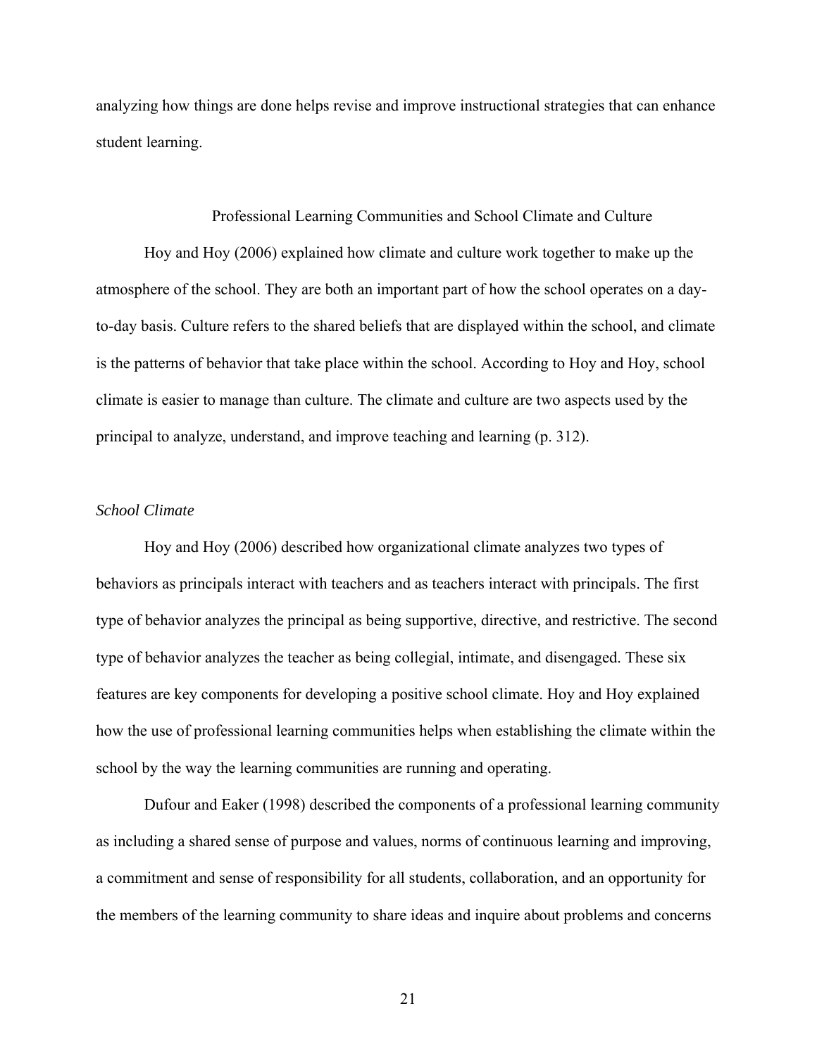analyzing how things are done helps revise and improve instructional strategies that can enhance student learning.

## Professional Learning Communities and School Climate and Culture

Hoy and Hoy (2006) explained how climate and culture work together to make up the atmosphere of the school. They are both an important part of how the school operates on a day-to-day basis. Culture refers to the shared beliefs that are displayed within the school, and climate is the patterns of behavior that take place within the school. According to Hoy and Hoy, school climate is easier to manage than culture. The climate and culture are two aspects used by the principal to analyze, understand, and improve teaching and learning (p. 312).

### *School Climate*

Hoy and Hoy (2006) described how organizational climate analyzes two types of behaviors as principals interact with teachers and as teachers interact with principals. The first type of behavior analyzes the principal as being supportive, directive, and restrictive. The second type of behavior analyzes the teacher as being collegial, intimate, and disengaged. These six features are key components for developing a positive school climate. Hoy and Hoy explained how the use of professional learning communities helps when establishing the climate within the school by the way the learning communities are running and operating.

Dufour and Eaker (1998) described the components of a professional learning community as including a shared sense of purpose and values, norms of continuous learning and improving, a commitment and sense of responsibility for all students, collaboration, and an opportunity for the members of the learning community to share ideas and inquire about problems and concerns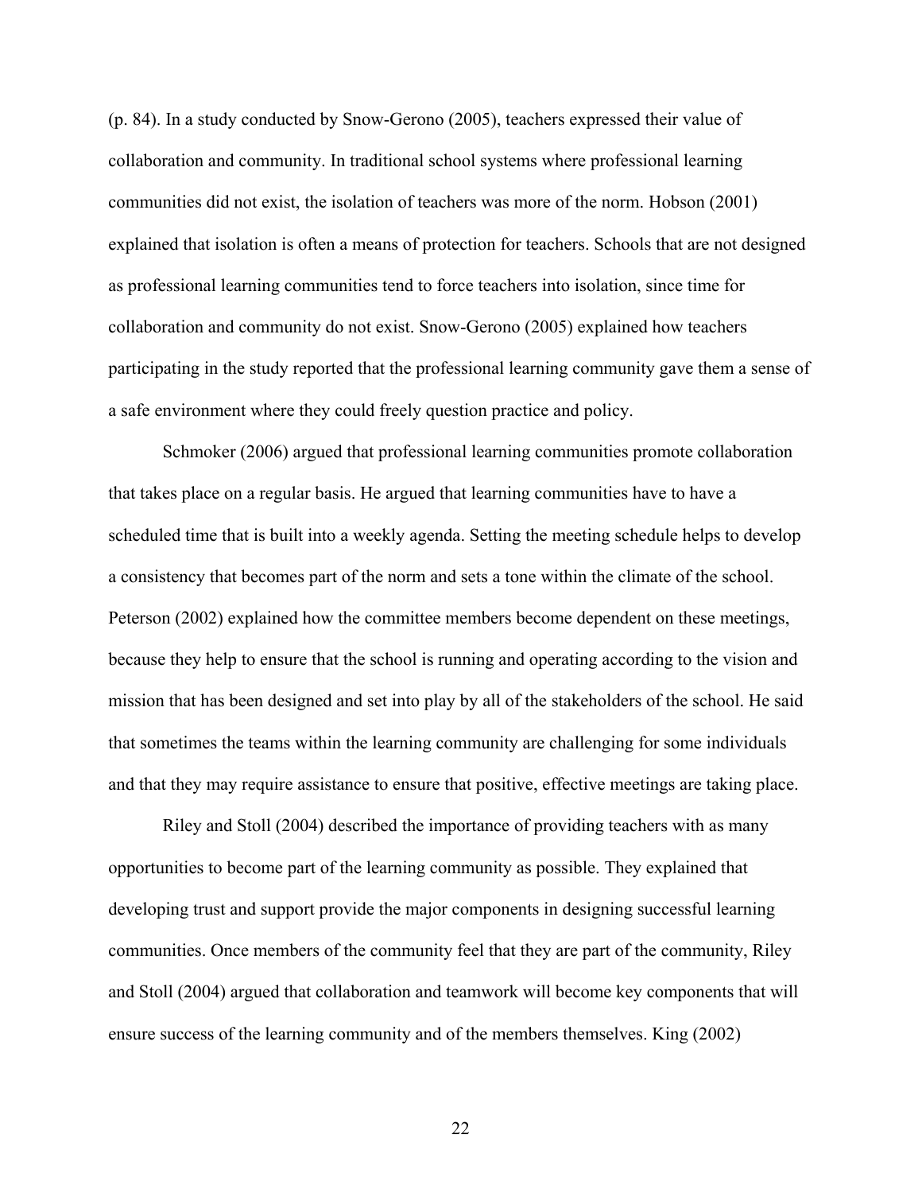(p. 84). In a study conducted by Snow-Gerono (2005), teachers expressed their value of collaboration and community. In traditional school systems where professional learning communities did not exist, the isolation of teachers was more of the norm. Hobson (2001) explained that isolation is often a means of protection for teachers. Schools that are not designed as professional learning communities tend to force teachers into isolation, since time for collaboration and community do not exist. Snow-Gerono (2005) explained how teachers participating in the study reported that the professional learning community gave them a sense of a safe environment where they could freely question practice and policy.

Schmoker (2006) argued that professional learning communities promote collaboration that takes place on a regular basis. He argued that learning communities have to have a scheduled time that is built into a weekly agenda. Setting the meeting schedule helps to develop a consistency that becomes part of the norm and sets a tone within the climate of the school. Peterson (2002) explained how the committee members become dependent on these meetings, because they help to ensure that the school is running and operating according to the vision and mission that has been designed and set into play by all of the stakeholders of the school. He said that sometimes the teams within the learning community are challenging for some individuals and that they may require assistance to ensure that positive, effective meetings are taking place.

Riley and Stoll (2004) described the importance of providing teachers with as many opportunities to become part of the learning community as possible. They explained that developing trust and support provide the major components in designing successful learning communities. Once members of the community feel that they are part of the community, Riley and Stoll (2004) argued that collaboration and teamwork will become key components that will ensure success of the learning community and of the members themselves. King (2002)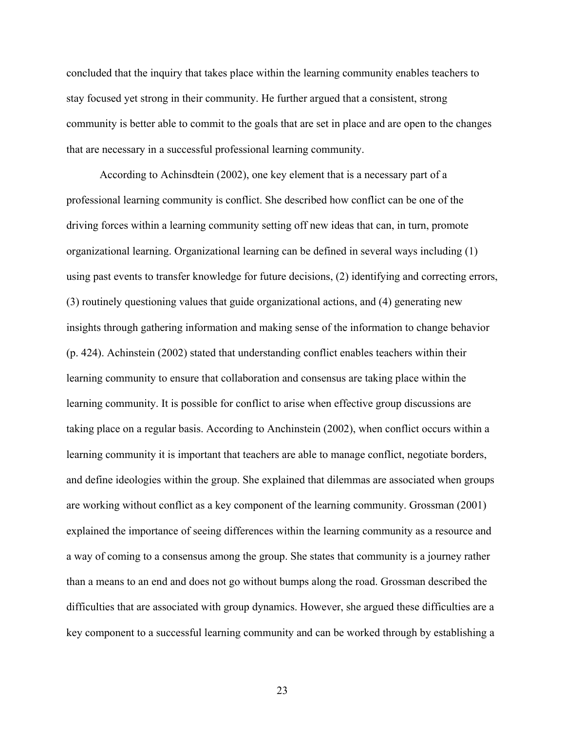concluded that the inquiry that takes place within the learning community enables teachers to stay focused yet strong in their community. He further argued that a consistent, strong community is better able to commit to the goals that are set in place and are open to the changes that are necessary in a successful professional learning community.

According to Achinsdtein (2002), one key element that is a necessary part of a professional learning community is conflict. She described how conflict can be one of the driving forces within a learning community setting off new ideas that can, in turn, promote organizational learning. Organizational learning can be defined in several ways including (1) using past events to transfer knowledge for future decisions, (2) identifying and correcting errors, (3) routinely questioning values that guide organizational actions, and (4) generating new insights through gathering information and making sense of the information to change behavior (p. 424). Achinstein (2002) stated that understanding conflict enables teachers within their learning community to ensure that collaboration and consensus are taking place within the learning community. It is possible for conflict to arise when effective group discussions are taking place on a regular basis. According to Anchinstein (2002), when conflict occurs within a learning community it is important that teachers are able to manage conflict, negotiate borders, and define ideologies within the group. She explained that dilemmas are associated when groups are working without conflict as a key component of the learning community. Grossman (2001) explained the importance of seeing differences within the learning community as a resource and a way of coming to a consensus among the group. She states that community is a journey rather than a means to an end and does not go without bumps along the road. Grossman described the difficulties that are associated with group dynamics. However, she argued these difficulties are a key component to a successful learning community and can be worked through by establishing a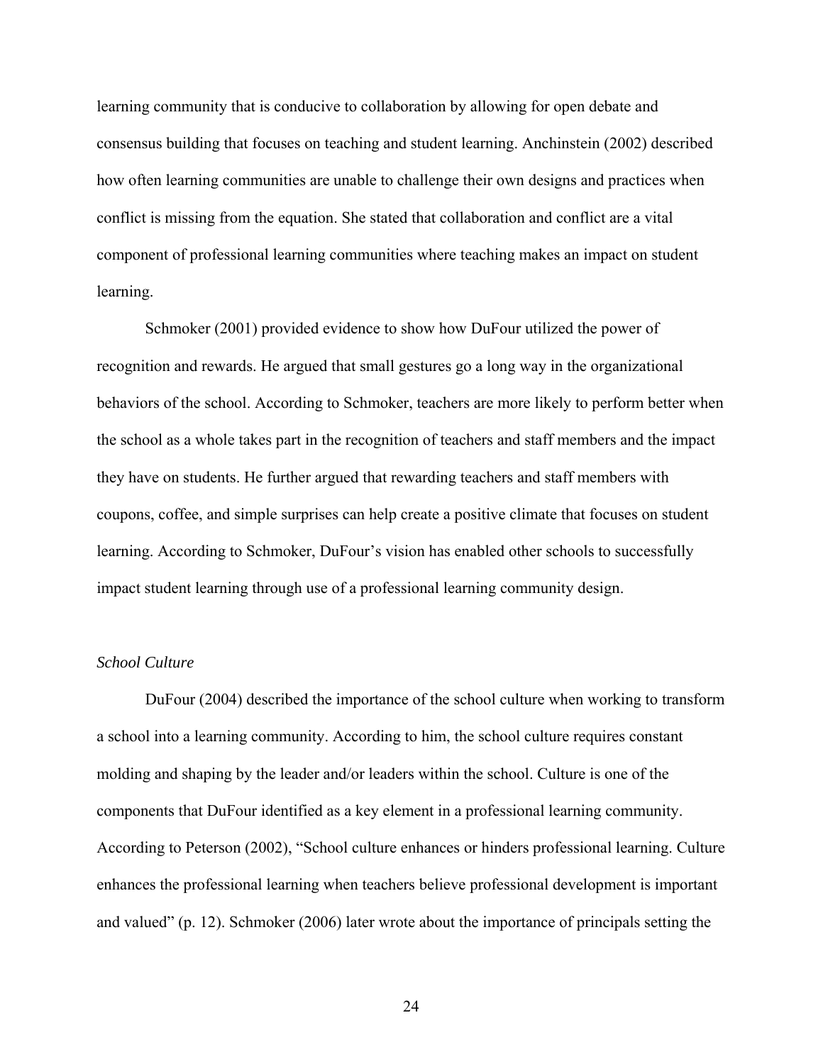learning community that is conducive to collaboration by allowing for open debate and consensus building that focuses on teaching and student learning. Anchinstein (2002) described how often learning communities are unable to challenge their own designs and practices when conflict is missing from the equation. She stated that collaboration and conflict are a vital component of professional learning communities where teaching makes an impact on student learning.

Schmoker (2001) provided evidence to show how DuFour utilized the power of recognition and rewards. He argued that small gestures go a long way in the organizational behaviors of the school. According to Schmoker, teachers are more likely to perform better when the school as a whole takes part in the recognition of teachers and staff members and the impact they have on students. He further argued that rewarding teachers and staff members with coupons, coffee, and simple surprises can help create a positive climate that focuses on student learning. According to Schmoker, DuFour's vision has enabled other schools to successfully impact student learning through use of a professional learning community design.

*School Culture*

DuFour (2004) described the importance of the school culture when working to transform a school into a learning community. According to him, the school culture requires constant molding and shaping by the leader and/or leaders within the school. Culture is one of the components that DuFour identified as a key element in a professional learning community. According to Peterson (2002), "School culture enhances or hinders professional learning. Culture enhances the professional learning when teachers believe professional development is important and valued" (p. 12). Schmoker (2006) later wrote about the importance of principals setting the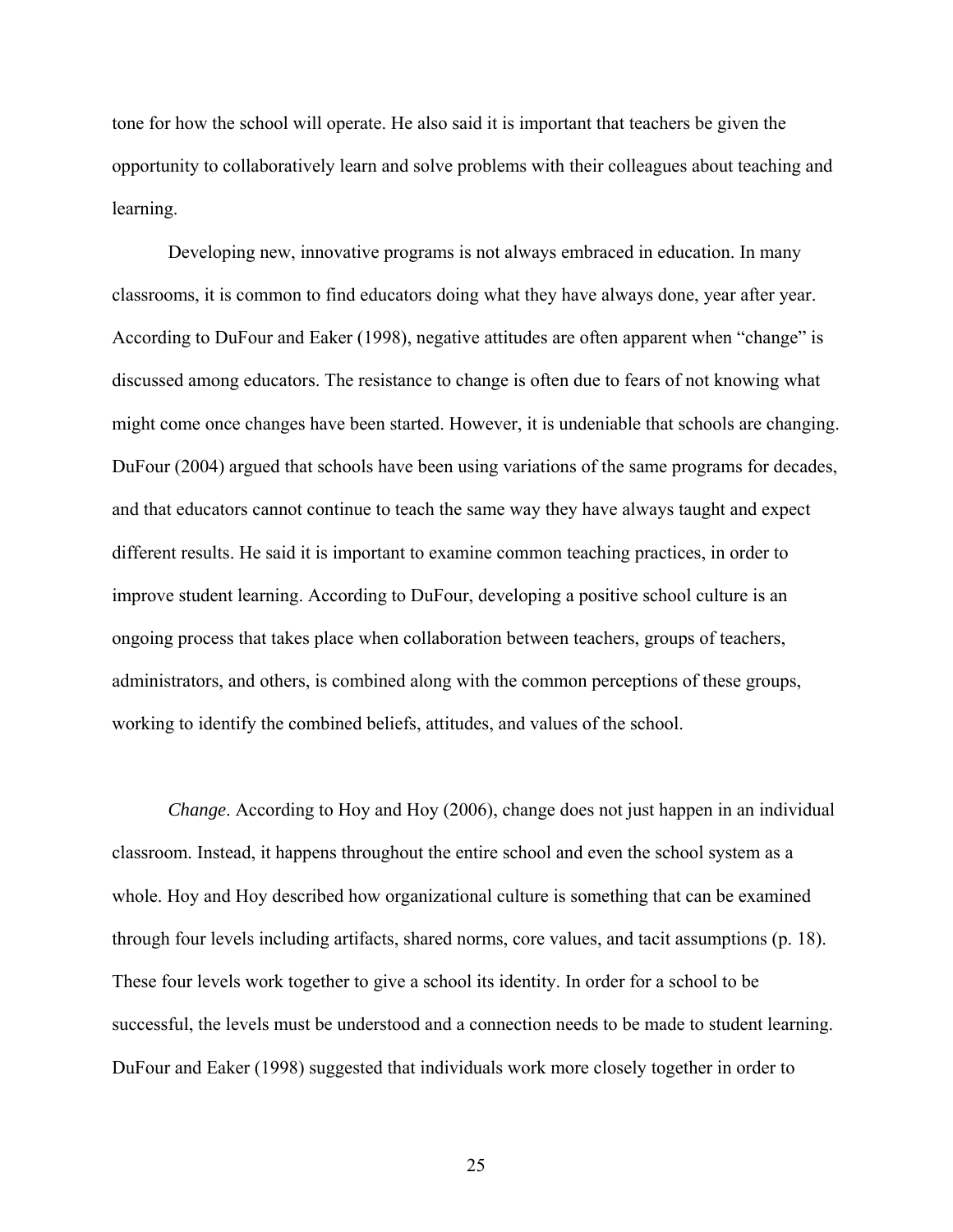tone for how the school will operate. He also said it is important that teachers be given the opportunity to collaboratively learn and solve problems with their colleagues about teaching and learning.

Developing new, innovative programs is not always embraced in education. In many classrooms, it is common to find educators doing what they have always done, year after year. According to DuFour and Eaker (1998), negative attitudes are often apparent when "change" is discussed among educators. The resistance to change is often due to fears of not knowing what might come once changes have been started. However, it is undeniable that schools are changing. DuFour (2004) argued that schools have been using variations of the same programs for decades, and that educators cannot continue to teach the same way they have always taught and expect different results. He said it is important to examine common teaching practices, in order to improve student learning. According to DuFour, developing a positive school culture is an ongoing process that takes place when collaboration between teachers, groups of teachers, administrators, and others, is combined along with the common perceptions of these groups, working to identify the combined beliefs, attitudes, and values of the school.

*Change*. According to Hoy and Hoy (2006), change does not just happen in an individual classroom. Instead, it happens throughout the entire school and even the school system as a whole. Hoy and Hoy described how organizational culture is something that can be examined through four levels including artifacts, shared norms, core values, and tacit assumptions (p. 18). These four levels work together to give a school its identity. In order for a school to be successful, the levels must be understood and a connection needs to be made to student learning. DuFour and Eaker (1998) suggested that individuals work more closely together in order to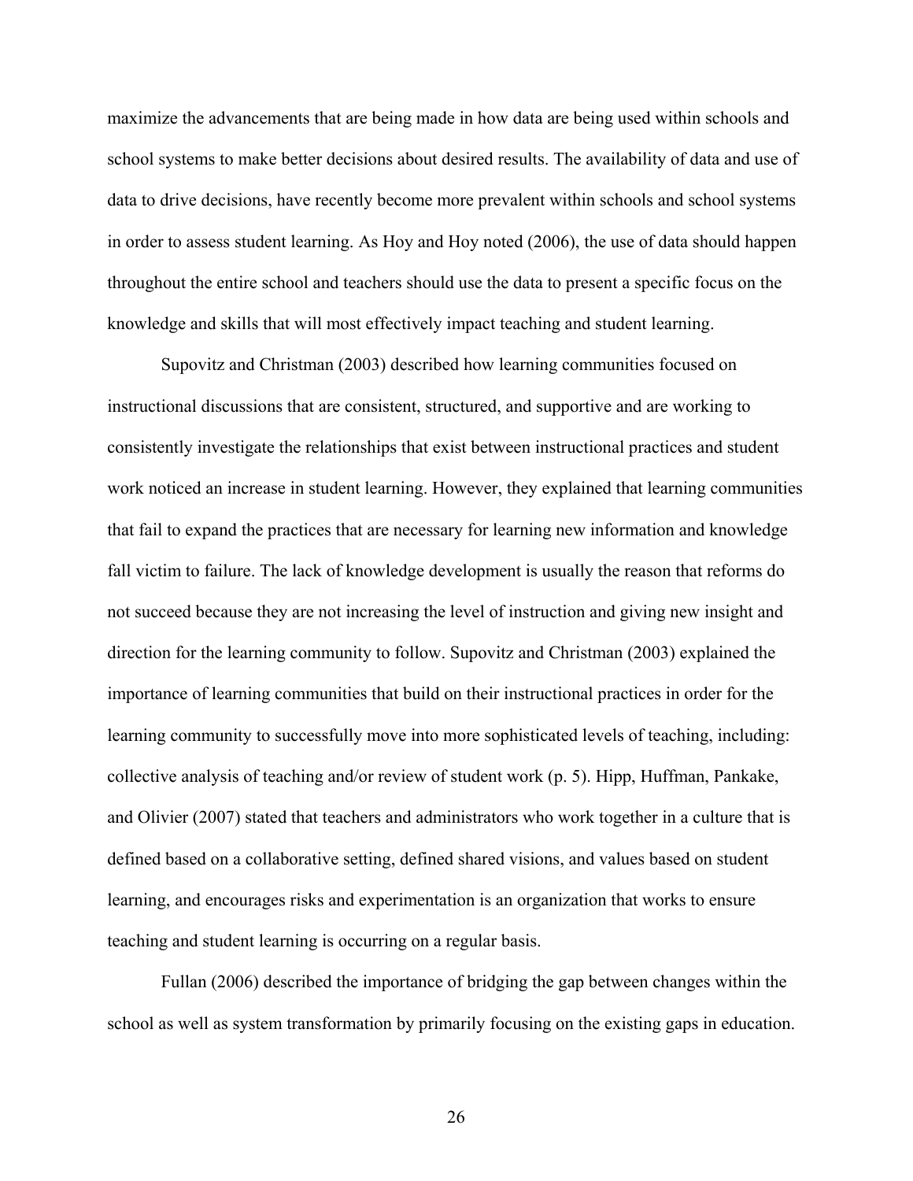maximize the advancements that are being made in how data are being used within schools and school systems to make better decisions about desired results. The availability of data and use of data to drive decisions, have recently become more prevalent within schools and school systems in order to assess student learning. As Hoy and Hoy noted (2006), the use of data should happen throughout the entire school and teachers should use the data to present a specific focus on the knowledge and skills that will most effectively impact teaching and student learning.

Supovitz and Christman (2003) described how learning communities focused on instructional discussions that are consistent, structured, and supportive and are working to consistently investigate the relationships that exist between instructional practices and student work noticed an increase in student learning. However, they explained that learning communities that fail to expand the practices that are necessary for learning new information and knowledge fall victim to failure. The lack of knowledge development is usually the reason that reforms do not succeed because they are not increasing the level of instruction and giving new insight and direction for the learning community to follow. Supovitz and Christman (2003) explained the importance of learning communities that build on their instructional practices in order for the learning community to successfully move into more sophisticated levels of teaching, including: collective analysis of teaching and/or review of student work (p. 5). Hipp, Huffman, Pankake, and Olivier (2007) stated that teachers and administrators who work together in a culture that is defined based on a collaborative setting, defined shared visions, and values based on student learning, and encourages risks and experimentation is an organization that works to ensure teaching and student learning is occurring on a regular basis.

Fullan (2006) described the importance of bridging the gap between changes within the school as well as system transformation by primarily focusing on the existing gaps in education.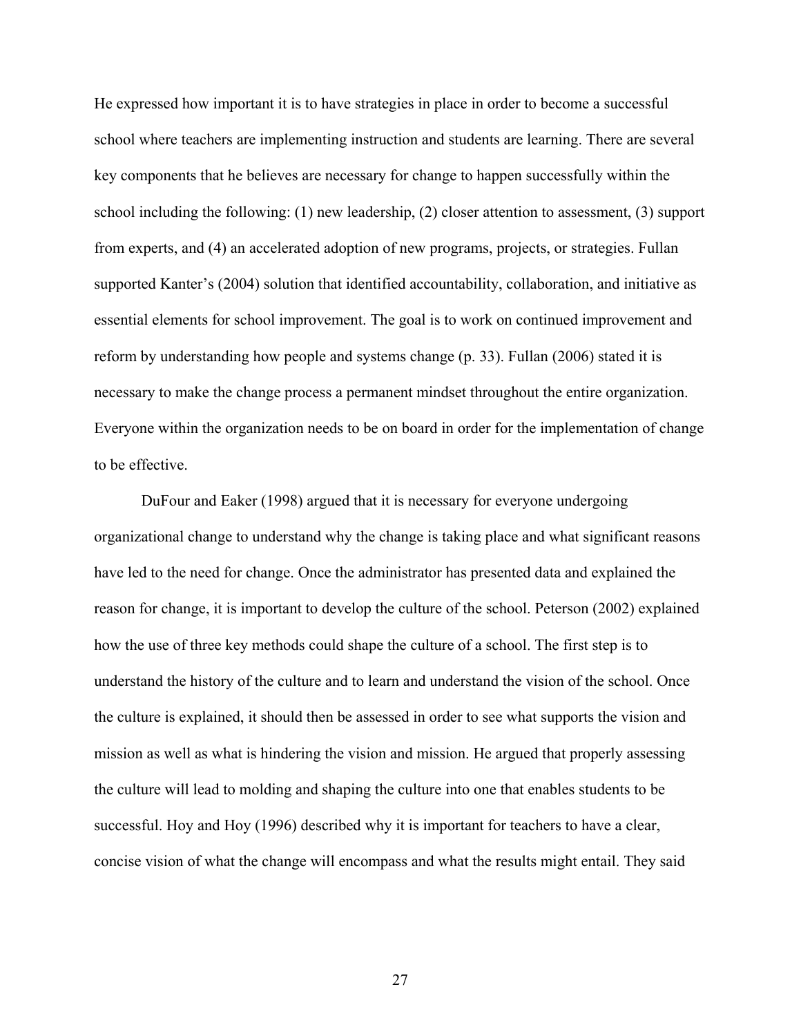He expressed how important it is to have strategies in place in order to become a successful school where teachers are implementing instruction and students are learning. There are several key components that he believes are necessary for change to happen successfully within the school including the following: (1) new leadership, (2) closer attention to assessment, (3) support from experts, and (4) an accelerated adoption of new programs, projects, or strategies. Fullan supported Kanter's (2004) solution that identified accountability, collaboration, and initiative as essential elements for school improvement. The goal is to work on continued improvement and reform by understanding how people and systems change (p. 33). Fullan (2006) stated it is necessary to make the change process a permanent mindset throughout the entire organization. Everyone within the organization needs to be on board in order for the implementation of change to be effective.

DuFour and Eaker (1998) argued that it is necessary for everyone undergoing organizational change to understand why the change is taking place and what significant reasons have led to the need for change. Once the administrator has presented data and explained the reason for change, it is important to develop the culture of the school. Peterson (2002) explained how the use of three key methods could shape the culture of a school. The first step is to understand the history of the culture and to learn and understand the vision of the school. Once the culture is explained, it should then be assessed in order to see what supports the vision and mission as well as what is hindering the vision and mission. He argued that properly assessing the culture will lead to molding and shaping the culture into one that enables students to be successful. Hoy and Hoy (1996) described why it is important for teachers to have a clear, concise vision of what the change will encompass and what the results might entail. They said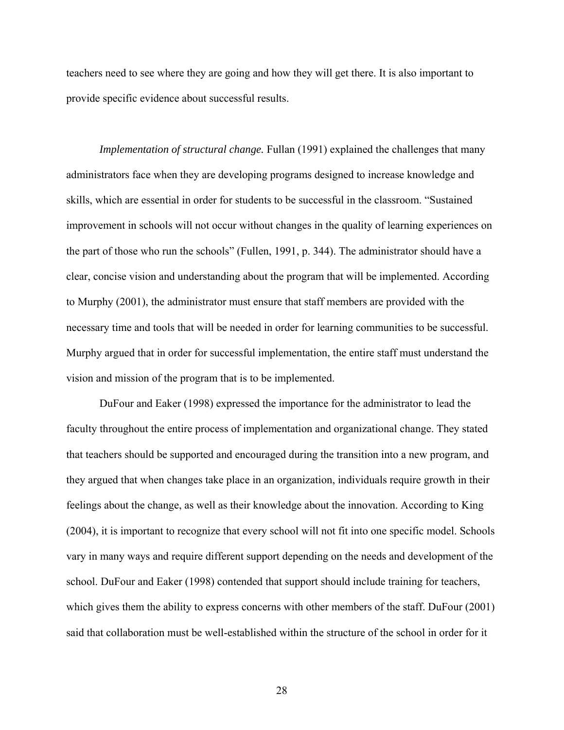teachers need to see where they are going and how they will get there. It is also important to provide specific evidence about successful results.

*Implementation of structural change.* Fullan (1991) explained the challenges that many administrators face when they are developing programs designed to increase knowledge and skills, which are essential in order for students to be successful in the classroom. "Sustained improvement in schools will not occur without changes in the quality of learning experiences on the part of those who run the schools" (Fullen, 1991, p. 344). The administrator should have a clear, concise vision and understanding about the program that will be implemented. According to Murphy (2001), the administrator must ensure that staff members are provided with the necessary time and tools that will be needed in order for learning communities to be successful. Murphy argued that in order for successful implementation, the entire staff must understand the vision and mission of the program that is to be implemented.

DuFour and Eaker (1998) expressed the importance for the administrator to lead the faculty throughout the entire process of implementation and organizational change. They stated that teachers should be supported and encouraged during the transition into a new program, and they argued that when changes take place in an organization, individuals require growth in their feelings about the change, as well as their knowledge about the innovation. According to King (2004), it is important to recognize that every school will not fit into one specific model. Schools vary in many ways and require different support depending on the needs and development of the school. DuFour and Eaker (1998) contended that support should include training for teachers, which gives them the ability to express concerns with other members of the staff. DuFour (2001) said that collaboration must be well-established within the structure of the school in order for it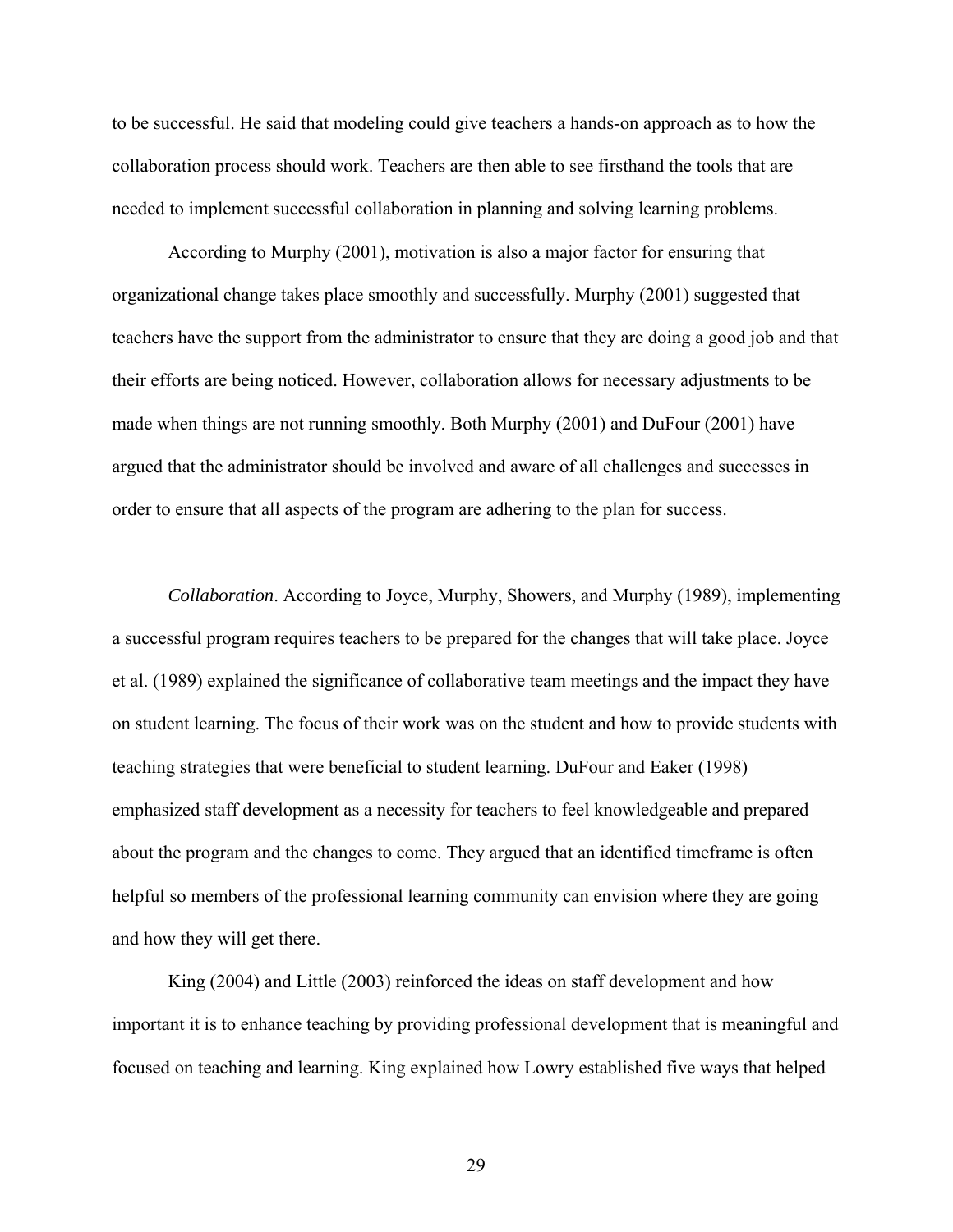to be successful. He said that modeling could give teachers a hands-on approach as to how the collaboration process should work. Teachers are then able to see firsthand the tools that are needed to implement successful collaboration in planning and solving learning problems.

According to Murphy (2001), motivation is also a major factor for ensuring that organizational change takes place smoothly and successfully. Murphy (2001) suggested that teachers have the support from the administrator to ensure that they are doing a good job and that their efforts are being noticed. However, collaboration allows for necessary adjustments to be made when things are not running smoothly. Both Murphy (2001) and DuFour (2001) have argued that the administrator should be involved and aware of all challenges and successes in order to ensure that all aspects of the program are adhering to the plan for success.

*Collaboration*. According to Joyce, Murphy, Showers, and Murphy (1989), implementing a successful program requires teachers to be prepared for the changes that will take place. Joyce et al. (1989) explained the significance of collaborative team meetings and the impact they have on student learning. The focus of their work was on the student and how to provide students with teaching strategies that were beneficial to student learning. DuFour and Eaker (1998) emphasized staff development as a necessity for teachers to feel knowledgeable and prepared about the program and the changes to come. They argued that an identified timeframe is often helpful so members of the professional learning community can envision where they are going and how they will get there.

King (2004) and Little (2003) reinforced the ideas on staff development and how important it is to enhance teaching by providing professional development that is meaningful and focused on teaching and learning. King explained how Lowry established five ways that helped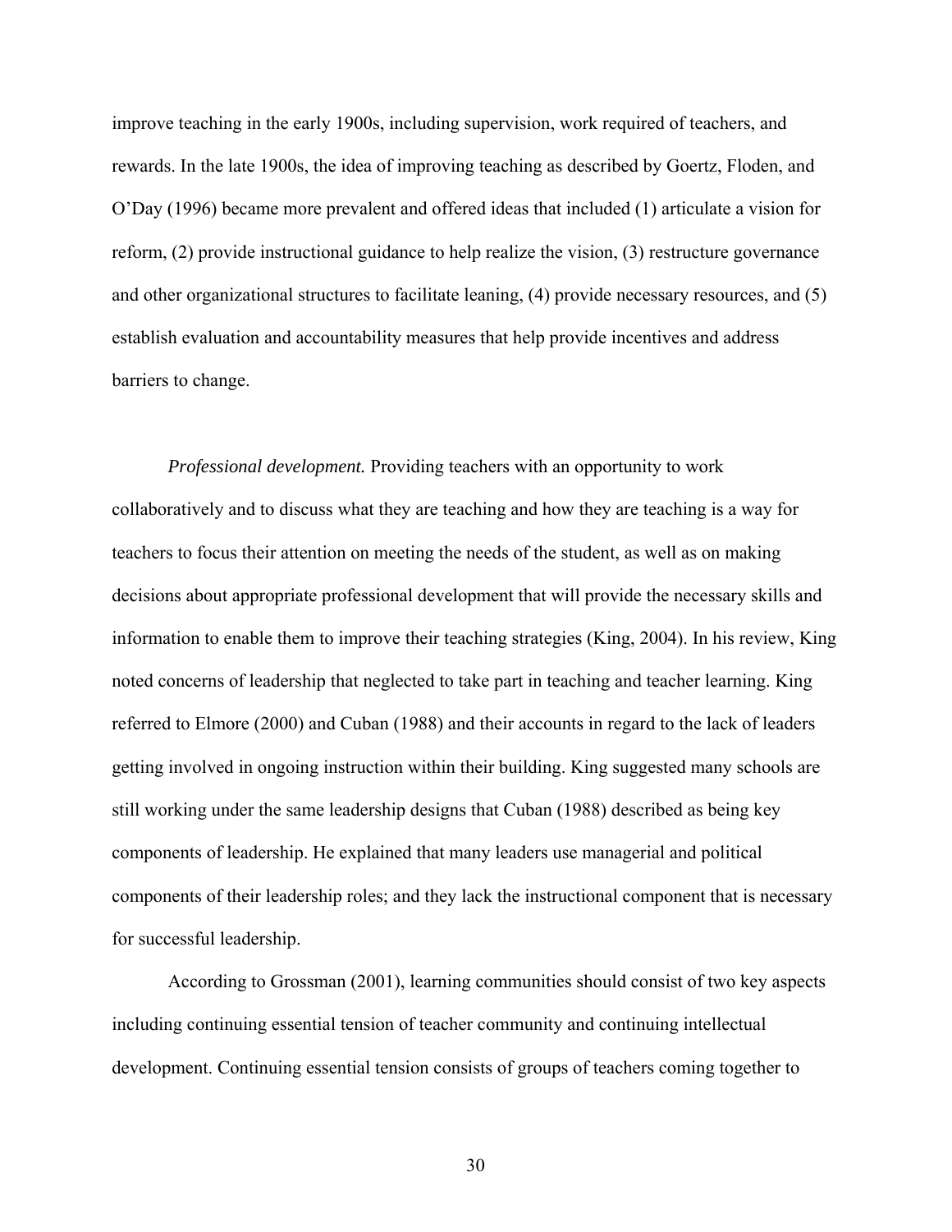improve teaching in the early 1900s, including supervision, work required of teachers, and rewards. In the late 1900s, the idea of improving teaching as described by Goertz, Floden, and O'Day (1996) became more prevalent and offered ideas that included (1) articulate a vision for reform, (2) provide instructional guidance to help realize the vision, (3) restructure governance and other organizational structures to facilitate leaning, (4) provide necessary resources, and (5) establish evaluation and accountability measures that help provide incentives and address barriers to change.

*Professional development.* Providing teachers with an opportunity to work collaboratively and to discuss what they are teaching and how they are teaching is a way for teachers to focus their attention on meeting the needs of the student, as well as on making decisions about appropriate professional development that will provide the necessary skills and information to enable them to improve their teaching strategies (King, 2004). In his review, King noted concerns of leadership that neglected to take part in teaching and teacher learning. King referred to Elmore (2000) and Cuban (1988) and their accounts in regard to the lack of leaders getting involved in ongoing instruction within their building. King suggested many schools are still working under the same leadership designs that Cuban (1988) described as being key components of leadership. He explained that many leaders use managerial and political components of their leadership roles; and they lack the instructional component that is necessary for successful leadership.

According to Grossman (2001), learning communities should consist of two key aspects including continuing essential tension of teacher community and continuing intellectual development. Continuing essential tension consists of groups of teachers coming together to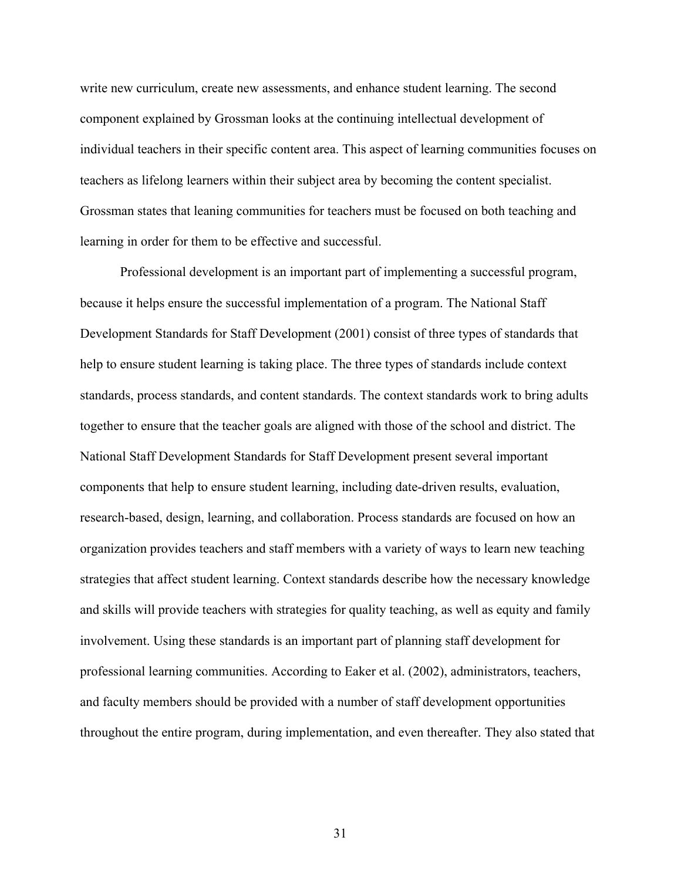write new curriculum, create new assessments, and enhance student learning. The second component explained by Grossman looks at the continuing intellectual development of individual teachers in their specific content area. This aspect of learning communities focuses on teachers as lifelong learners within their subject area by becoming the content specialist. Grossman states that leaning communities for teachers must be focused on both teaching and learning in order for them to be effective and successful.

Professional development is an important part of implementing a successful program, because it helps ensure the successful implementation of a program. The National Staff Development Standards for Staff Development (2001) consist of three types of standards that help to ensure student learning is taking place. The three types of standards include context standards, process standards, and content standards. The context standards work to bring adults together to ensure that the teacher goals are aligned with those of the school and district. The National Staff Development Standards for Staff Development present several important components that help to ensure student learning, including date-driven results, evaluation, research-based, design, learning, and collaboration. Process standards are focused on how an organization provides teachers and staff members with a variety of ways to learn new teaching strategies that affect student learning. Context standards describe how the necessary knowledge and skills will provide teachers with strategies for quality teaching, as well as equity and family involvement. Using these standards is an important part of planning staff development for professional learning communities. According to Eaker et al. (2002), administrators, teachers, and faculty members should be provided with a number of staff development opportunities throughout the entire program, during implementation, and even thereafter. They also stated that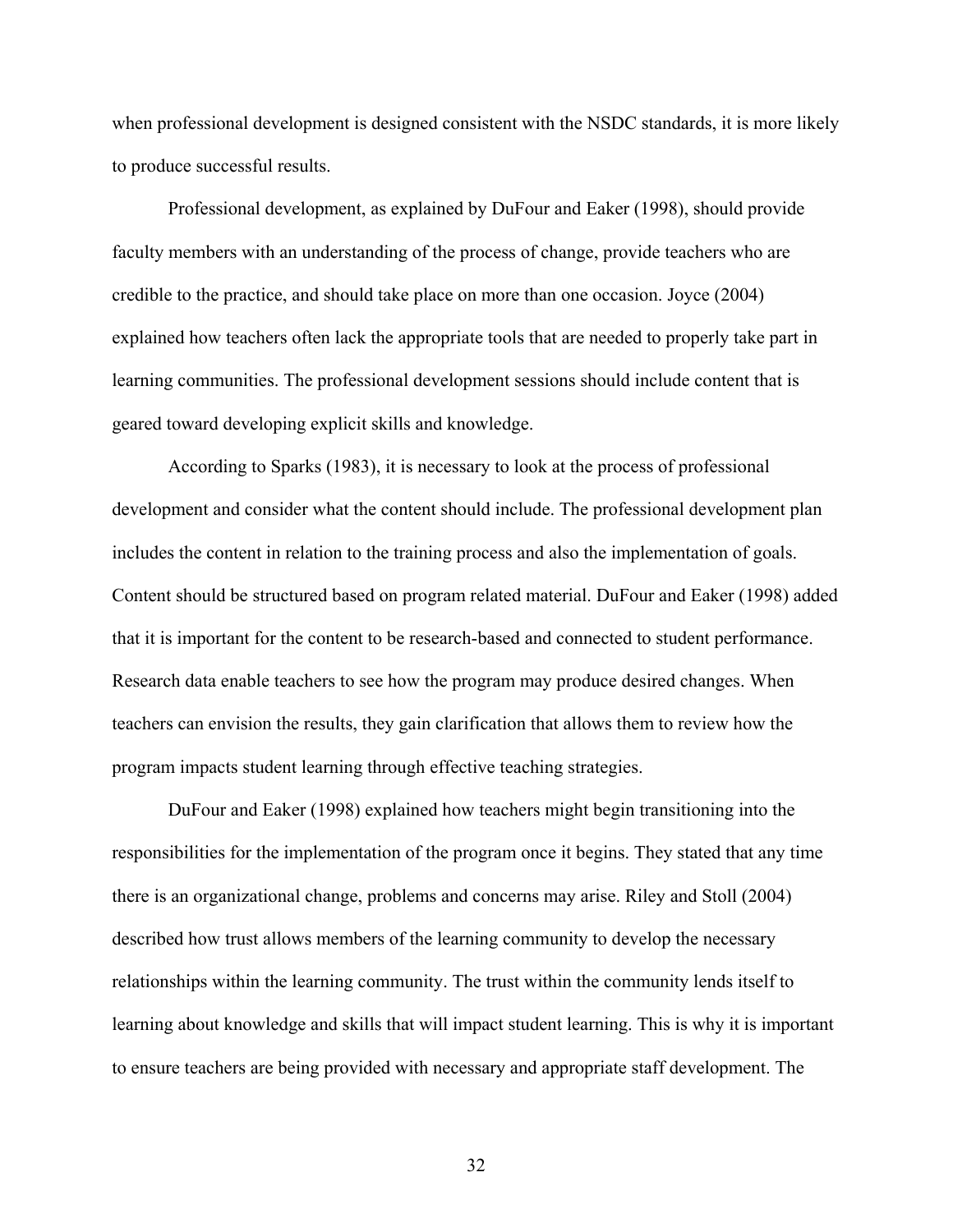when professional development is designed consistent with the NSDC standards, it is more likely to produce successful results.

Professional development, as explained by DuFour and Eaker (1998), should provide faculty members with an understanding of the process of change, provide teachers who are credible to the practice, and should take place on more than one occasion. Joyce (2004) explained how teachers often lack the appropriate tools that are needed to properly take part in learning communities. The professional development sessions should include content that is geared toward developing explicit skills and knowledge.

According to Sparks (1983), it is necessary to look at the process of professional development and consider what the content should include. The professional development plan includes the content in relation to the training process and also the implementation of goals. Content should be structured based on program related material. DuFour and Eaker (1998) added that it is important for the content to be research-based and connected to student performance. Research data enable teachers to see how the program may produce desired changes. When teachers can envision the results, they gain clarification that allows them to review how the program impacts student learning through effective teaching strategies.

DuFour and Eaker (1998) explained how teachers might begin transitioning into the responsibilities for the implementation of the program once it begins. They stated that any time there is an organizational change, problems and concerns may arise. Riley and Stoll (2004) described how trust allows members of the learning community to develop the necessary relationships within the learning community. The trust within the community lends itself to learning about knowledge and skills that will impact student learning. This is why it is important to ensure teachers are being provided with necessary and appropriate staff development. The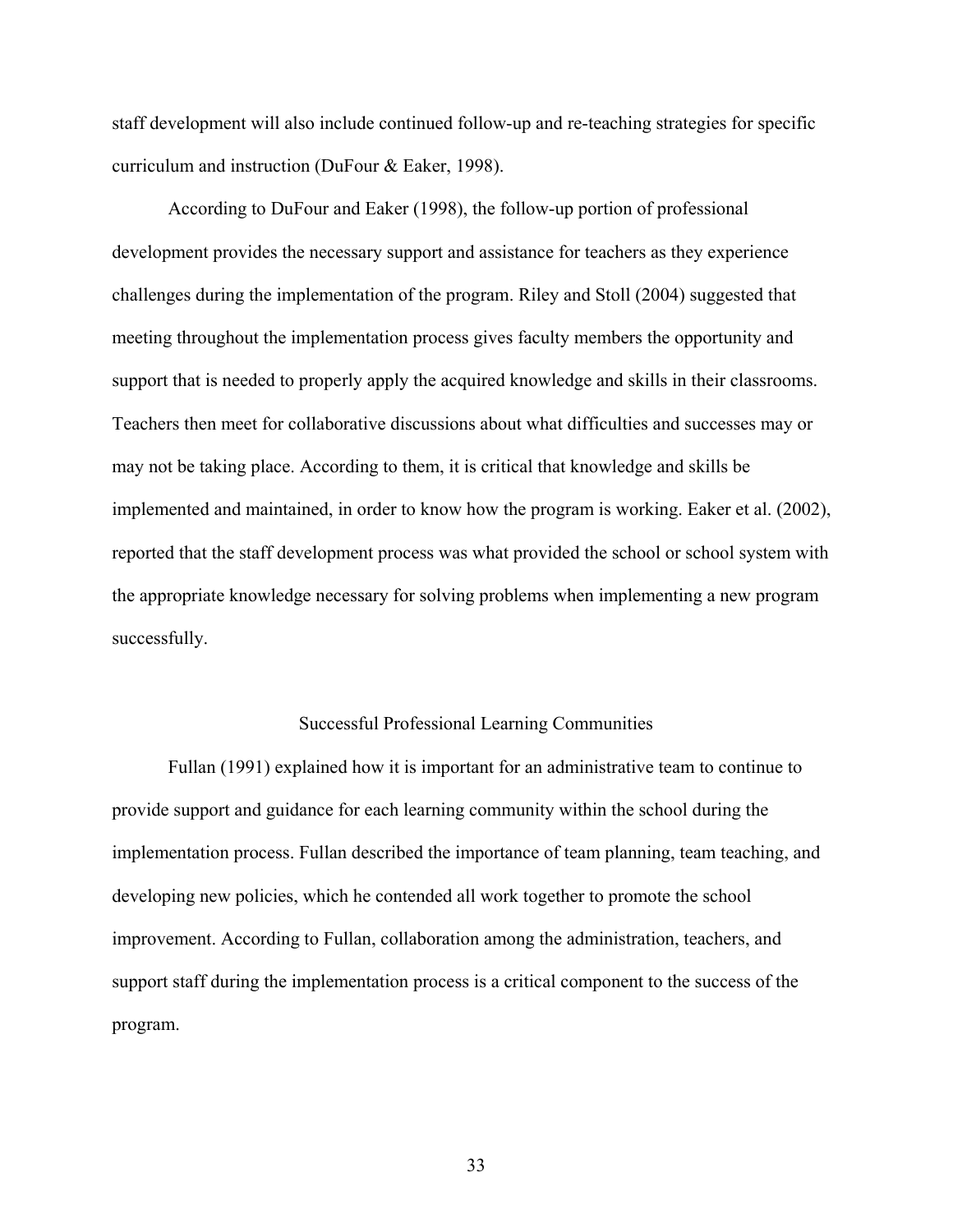staff development will also include continued follow-up and re-teaching strategies for specific curriculum and instruction (DuFour & Eaker, 1998).

According to DuFour and Eaker (1998), the follow-up portion of professional development provides the necessary support and assistance for teachers as they experience challenges during the implementation of the program. Riley and Stoll (2004) suggested that meeting throughout the implementation process gives faculty members the opportunity and support that is needed to properly apply the acquired knowledge and skills in their classrooms. Teachers then meet for collaborative discussions about what difficulties and successes may or may not be taking place. According to them, it is critical that knowledge and skills be implemented and maintained, in order to know how the program is working. Eaker et al. (2002), reported that the staff development process was what provided the school or school system with the appropriate knowledge necessary for solving problems when implementing a new program successfully.

## Successful Professional Learning Communities

Fullan (1991) explained how it is important for an administrative team to continue to provide support and guidance for each learning community within the school during the implementation process. Fullan described the importance of team planning, team teaching, and developing new policies, which he contended all work together to promote the school improvement. According to Fullan, collaboration among the administration, teachers, and support staff during the implementation process is a critical component to the success of the program.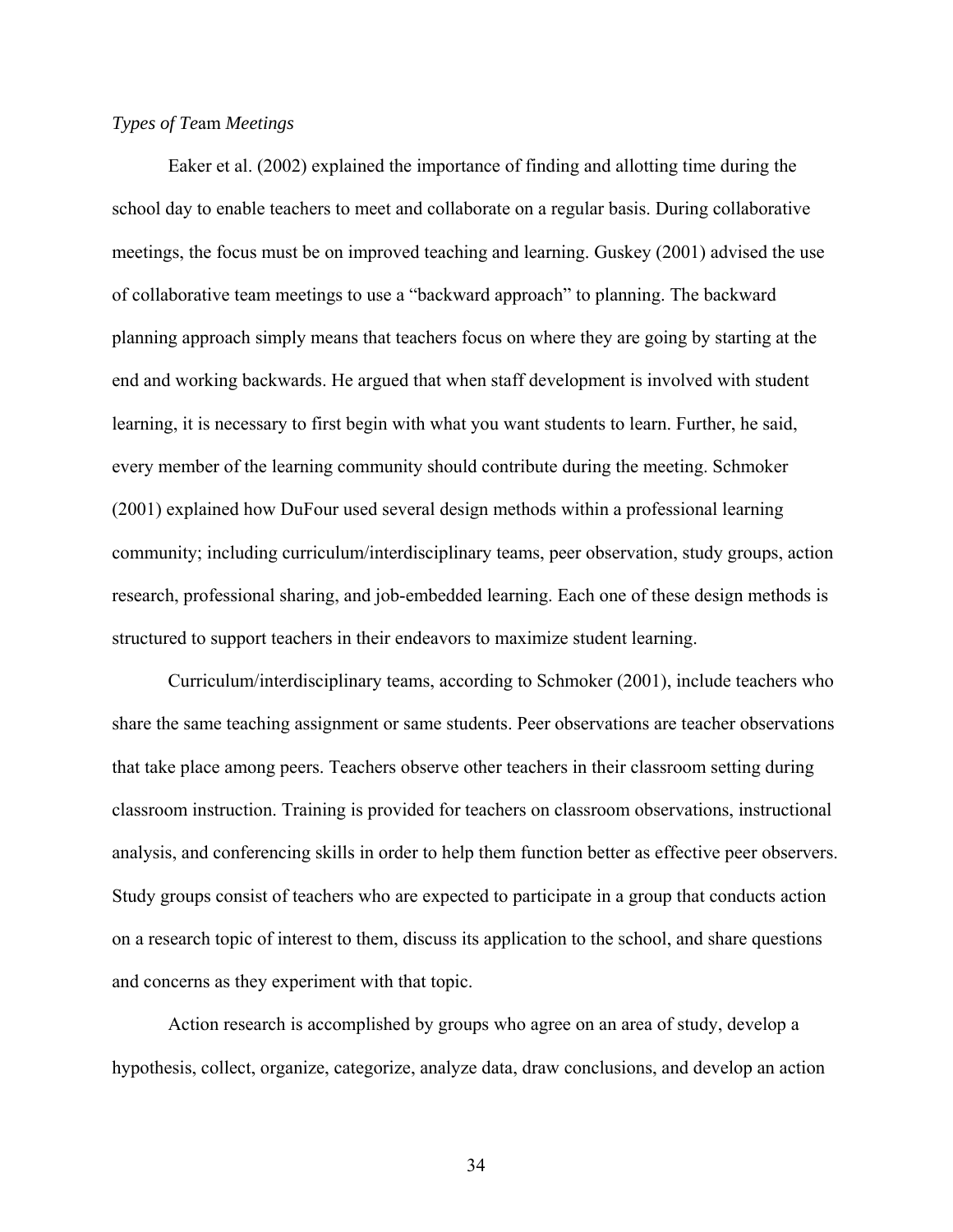*Types of Team Meetings*

Eaker et al. (2002) explained the importance of finding and allotting time during the school day to enable teachers to meet and collaborate on a regular basis. During collaborative meetings, the focus must be on improved teaching and learning. Guskey (2001) advised the use of collaborative team meetings to use a "backward approach" to planning. The backward planning approach simply means that teachers focus on where they are going by starting at the end and working backwards. He argued that when staff development is involved with student learning, it is necessary to first begin with what you want students to learn. Further, he said, every member of the learning community should contribute during the meeting. Schmoker (2001) explained how DuFour used several design methods within a professional learning community; including curriculum/interdisciplinary teams, peer observation, study groups, action research, professional sharing, and job-embedded learning. Each one of these design methods is structured to support teachers in their endeavors to maximize student learning.

Curriculum/interdisciplinary teams, according to Schmoker (2001), include teachers who share the same teaching assignment or same students. Peer observations are teacher observations that take place among peers. Teachers observe other teachers in their classroom setting during classroom instruction. Training is provided for teachers on classroom observations, instructional analysis, and conferencing skills in order to help them function better as effective peer observers. Study groups consist of teachers who are expected to participate in a group that conducts action on a research topic of interest to them, discuss its application to the school, and share questions and concerns as they experiment with that topic.

Action research is accomplished by groups who agree on an area of study, develop a hypothesis, collect, organize, categorize, analyze data, draw conclusions, and develop an action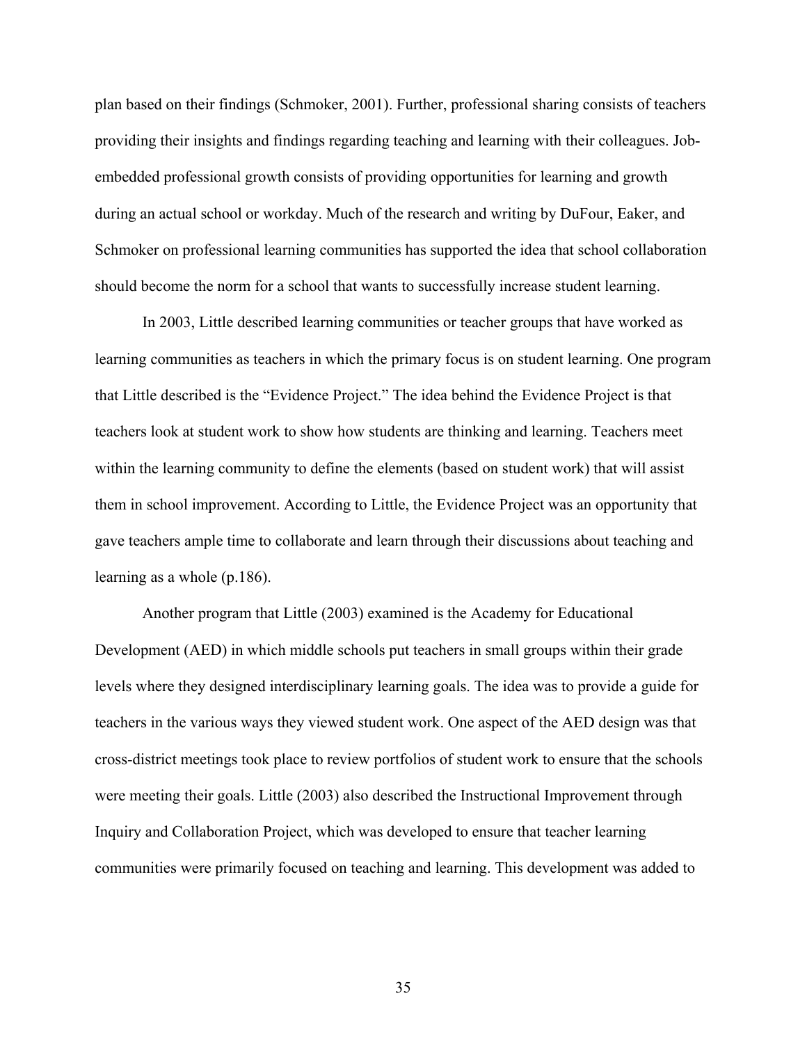plan based on their findings (Schmoker, 2001). Further, professional sharing consists of teachers providing their insights and findings regarding teaching and learning with their colleagues. Job-embedded professional growth consists of providing opportunities for learning and growth during an actual school or workday. Much of the research and writing by DuFour, Eaker, and Schmoker on professional learning communities has supported the idea that school collaboration should become the norm for a school that wants to successfully increase student learning.

In 2003, Little described learning communities or teacher groups that have worked as learning communities as teachers in which the primary focus is on student learning. One program that Little described is the "Evidence Project." The idea behind the Evidence Project is that teachers look at student work to show how students are thinking and learning. Teachers meet within the learning community to define the elements (based on student work) that will assist them in school improvement. According to Little, the Evidence Project was an opportunity that gave teachers ample time to collaborate and learn through their discussions about teaching and learning as a whole (p.186).

Another program that Little (2003) examined is the Academy for Educational Development (AED) in which middle schools put teachers in small groups within their grade levels where they designed interdisciplinary learning goals. The idea was to provide a guide for teachers in the various ways they viewed student work. One aspect of the AED design was that cross-district meetings took place to review portfolios of student work to ensure that the schools were meeting their goals. Little (2003) also described the Instructional Improvement through Inquiry and Collaboration Project, which was developed to ensure that teacher learning communities were primarily focused on teaching and learning. This development was added to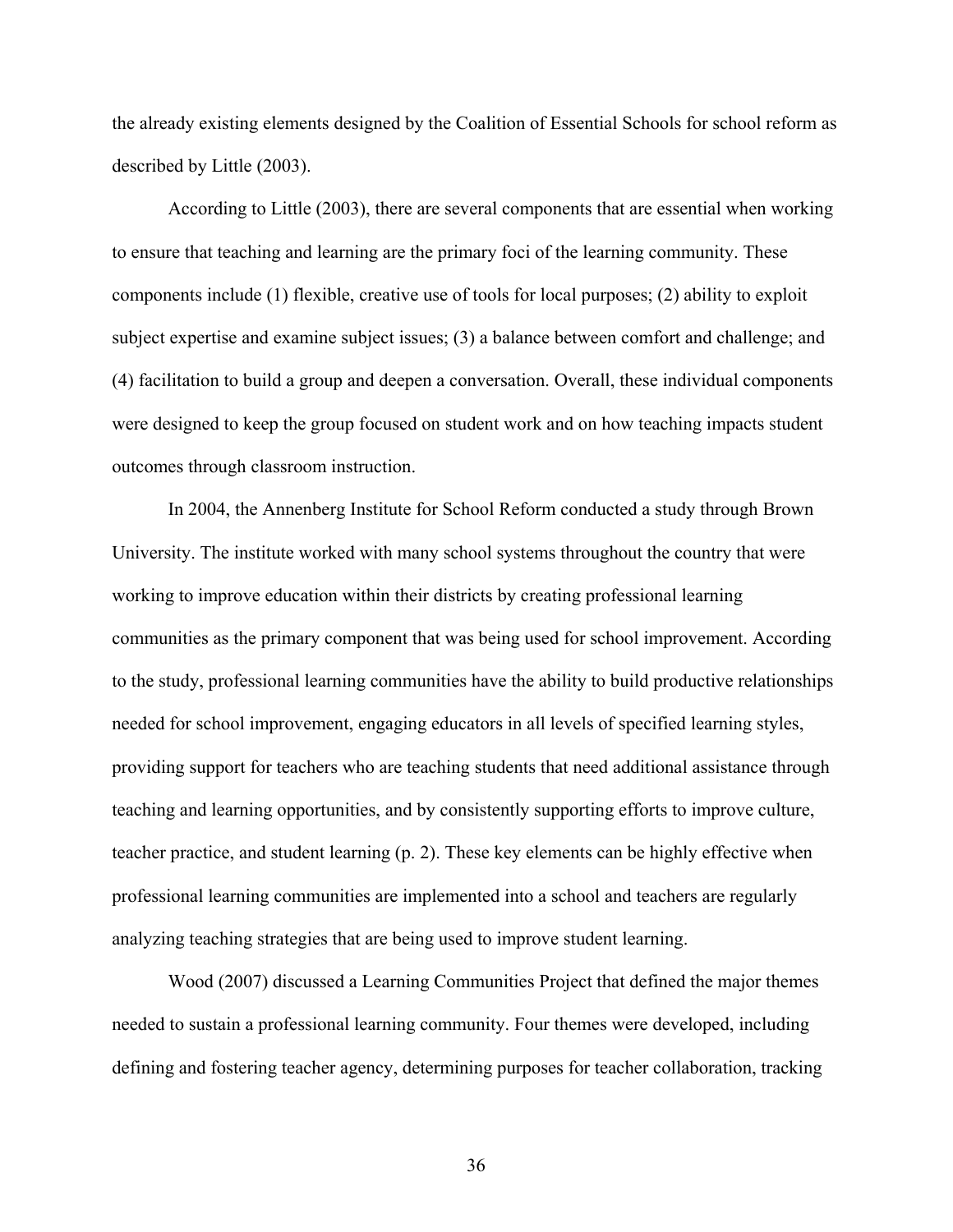the already existing elements designed by the Coalition of Essential Schools for school reform as described by Little (2003).

According to Little (2003), there are several components that are essential when working to ensure that teaching and learning are the primary foci of the learning community. These components include (1) flexible, creative use of tools for local purposes; (2) ability to exploit subject expertise and examine subject issues; (3) a balance between comfort and challenge; and (4) facilitation to build a group and deepen a conversation. Overall, these individual components were designed to keep the group focused on student work and on how teaching impacts student outcomes through classroom instruction.

In 2004, the Annenberg Institute for School Reform conducted a study through Brown University. The institute worked with many school systems throughout the country that were working to improve education within their districts by creating professional learning communities as the primary component that was being used for school improvement. According to the study, professional learning communities have the ability to build productive relationships needed for school improvement, engaging educators in all levels of specified learning styles, providing support for teachers who are teaching students that need additional assistance through teaching and learning opportunities, and by consistently supporting efforts to improve culture, teacher practice, and student learning (p. 2). These key elements can be highly effective when professional learning communities are implemented into a school and teachers are regularly analyzing teaching strategies that are being used to improve student learning.

Wood (2007) discussed a Learning Communities Project that defined the major themes needed to sustain a professional learning community. Four themes were developed, including defining and fostering teacher agency, determining purposes for teacher collaboration, tracking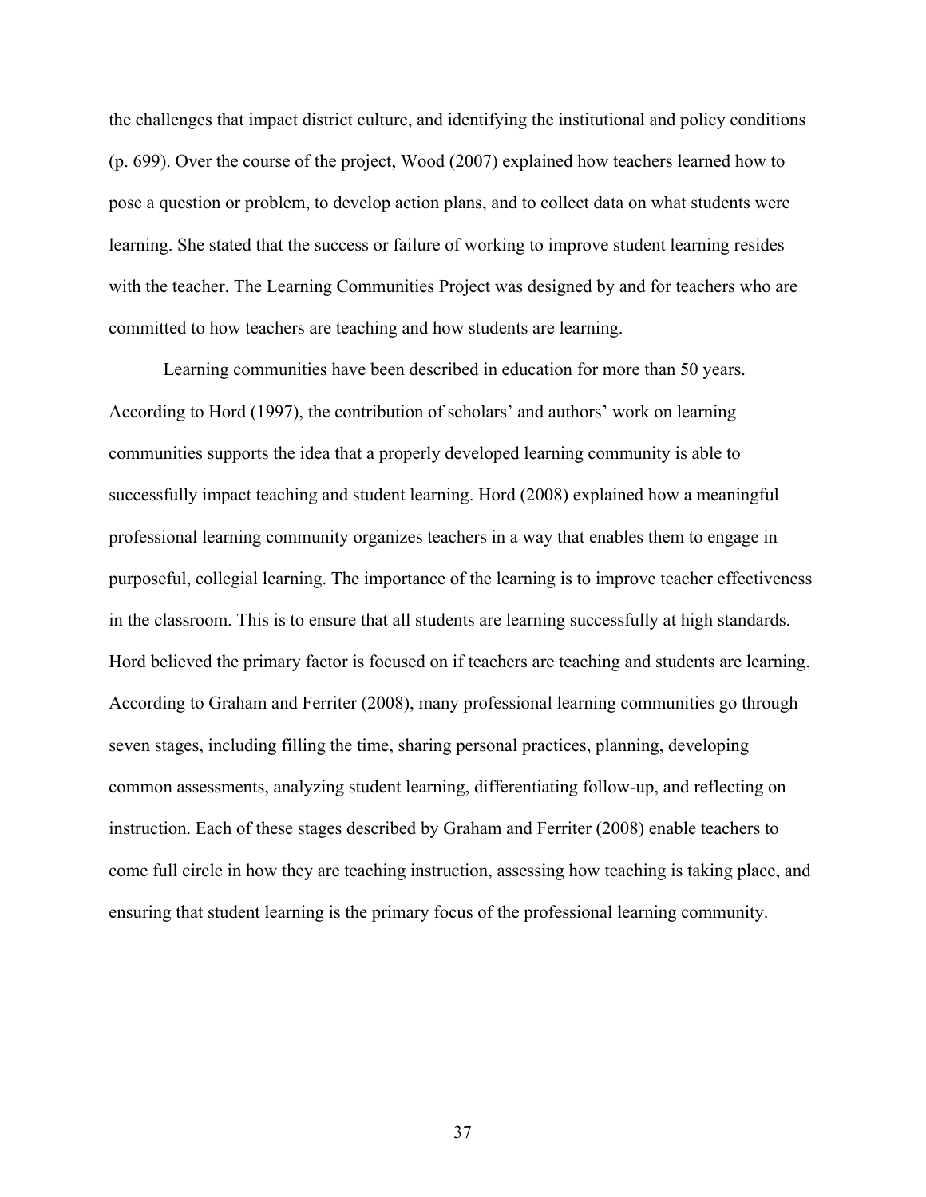the challenges that impact district culture, and identifying the institutional and policy conditions (p. 699). Over the course of the project, Wood (2007) explained how teachers learned how to pose a question or problem, to develop action plans, and to collect data on what students were learning. She stated that the success or failure of working to improve student learning resides with the teacher. The Learning Communities Project was designed by and for teachers who are committed to how teachers are teaching and how students are learning.

Learning communities have been described in education for more than 50 years. According to Hord (1997), the contribution of scholars' and authors' work on learning communities supports the idea that a properly developed learning community is able to successfully impact teaching and student learning. Hord (2008) explained how a meaningful professional learning community organizes teachers in a way that enables them to engage in purposeful, collegial learning. The importance of the learning is to improve teacher effectiveness in the classroom. This is to ensure that all students are learning successfully at high standards. Hord believed the primary factor is focused on if teachers are teaching and students are learning. According to Graham and Ferriter (2008), many professional learning communities go through seven stages, including filling the time, sharing personal practices, planning, developing common assessments, analyzing student learning, differentiating follow-up, and reflecting on instruction. Each of these stages described by Graham and Ferriter (2008) enable teachers to come full circle in how they are teaching instruction, assessing how teaching is taking place, and ensuring that student learning is the primary focus of the professional learning community.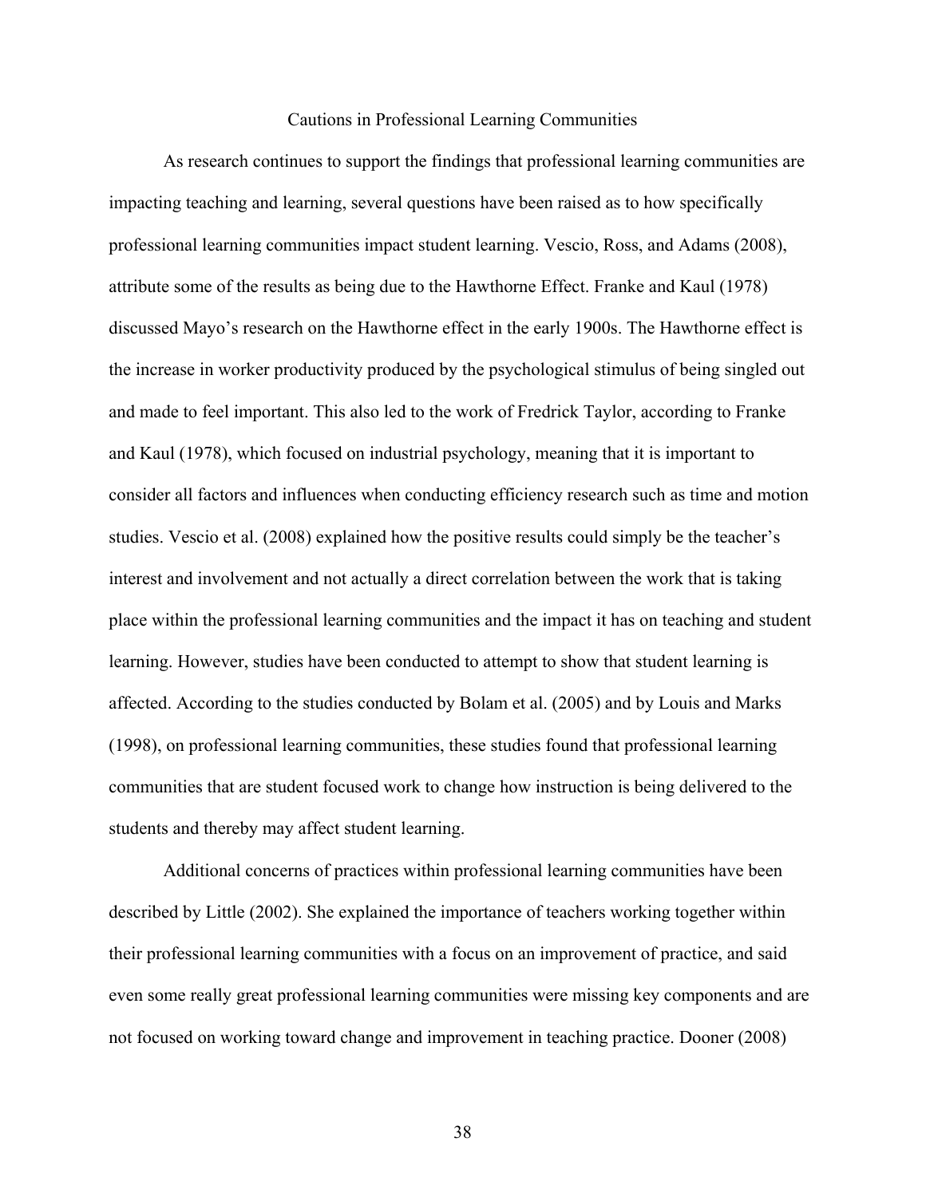## Cautions in Professional Learning Communities

As research continues to support the findings that professional learning communities are impacting teaching and learning, several questions have been raised as to how specifically professional learning communities impact student learning. Vescio, Ross, and Adams (2008), attribute some of the results as being due to the Hawthorne Effect. Franke and Kaul (1978) discussed Mayo's research on the Hawthorne effect in the early 1900s. The Hawthorne effect is the increase in worker productivity produced by the psychological stimulus of being singled out and made to feel important. This also led to the work of Fredrick Taylor, according to Franke and Kaul (1978), which focused on industrial psychology, meaning that it is important to consider all factors and influences when conducting efficiency research such as time and motion studies. Vescio et al. (2008) explained how the positive results could simply be the teacher's interest and involvement and not actually a direct correlation between the work that is taking place within the professional learning communities and the impact it has on teaching and student learning. However, studies have been conducted to attempt to show that student learning is affected. According to the studies conducted by Bolam et al. (2005) and by Louis and Marks (1998), on professional learning communities, these studies found that professional learning communities that are student focused work to change how instruction is being delivered to the students and thereby may affect student learning.

Additional concerns of practices within professional learning communities have been described by Little (2002). She explained the importance of teachers working together within their professional learning communities with a focus on an improvement of practice, and said even some really great professional learning communities were missing key components and are not focused on working toward change and improvement in teaching practice. Dooner (2008)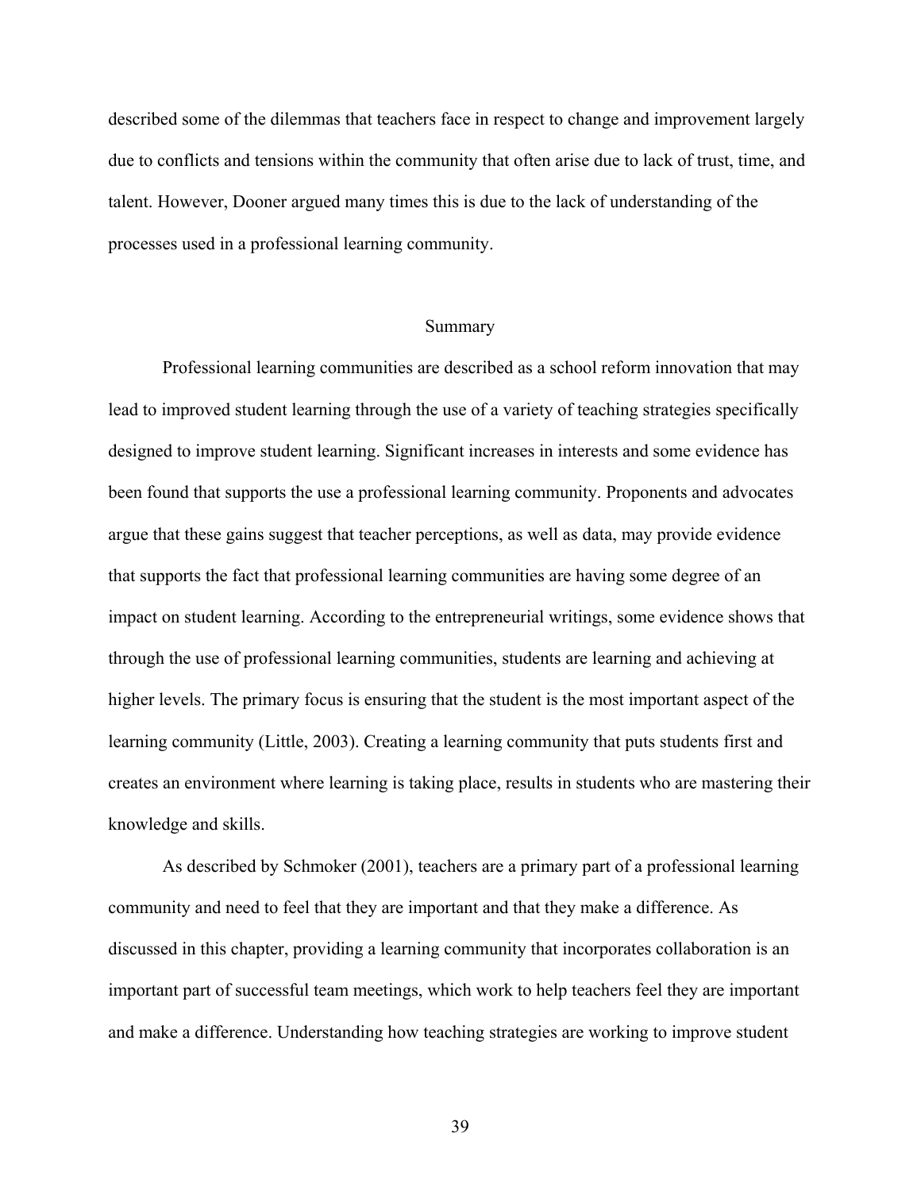described some of the dilemmas that teachers face in respect to change and improvement largely due to conflicts and tensions within the community that often arise due to lack of trust, time, and talent. However, Dooner argued many times this is due to the lack of understanding of the processes used in a professional learning community.

## Summary

Professional learning communities are described as a school reform innovation that may lead to improved student learning through the use of a variety of teaching strategies specifically designed to improve student learning. Significant increases in interests and some evidence has been found that supports the use a professional learning community. Proponents and advocates argue that these gains suggest that teacher perceptions, as well as data, may provide evidence that supports the fact that professional learning communities are having some degree of an impact on student learning. According to the entrepreneurial writings, some evidence shows that through the use of professional learning communities, students are learning and achieving at higher levels. The primary focus is ensuring that the student is the most important aspect of the learning community (Little, 2003). Creating a learning community that puts students first and creates an environment where learning is taking place, results in students who are mastering their knowledge and skills.

As described by Schmoker (2001), teachers are a primary part of a professional learning community and need to feel that they are important and that they make a difference. As discussed in this chapter, providing a learning community that incorporates collaboration is an important part of successful team meetings, which work to help teachers feel they are important and make a difference. Understanding how teaching strategies are working to improve student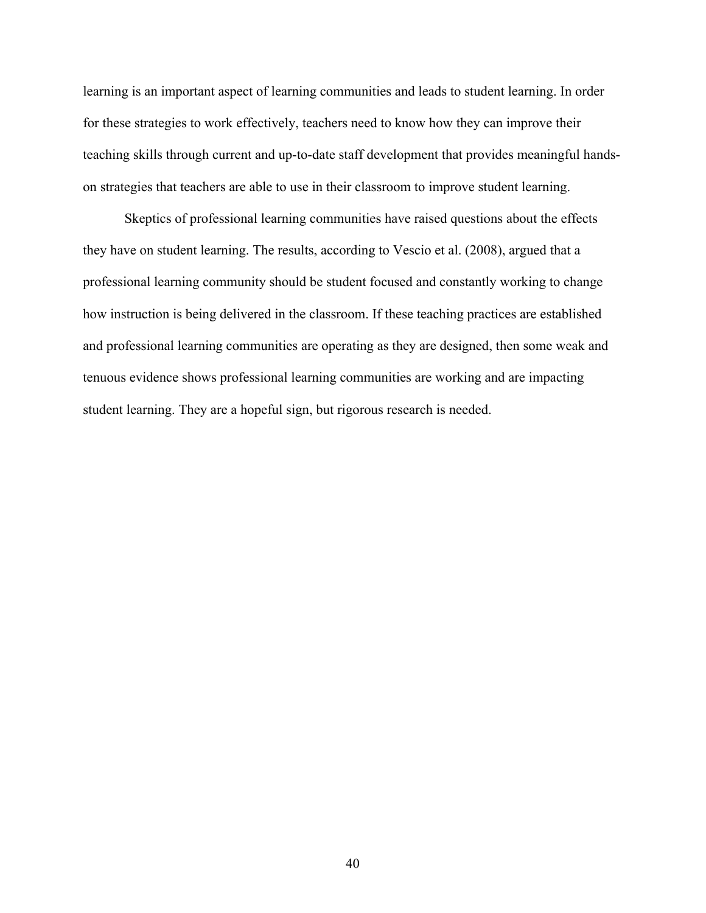learning is an important aspect of learning communities and leads to student learning. In order for these strategies to work effectively, teachers need to know how they can improve their teaching skills through current and up-to-date staff development that provides meaningful hands-on strategies that teachers are able to use in their classroom to improve student learning.

Skeptics of professional learning communities have raised questions about the effects they have on student learning. The results, according to Vescio et al. (2008), argued that a professional learning community should be student focused and constantly working to change how instruction is being delivered in the classroom. If these teaching practices are established and professional learning communities are operating as they are designed, then some weak and tenuous evidence shows professional learning communities are working and are impacting student learning. They are a hopeful sign, but rigorous research is needed.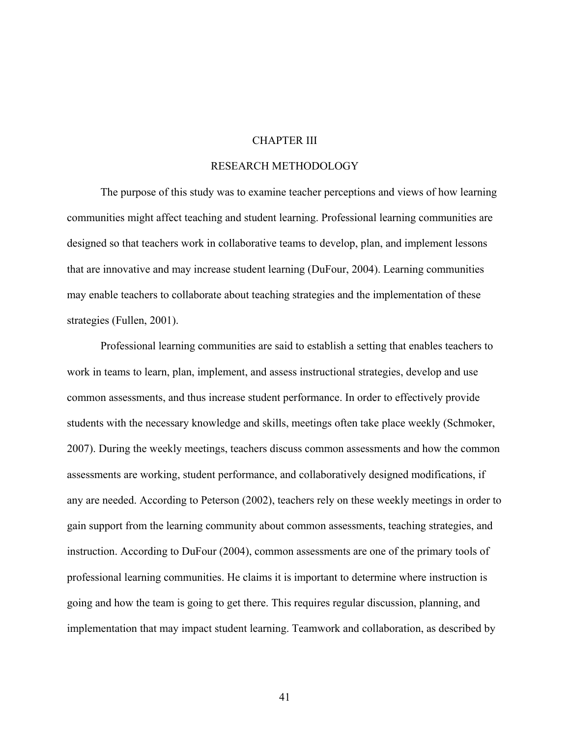# CHAPTER III

## RESEARCH METHODOLOGY

The purpose of this study was to examine teacher perceptions and views of how learning communities might affect teaching and student learning. Professional learning communities are designed so that teachers work in collaborative teams to develop, plan, and implement lessons that are innovative and may increase student learning (DuFour, 2004). Learning communities may enable teachers to collaborate about teaching strategies and the implementation of these strategies (Fullen, 2001).

Professional learning communities are said to establish a setting that enables teachers to work in teams to learn, plan, implement, and assess instructional strategies, develop and use common assessments, and thus increase student performance. In order to effectively provide students with the necessary knowledge and skills, meetings often take place weekly (Schmoker, 2007). During the weekly meetings, teachers discuss common assessments and how the common assessments are working, student performance, and collaboratively designed modifications, if any are needed. According to Peterson (2002), teachers rely on these weekly meetings in order to gain support from the learning community about common assessments, teaching strategies, and instruction. According to DuFour (2004), common assessments are one of the primary tools of professional learning communities. He claims it is important to determine where instruction is going and how the team is going to get there. This requires regular discussion, planning, and implementation that may impact student learning. Teamwork and collaboration, as described by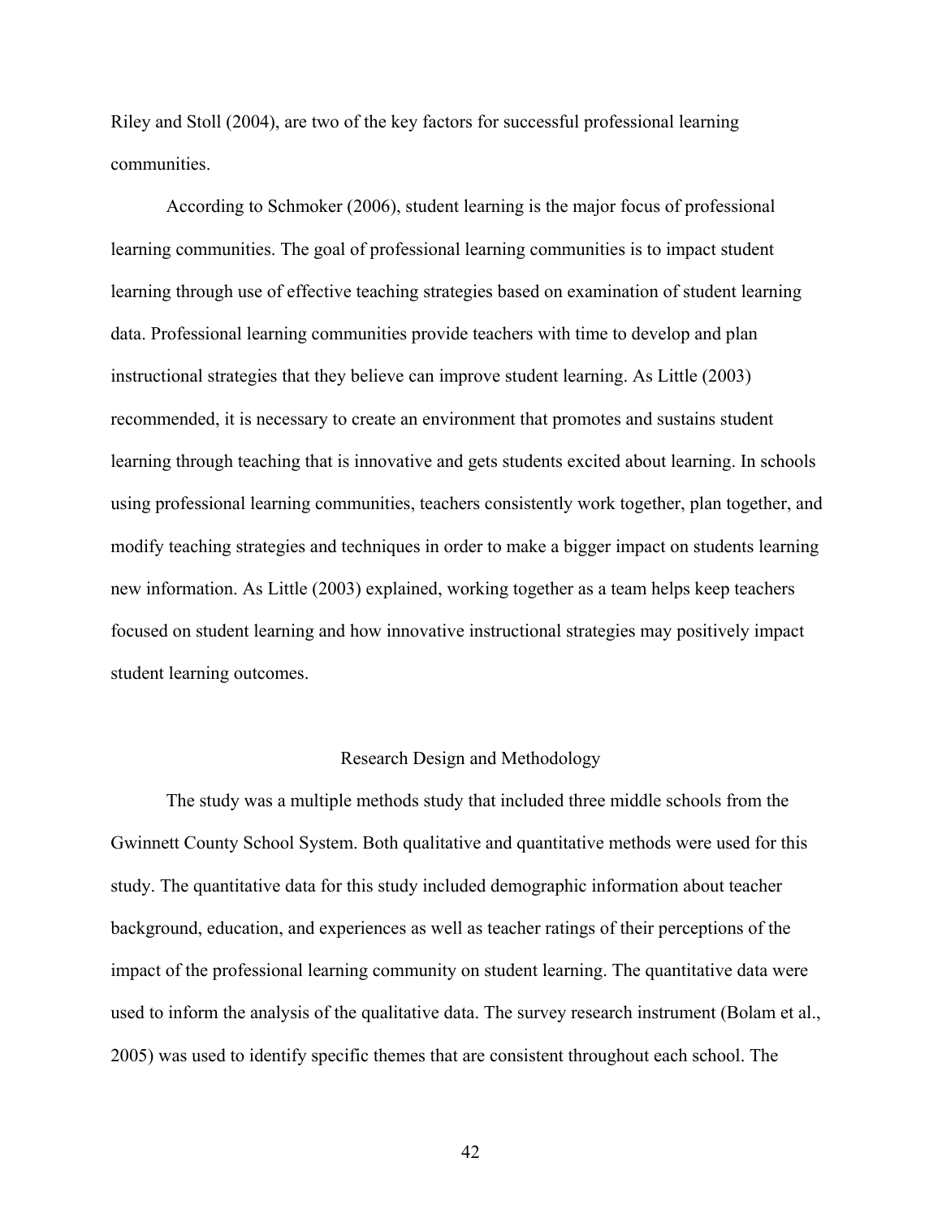Riley and Stoll (2004), are two of the key factors for successful professional learning communities.

According to Schmoker (2006), student learning is the major focus of professional learning communities. The goal of professional learning communities is to impact student learning through use of effective teaching strategies based on examination of student learning data. Professional learning communities provide teachers with time to develop and plan instructional strategies that they believe can improve student learning. As Little (2003) recommended, it is necessary to create an environment that promotes and sustains student learning through teaching that is innovative and gets students excited about learning. In schools using professional learning communities, teachers consistently work together, plan together, and modify teaching strategies and techniques in order to make a bigger impact on students learning new information. As Little (2003) explained, working together as a team helps keep teachers focused on student learning and how innovative instructional strategies may positively impact student learning outcomes.

## Research Design and Methodology

The study was a multiple methods study that included three middle schools from the Gwinnett County School System. Both qualitative and quantitative methods were used for this study. The quantitative data for this study included demographic information about teacher background, education, and experiences as well as teacher ratings of their perceptions of the impact of the professional learning community on student learning. The quantitative data were used to inform the analysis of the qualitative data. The survey research instrument (Bolam et al., 2005) was used to identify specific themes that are consistent throughout each school. The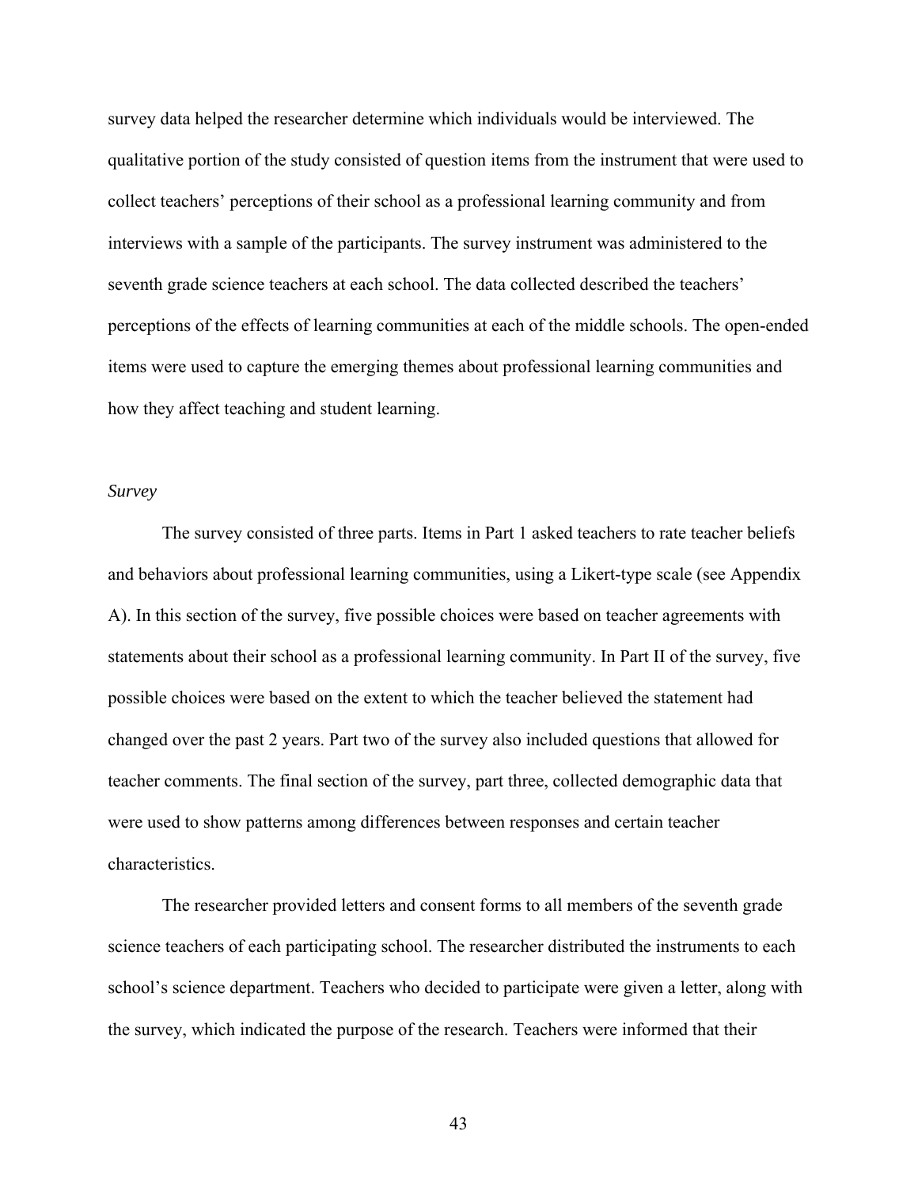survey data helped the researcher determine which individuals would be interviewed. The qualitative portion of the study consisted of question items from the instrument that were used to collect teachers' perceptions of their school as a professional learning community and from interviews with a sample of the participants. The survey instrument was administered to the seventh grade science teachers at each school. The data collected described the teachers' perceptions of the effects of learning communities at each of the middle schools. The open-ended items were used to capture the emerging themes about professional learning communities and how they affect teaching and student learning.

*Survey*

The survey consisted of three parts. Items in Part 1 asked teachers to rate teacher beliefs and behaviors about professional learning communities, using a Likert-type scale (see Appendix A). In this section of the survey, five possible choices were based on teacher agreements with statements about their school as a professional learning community. In Part II of the survey, five possible choices were based on the extent to which the teacher believed the statement had changed over the past 2 years. Part two of the survey also included questions that allowed for teacher comments. The final section of the survey, part three, collected demographic data that were used to show patterns among differences between responses and certain teacher characteristics.

The researcher provided letters and consent forms to all members of the seventh grade science teachers of each participating school. The researcher distributed the instruments to each school's science department. Teachers who decided to participate were given a letter, along with the survey, which indicated the purpose of the research. Teachers were informed that their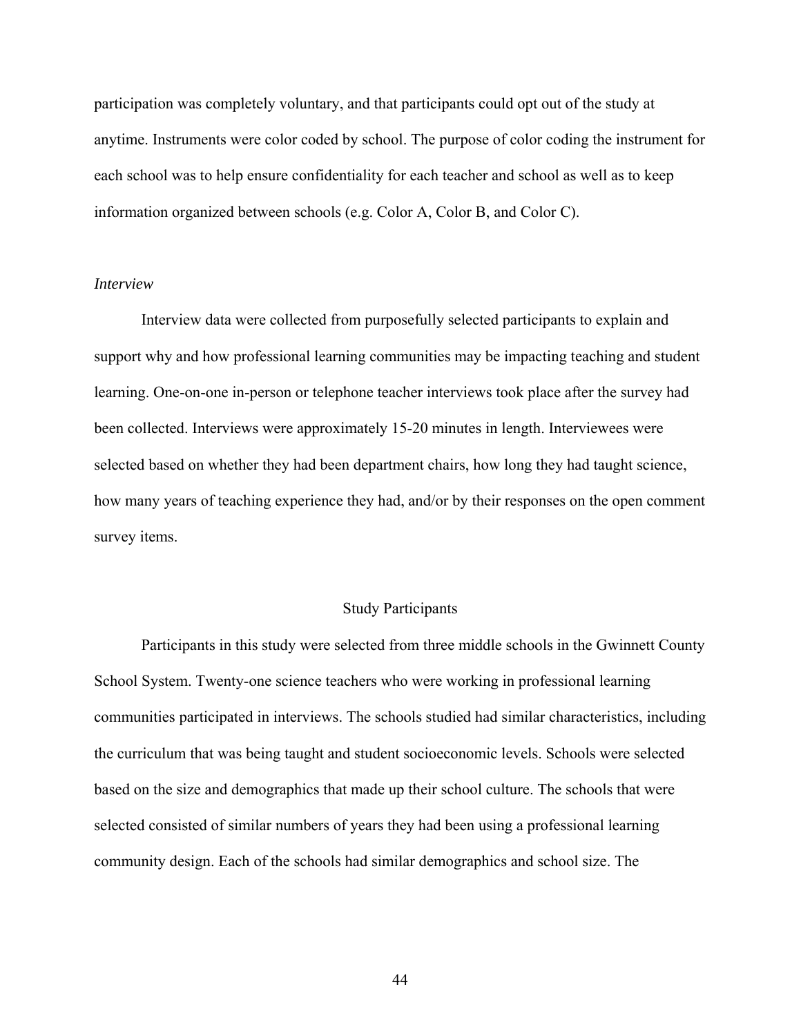participation was completely voluntary, and that participants could opt out of the study at anytime. Instruments were color coded by school. The purpose of color coding the instrument for each school was to help ensure confidentiality for each teacher and school as well as to keep information organized between schools (e.g. Color A, Color B, and Color C).

*Interview*

Interview data were collected from purposefully selected participants to explain and support why and how professional learning communities may be impacting teaching and student learning. One-on-one in-person or telephone teacher interviews took place after the survey had been collected. Interviews were approximately 15-20 minutes in length. Interviewees were selected based on whether they had been department chairs, how long they had taught science, how many years of teaching experience they had, and/or by their responses on the open comment survey items.

## Study Participants

Participants in this study were selected from three middle schools in the Gwinnett County School System. Twenty-one science teachers who were working in professional learning communities participated in interviews. The schools studied had similar characteristics, including the curriculum that was being taught and student socioeconomic levels. Schools were selected based on the size and demographics that made up their school culture. The schools that were selected consisted of similar numbers of years they had been using a professional learning community design. Each of the schools had similar demographics and school size. The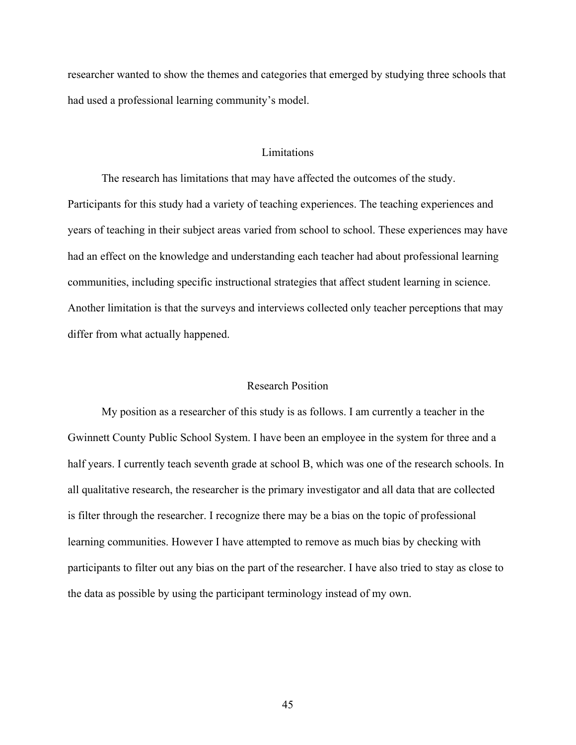researcher wanted to show the themes and categories that emerged by studying three schools that had used a professional learning community's model.

## Limitations

The research has limitations that may have affected the outcomes of the study. Participants for this study had a variety of teaching experiences. The teaching experiences and years of teaching in their subject areas varied from school to school. These experiences may have had an effect on the knowledge and understanding each teacher had about professional learning communities, including specific instructional strategies that affect student learning in science. Another limitation is that the surveys and interviews collected only teacher perceptions that may differ from what actually happened.

## Research Position

My position as a researcher of this study is as follows. I am currently a teacher in the Gwinnett County Public School System. I have been an employee in the system for three and a half years. I currently teach seventh grade at school B, which was one of the research schools. In all qualitative research, the researcher is the primary investigator and all data that are collected is filter through the researcher. I recognize there may be a bias on the topic of professional learning communities. However I have attempted to remove as much bias by checking with participants to filter out any bias on the part of the researcher. I have also tried to stay as close to the data as possible by using the participant terminology instead of my own.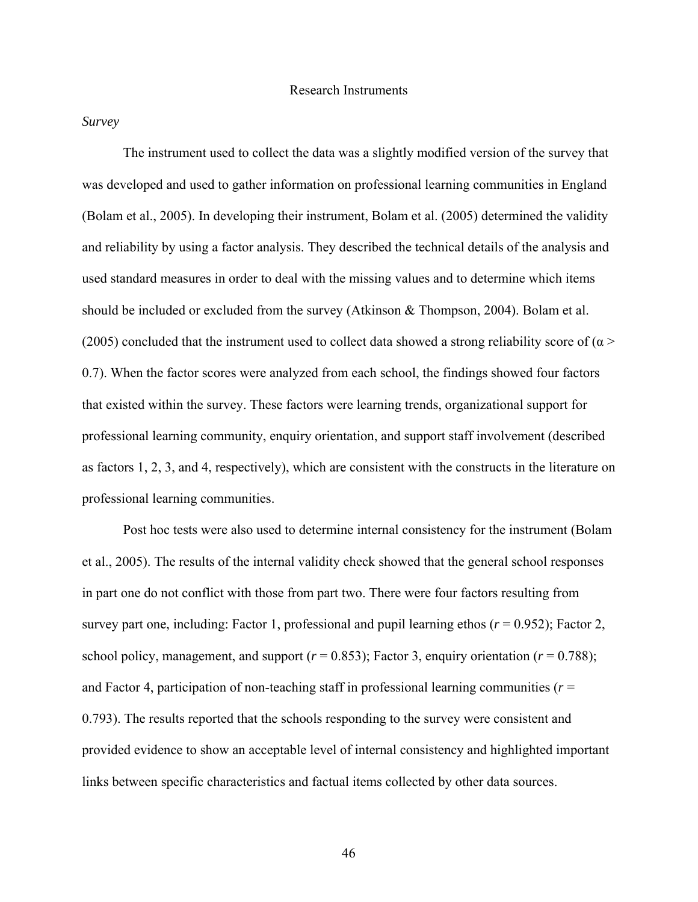## Research Instruments

### *Survey*

The instrument used to collect the data was a slightly modified version of the survey that was developed and used to gather information on professional learning communities in England (Bolam et al., 2005). In developing their instrument, Bolam et al. (2005) determined the validity and reliability by using a factor analysis. They described the technical details of the analysis and used standard measures in order to deal with the missing values and to determine which items should be included or excluded from the survey (Atkinson & Thompson, 2004). Bolam et al. (2005) concluded that the instrument used to collect data showed a strong reliability score of ($\alpha >$ 0.7). When the factor scores were analyzed from each school, the findings showed four factors that existed within the survey. These factors were learning trends, organizational support for professional learning community, enquiry orientation, and support staff involvement (described as factors 1, 2, 3, and 4, respectively), which are consistent with the constructs in the literature on professional learning communities.

Post hoc tests were also used to determine internal consistency for the instrument (Bolam et al., 2005). The results of the internal validity check showed that the general school responses in part one do not conflict with those from part two. There were four factors resulting from survey part one, including: Factor 1, professional and pupil learning ethos ($r = 0.952$); Factor 2, school policy, management, and support ($r = 0.853$); Factor 3, enquiry orientation ($r = 0.788$); and Factor 4, participation of non-teaching staff in professional learning communities ($r =$ 0.793). The results reported that the schools responding to the survey were consistent and provided evidence to show an acceptable level of internal consistency and highlighted important links between specific characteristics and factual items collected by other data sources.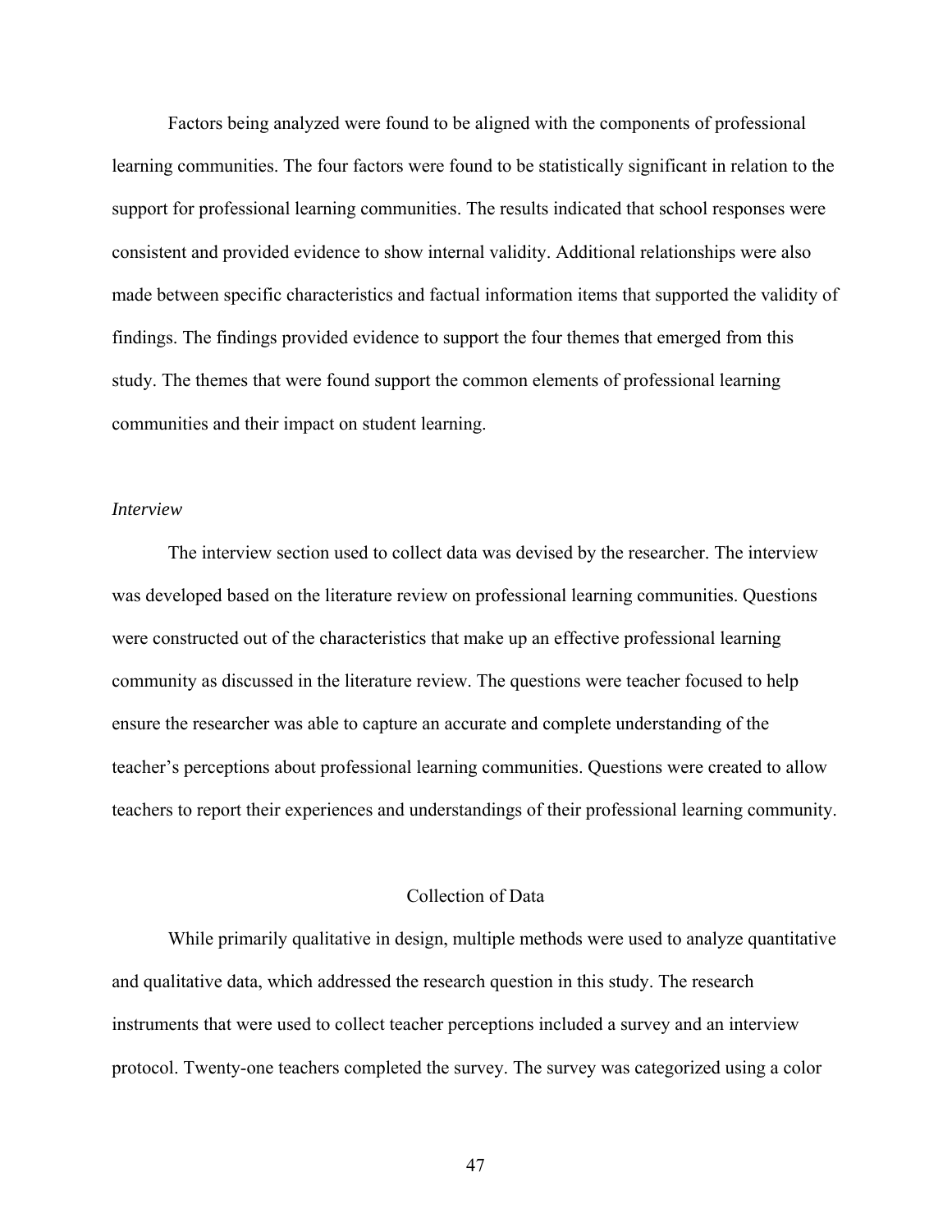Factors being analyzed were found to be aligned with the components of professional learning communities. The four factors were found to be statistically significant in relation to the support for professional learning communities. The results indicated that school responses were consistent and provided evidence to show internal validity. Additional relationships were also made between specific characteristics and factual information items that supported the validity of findings. The findings provided evidence to support the four themes that emerged from this study. The themes that were found support the common elements of professional learning communities and their impact on student learning.

*Interview*

The interview section used to collect data was devised by the researcher. The interview was developed based on the literature review on professional learning communities. Questions were constructed out of the characteristics that make up an effective professional learning community as discussed in the literature review. The questions were teacher focused to help ensure the researcher was able to capture an accurate and complete understanding of the teacher's perceptions about professional learning communities. Questions were created to allow teachers to report their experiences and understandings of their professional learning community.

## Collection of Data

While primarily qualitative in design, multiple methods were used to analyze quantitative and qualitative data, which addressed the research question in this study. The research instruments that were used to collect teacher perceptions included a survey and an interview protocol. Twenty-one teachers completed the survey. The survey was categorized using a color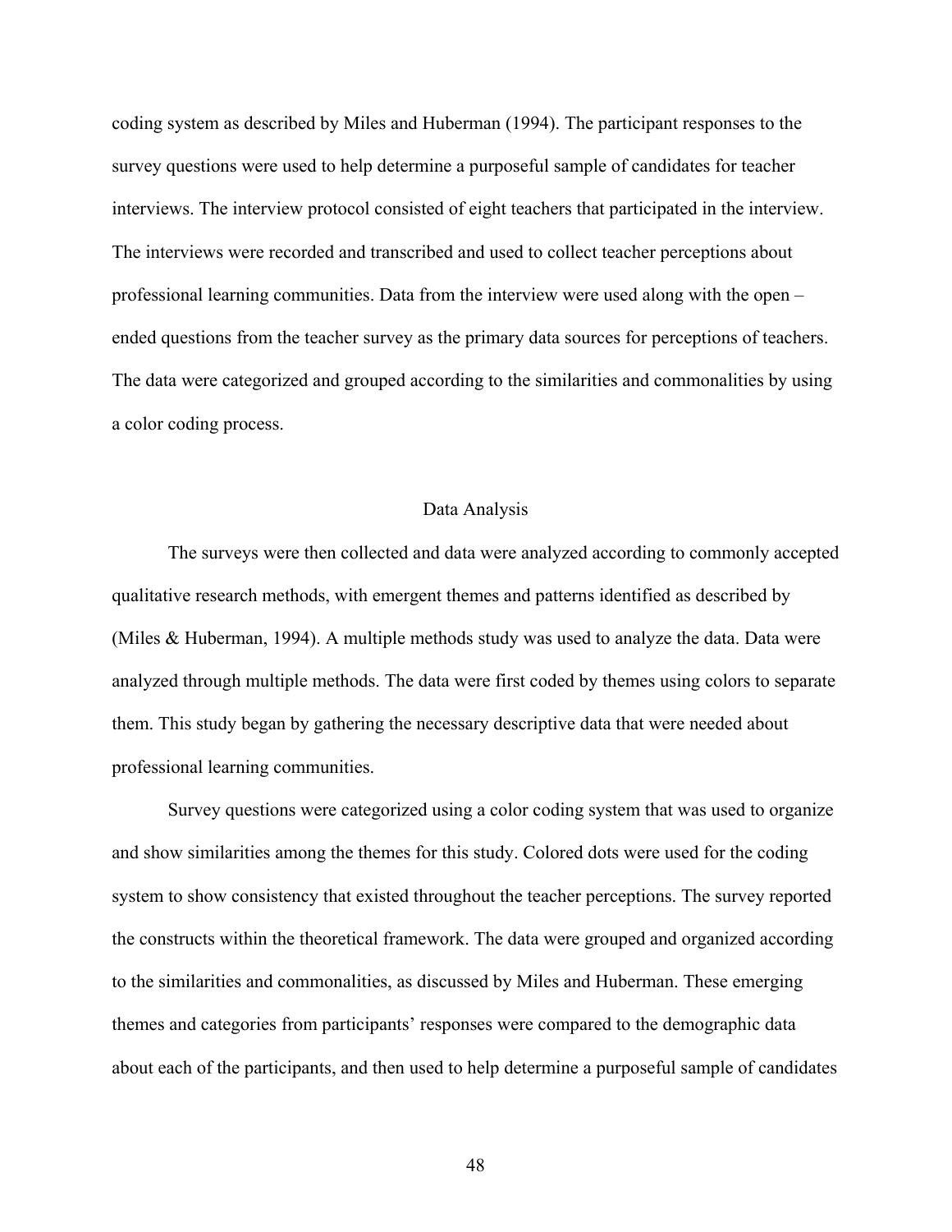coding system as described by Miles and Huberman (1994). The participant responses to the survey questions were used to help determine a purposeful sample of candidates for teacher interviews. The interview protocol consisted of eight teachers that participated in the interview. The interviews were recorded and transcribed and used to collect teacher perceptions about professional learning communities. Data from the interview were used along with the open – ended questions from the teacher survey as the primary data sources for perceptions of teachers. The data were categorized and grouped according to the similarities and commonalities by using a color coding process.

## Data Analysis

The surveys were then collected and data were analyzed according to commonly accepted qualitative research methods, with emergent themes and patterns identified as described by (Miles & Huberman, 1994). A multiple methods study was used to analyze the data. Data were analyzed through multiple methods. The data were first coded by themes using colors to separate them. This study began by gathering the necessary descriptive data that were needed about professional learning communities.

Survey questions were categorized using a color coding system that was used to organize and show similarities among the themes for this study. Colored dots were used for the coding system to show consistency that existed throughout the teacher perceptions. The survey reported the constructs within the theoretical framework. The data were grouped and organized according to the similarities and commonalities, as discussed by Miles and Huberman. These emerging themes and categories from participants' responses were compared to the demographic data about each of the participants, and then used to help determine a purposeful sample of candidates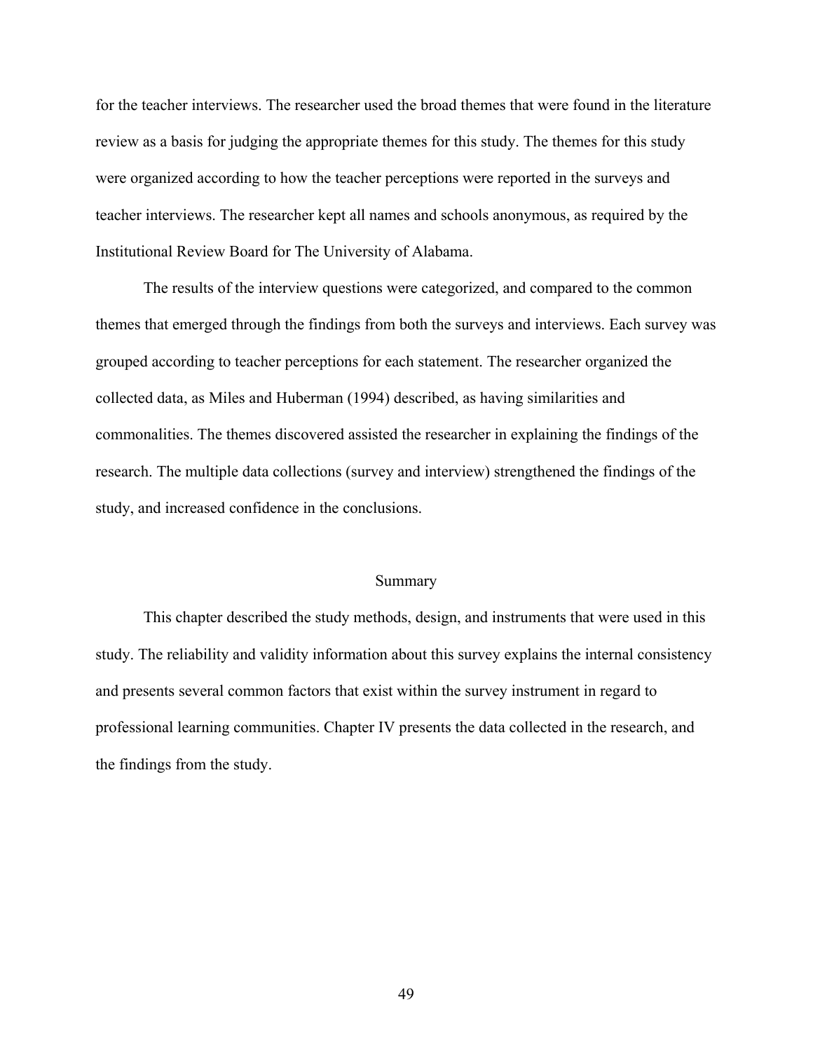for the teacher interviews. The researcher used the broad themes that were found in the literature review as a basis for judging the appropriate themes for this study. The themes for this study were organized according to how the teacher perceptions were reported in the surveys and teacher interviews. The researcher kept all names and schools anonymous, as required by the Institutional Review Board for The University of Alabama.

The results of the interview questions were categorized, and compared to the common themes that emerged through the findings from both the surveys and interviews. Each survey was grouped according to teacher perceptions for each statement. The researcher organized the collected data, as Miles and Huberman (1994) described, as having similarities and commonalities. The themes discovered assisted the researcher in explaining the findings of the research. The multiple data collections (survey and interview) strengthened the findings of the study, and increased confidence in the conclusions.

## Summary

This chapter described the study methods, design, and instruments that were used in this study. The reliability and validity information about this survey explains the internal consistency and presents several common factors that exist within the survey instrument in regard to professional learning communities. Chapter IV presents the data collected in the research, and the findings from the study.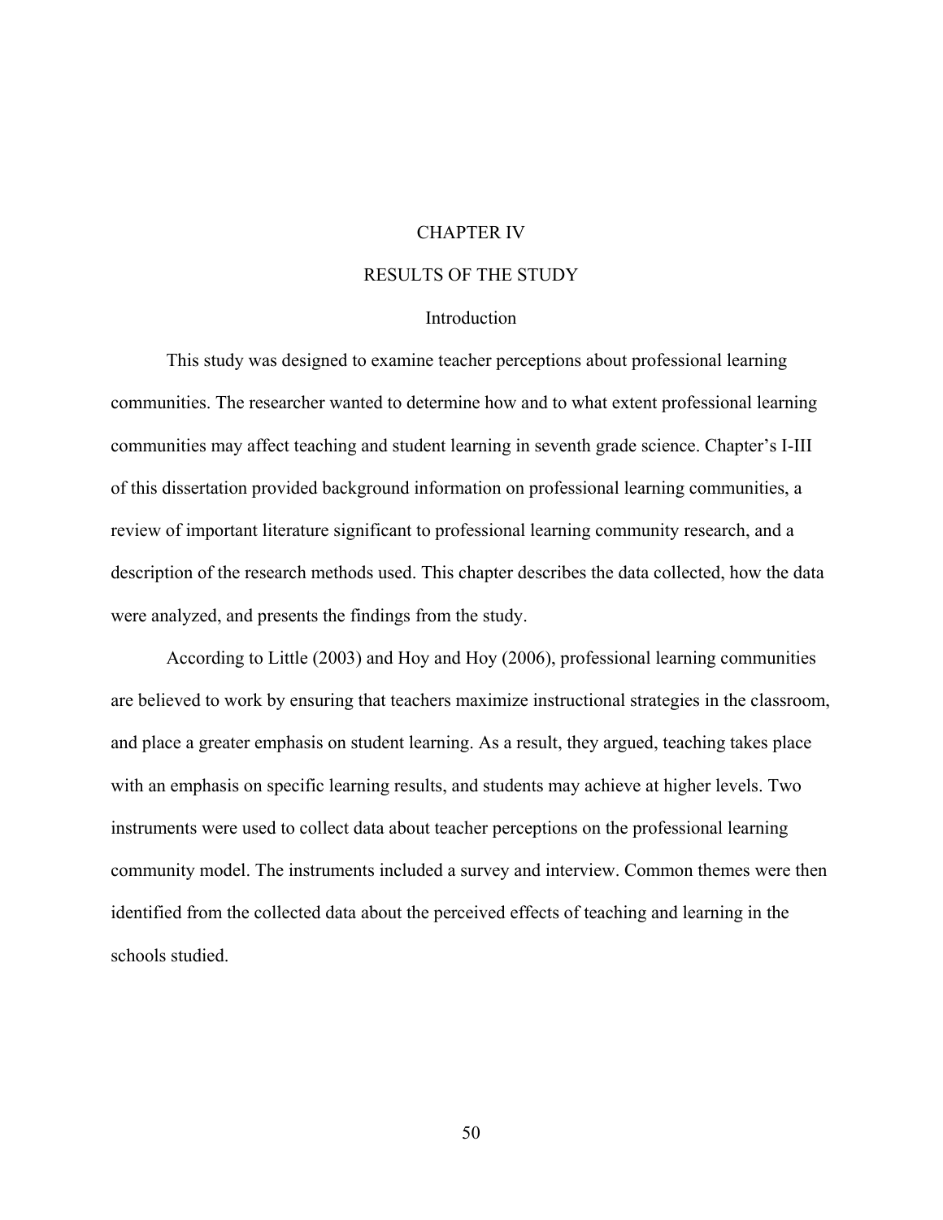# CHAPTER IV

# RESULTS OF THE STUDY

## Introduction

This study was designed to examine teacher perceptions about professional learning communities. The researcher wanted to determine how and to what extent professional learning communities may affect teaching and student learning in seventh grade science. Chapter's I-III of this dissertation provided background information on professional learning communities, a review of important literature significant to professional learning community research, and a description of the research methods used. This chapter describes the data collected, how the data were analyzed, and presents the findings from the study.

According to Little (2003) and Hoy and Hoy (2006), professional learning communities are believed to work by ensuring that teachers maximize instructional strategies in the classroom, and place a greater emphasis on student learning. As a result, they argued, teaching takes place with an emphasis on specific learning results, and students may achieve at higher levels. Two instruments were used to collect data about teacher perceptions on the professional learning community model. The instruments included a survey and interview. Common themes were then identified from the collected data about the perceived effects of teaching and learning in the schools studied.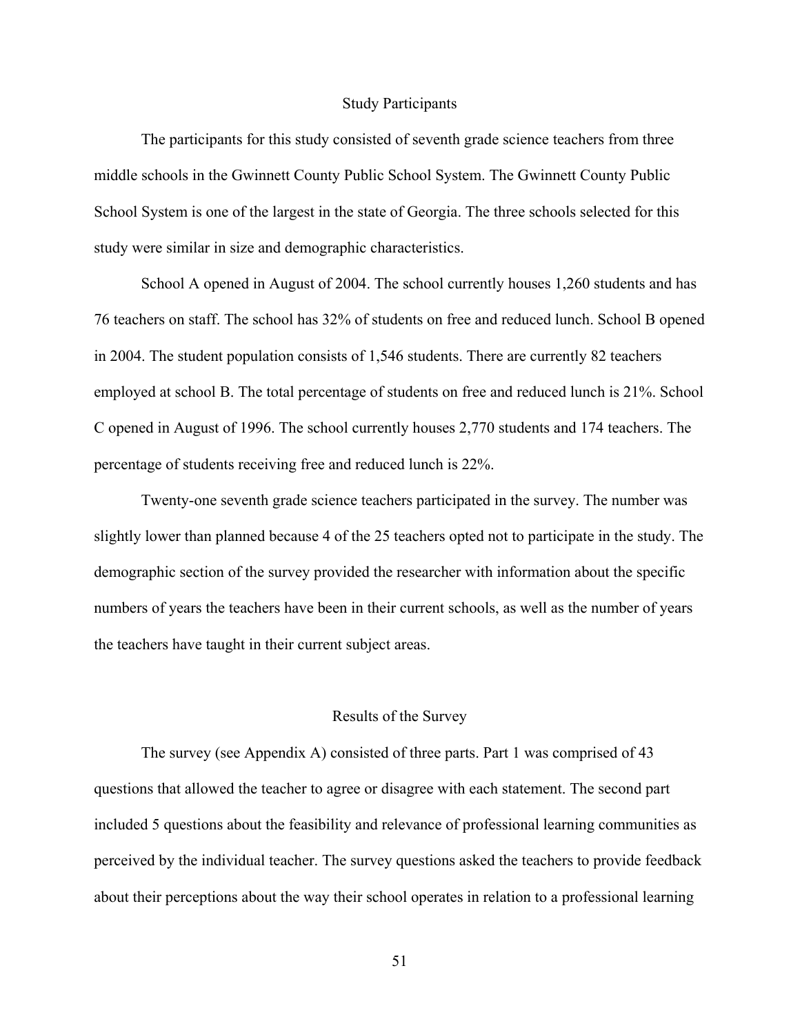## Study Participants

The participants for this study consisted of seventh grade science teachers from three middle schools in the Gwinnett County Public School System. The Gwinnett County Public School System is one of the largest in the state of Georgia. The three schools selected for this study were similar in size and demographic characteristics.

School A opened in August of 2004. The school currently houses 1,260 students and has 76 teachers on staff. The school has 32% of students on free and reduced lunch. School B opened in 2004. The student population consists of 1,546 students. There are currently 82 teachers employed at school B. The total percentage of students on free and reduced lunch is 21%. School C opened in August of 1996. The school currently houses 2,770 students and 174 teachers. The percentage of students receiving free and reduced lunch is 22%.

Twenty-one seventh grade science teachers participated in the survey. The number was slightly lower than planned because 4 of the 25 teachers opted not to participate in the study. The demographic section of the survey provided the researcher with information about the specific numbers of years the teachers have been in their current schools, as well as the number of years the teachers have taught in their current subject areas.

## Results of the Survey

The survey (see Appendix A) consisted of three parts. Part 1 was comprised of 43 questions that allowed the teacher to agree or disagree with each statement. The second part included 5 questions about the feasibility and relevance of professional learning communities as perceived by the individual teacher. The survey questions asked the teachers to provide feedback about their perceptions about the way their school operates in relation to a professional learning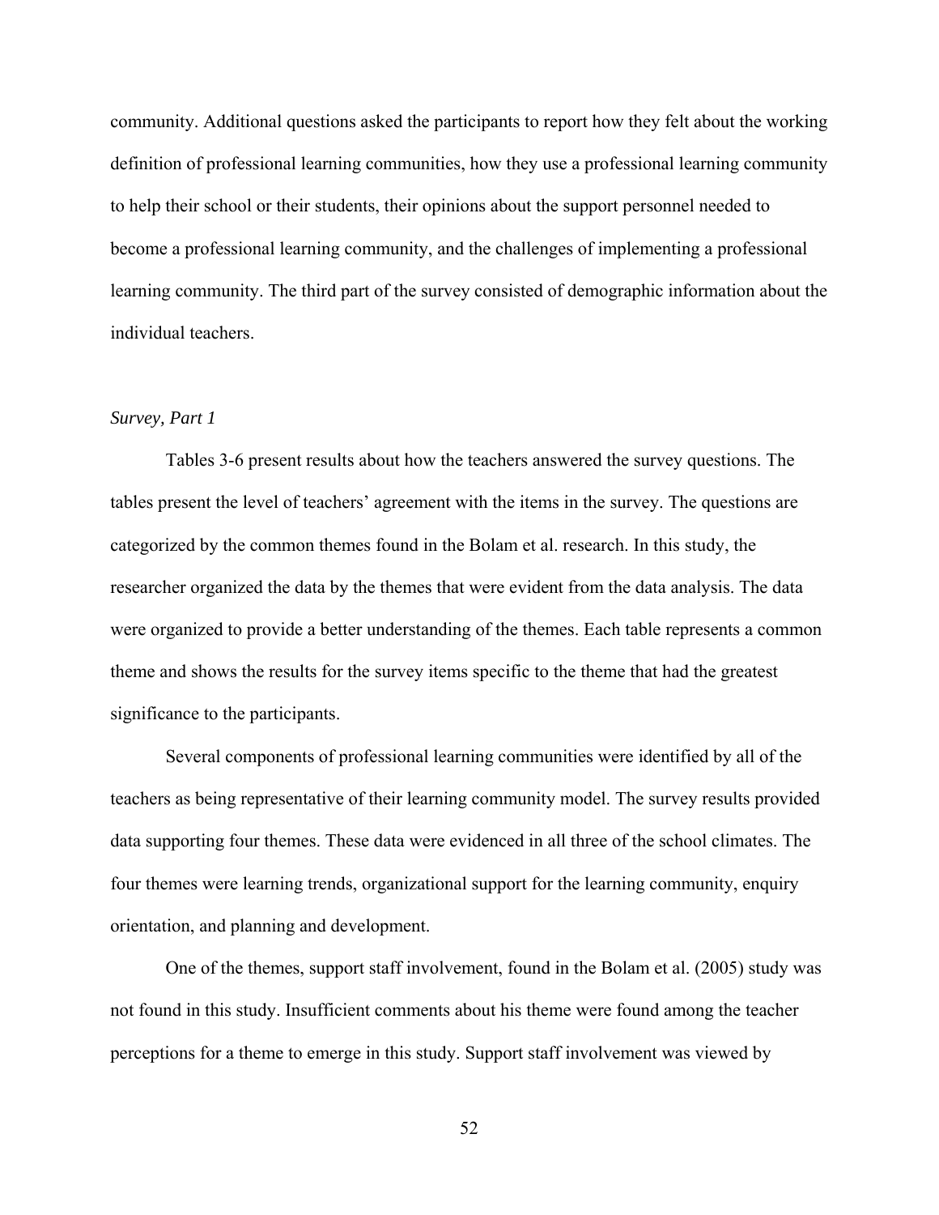community. Additional questions asked the participants to report how they felt about the working definition of professional learning communities, how they use a professional learning community to help their school or their students, their opinions about the support personnel needed to become a professional learning community, and the challenges of implementing a professional learning community. The third part of the survey consisted of demographic information about the individual teachers.

*Survey, Part 1*

Tables 3-6 present results about how the teachers answered the survey questions. The tables present the level of teachers' agreement with the items in the survey. The questions are categorized by the common themes found in the Bolam et al. research. In this study, the researcher organized the data by the themes that were evident from the data analysis. The data were organized to provide a better understanding of the themes. Each table represents a common theme and shows the results for the survey items specific to the theme that had the greatest significance to the participants.

Several components of professional learning communities were identified by all of the teachers as being representative of their learning community model. The survey results provided data supporting four themes. These data were evidenced in all three of the school climates. The four themes were learning trends, organizational support for the learning community, enquiry orientation, and planning and development.

One of the themes, support staff involvement, found in the Bolam et al. (2005) study was not found in this study. Insufficient comments about his theme were found among the teacher perceptions for a theme to emerge in this study. Support staff involvement was viewed by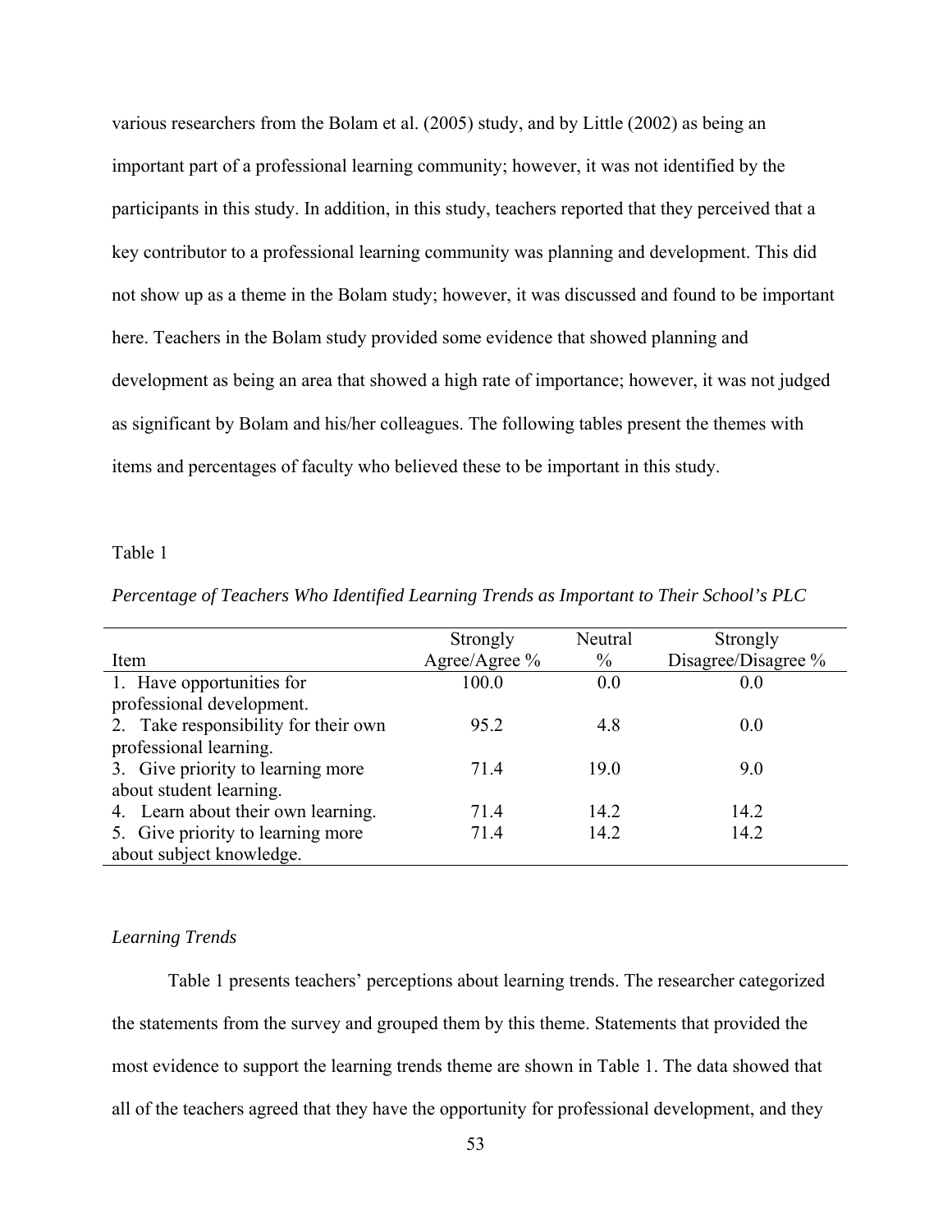various researchers from the Bolam et al. (2005) study, and by Little (2002) as being an important part of a professional learning community; however, it was not identified by the participants in this study. In addition, in this study, teachers reported that they perceived that a key contributor to a professional learning community was planning and development. This did not show up as a theme in the Bolam study; however, it was discussed and found to be important here. Teachers in the Bolam study provided some evidence that showed planning and development as being an area that showed a high rate of importance; however, it was not judged as significant by Bolam and his/her colleagues. The following tables present the themes with items and percentages of faculty who believed these to be important in this study.

Table 1

*Percentage of Teachers Who Identified Learning Trends as Important to Their School's PLC*

| Item | Strongly Agree/Agree % | Neutral % | Strongly Disagree/Disagree % |
|---|---|---|---|
| 1. Have opportunities for professional development. | 100.0 | 0.0 | 0.0 |
| 2. Take responsibility for their own professional learning. | 95.2 | 4.8 | 0.0 |
| 3. Give priority to learning more about student learning. | 71.4 | 19.0 | 9.0 |
| 4. Learn about their own learning. | 71.4 | 14.2 | 14.2 |
| 5. Give priority to learning more about subject knowledge. | 71.4 | 14.2 | 14.2 |

*Learning Trends*

Table 1 presents teachers' perceptions about learning trends. The researcher categorized the statements from the survey and grouped them by this theme. Statements that provided the most evidence to support the learning trends theme are shown in Table 1. The data showed that all of the teachers agreed that they have the opportunity for professional development, and they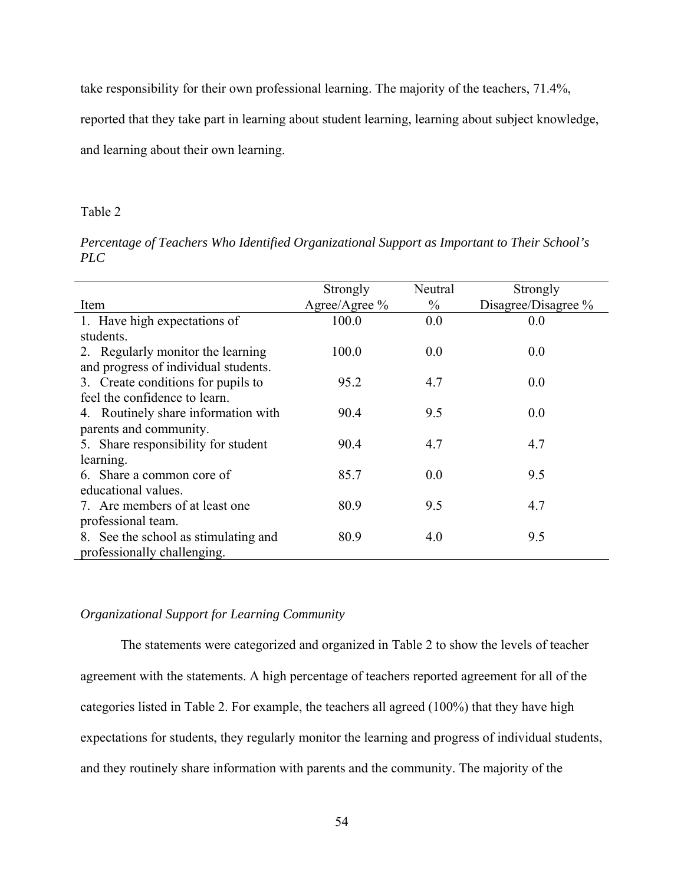take responsibility for their own professional learning. The majority of the teachers, 71.4%, reported that they take part in learning about student learning, learning about subject knowledge, and learning about their own learning.

Table 2

*Percentage of Teachers Who Identified Organizational Support as Important to Their School's PLC*

| Item | Strongly Agree/Agree % | Neutral % | Strongly Disagree/Disagree % |
|---|---|---|---|
| 1. Have high expectations of students. | 100.0 | 0.0 | 0.0 |
| 2. Regularly monitor the learning and progress of individual students. | 100.0 | 0.0 | 0.0 |
| 3. Create conditions for pupils to feel the confidence to learn. | 95.2 | 4.7 | 0.0 |
| 4. Routinely share information with parents and community. | 90.4 | 9.5 | 0.0 |
| 5. Share responsibility for student learning. | 90.4 | 4.7 | 4.7 |
| 6. Share a common core of educational values. | 85.7 | 0.0 | 9.5 |
| 7. Are members of at least one professional team. | 80.9 | 9.5 | 4.7 |
| 8. See the school as stimulating and professionally challenging. | 80.9 | 4.0 | 9.5 |

*Organizational Support for Learning Community*

The statements were categorized and organized in Table 2 to show the levels of teacher agreement with the statements. A high percentage of teachers reported agreement for all of the categories listed in Table 2. For example, the teachers all agreed (100%) that they have high expectations for students, they regularly monitor the learning and progress of individual students, and they routinely share information with parents and the community. The majority of the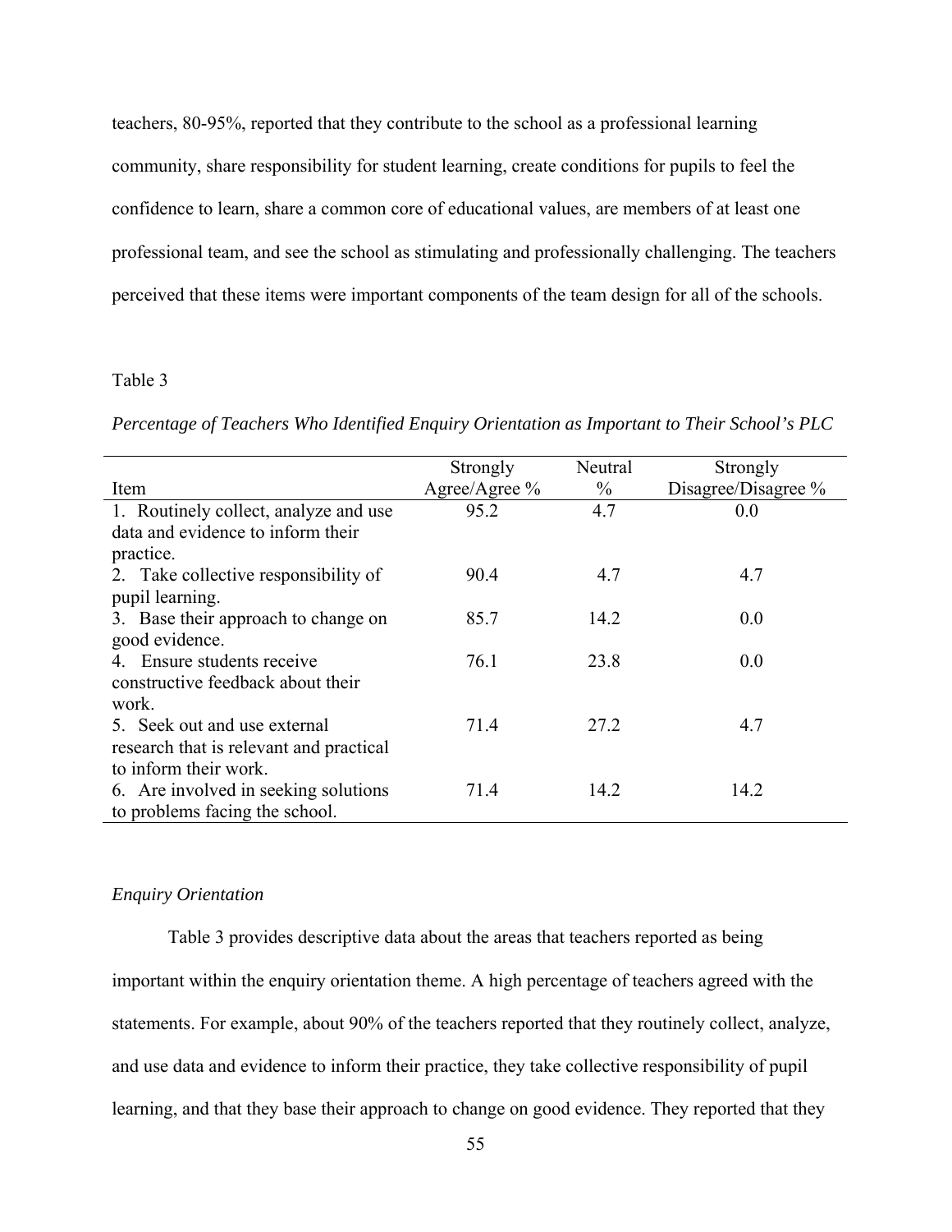teachers, 80-95%, reported that they contribute to the school as a professional learning community, share responsibility for student learning, create conditions for pupils to feel the confidence to learn, share a common core of educational values, are members of at least one professional team, and see the school as stimulating and professionally challenging. The teachers perceived that these items were important components of the team design for all of the schools.

Table 3

*Percentage of Teachers Who Identified Enquiry Orientation as Important to Their School's PLC*

| Item | Strongly Agree/Agree % | Neutral % | Strongly Disagree/Disagree % |
|---|---|---|---|
| 1. Routinely collect, analyze and use data and evidence to inform their practice. | 95.2 | 4.7 | 0.0 |
| 2. Take collective responsibility of pupil learning. | 90.4 | 4.7 | 4.7 |
| 3. Base their approach to change on good evidence. | 85.7 | 14.2 | 0.0 |
| 4. Ensure students receive constructive feedback about their work. | 76.1 | 23.8 | 0.0 |
| 5. Seek out and use external research that is relevant and practical to inform their work. | 71.4 | 27.2 | 4.7 |
| 6. Are involved in seeking solutions to problems facing the school. | 71.4 | 14.2 | 14.2 |

*Enquiry Orientation*

Table 3 provides descriptive data about the areas that teachers reported as being important within the enquiry orientation theme. A high percentage of teachers agreed with the statements. For example, about 90% of the teachers reported that they routinely collect, analyze, and use data and evidence to inform their practice, they take collective responsibility of pupil learning, and that they base their approach to change on good evidence. They reported that they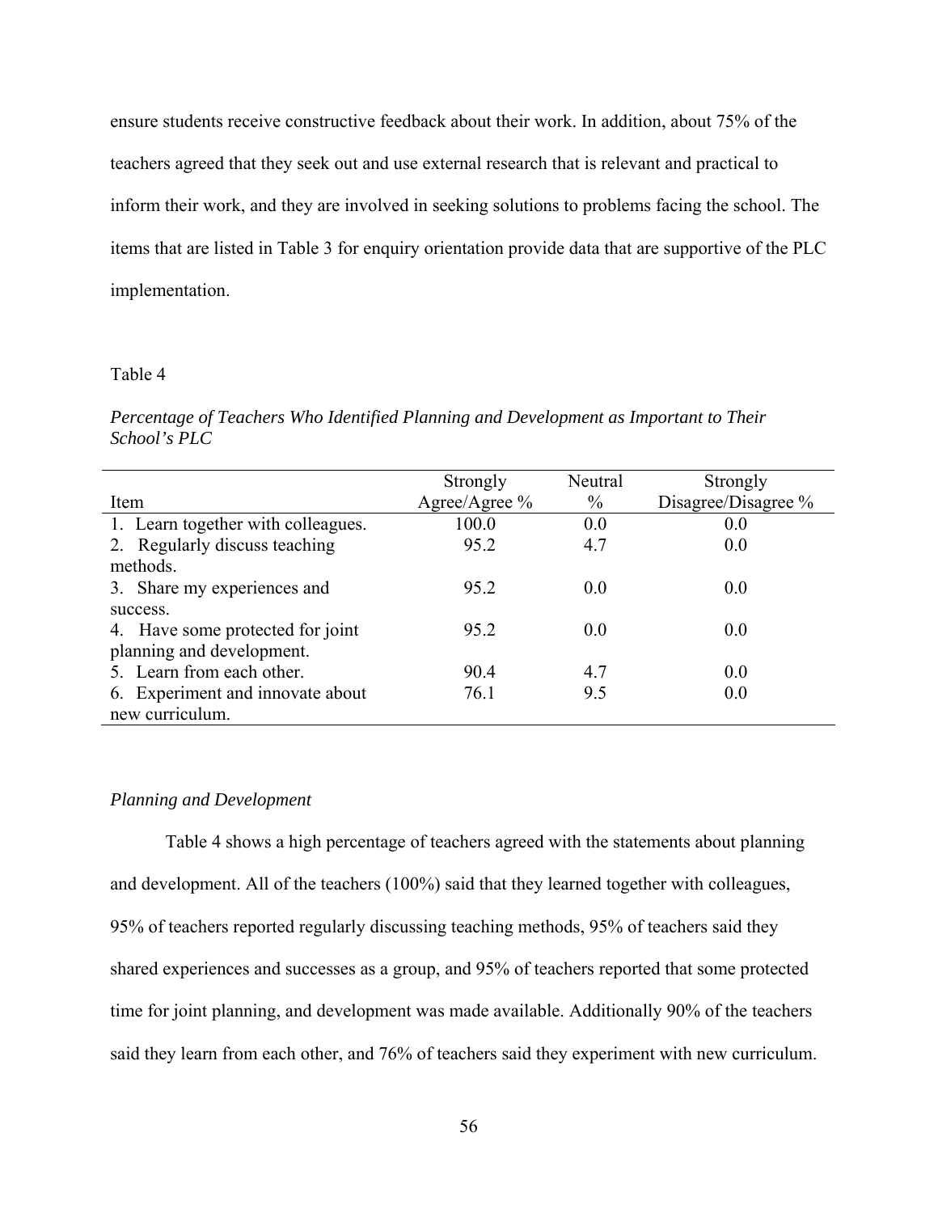ensure students receive constructive feedback about their work. In addition, about 75% of the teachers agreed that they seek out and use external research that is relevant and practical to inform their work, and they are involved in seeking solutions to problems facing the school. The items that are listed in Table 3 for enquiry orientation provide data that are supportive of the PLC implementation.

Table 4

*Percentage of Teachers Who Identified Planning and Development as Important to Their School's PLC*

| Item | Strongly Agree/Agree % | Neutral % | Strongly Disagree/Disagree % |
|---|---|---|---|
| 1. Learn together with colleagues. | 100.0 | 0.0 | 0.0 |
| 2. Regularly discuss teaching methods. | 95.2 | 4.7 | 0.0 |
| 3. Share my experiences and success. | 95.2 | 0.0 | 0.0 |
| 4. Have some protected for joint planning and development. | 95.2 | 0.0 | 0.0 |
| 5. Learn from each other. | 90.4 | 4.7 | 0.0 |
| 6. Experiment and innovate about new curriculum. | 76.1 | 9.5 | 0.0 |

*Planning and Development*

Table 4 shows a high percentage of teachers agreed with the statements about planning and development. All of the teachers (100%) said that they learned together with colleagues, 95% of teachers reported regularly discussing teaching methods, 95% of teachers said they shared experiences and successes as a group, and 95% of teachers reported that some protected time for joint planning, and development was made available. Additionally 90% of the teachers said they learn from each other, and 76% of teachers said they experiment with new curriculum.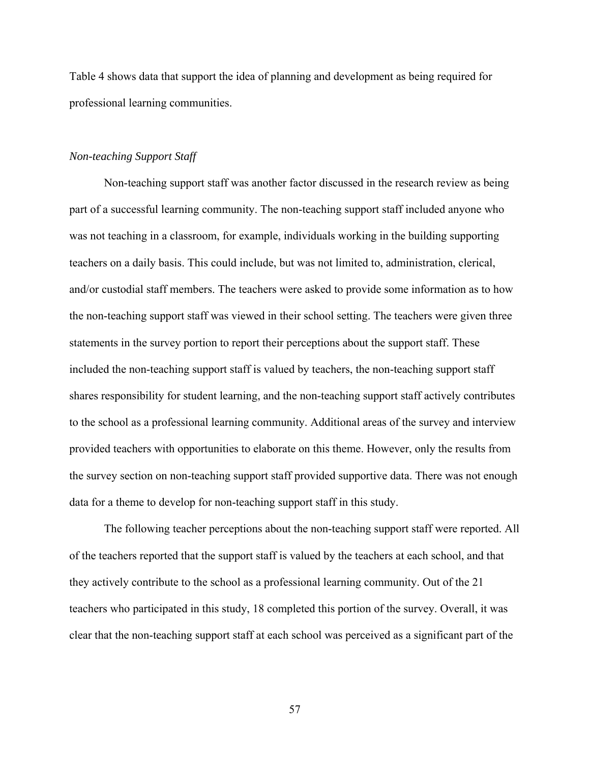Table 4 shows data that support the idea of planning and development as being required for professional learning communities.

### *Non-teaching Support Staff*

Non-teaching support staff was another factor discussed in the research review as being part of a successful learning community. The non-teaching support staff included anyone who was not teaching in a classroom, for example, individuals working in the building supporting teachers on a daily basis. This could include, but was not limited to, administration, clerical, and/or custodial staff members. The teachers were asked to provide some information as to how the non-teaching support staff was viewed in their school setting. The teachers were given three statements in the survey portion to report their perceptions about the support staff. These included the non-teaching support staff is valued by teachers, the non-teaching support staff shares responsibility for student learning, and the non-teaching support staff actively contributes to the school as a professional learning community. Additional areas of the survey and interview provided teachers with opportunities to elaborate on this theme. However, only the results from the survey section on non-teaching support staff provided supportive data. There was not enough data for a theme to develop for non-teaching support staff in this study.

The following teacher perceptions about the non-teaching support staff were reported. All of the teachers reported that the support staff is valued by the teachers at each school, and that they actively contribute to the school as a professional learning community. Out of the 21 teachers who participated in this study, 18 completed this portion of the survey. Overall, it was clear that the non-teaching support staff at each school was perceived as a significant part of the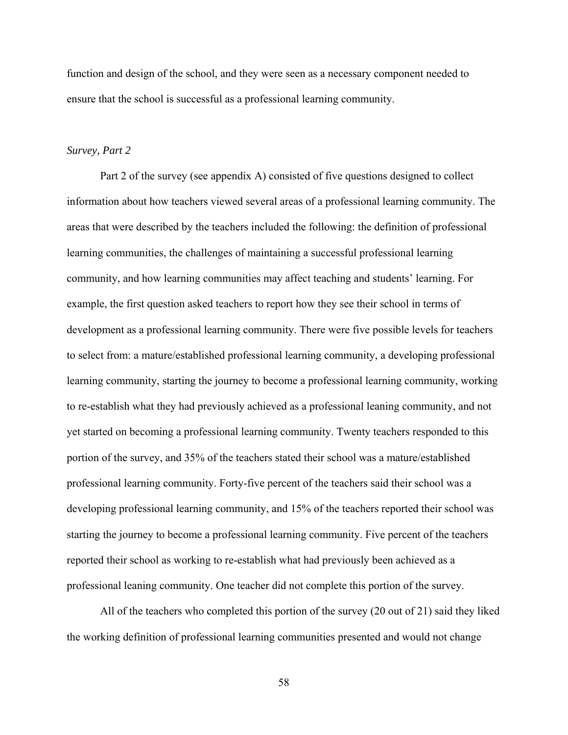function and design of the school, and they were seen as a necessary component needed to ensure that the school is successful as a professional learning community.

*Survey, Part 2*

Part 2 of the survey (see appendix A) consisted of five questions designed to collect information about how teachers viewed several areas of a professional learning community. The areas that were described by the teachers included the following: the definition of professional learning communities, the challenges of maintaining a successful professional learning community, and how learning communities may affect teaching and students' learning. For example, the first question asked teachers to report how they see their school in terms of development as a professional learning community. There were five possible levels for teachers to select from: a mature/established professional learning community, a developing professional learning community, starting the journey to become a professional learning community, working to re-establish what they had previously achieved as a professional leaning community, and not yet started on becoming a professional learning community. Twenty teachers responded to this portion of the survey, and 35% of the teachers stated their school was a mature/established professional learning community. Forty-five percent of the teachers said their school was a developing professional learning community, and 15% of the teachers reported their school was starting the journey to become a professional learning community. Five percent of the teachers reported their school as working to re-establish what had previously been achieved as a professional leaning community. One teacher did not complete this portion of the survey.

All of the teachers who completed this portion of the survey (20 out of 21) said they liked the working definition of professional learning communities presented and would not change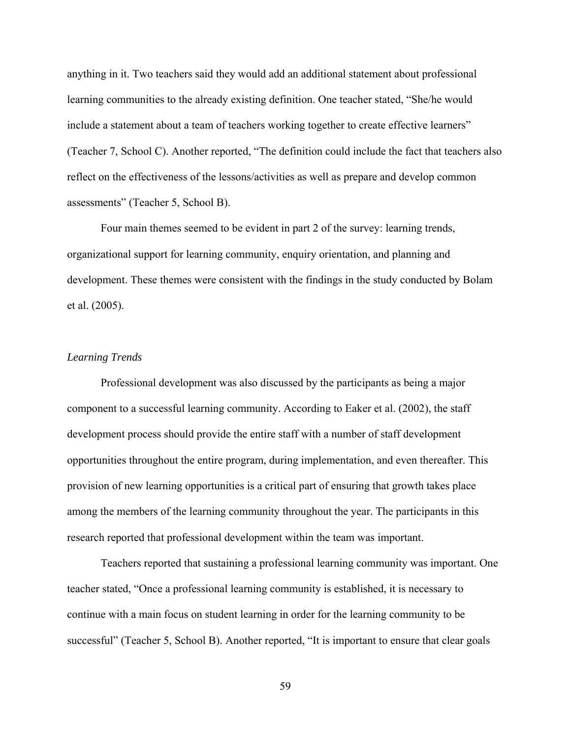anything in it. Two teachers said they would add an additional statement about professional learning communities to the already existing definition. One teacher stated, "She/he would include a statement about a team of teachers working together to create effective learners" (Teacher 7, School C). Another reported, "The definition could include the fact that teachers also reflect on the effectiveness of the lessons/activities as well as prepare and develop common assessments" (Teacher 5, School B).

Four main themes seemed to be evident in part 2 of the survey: learning trends, organizational support for learning community, enquiry orientation, and planning and development. These themes were consistent with the findings in the study conducted by Bolam et al. (2005).

### *Learning Trends*

Professional development was also discussed by the participants as being a major component to a successful learning community. According to Eaker et al. (2002), the staff development process should provide the entire staff with a number of staff development opportunities throughout the entire program, during implementation, and even thereafter. This provision of new learning opportunities is a critical part of ensuring that growth takes place among the members of the learning community throughout the year. The participants in this research reported that professional development within the team was important.

Teachers reported that sustaining a professional learning community was important. One teacher stated, "Once a professional learning community is established, it is necessary to continue with a main focus on student learning in order for the learning community to be successful" (Teacher 5, School B). Another reported, "It is important to ensure that clear goals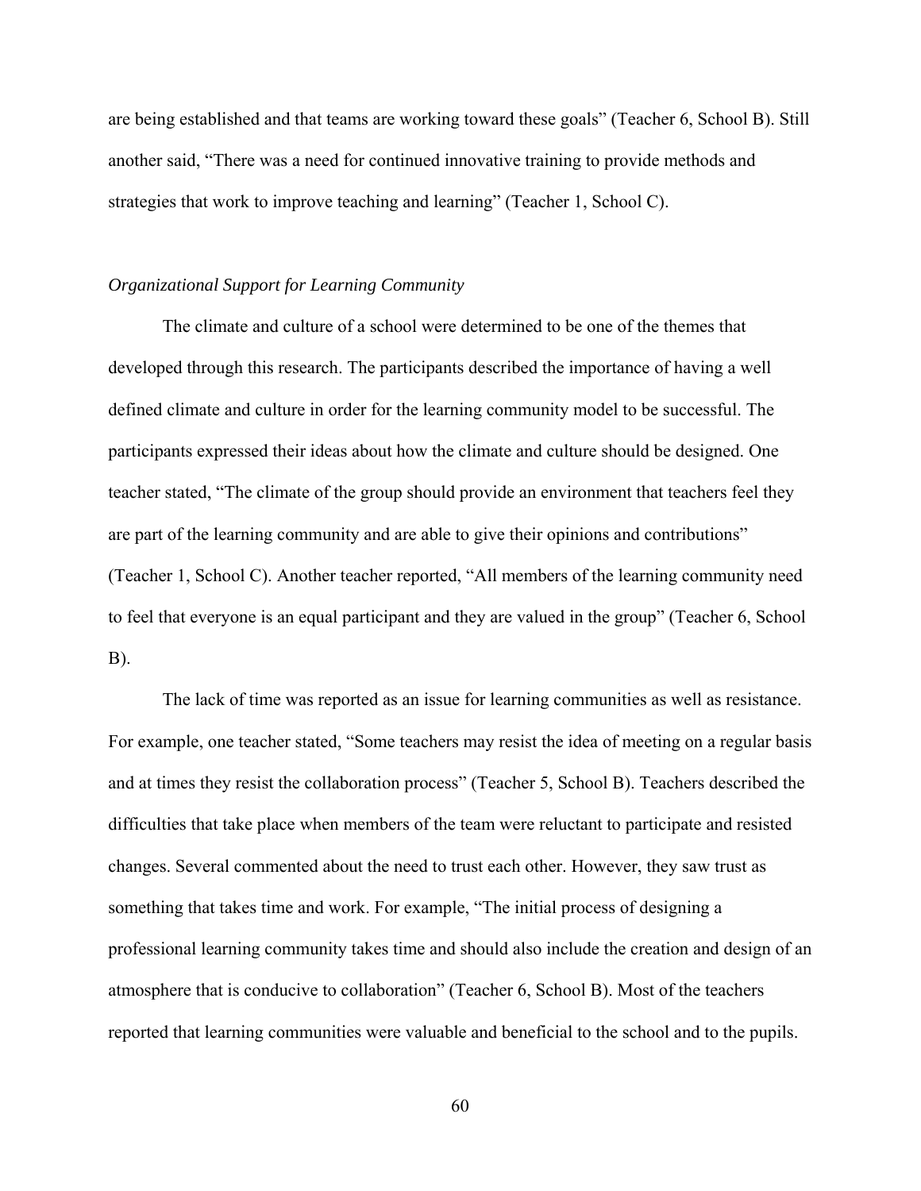are being established and that teams are working toward these goals" (Teacher 6, School B). Still another said, "There was a need for continued innovative training to provide methods and strategies that work to improve teaching and learning" (Teacher 1, School C).

### *Organizational Support for Learning Community*

The climate and culture of a school were determined to be one of the themes that developed through this research. The participants described the importance of having a well defined climate and culture in order for the learning community model to be successful. The participants expressed their ideas about how the climate and culture should be designed. One teacher stated, "The climate of the group should provide an environment that teachers feel they are part of the learning community and are able to give their opinions and contributions" (Teacher 1, School C). Another teacher reported, "All members of the learning community need to feel that everyone is an equal participant and they are valued in the group" (Teacher 6, School B).

The lack of time was reported as an issue for learning communities as well as resistance. For example, one teacher stated, "Some teachers may resist the idea of meeting on a regular basis and at times they resist the collaboration process" (Teacher 5, School B). Teachers described the difficulties that take place when members of the team were reluctant to participate and resisted changes. Several commented about the need to trust each other. However, they saw trust as something that takes time and work. For example, "The initial process of designing a professional learning community takes time and should also include the creation and design of an atmosphere that is conducive to collaboration" (Teacher 6, School B). Most of the teachers reported that learning communities were valuable and beneficial to the school and to the pupils.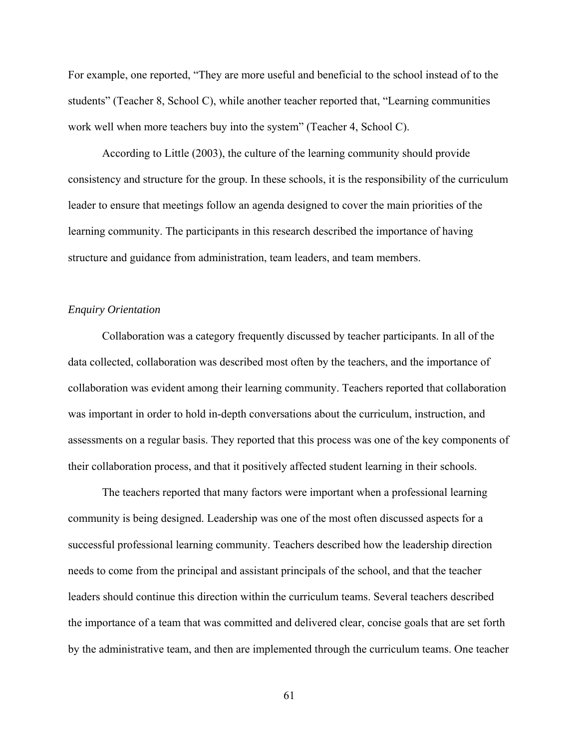For example, one reported, "They are more useful and beneficial to the school instead of to the students" (Teacher 8, School C), while another teacher reported that, "Learning communities work well when more teachers buy into the system" (Teacher 4, School C).

According to Little (2003), the culture of the learning community should provide consistency and structure for the group. In these schools, it is the responsibility of the curriculum leader to ensure that meetings follow an agenda designed to cover the main priorities of the learning community. The participants in this research described the importance of having structure and guidance from administration, team leaders, and team members.

*Enquiry Orientation*

Collaboration was a category frequently discussed by teacher participants. In all of the data collected, collaboration was described most often by the teachers, and the importance of collaboration was evident among their learning community. Teachers reported that collaboration was important in order to hold in-depth conversations about the curriculum, instruction, and assessments on a regular basis. They reported that this process was one of the key components of their collaboration process, and that it positively affected student learning in their schools.

The teachers reported that many factors were important when a professional learning community is being designed. Leadership was one of the most often discussed aspects for a successful professional learning community. Teachers described how the leadership direction needs to come from the principal and assistant principals of the school, and that the teacher leaders should continue this direction within the curriculum teams. Several teachers described the importance of a team that was committed and delivered clear, concise goals that are set forth by the administrative team, and then are implemented through the curriculum teams. One teacher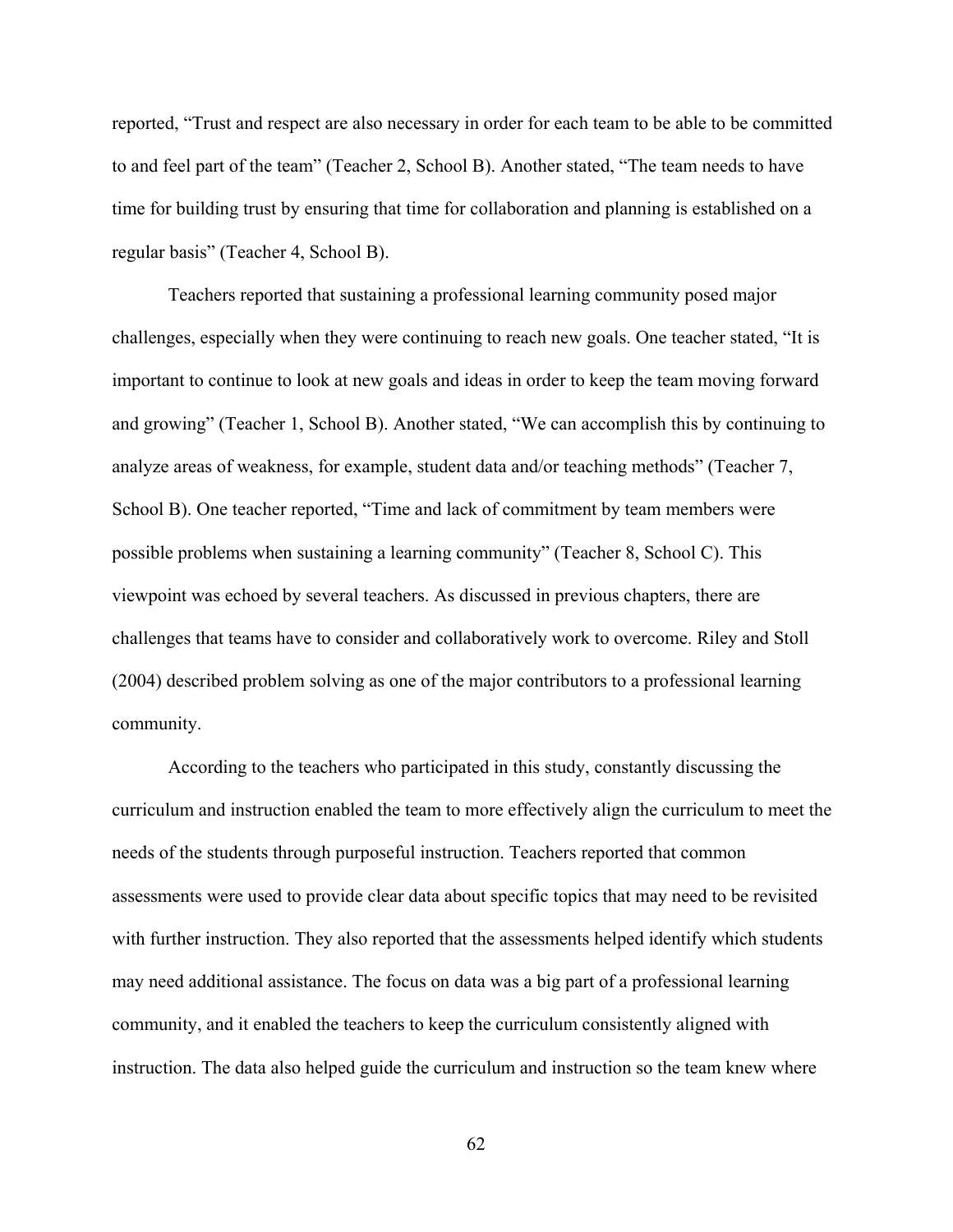reported, "Trust and respect are also necessary in order for each team to be able to be committed to and feel part of the team" (Teacher 2, School B). Another stated, "The team needs to have time for building trust by ensuring that time for collaboration and planning is established on a regular basis" (Teacher 4, School B).

Teachers reported that sustaining a professional learning community posed major challenges, especially when they were continuing to reach new goals. One teacher stated, "It is important to continue to look at new goals and ideas in order to keep the team moving forward and growing" (Teacher 1, School B). Another stated, "We can accomplish this by continuing to analyze areas of weakness, for example, student data and/or teaching methods" (Teacher 7, School B). One teacher reported, "Time and lack of commitment by team members were possible problems when sustaining a learning community" (Teacher 8, School C). This viewpoint was echoed by several teachers. As discussed in previous chapters, there are challenges that teams have to consider and collaboratively work to overcome. Riley and Stoll (2004) described problem solving as one of the major contributors to a professional learning community.

According to the teachers who participated in this study, constantly discussing the curriculum and instruction enabled the team to more effectively align the curriculum to meet the needs of the students through purposeful instruction. Teachers reported that common assessments were used to provide clear data about specific topics that may need to be revisited with further instruction. They also reported that the assessments helped identify which students may need additional assistance. The focus on data was a big part of a professional learning community, and it enabled the teachers to keep the curriculum consistently aligned with instruction. The data also helped guide the curriculum and instruction so the team knew where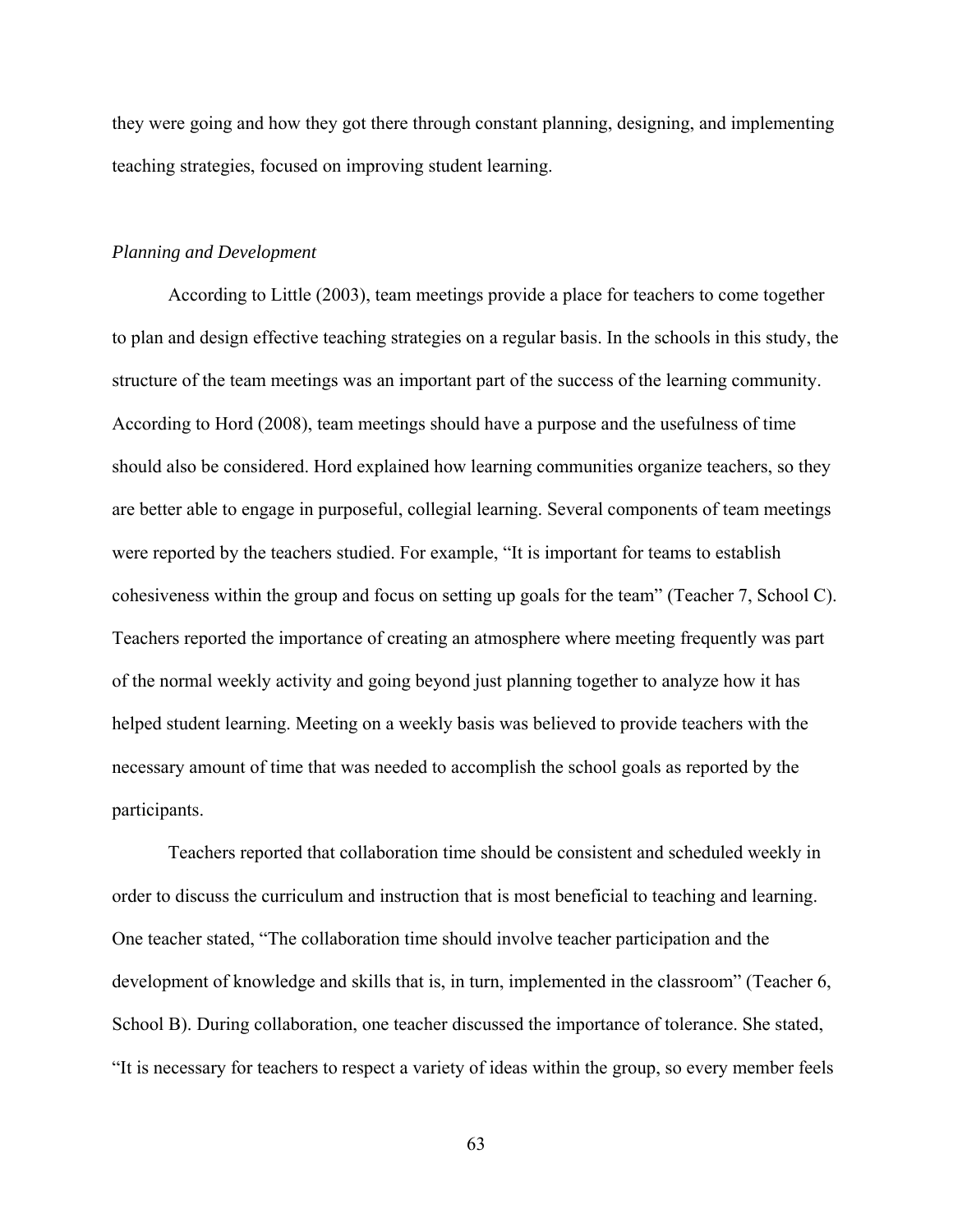they were going and how they got there through constant planning, designing, and implementing teaching strategies, focused on improving student learning.

*Planning and Development*

According to Little (2003), team meetings provide a place for teachers to come together to plan and design effective teaching strategies on a regular basis. In the schools in this study, the structure of the team meetings was an important part of the success of the learning community. According to Hord (2008), team meetings should have a purpose and the usefulness of time should also be considered. Hord explained how learning communities organize teachers, so they are better able to engage in purposeful, collegial learning. Several components of team meetings were reported by the teachers studied. For example, "It is important for teams to establish cohesiveness within the group and focus on setting up goals for the team" (Teacher 7, School C). Teachers reported the importance of creating an atmosphere where meeting frequently was part of the normal weekly activity and going beyond just planning together to analyze how it has helped student learning. Meeting on a weekly basis was believed to provide teachers with the necessary amount of time that was needed to accomplish the school goals as reported by the participants.

Teachers reported that collaboration time should be consistent and scheduled weekly in order to discuss the curriculum and instruction that is most beneficial to teaching and learning. One teacher stated, "The collaboration time should involve teacher participation and the development of knowledge and skills that is, in turn, implemented in the classroom" (Teacher 6, School B). During collaboration, one teacher discussed the importance of tolerance. She stated, "It is necessary for teachers to respect a variety of ideas within the group, so every member feels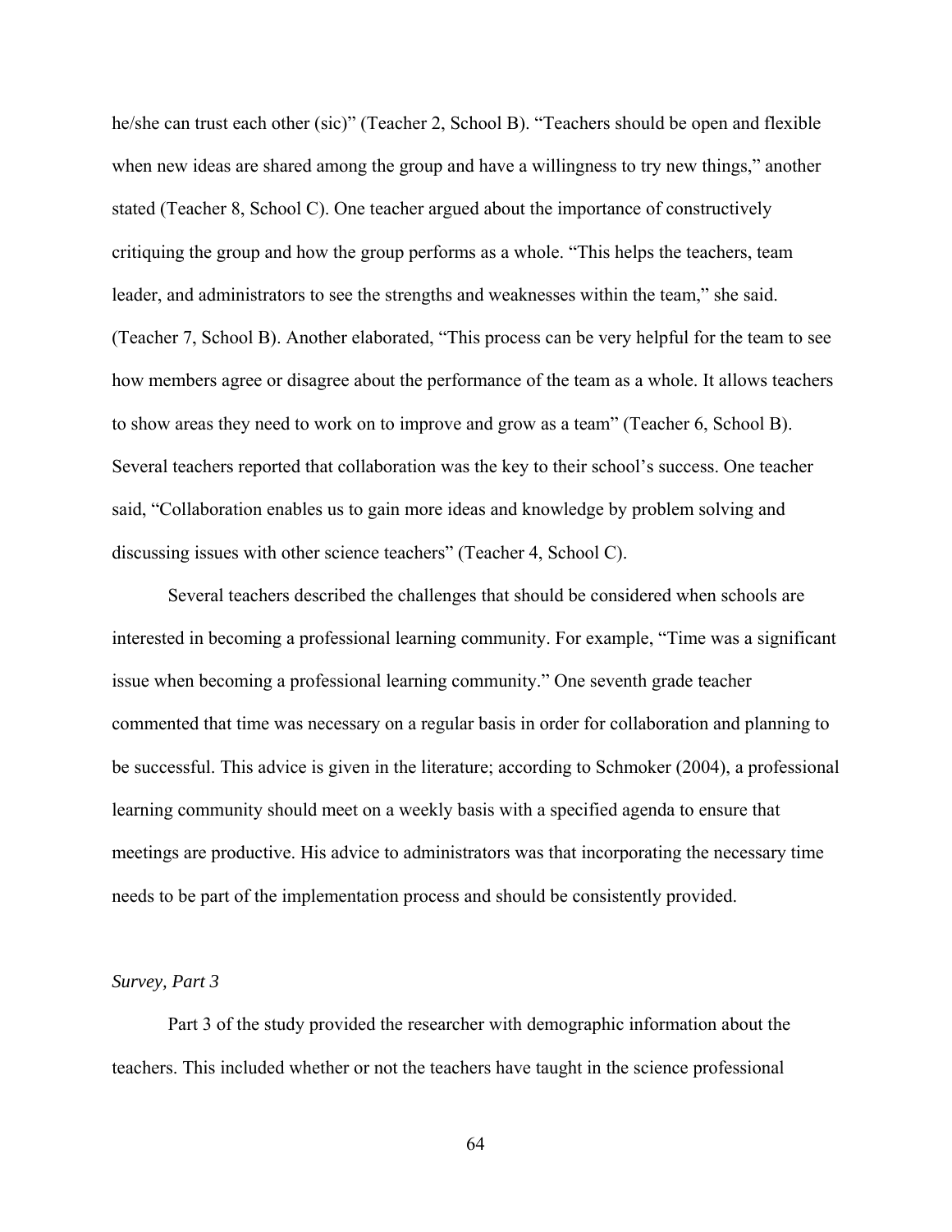he/she can trust each other (sic)" (Teacher 2, School B). "Teachers should be open and flexible when new ideas are shared among the group and have a willingness to try new things," another stated (Teacher 8, School C). One teacher argued about the importance of constructively critiquing the group and how the group performs as a whole. "This helps the teachers, team leader, and administrators to see the strengths and weaknesses within the team," she said. (Teacher 7, School B). Another elaborated, "This process can be very helpful for the team to see how members agree or disagree about the performance of the team as a whole. It allows teachers to show areas they need to work on to improve and grow as a team" (Teacher 6, School B). Several teachers reported that collaboration was the key to their school's success. One teacher said, "Collaboration enables us to gain more ideas and knowledge by problem solving and discussing issues with other science teachers" (Teacher 4, School C).

Several teachers described the challenges that should be considered when schools are interested in becoming a professional learning community. For example, "Time was a significant issue when becoming a professional learning community." One seventh grade teacher commented that time was necessary on a regular basis in order for collaboration and planning to be successful. This advice is given in the literature; according to Schmoker (2004), a professional learning community should meet on a weekly basis with a specified agenda to ensure that meetings are productive. His advice to administrators was that incorporating the necessary time needs to be part of the implementation process and should be consistently provided.

*Survey, Part 3*

Part 3 of the study provided the researcher with demographic information about the teachers. This included whether or not the teachers have taught in the science professional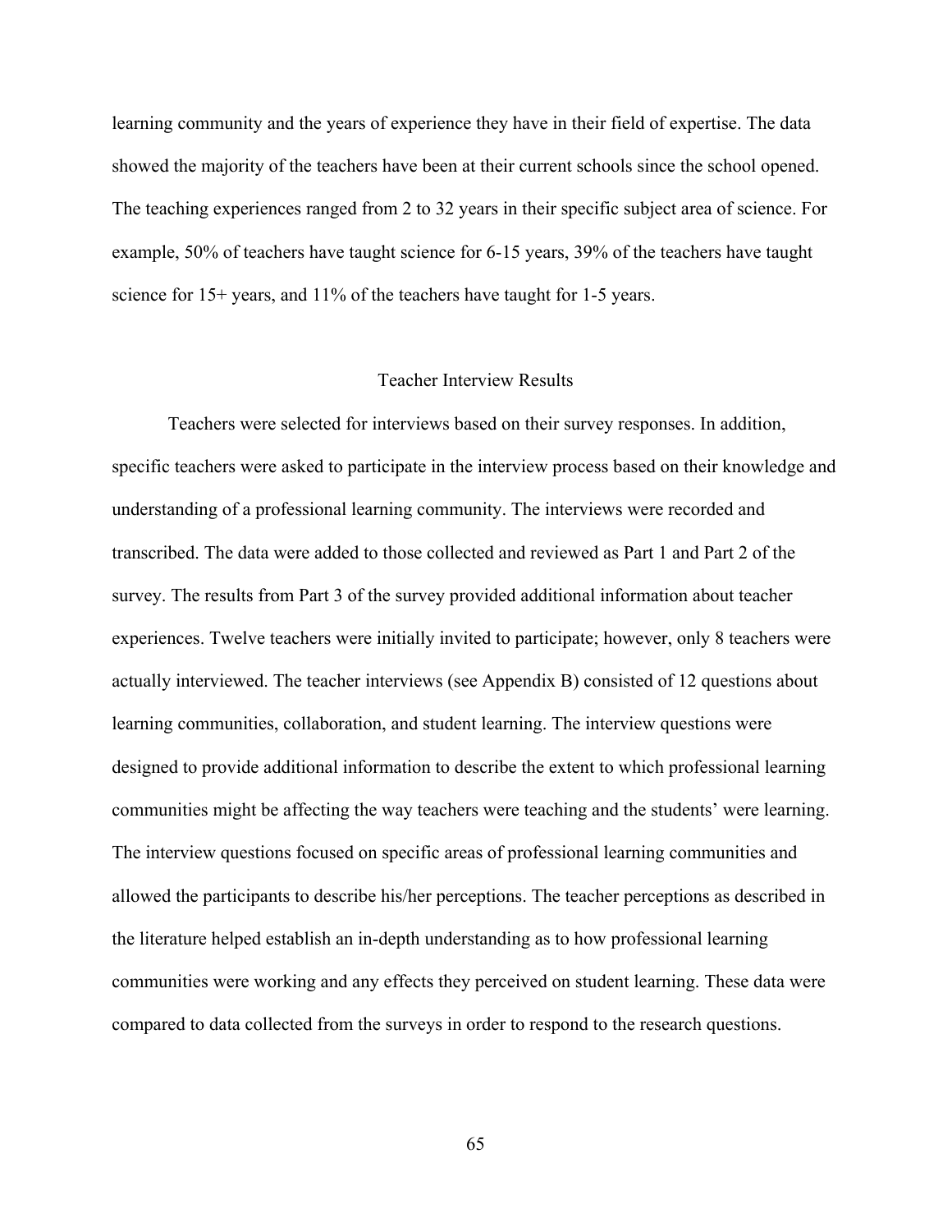learning community and the years of experience they have in their field of expertise. The data showed the majority of the teachers have been at their current schools since the school opened. The teaching experiences ranged from 2 to 32 years in their specific subject area of science. For example, 50% of teachers have taught science for 6-15 years, 39% of the teachers have taught science for 15+ years, and 11% of the teachers have taught for 1-5 years.

## Teacher Interview Results

Teachers were selected for interviews based on their survey responses. In addition, specific teachers were asked to participate in the interview process based on their knowledge and understanding of a professional learning community. The interviews were recorded and transcribed. The data were added to those collected and reviewed as Part 1 and Part 2 of the survey. The results from Part 3 of the survey provided additional information about teacher experiences. Twelve teachers were initially invited to participate; however, only 8 teachers were actually interviewed. The teacher interviews (see Appendix B) consisted of 12 questions about learning communities, collaboration, and student learning. The interview questions were designed to provide additional information to describe the extent to which professional learning communities might be affecting the way teachers were teaching and the students' were learning. The interview questions focused on specific areas of professional learning communities and allowed the participants to describe his/her perceptions. The teacher perceptions as described in the literature helped establish an in-depth understanding as to how professional learning communities were working and any effects they perceived on student learning. These data were compared to data collected from the surveys in order to respond to the research questions.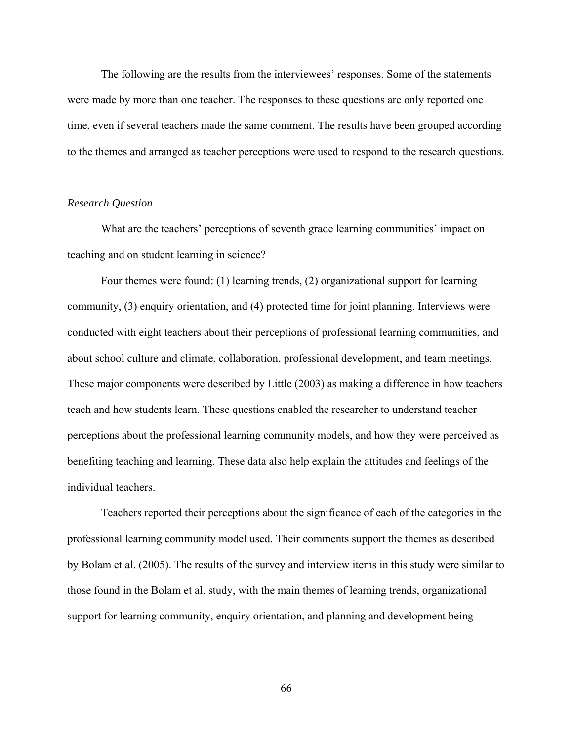The following are the results from the interviewees' responses. Some of the statements were made by more than one teacher. The responses to these questions are only reported one time, even if several teachers made the same comment. The results have been grouped according to the themes and arranged as teacher perceptions were used to respond to the research questions.

*Research Question*

What are the teachers' perceptions of seventh grade learning communities' impact on teaching and on student learning in science?

Four themes were found: (1) learning trends, (2) organizational support for learning community, (3) enquiry orientation, and (4) protected time for joint planning. Interviews were conducted with eight teachers about their perceptions of professional learning communities, and about school culture and climate, collaboration, professional development, and team meetings. These major components were described by Little (2003) as making a difference in how teachers teach and how students learn. These questions enabled the researcher to understand teacher perceptions about the professional learning community models, and how they were perceived as benefiting teaching and learning. These data also help explain the attitudes and feelings of the individual teachers.

Teachers reported their perceptions about the significance of each of the categories in the professional learning community model used. Their comments support the themes as described by Bolam et al. (2005). The results of the survey and interview items in this study were similar to those found in the Bolam et al. study, with the main themes of learning trends, organizational support for learning community, enquiry orientation, and planning and development being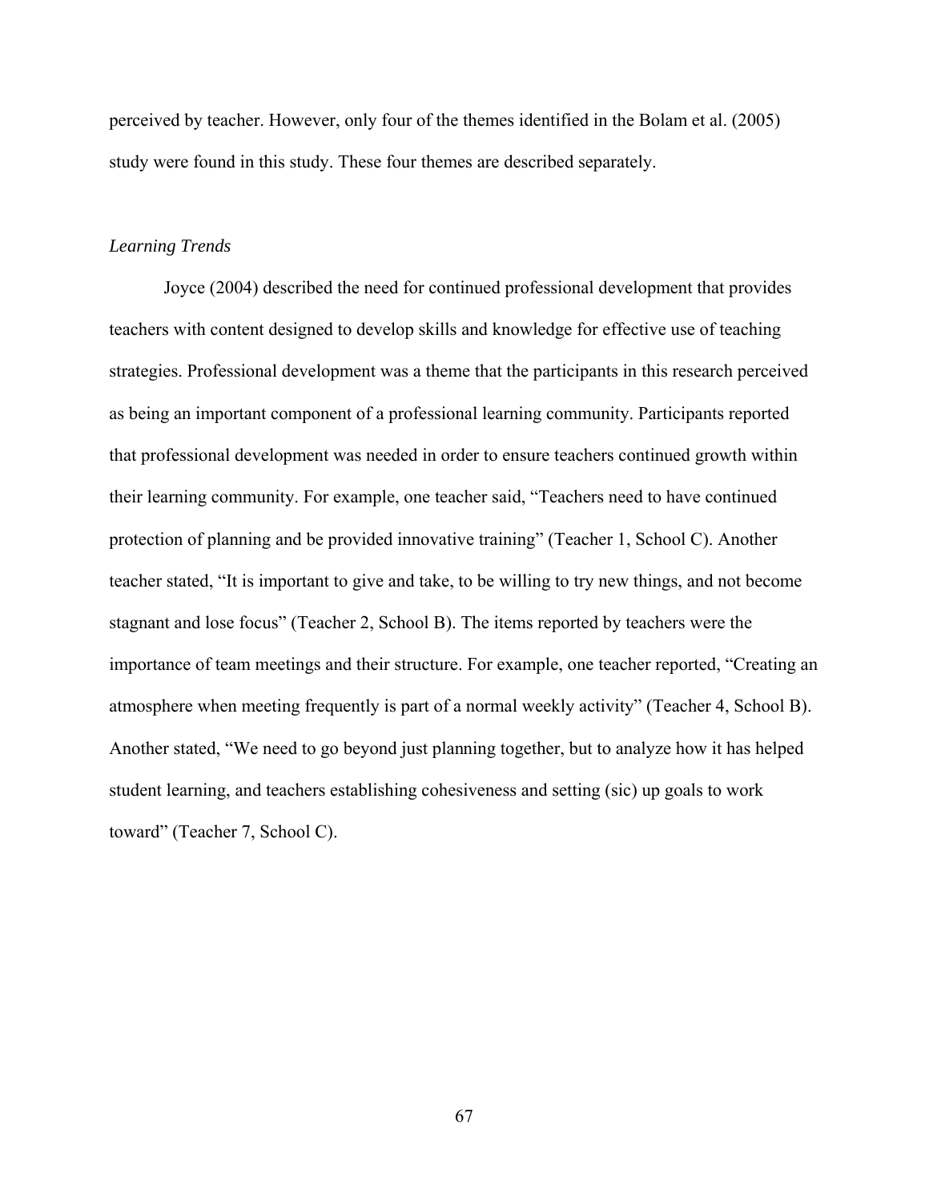perceived by teacher. However, only four of the themes identified in the Bolam et al. (2005) study were found in this study. These four themes are described separately.

### *Learning Trends*

Joyce (2004) described the need for continued professional development that provides teachers with content designed to develop skills and knowledge for effective use of teaching strategies. Professional development was a theme that the participants in this research perceived as being an important component of a professional learning community. Participants reported that professional development was needed in order to ensure teachers continued growth within their learning community. For example, one teacher said, "Teachers need to have continued protection of planning and be provided innovative training" (Teacher 1, School C). Another teacher stated, "It is important to give and take, to be willing to try new things, and not become stagnant and lose focus" (Teacher 2, School B). The items reported by teachers were the importance of team meetings and their structure. For example, one teacher reported, "Creating an atmosphere when meeting frequently is part of a normal weekly activity" (Teacher 4, School B). Another stated, "We need to go beyond just planning together, but to analyze how it has helped student learning, and teachers establishing cohesiveness and setting (sic) up goals to work toward" (Teacher 7, School C).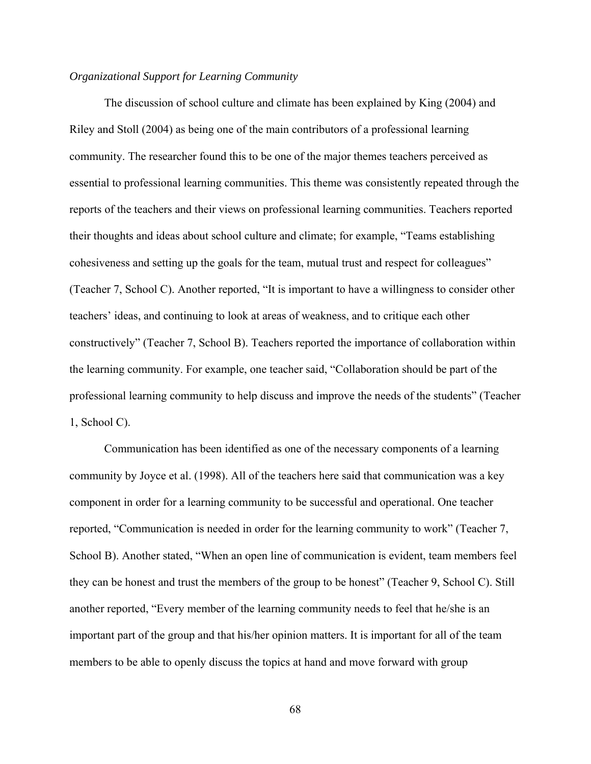*Organizational Support for Learning Community*

The discussion of school culture and climate has been explained by King (2004) and Riley and Stoll (2004) as being one of the main contributors of a professional learning community. The researcher found this to be one of the major themes teachers perceived as essential to professional learning communities. This theme was consistently repeated through the reports of the teachers and their views on professional learning communities. Teachers reported their thoughts and ideas about school culture and climate; for example, "Teams establishing cohesiveness and setting up the goals for the team, mutual trust and respect for colleagues" (Teacher 7, School C). Another reported, "It is important to have a willingness to consider other teachers' ideas, and continuing to look at areas of weakness, and to critique each other constructively" (Teacher 7, School B). Teachers reported the importance of collaboration within the learning community. For example, one teacher said, "Collaboration should be part of the professional learning community to help discuss and improve the needs of the students" (Teacher 1, School C).

Communication has been identified as one of the necessary components of a learning community by Joyce et al. (1998). All of the teachers here said that communication was a key component in order for a learning community to be successful and operational. One teacher reported, "Communication is needed in order for the learning community to work" (Teacher 7, School B). Another stated, "When an open line of communication is evident, team members feel they can be honest and trust the members of the group to be honest" (Teacher 9, School C). Still another reported, "Every member of the learning community needs to feel that he/she is an important part of the group and that his/her opinion matters. It is important for all of the team members to be able to openly discuss the topics at hand and move forward with group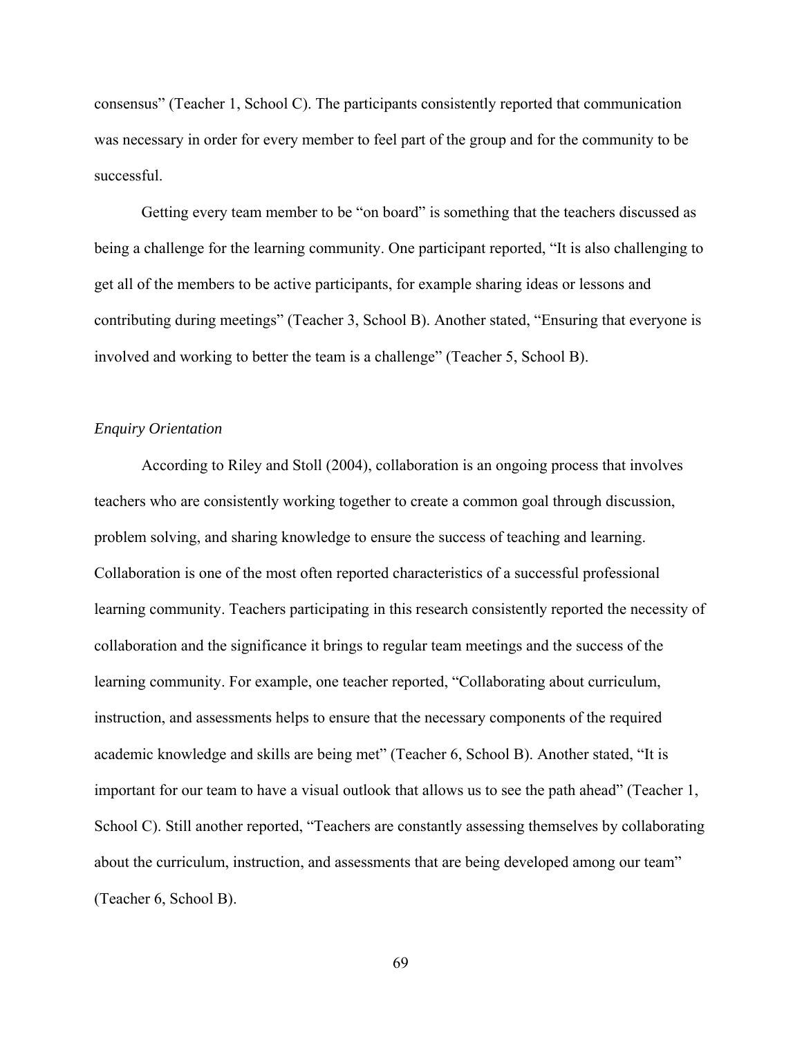consensus" (Teacher 1, School C). The participants consistently reported that communication was necessary in order for every member to feel part of the group and for the community to be successful.

Getting every team member to be "on board" is something that the teachers discussed as being a challenge for the learning community. One participant reported, "It is also challenging to get all of the members to be active participants, for example sharing ideas or lessons and contributing during meetings" (Teacher 3, School B). Another stated, "Ensuring that everyone is involved and working to better the team is a challenge" (Teacher 5, School B).

### *Enquiry Orientation*

According to Riley and Stoll (2004), collaboration is an ongoing process that involves teachers who are consistently working together to create a common goal through discussion, problem solving, and sharing knowledge to ensure the success of teaching and learning. Collaboration is one of the most often reported characteristics of a successful professional learning community. Teachers participating in this research consistently reported the necessity of collaboration and the significance it brings to regular team meetings and the success of the learning community. For example, one teacher reported, "Collaborating about curriculum, instruction, and assessments helps to ensure that the necessary components of the required academic knowledge and skills are being met" (Teacher 6, School B). Another stated, "It is important for our team to have a visual outlook that allows us to see the path ahead" (Teacher 1, School C). Still another reported, "Teachers are constantly assessing themselves by collaborating about the curriculum, instruction, and assessments that are being developed among our team" (Teacher 6, School B).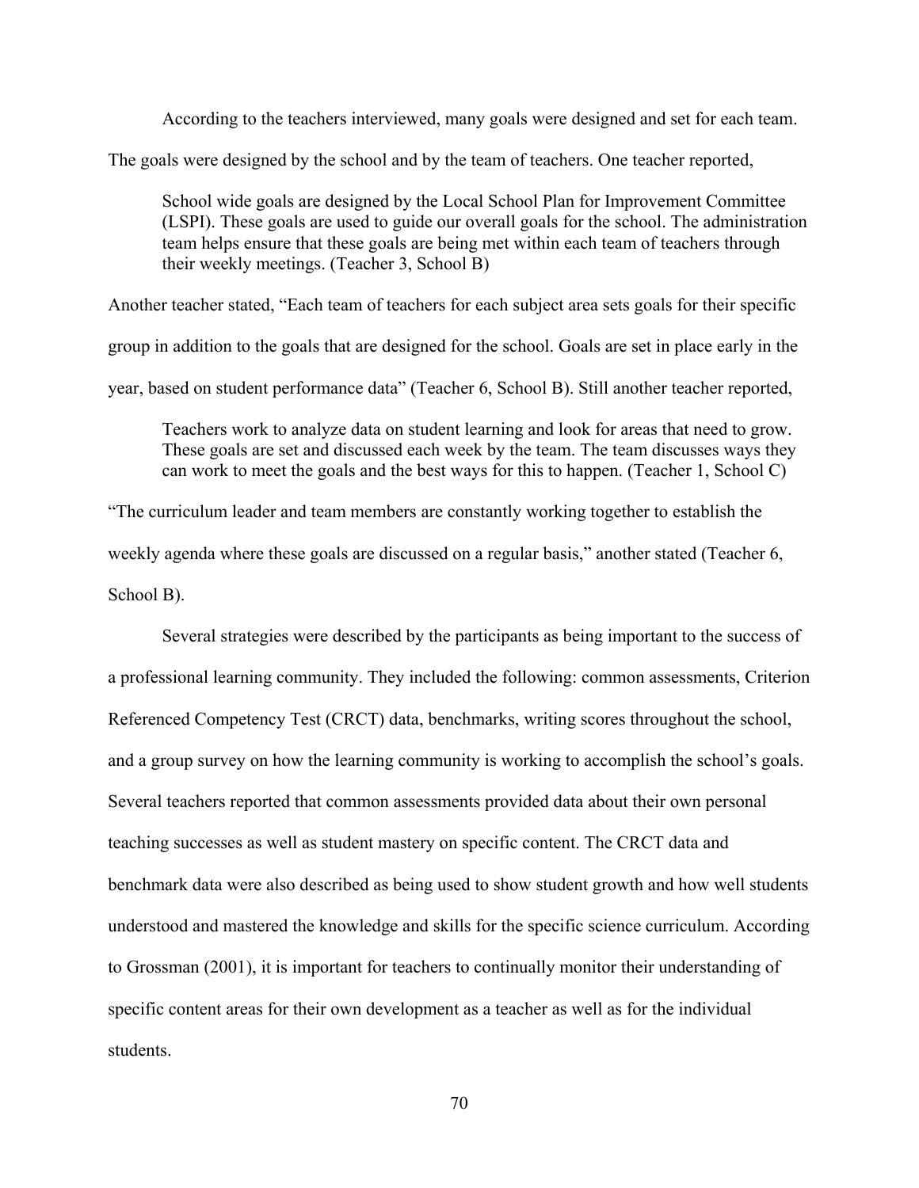According to the teachers interviewed, many goals were designed and set for each team. The goals were designed by the school and by the team of teachers. One teacher reported,

> School wide goals are designed by the Local School Plan for Improvement Committee (LSPI). These goals are used to guide our overall goals for the school. The administration team helps ensure that these goals are being met within each team of teachers through their weekly meetings. (Teacher 3, School B)

Another teacher stated, "Each team of teachers for each subject area sets goals for their specific group in addition to the goals that are designed for the school. Goals are set in place early in the year, based on student performance data" (Teacher 6, School B). Still another teacher reported,

> Teachers work to analyze data on student learning and look for areas that need to grow. These goals are set and discussed each week by the team. The team discusses ways they can work to meet the goals and the best ways for this to happen. (Teacher 1, School C)

"The curriculum leader and team members are constantly working together to establish the weekly agenda where these goals are discussed on a regular basis," another stated (Teacher 6, School B).

Several strategies were described by the participants as being important to the success of a professional learning community. They included the following: common assessments, Criterion Referenced Competency Test (CRCT) data, benchmarks, writing scores throughout the school, and a group survey on how the learning community is working to accomplish the school's goals. Several teachers reported that common assessments provided data about their own personal teaching successes as well as student mastery on specific content. The CRCT data and benchmark data were also described as being used to show student growth and how well students understood and mastered the knowledge and skills for the specific science curriculum. According to Grossman (2001), it is important for teachers to continually monitor their understanding of specific content areas for their own development as a teacher as well as for the individual students.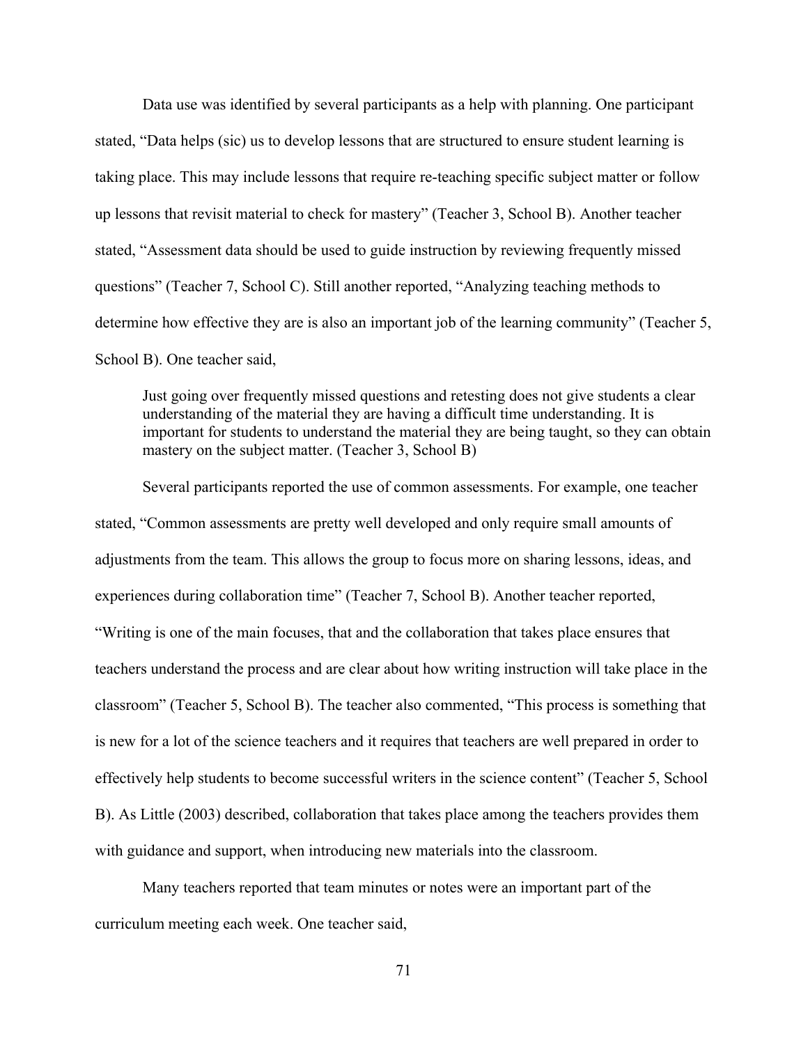Data use was identified by several participants as a help with planning. One participant stated, "Data helps (sic) us to develop lessons that are structured to ensure student learning is taking place. This may include lessons that require re-teaching specific subject matter or follow up lessons that revisit material to check for mastery" (Teacher 3, School B). Another teacher stated, "Assessment data should be used to guide instruction by reviewing frequently missed questions" (Teacher 7, School C). Still another reported, "Analyzing teaching methods to determine how effective they are is also an important job of the learning community" (Teacher 5, School B). One teacher said,

> Just going over frequently missed questions and retesting does not give students a clear understanding of the material they are having a difficult time understanding. It is important for students to understand the material they are being taught, so they can obtain mastery on the subject matter. (Teacher 3, School B)

Several participants reported the use of common assessments. For example, one teacher stated, "Common assessments are pretty well developed and only require small amounts of adjustments from the team. This allows the group to focus more on sharing lessons, ideas, and experiences during collaboration time" (Teacher 7, School B). Another teacher reported, "Writing is one of the main focuses, that and the collaboration that takes place ensures that teachers understand the process and are clear about how writing instruction will take place in the classroom" (Teacher 5, School B). The teacher also commented, "This process is something that is new for a lot of the science teachers and it requires that teachers are well prepared in order to effectively help students to become successful writers in the science content" (Teacher 5, School B). As Little (2003) described, collaboration that takes place among the teachers provides them with guidance and support, when introducing new materials into the classroom.

Many teachers reported that team minutes or notes were an important part of the curriculum meeting each week. One teacher said,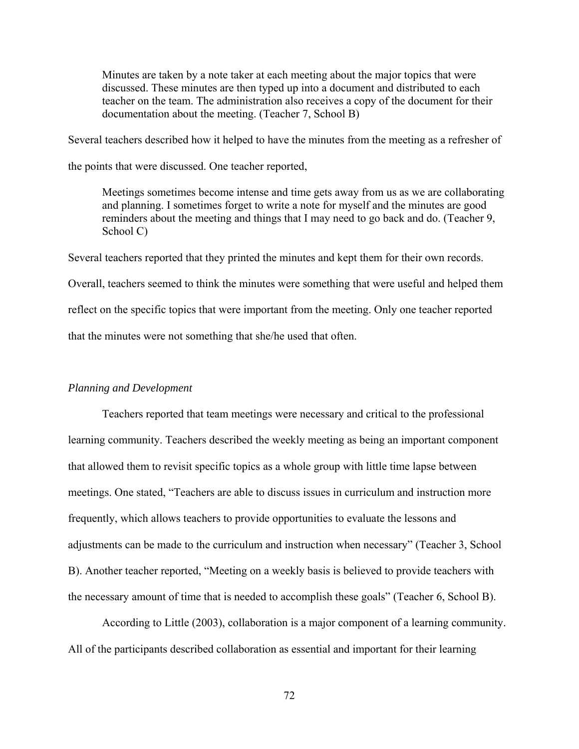> Minutes are taken by a note taker at each meeting about the major topics that were discussed. These minutes are then typed up into a document and distributed to each teacher on the team. The administration also receives a copy of the document for their documentation about the meeting. (Teacher 7, School B)

Several teachers described how it helped to have the minutes from the meeting as a refresher of the points that were discussed. One teacher reported,

> Meetings sometimes become intense and time gets away from us as we are collaborating and planning. I sometimes forget to write a note for myself and the minutes are good reminders about the meeting and things that I may need to go back and do. (Teacher 9, School C)

Several teachers reported that they printed the minutes and kept them for their own records. Overall, teachers seemed to think the minutes were something that were useful and helped them reflect on the specific topics that were important from the meeting. Only one teacher reported that the minutes were not something that she/he used that often.

*Planning and Development*

Teachers reported that team meetings were necessary and critical to the professional learning community. Teachers described the weekly meeting as being an important component that allowed them to revisit specific topics as a whole group with little time lapse between meetings. One stated, "Teachers are able to discuss issues in curriculum and instruction more frequently, which allows teachers to provide opportunities to evaluate the lessons and adjustments can be made to the curriculum and instruction when necessary" (Teacher 3, School B). Another teacher reported, "Meeting on a weekly basis is believed to provide teachers with the necessary amount of time that is needed to accomplish these goals" (Teacher 6, School B).

According to Little (2003), collaboration is a major component of a learning community. All of the participants described collaboration as essential and important for their learning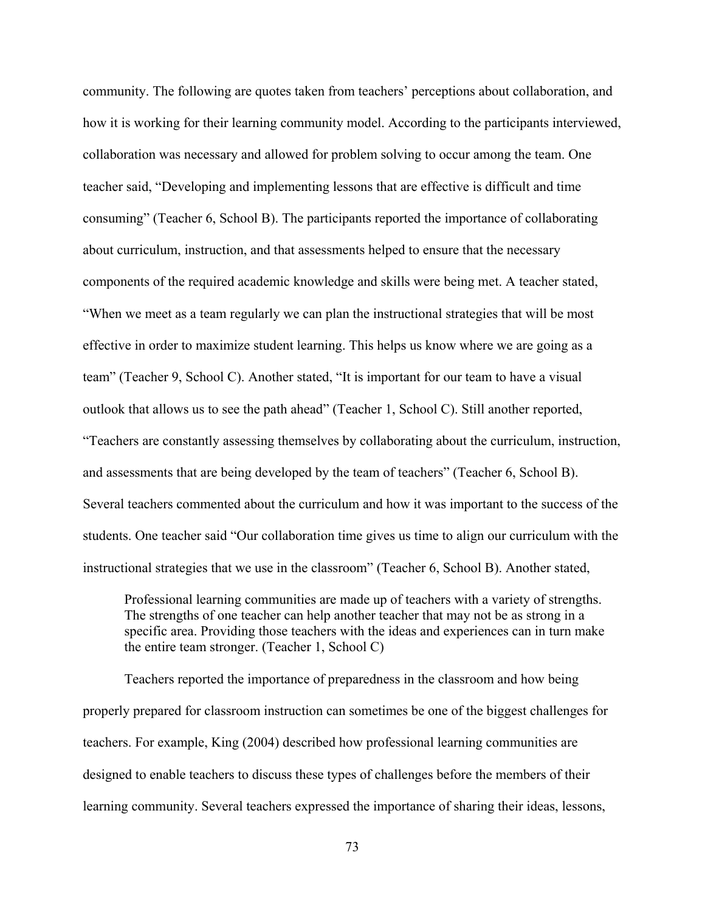community. The following are quotes taken from teachers' perceptions about collaboration, and how it is working for their learning community model. According to the participants interviewed, collaboration was necessary and allowed for problem solving to occur among the team. One teacher said, "Developing and implementing lessons that are effective is difficult and time consuming" (Teacher 6, School B). The participants reported the importance of collaborating about curriculum, instruction, and that assessments helped to ensure that the necessary components of the required academic knowledge and skills were being met. A teacher stated, "When we meet as a team regularly we can plan the instructional strategies that will be most effective in order to maximize student learning. This helps us know where we are going as a team" (Teacher 9, School C). Another stated, "It is important for our team to have a visual outlook that allows us to see the path ahead" (Teacher 1, School C). Still another reported, "Teachers are constantly assessing themselves by collaborating about the curriculum, instruction, and assessments that are being developed by the team of teachers" (Teacher 6, School B). Several teachers commented about the curriculum and how it was important to the success of the students. One teacher said "Our collaboration time gives us time to align our curriculum with the instructional strategies that we use in the classroom" (Teacher 6, School B). Another stated,

> Professional learning communities are made up of teachers with a variety of strengths. The strengths of one teacher can help another teacher that may not be as strong in a specific area. Providing those teachers with the ideas and experiences can in turn make the entire team stronger. (Teacher 1, School C)

Teachers reported the importance of preparedness in the classroom and how being properly prepared for classroom instruction can sometimes be one of the biggest challenges for teachers. For example, King (2004) described how professional learning communities are designed to enable teachers to discuss these types of challenges before the members of their learning community. Several teachers expressed the importance of sharing their ideas, lessons,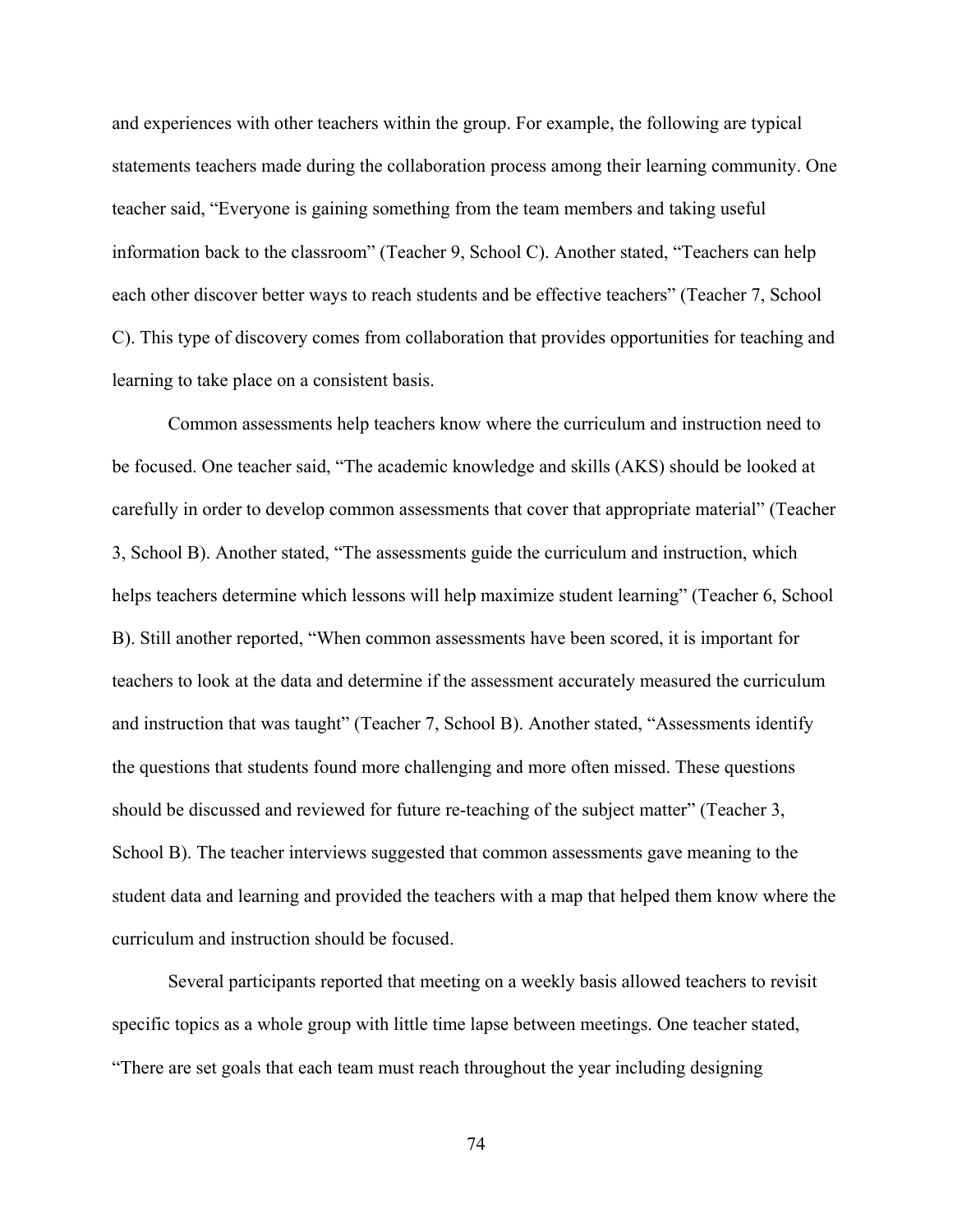and experiences with other teachers within the group. For example, the following are typical statements teachers made during the collaboration process among their learning community. One teacher said, "Everyone is gaining something from the team members and taking useful information back to the classroom" (Teacher 9, School C). Another stated, "Teachers can help each other discover better ways to reach students and be effective teachers" (Teacher 7, School C). This type of discovery comes from collaboration that provides opportunities for teaching and learning to take place on a consistent basis.

Common assessments help teachers know where the curriculum and instruction need to be focused. One teacher said, "The academic knowledge and skills (AKS) should be looked at carefully in order to develop common assessments that cover that appropriate material" (Teacher 3, School B). Another stated, "The assessments guide the curriculum and instruction, which helps teachers determine which lessons will help maximize student learning" (Teacher 6, School B). Still another reported, "When common assessments have been scored, it is important for teachers to look at the data and determine if the assessment accurately measured the curriculum and instruction that was taught" (Teacher 7, School B). Another stated, "Assessments identify the questions that students found more challenging and more often missed. These questions should be discussed and reviewed for future re-teaching of the subject matter" (Teacher 3, School B). The teacher interviews suggested that common assessments gave meaning to the student data and learning and provided the teachers with a map that helped them know where the curriculum and instruction should be focused.

Several participants reported that meeting on a weekly basis allowed teachers to revisit specific topics as a whole group with little time lapse between meetings. One teacher stated, "There are set goals that each team must reach throughout the year including designing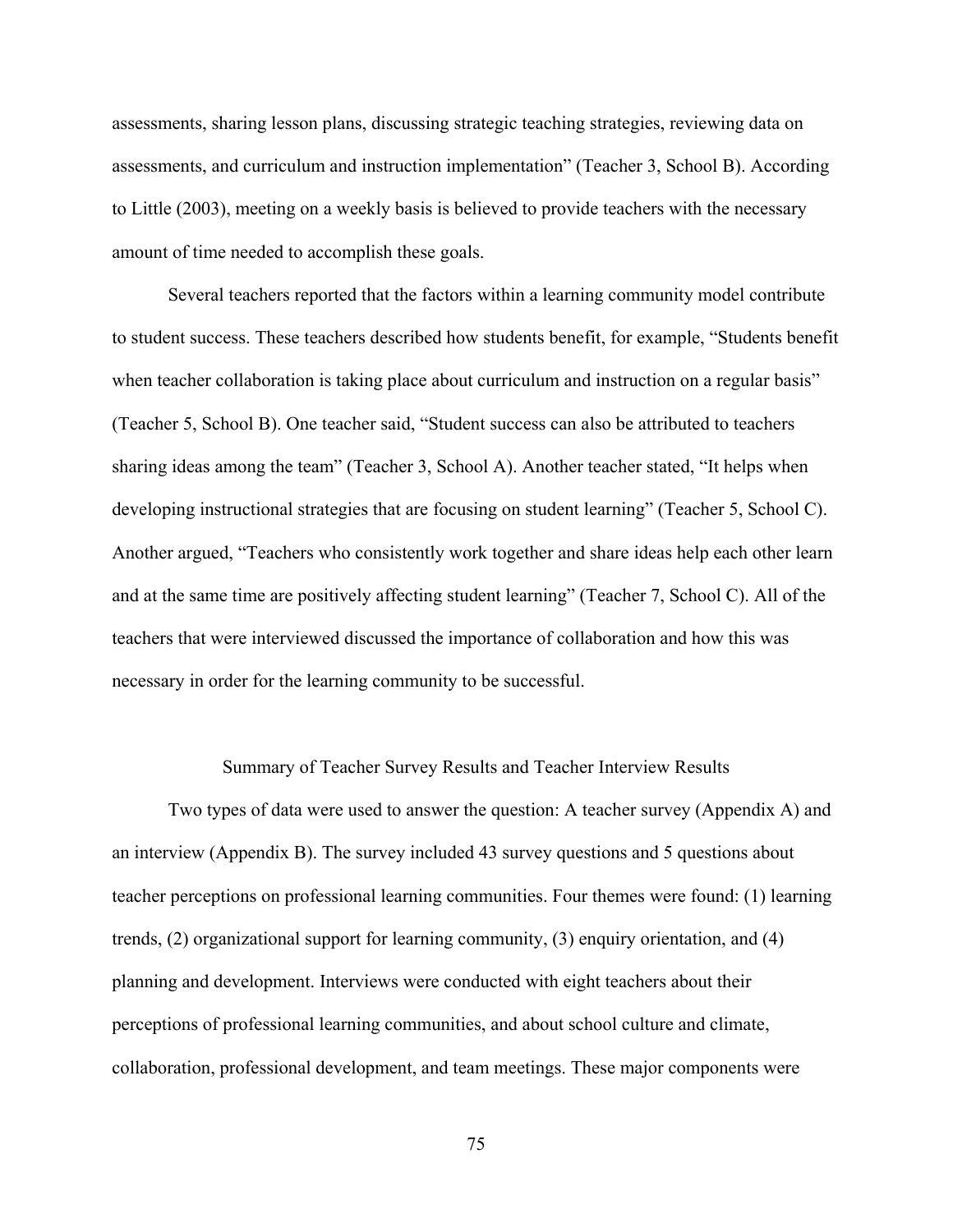assessments, sharing lesson plans, discussing strategic teaching strategies, reviewing data on assessments, and curriculum and instruction implementation" (Teacher 3, School B). According to Little (2003), meeting on a weekly basis is believed to provide teachers with the necessary amount of time needed to accomplish these goals.

Several teachers reported that the factors within a learning community model contribute to student success. These teachers described how students benefit, for example, "Students benefit when teacher collaboration is taking place about curriculum and instruction on a regular basis" (Teacher 5, School B). One teacher said, "Student success can also be attributed to teachers sharing ideas among the team" (Teacher 3, School A). Another teacher stated, "It helps when developing instructional strategies that are focusing on student learning" (Teacher 5, School C). Another argued, "Teachers who consistently work together and share ideas help each other learn and at the same time are positively affecting student learning" (Teacher 7, School C). All of the teachers that were interviewed discussed the importance of collaboration and how this was necessary in order for the learning community to be successful.

## Summary of Teacher Survey Results and Teacher Interview Results

Two types of data were used to answer the question: A teacher survey (Appendix A) and an interview (Appendix B). The survey included 43 survey questions and 5 questions about teacher perceptions on professional learning communities. Four themes were found: (1) learning trends, (2) organizational support for learning community, (3) enquiry orientation, and (4) planning and development. Interviews were conducted with eight teachers about their perceptions of professional learning communities, and about school culture and climate, collaboration, professional development, and team meetings. These major components were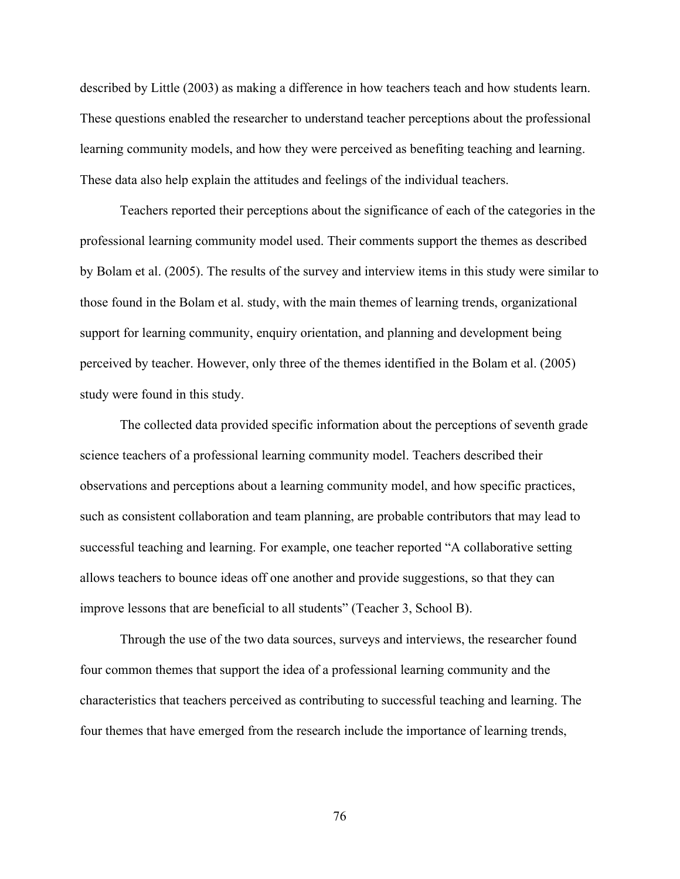described by Little (2003) as making a difference in how teachers teach and how students learn. These questions enabled the researcher to understand teacher perceptions about the professional learning community models, and how they were perceived as benefiting teaching and learning. These data also help explain the attitudes and feelings of the individual teachers.

Teachers reported their perceptions about the significance of each of the categories in the professional learning community model used. Their comments support the themes as described by Bolam et al. (2005). The results of the survey and interview items in this study were similar to those found in the Bolam et al. study, with the main themes of learning trends, organizational support for learning community, enquiry orientation, and planning and development being perceived by teacher. However, only three of the themes identified in the Bolam et al. (2005) study were found in this study.

The collected data provided specific information about the perceptions of seventh grade science teachers of a professional learning community model. Teachers described their observations and perceptions about a learning community model, and how specific practices, such as consistent collaboration and team planning, are probable contributors that may lead to successful teaching and learning. For example, one teacher reported "A collaborative setting allows teachers to bounce ideas off one another and provide suggestions, so that they can improve lessons that are beneficial to all students" (Teacher 3, School B).

Through the use of the two data sources, surveys and interviews, the researcher found four common themes that support the idea of a professional learning community and the characteristics that teachers perceived as contributing to successful teaching and learning. The four themes that have emerged from the research include the importance of learning trends,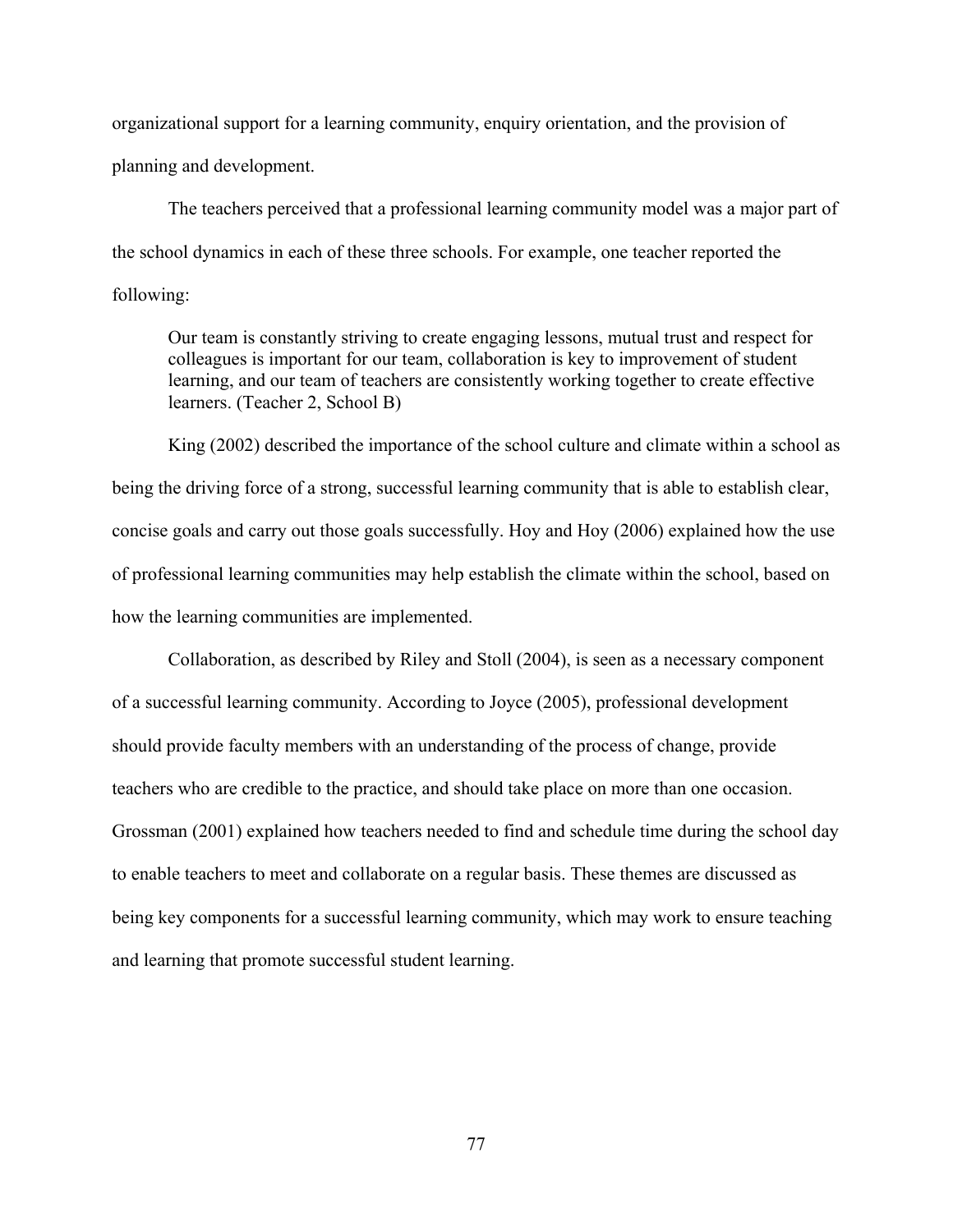organizational support for a learning community, enquiry orientation, and the provision of planning and development.

The teachers perceived that a professional learning community model was a major part of the school dynamics in each of these three schools. For example, one teacher reported the following:

> Our team is constantly striving to create engaging lessons, mutual trust and respect for colleagues is important for our team, collaboration is key to improvement of student learning, and our team of teachers are consistently working together to create effective learners. (Teacher 2, School B)

King (2002) described the importance of the school culture and climate within a school as being the driving force of a strong, successful learning community that is able to establish clear, concise goals and carry out those goals successfully. Hoy and Hoy (2006) explained how the use of professional learning communities may help establish the climate within the school, based on how the learning communities are implemented.

Collaboration, as described by Riley and Stoll (2004), is seen as a necessary component of a successful learning community. According to Joyce (2005), professional development should provide faculty members with an understanding of the process of change, provide teachers who are credible to the practice, and should take place on more than one occasion. Grossman (2001) explained how teachers needed to find and schedule time during the school day to enable teachers to meet and collaborate on a regular basis. These themes are discussed as being key components for a successful learning community, which may work to ensure teaching and learning that promote successful student learning.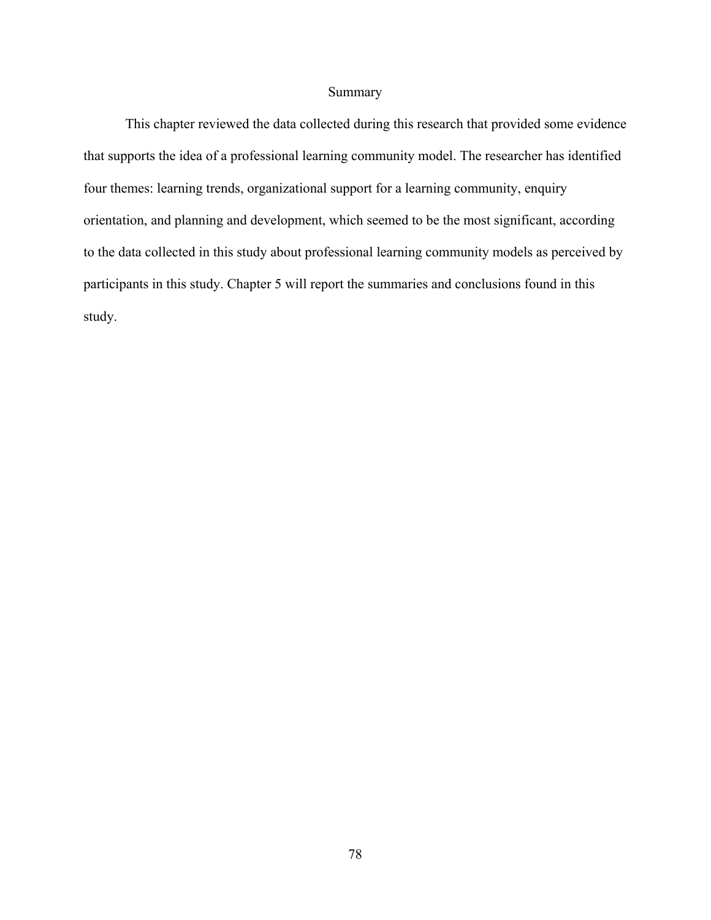## Summary

This chapter reviewed the data collected during this research that provided some evidence that supports the idea of a professional learning community model. The researcher has identified four themes: learning trends, organizational support for a learning community, enquiry orientation, and planning and development, which seemed to be the most significant, according to the data collected in this study about professional learning community models as perceived by participants in this study. Chapter 5 will report the summaries and conclusions found in this study.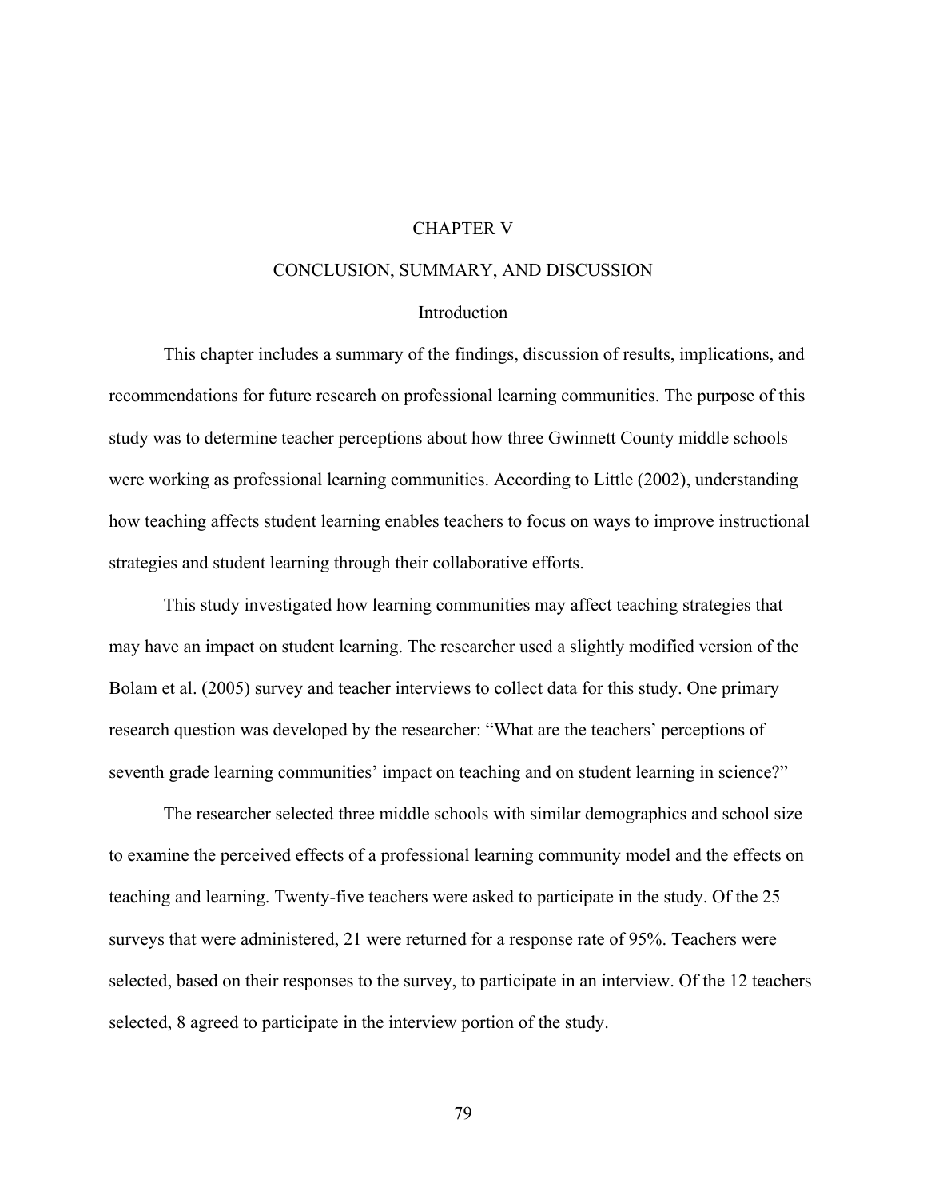# CHAPTER V

# CONCLUSION, SUMMARY, AND DISCUSSION

## Introduction

This chapter includes a summary of the findings, discussion of results, implications, and recommendations for future research on professional learning communities. The purpose of this study was to determine teacher perceptions about how three Gwinnett County middle schools were working as professional learning communities. According to Little (2002), understanding how teaching affects student learning enables teachers to focus on ways to improve instructional strategies and student learning through their collaborative efforts.

This study investigated how learning communities may affect teaching strategies that may have an impact on student learning. The researcher used a slightly modified version of the Bolam et al. (2005) survey and teacher interviews to collect data for this study. One primary research question was developed by the researcher: "What are the teachers' perceptions of seventh grade learning communities' impact on teaching and on student learning in science?"

The researcher selected three middle schools with similar demographics and school size to examine the perceived effects of a professional learning community model and the effects on teaching and learning. Twenty-five teachers were asked to participate in the study. Of the 25 surveys that were administered, 21 were returned for a response rate of 95%. Teachers were selected, based on their responses to the survey, to participate in an interview. Of the 12 teachers selected, 8 agreed to participate in the interview portion of the study.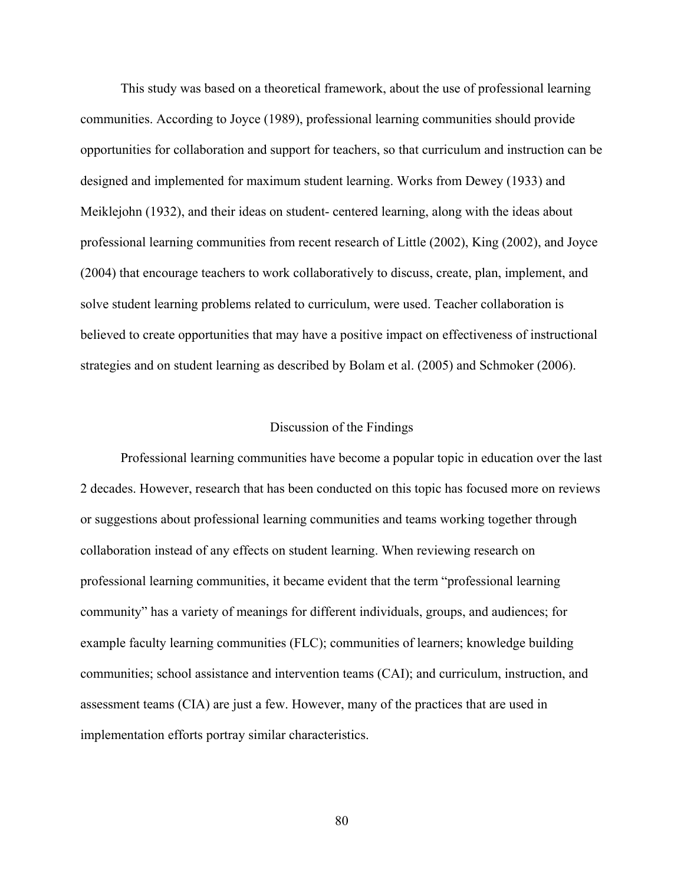This study was based on a theoretical framework, about the use of professional learning communities. According to Joyce (1989), professional learning communities should provide opportunities for collaboration and support for teachers, so that curriculum and instruction can be designed and implemented for maximum student learning. Works from Dewey (1933) and Meiklejohn (1932), and their ideas on student- centered learning, along with the ideas about professional learning communities from recent research of Little (2002), King (2002), and Joyce (2004) that encourage teachers to work collaboratively to discuss, create, plan, implement, and solve student learning problems related to curriculum, were used. Teacher collaboration is believed to create opportunities that may have a positive impact on effectiveness of instructional strategies and on student learning as described by Bolam et al. (2005) and Schmoker (2006).

## Discussion of the Findings

Professional learning communities have become a popular topic in education over the last 2 decades. However, research that has been conducted on this topic has focused more on reviews or suggestions about professional learning communities and teams working together through collaboration instead of any effects on student learning. When reviewing research on professional learning communities, it became evident that the term "professional learning community" has a variety of meanings for different individuals, groups, and audiences; for example faculty learning communities (FLC); communities of learners; knowledge building communities; school assistance and intervention teams (CAI); and curriculum, instruction, and assessment teams (CIA) are just a few. However, many of the practices that are used in implementation efforts portray similar characteristics.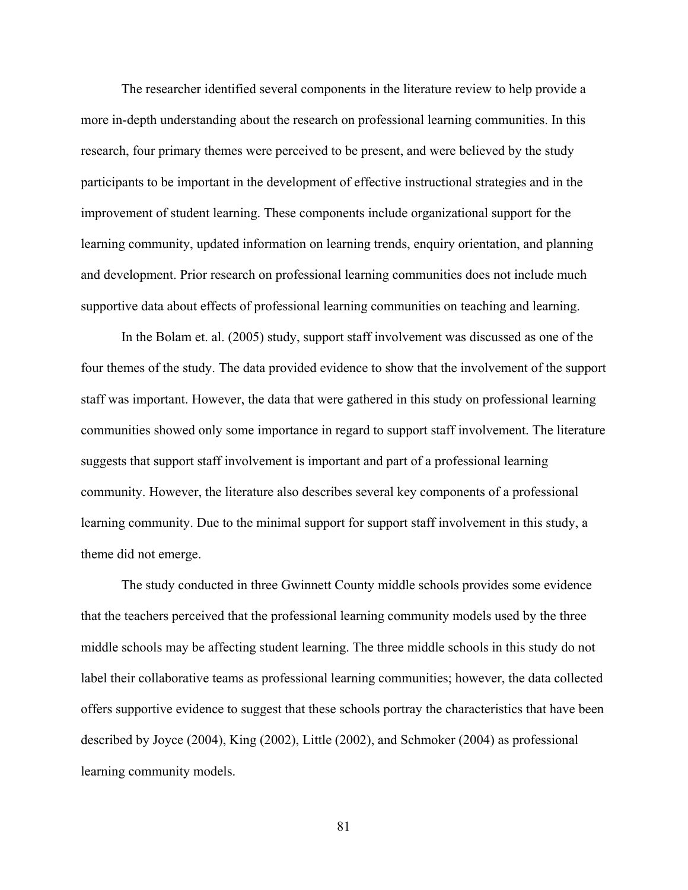The researcher identified several components in the literature review to help provide a more in-depth understanding about the research on professional learning communities. In this research, four primary themes were perceived to be present, and were believed by the study participants to be important in the development of effective instructional strategies and in the improvement of student learning. These components include organizational support for the learning community, updated information on learning trends, enquiry orientation, and planning and development. Prior research on professional learning communities does not include much supportive data about effects of professional learning communities on teaching and learning.

In the Bolam et. al. (2005) study, support staff involvement was discussed as one of the four themes of the study. The data provided evidence to show that the involvement of the support staff was important. However, the data that were gathered in this study on professional learning communities showed only some importance in regard to support staff involvement. The literature suggests that support staff involvement is important and part of a professional learning community. However, the literature also describes several key components of a professional learning community. Due to the minimal support for support staff involvement in this study, a theme did not emerge.

The study conducted in three Gwinnett County middle schools provides some evidence that the teachers perceived that the professional learning community models used by the three middle schools may be affecting student learning. The three middle schools in this study do not label their collaborative teams as professional learning communities; however, the data collected offers supportive evidence to suggest that these schools portray the characteristics that have been described by Joyce (2004), King (2002), Little (2002), and Schmoker (2004) as professional learning community models.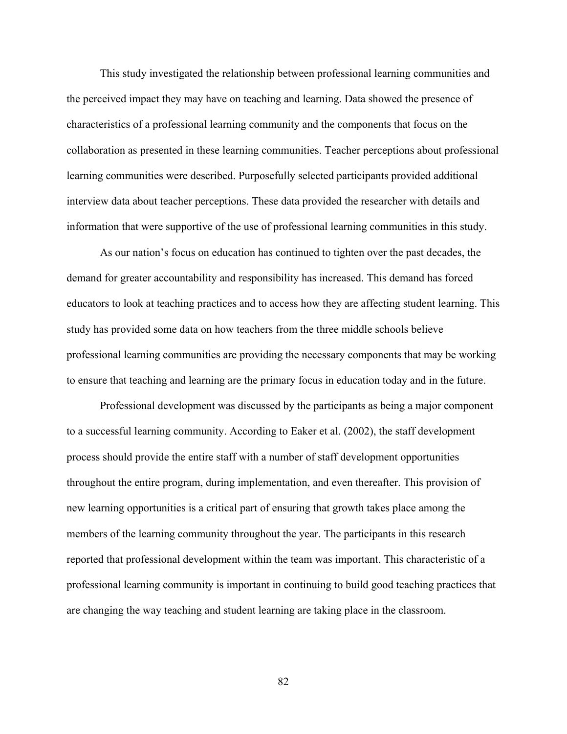This study investigated the relationship between professional learning communities and the perceived impact they may have on teaching and learning. Data showed the presence of characteristics of a professional learning community and the components that focus on the collaboration as presented in these learning communities. Teacher perceptions about professional learning communities were described. Purposefully selected participants provided additional interview data about teacher perceptions. These data provided the researcher with details and information that were supportive of the use of professional learning communities in this study.

As our nation's focus on education has continued to tighten over the past decades, the demand for greater accountability and responsibility has increased. This demand has forced educators to look at teaching practices and to access how they are affecting student learning. This study has provided some data on how teachers from the three middle schools believe professional learning communities are providing the necessary components that may be working to ensure that teaching and learning are the primary focus in education today and in the future.

Professional development was discussed by the participants as being a major component to a successful learning community. According to Eaker et al. (2002), the staff development process should provide the entire staff with a number of staff development opportunities throughout the entire program, during implementation, and even thereafter. This provision of new learning opportunities is a critical part of ensuring that growth takes place among the members of the learning community throughout the year. The participants in this research reported that professional development within the team was important. This characteristic of a professional learning community is important in continuing to build good teaching practices that are changing the way teaching and student learning are taking place in the classroom.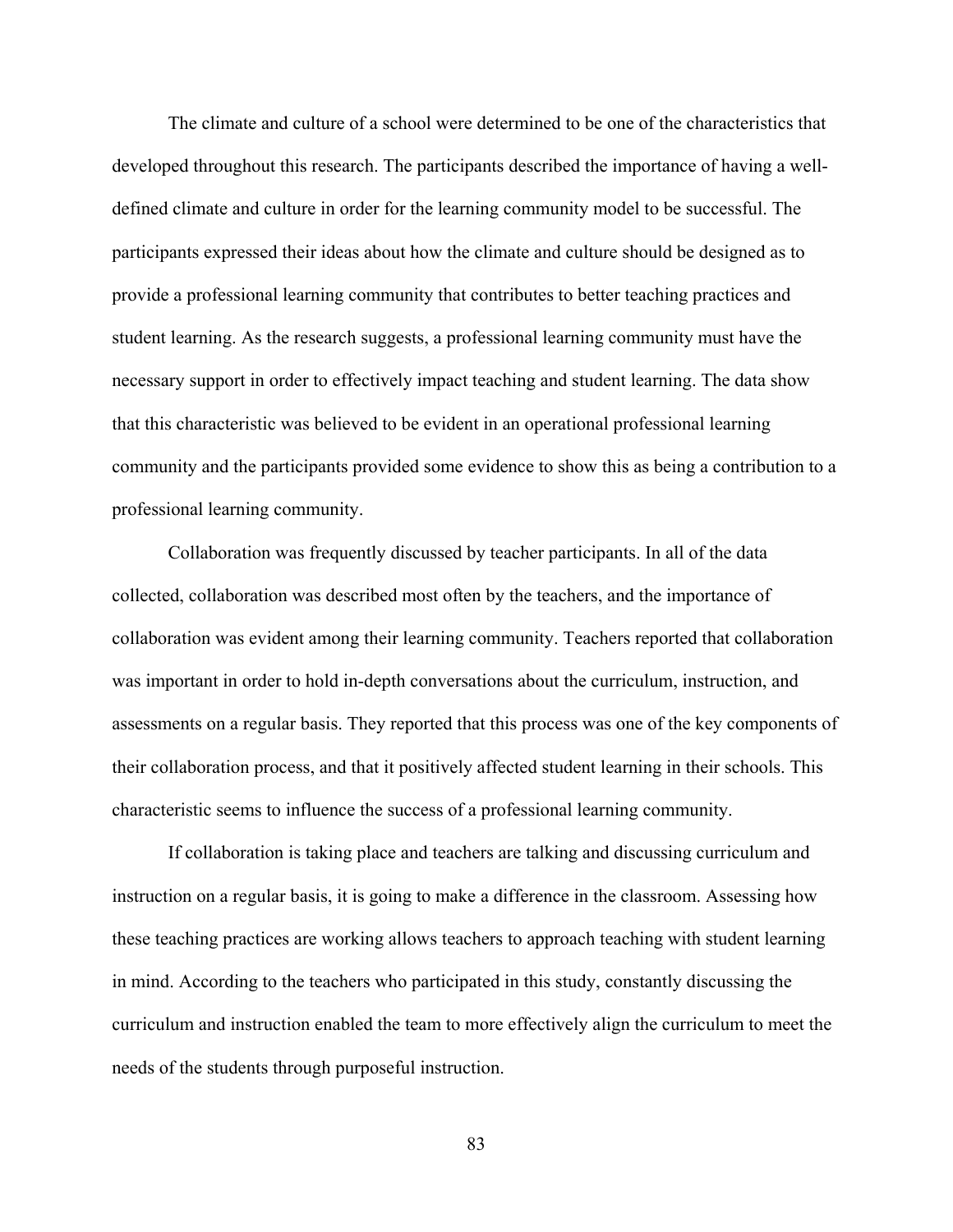The climate and culture of a school were determined to be one of the characteristics that developed throughout this research. The participants described the importance of having a well-defined climate and culture in order for the learning community model to be successful. The participants expressed their ideas about how the climate and culture should be designed as to provide a professional learning community that contributes to better teaching practices and student learning. As the research suggests, a professional learning community must have the necessary support in order to effectively impact teaching and student learning. The data show that this characteristic was believed to be evident in an operational professional learning community and the participants provided some evidence to show this as being a contribution to a professional learning community.

Collaboration was frequently discussed by teacher participants. In all of the data collected, collaboration was described most often by the teachers, and the importance of collaboration was evident among their learning community. Teachers reported that collaboration was important in order to hold in-depth conversations about the curriculum, instruction, and assessments on a regular basis. They reported that this process was one of the key components of their collaboration process, and that it positively affected student learning in their schools. This characteristic seems to influence the success of a professional learning community.

If collaboration is taking place and teachers are talking and discussing curriculum and instruction on a regular basis, it is going to make a difference in the classroom. Assessing how these teaching practices are working allows teachers to approach teaching with student learning in mind. According to the teachers who participated in this study, constantly discussing the curriculum and instruction enabled the team to more effectively align the curriculum to meet the needs of the students through purposeful instruction.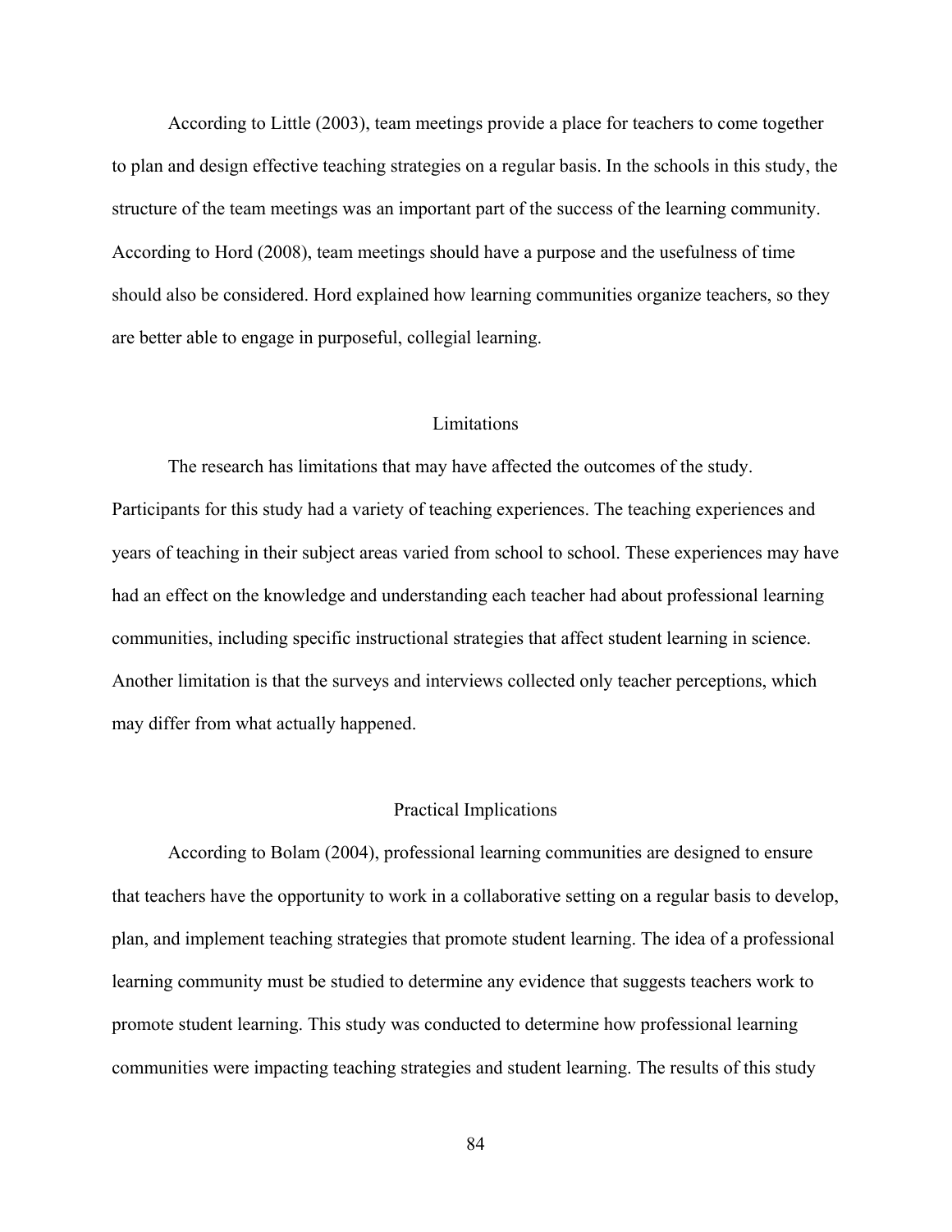According to Little (2003), team meetings provide a place for teachers to come together to plan and design effective teaching strategies on a regular basis. In the schools in this study, the structure of the team meetings was an important part of the success of the learning community. According to Hord (2008), team meetings should have a purpose and the usefulness of time should also be considered. Hord explained how learning communities organize teachers, so they are better able to engage in purposeful, collegial learning.

## Limitations

The research has limitations that may have affected the outcomes of the study. Participants for this study had a variety of teaching experiences. The teaching experiences and years of teaching in their subject areas varied from school to school. These experiences may have had an effect on the knowledge and understanding each teacher had about professional learning communities, including specific instructional strategies that affect student learning in science. Another limitation is that the surveys and interviews collected only teacher perceptions, which may differ from what actually happened.

## Practical Implications

According to Bolam (2004), professional learning communities are designed to ensure that teachers have the opportunity to work in a collaborative setting on a regular basis to develop, plan, and implement teaching strategies that promote student learning. The idea of a professional learning community must be studied to determine any evidence that suggests teachers work to promote student learning. This study was conducted to determine how professional learning communities were impacting teaching strategies and student learning. The results of this study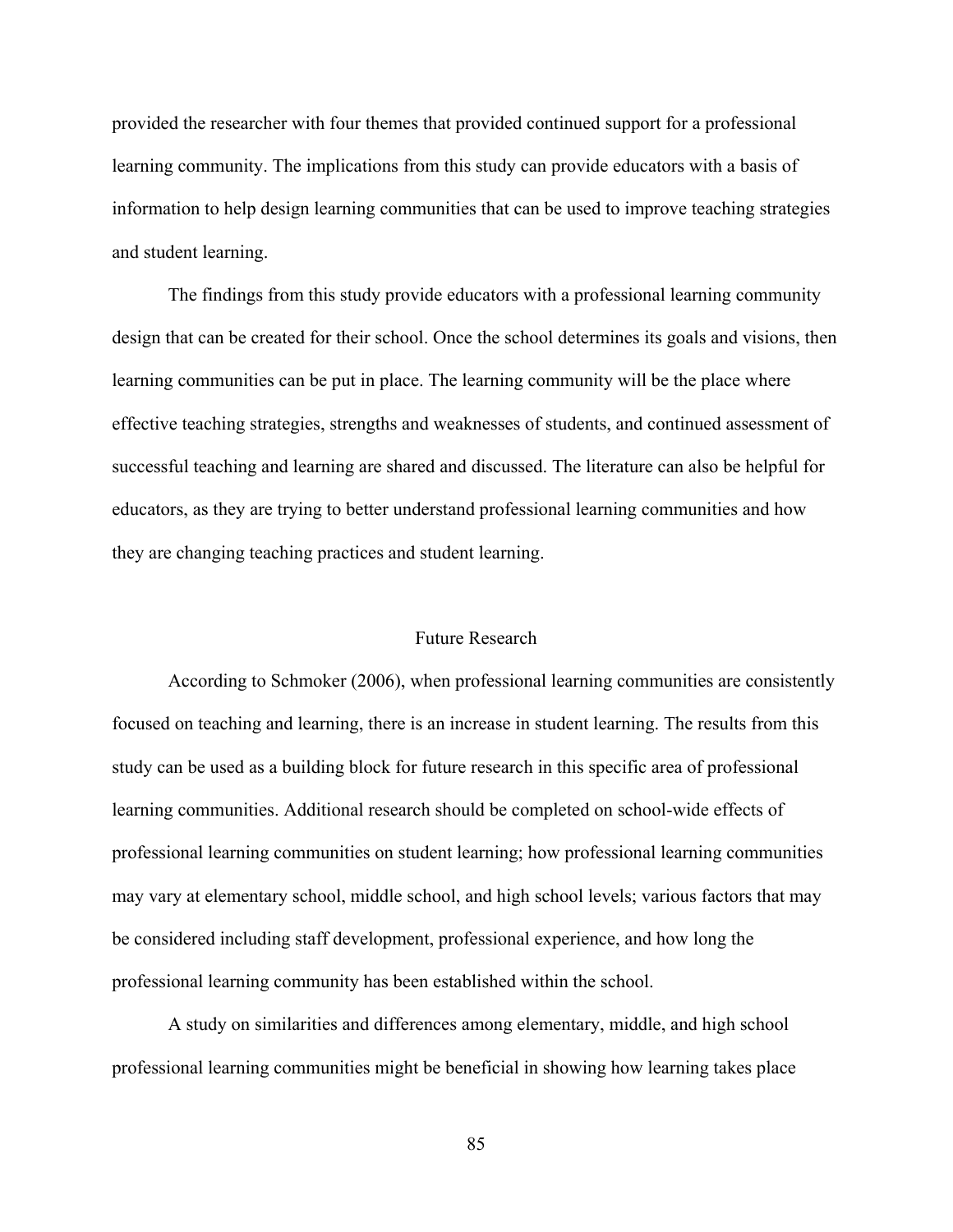provided the researcher with four themes that provided continued support for a professional learning community. The implications from this study can provide educators with a basis of information to help design learning communities that can be used to improve teaching strategies and student learning.

The findings from this study provide educators with a professional learning community design that can be created for their school. Once the school determines its goals and visions, then learning communities can be put in place. The learning community will be the place where effective teaching strategies, strengths and weaknesses of students, and continued assessment of successful teaching and learning are shared and discussed. The literature can also be helpful for educators, as they are trying to better understand professional learning communities and how they are changing teaching practices and student learning.

## Future Research

According to Schmoker (2006), when professional learning communities are consistently focused on teaching and learning, there is an increase in student learning. The results from this study can be used as a building block for future research in this specific area of professional learning communities. Additional research should be completed on school-wide effects of professional learning communities on student learning; how professional learning communities may vary at elementary school, middle school, and high school levels; various factors that may be considered including staff development, professional experience, and how long the professional learning community has been established within the school.

A study on similarities and differences among elementary, middle, and high school professional learning communities might be beneficial in showing how learning takes place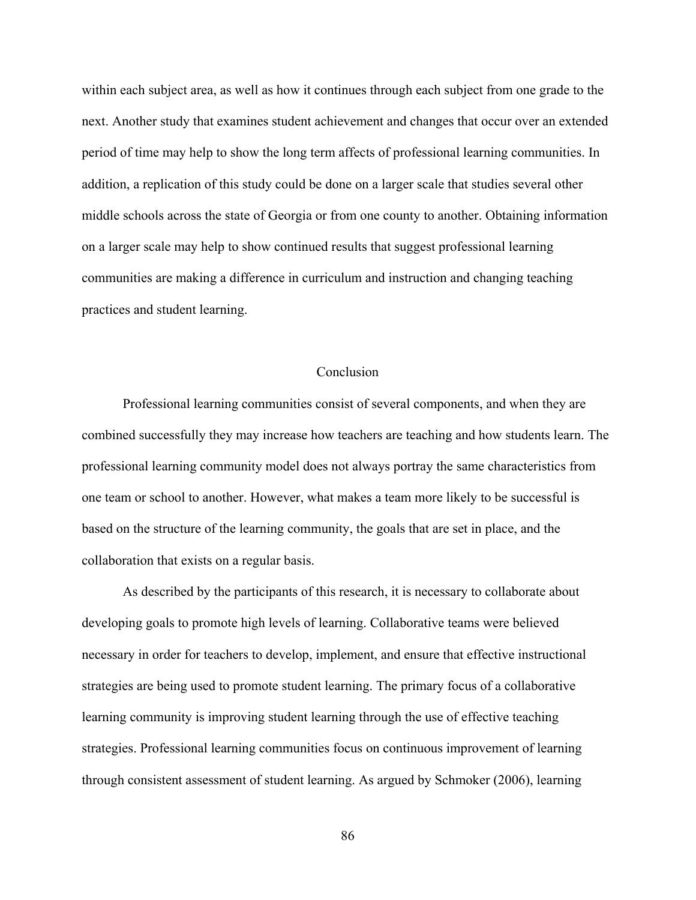within each subject area, as well as how it continues through each subject from one grade to the next. Another study that examines student achievement and changes that occur over an extended period of time may help to show the long term affects of professional learning communities. In addition, a replication of this study could be done on a larger scale that studies several other middle schools across the state of Georgia or from one county to another. Obtaining information on a larger scale may help to show continued results that suggest professional learning communities are making a difference in curriculum and instruction and changing teaching practices and student learning.

## Conclusion

Professional learning communities consist of several components, and when they are combined successfully they may increase how teachers are teaching and how students learn. The professional learning community model does not always portray the same characteristics from one team or school to another. However, what makes a team more likely to be successful is based on the structure of the learning community, the goals that are set in place, and the collaboration that exists on a regular basis.

As described by the participants of this research, it is necessary to collaborate about developing goals to promote high levels of learning. Collaborative teams were believed necessary in order for teachers to develop, implement, and ensure that effective instructional strategies are being used to promote student learning. The primary focus of a collaborative learning community is improving student learning through the use of effective teaching strategies. Professional learning communities focus on continuous improvement of learning through consistent assessment of student learning. As argued by Schmoker (2006), learning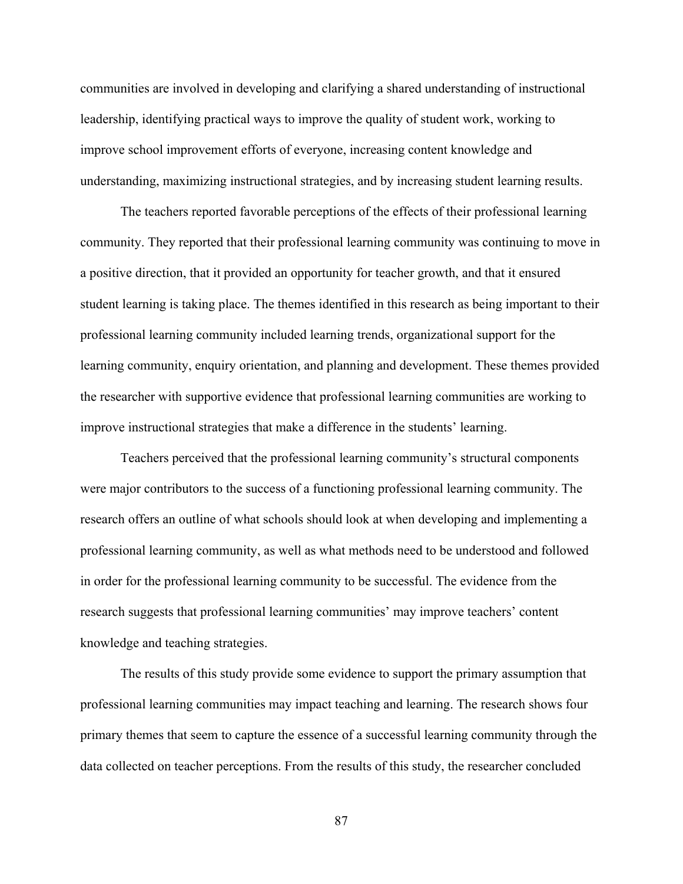communities are involved in developing and clarifying a shared understanding of instructional leadership, identifying practical ways to improve the quality of student work, working to improve school improvement efforts of everyone, increasing content knowledge and understanding, maximizing instructional strategies, and by increasing student learning results.

The teachers reported favorable perceptions of the effects of their professional learning community. They reported that their professional learning community was continuing to move in a positive direction, that it provided an opportunity for teacher growth, and that it ensured student learning is taking place. The themes identified in this research as being important to their professional learning community included learning trends, organizational support for the learning community, enquiry orientation, and planning and development. These themes provided the researcher with supportive evidence that professional learning communities are working to improve instructional strategies that make a difference in the students' learning.

Teachers perceived that the professional learning community's structural components were major contributors to the success of a functioning professional learning community. The research offers an outline of what schools should look at when developing and implementing a professional learning community, as well as what methods need to be understood and followed in order for the professional learning community to be successful. The evidence from the research suggests that professional learning communities' may improve teachers' content knowledge and teaching strategies.

The results of this study provide some evidence to support the primary assumption that professional learning communities may impact teaching and learning. The research shows four primary themes that seem to capture the essence of a successful learning community through the data collected on teacher perceptions. From the results of this study, the researcher concluded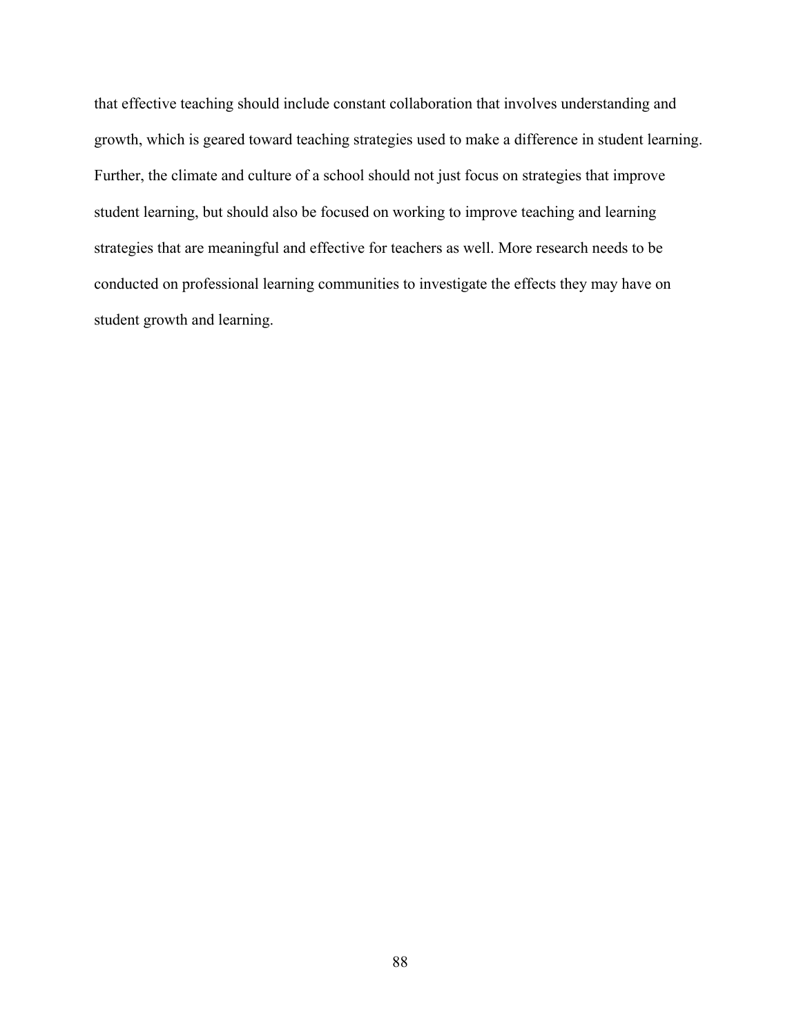that effective teaching should include constant collaboration that involves understanding and growth, which is geared toward teaching strategies used to make a difference in student learning. Further, the climate and culture of a school should not just focus on strategies that improve student learning, but should also be focused on working to improve teaching and learning strategies that are meaningful and effective for teachers as well. More research needs to be conducted on professional learning communities to investigate the effects they may have on student growth and learning.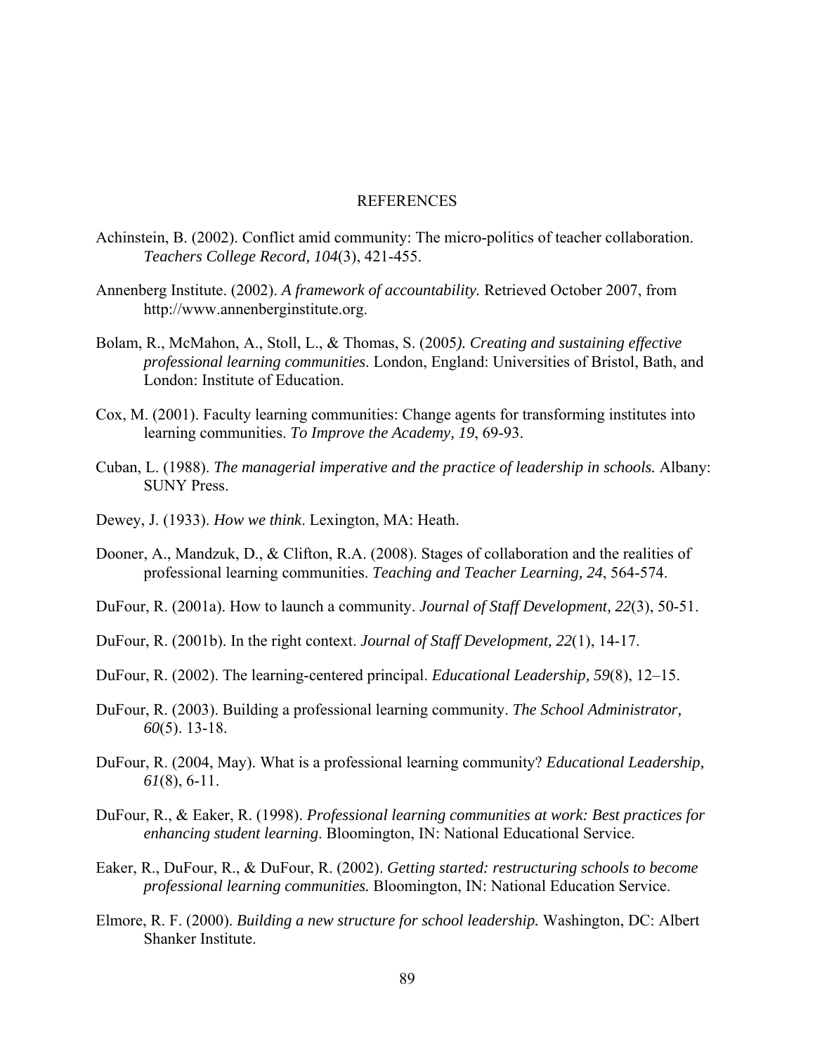# REFERENCES

Achinstein, B. (2002). Conflict amid community: The micro-politics of teacher collaboration. *Teachers College Record, 104*(3), 421-455.

Annenberg Institute. (2002). *A framework of accountability.* Retrieved October 2007, from http://www.annenberginstitute.org.

Bolam, R., McMahon, A., Stoll, L., & Thomas, S. (2005*). Creating and sustaining effective professional learning communities*. London, England: Universities of Bristol, Bath, and London: Institute of Education.

Cox, M. (2001). Faculty learning communities: Change agents for transforming institutes into learning communities. *To Improve the Academy, 19*, 69-93.

Cuban, L. (1988). *The managerial imperative and the practice of leadership in schools.* Albany: SUNY Press.

Dewey, J. (1933). *How we think*. Lexington, MA: Heath.

Dooner, A., Mandzuk, D., & Clifton, R.A. (2008). Stages of collaboration and the realities of professional learning communities. *Teaching and Teacher Learning, 24*, 564-574.

DuFour, R. (2001a). How to launch a community. *Journal of Staff Development, 22*(3), 50-51.

DuFour, R. (2001b). In the right context. *Journal of Staff Development, 22*(1), 14-17.

DuFour, R. (2002). The learning-centered principal. *Educational Leadership*, *59*(8), 12–15.

DuFour, R. (2003). Building a professional learning community. *The School Administrator, 60*(5). 13-18.

DuFour, R. (2004, May). What is a professional learning community? *Educational Leadership, 61*(8), 6-11.

DuFour, R., & Eaker, R. (1998). *Professional learning communities at work: Best practices for enhancing student learning*. Bloomington, IN: National Educational Service.

Eaker, R., DuFour, R., & DuFour, R. (2002). *Getting started: restructuring schools to become professional learning communities.* Bloomington, IN: National Education Service.

Elmore, R. F. (2000). *Building a new structure for school leadership.* Washington, DC: Albert Shanker Institute.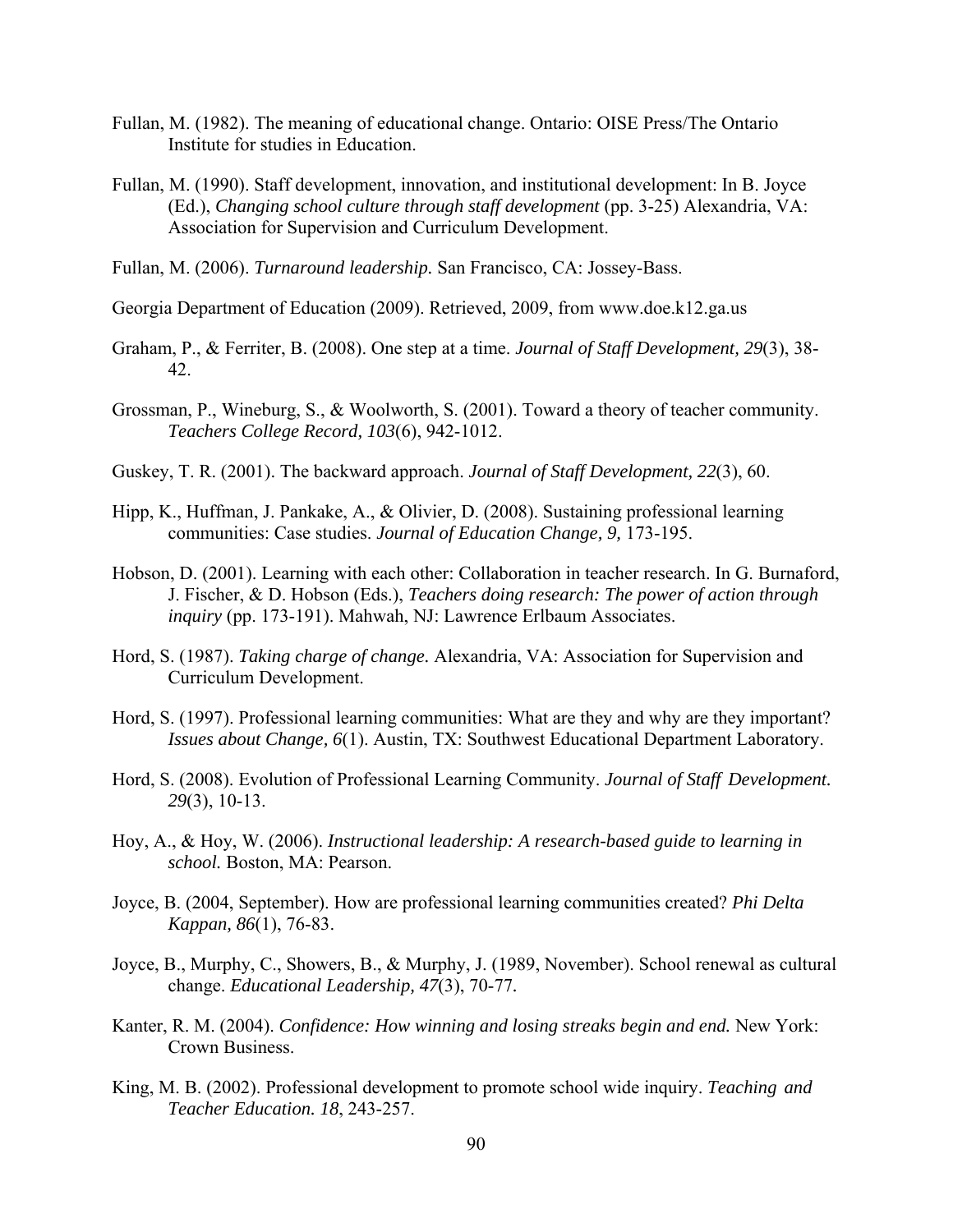Fullan, M. (1982). The meaning of educational change. Ontario: OISE Press/The Ontario Institute for studies in Education.

Fullan, M. (1990). Staff development, innovation, and institutional development: In B. Joyce (Ed.), *Changing school culture through staff development* (pp. 3-25) Alexandria, VA: Association for Supervision and Curriculum Development.

Fullan, M. (2006). *Turnaround leadership.* San Francisco, CA: Jossey-Bass.

Georgia Department of Education (2009). Retrieved, 2009, from www.doe.k12.ga.us

Graham, P., & Ferriter, B. (2008). One step at a time. *Journal of Staff Development, 29*(3), 38-42.

Grossman, P., Wineburg, S., & Woolworth, S. (2001). Toward a theory of teacher community. *Teachers College Record, 103*(6), 942-1012.

Guskey, T. R. (2001). The backward approach. *Journal of Staff Development, 22*(3), 60.

Hipp, K., Huffman, J. Pankake, A., & Olivier, D. (2008). Sustaining professional learning communities: Case studies. *Journal of Education Change, 9,* 173-195.

Hobson, D. (2001). Learning with each other: Collaboration in teacher research. In G. Burnaford, J. Fischer, & D. Hobson (Eds.), *Teachers doing research: The power of action through inquiry* (pp. 173-191). Mahwah, NJ: Lawrence Erlbaum Associates.

Hord, S. (1987). *Taking charge of change.* Alexandria, VA: Association for Supervision and Curriculum Development.

Hord, S. (1997). Professional learning communities: What are they and why are they important? *Issues about Change, 6*(1). Austin, TX: Southwest Educational Department Laboratory.

Hord, S. (2008). Evolution of Professional Learning Community. *Journal of Staff Development. 29*(3), 10-13.

Hoy, A., & Hoy, W. (2006). *Instructional leadership: A research-based guide to learning in school.* Boston, MA: Pearson.

Joyce, B. (2004, September). How are professional learning communities created? *Phi Delta Kappan, 86*(1), 76-83.

Joyce, B., Murphy, C., Showers, B., & Murphy, J. (1989, November). School renewal as cultural change. *Educational Leadership, 47*(3), 70-77.

Kanter, R. M. (2004). *Confidence: How winning and losing streaks begin and end.* New York: Crown Business.

King, M. B. (2002). Professional development to promote school wide inquiry. *Teaching and Teacher Education. 18*, 243-257.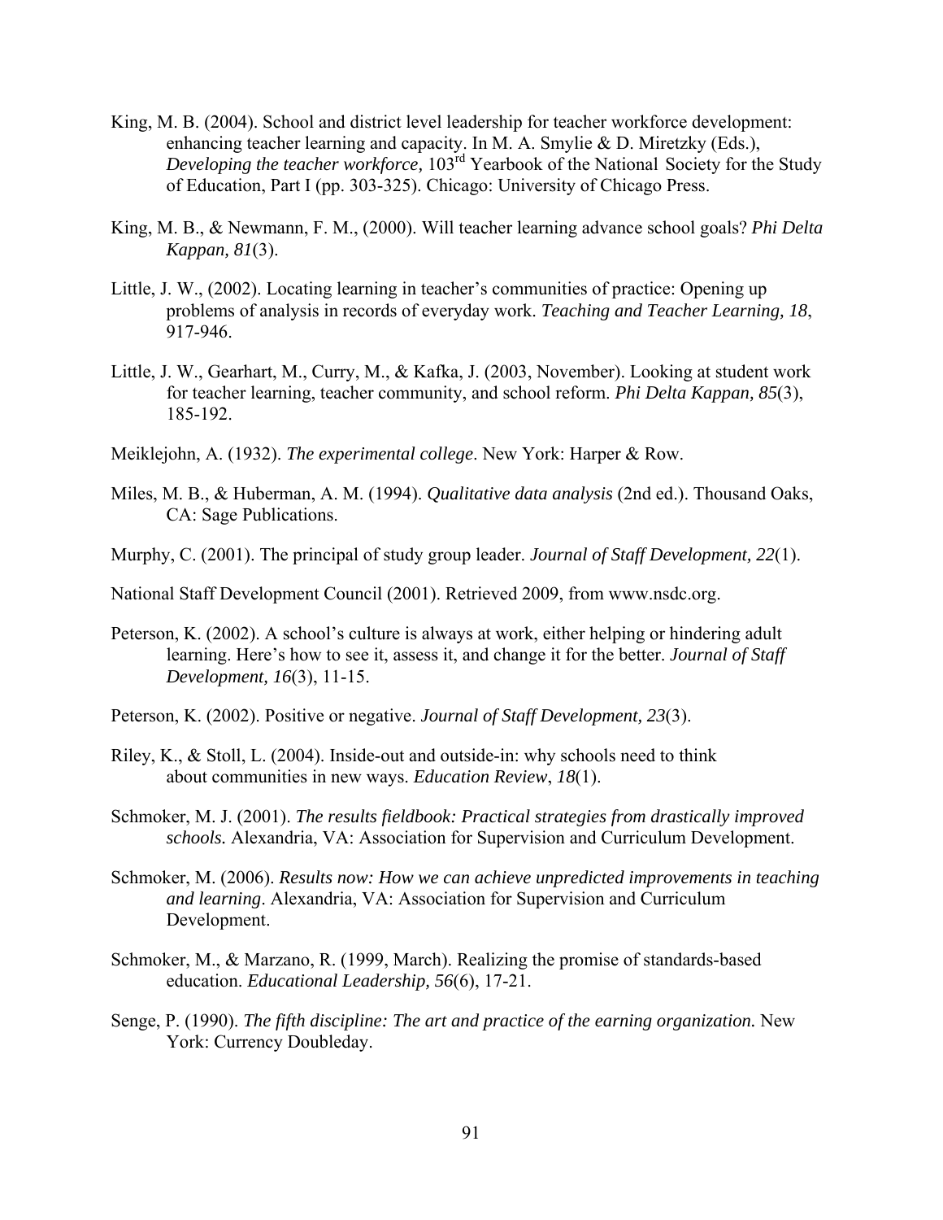King, M. B. (2004). School and district level leadership for teacher workforce development: enhancing teacher learning and capacity. In M. A. Smylie & D. Miretzky (Eds.), *Developing the teacher workforce,* 103rd Yearbook of the National Society for the Study of Education, Part I (pp. 303-325). Chicago: University of Chicago Press.

King, M. B., & Newmann, F. M., (2000). Will teacher learning advance school goals? *Phi Delta Kappan, 81*(3).

Little, J. W., (2002). Locating learning in teacher's communities of practice: Opening up problems of analysis in records of everyday work. *Teaching and Teacher Learning, 18*, 917-946.

Little, J. W., Gearhart, M., Curry, M., & Kafka, J. (2003, November). Looking at student work for teacher learning, teacher community, and school reform. *Phi Delta Kappan, 85*(3), 185-192.

Meiklejohn, A. (1932). *The experimental college*. New York: Harper & Row.

Miles, M. B., & Huberman, A. M. (1994). *Qualitative data analysis* (2nd ed.). Thousand Oaks, CA: Sage Publications.

Murphy, C. (2001). The principal of study group leader. *Journal of Staff Development, 22*(1).

National Staff Development Council (2001). Retrieved 2009, from www.nsdc.org.

Peterson, K. (2002). A school's culture is always at work, either helping or hindering adult learning. Here's how to see it, assess it, and change it for the better. *Journal of Staff Development, 16*(3), 11-15.

Peterson, K. (2002). Positive or negative. *Journal of Staff Development, 23*(3).

Riley, K., & Stoll, L. (2004). Inside-out and outside-in: why schools need to think about communities in new ways. *Education Review*, *18*(1).

Schmoker, M. J. (2001). *The results fieldbook: Practical strategies from drastically improved schools.* Alexandria, VA: Association for Supervision and Curriculum Development.

Schmoker, M. (2006). *Results now: How we can achieve unpredicted improvements in teaching and learning*. Alexandria, VA: Association for Supervision and Curriculum Development.

Schmoker, M., & Marzano, R. (1999, March). Realizing the promise of standards-based education. *Educational Leadership, 56*(6), 17-21.

Senge, P. (1990). *The fifth discipline: The art and practice of the earning organization.* New York: Currency Doubleday.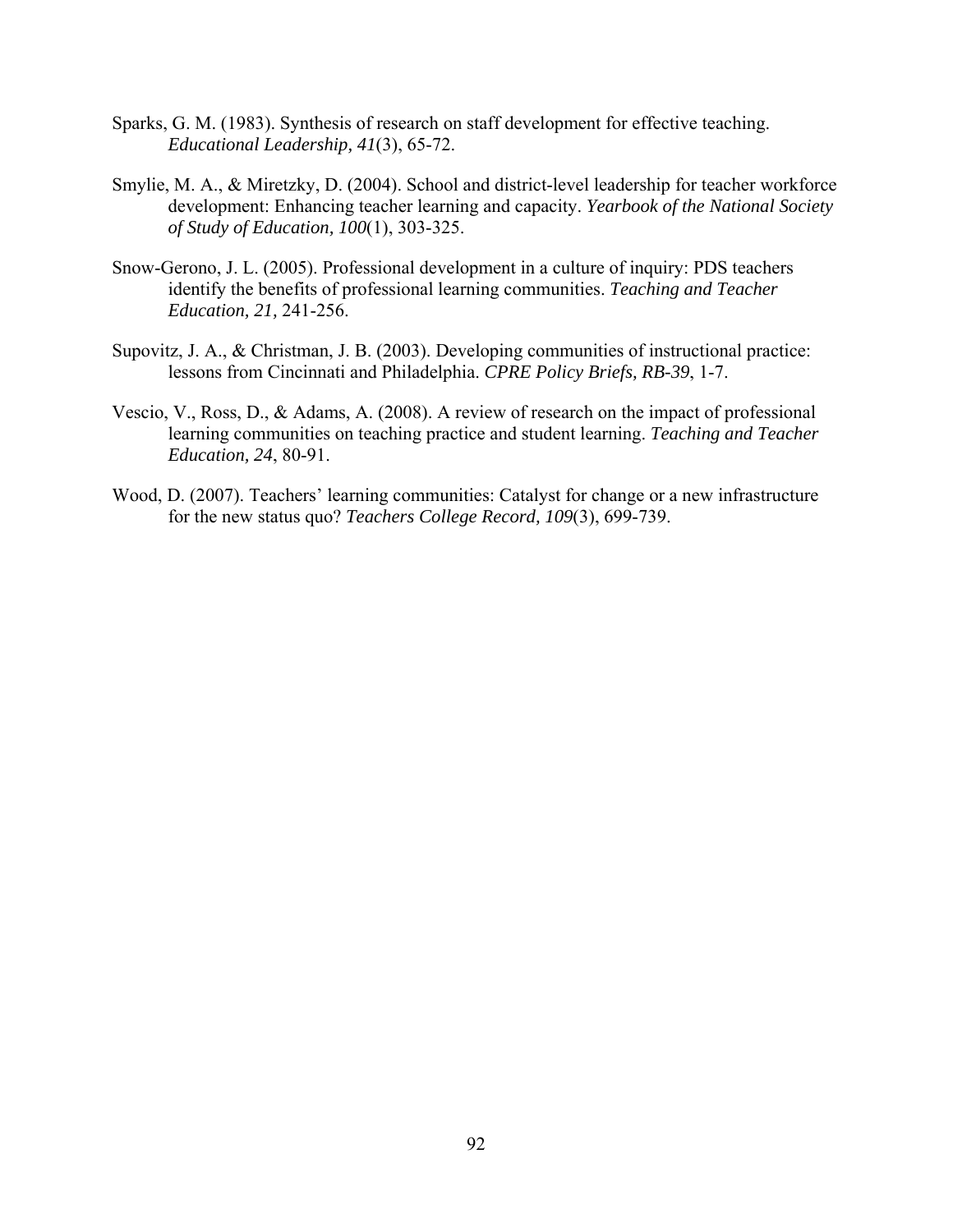Sparks, G. M. (1983). Synthesis of research on staff development for effective teaching. *Educational Leadership, 41*(3), 65-72.

Smylie, M. A., & Miretzky, D. (2004). School and district-level leadership for teacher workforce development: Enhancing teacher learning and capacity. *Yearbook of the National Society of Study of Education, 100*(1), 303-325.

Snow-Gerono, J. L. (2005). Professional development in a culture of inquiry: PDS teachers identify the benefits of professional learning communities. *Teaching and Teacher Education, 21,* 241-256.

Supovitz, J. A., & Christman, J. B. (2003). Developing communities of instructional practice: lessons from Cincinnati and Philadelphia. *CPRE Policy Briefs, RB-39*, 1-7.

Vescio, V., Ross, D., & Adams, A. (2008). A review of research on the impact of professional learning communities on teaching practice and student learning. *Teaching and Teacher Education, 24*, 80-91.

Wood, D. (2007). Teachers' learning communities: Catalyst for change or a new infrastructure for the new status quo? *Teachers College Record, 109*(3), 699-739.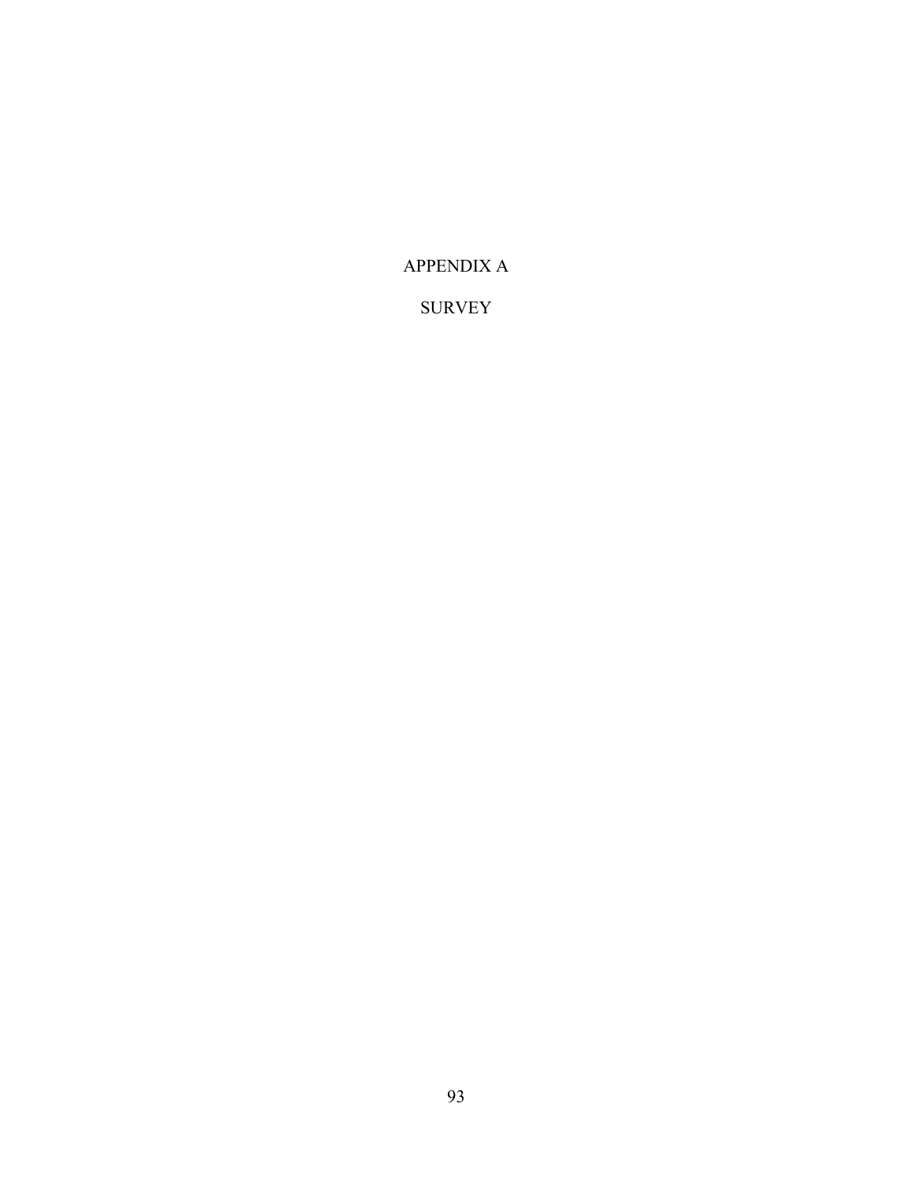# APPENDIX A

# SURVEY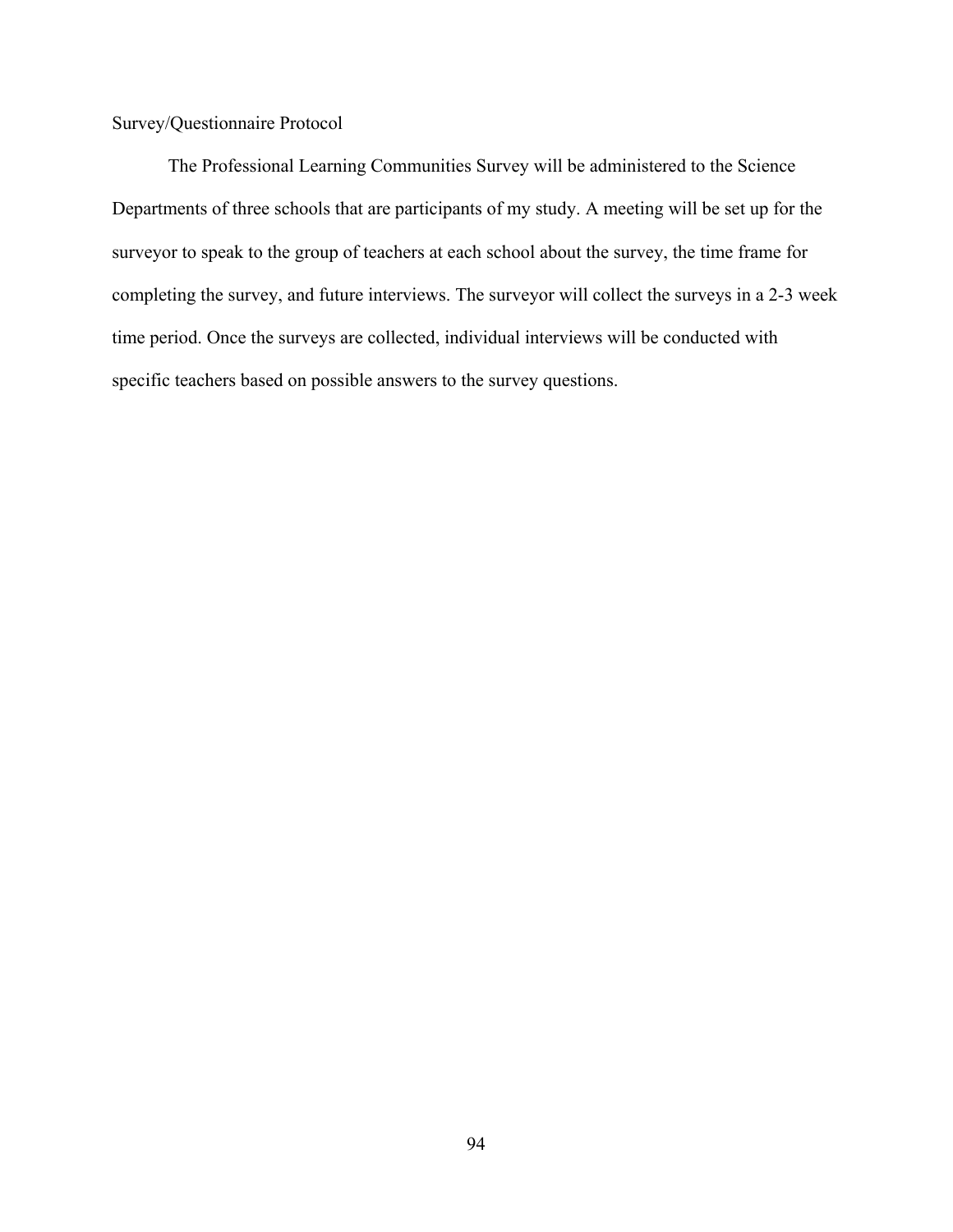## Survey/Questionnaire Protocol

The Professional Learning Communities Survey will be administered to the Science Departments of three schools that are participants of my study. A meeting will be set up for the surveyor to speak to the group of teachers at each school about the survey, the time frame for completing the survey, and future interviews. The surveyor will collect the surveys in a 2-3 week time period. Once the surveys are collected, individual interviews will be conducted with specific teachers based on possible answers to the survey questions.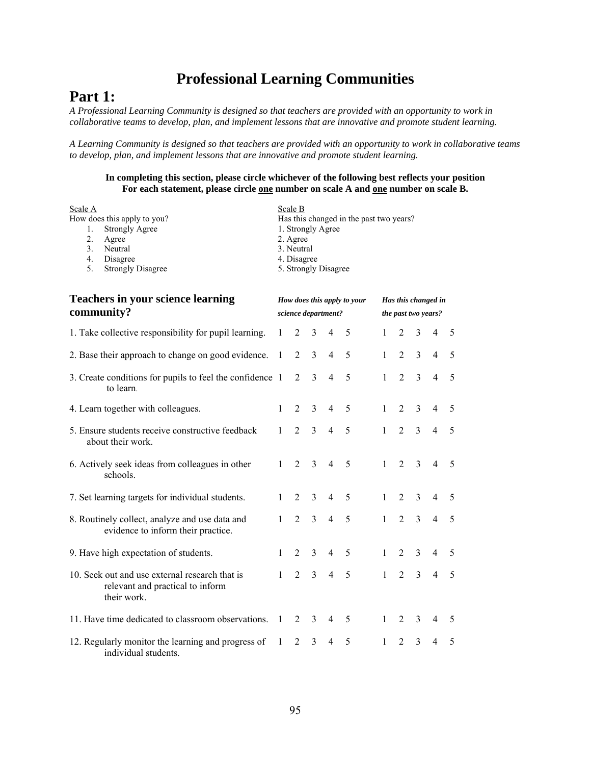# Professional Learning Communities

## Part 1:

*A Professional Learning Community is designed so that teachers are provided with an opportunity to work in collaborative teams to develop, plan, and implement lessons that are innovative and promote student learning.*

*A Learning Community is designed so that teachers are provided with an opportunity to work in collaborative teams to develop, plan, and implement lessons that are innovative and promote student learning.*

**In completing this section, please circle whichever of the following best reflects your position**
**For each statement, please circle one number on scale A and one number on scale B.**

Scale A
How does this apply to you?
1. Strongly Agree
2. Agree
3. Neutral
4. Disagree
5. Strongly Disagree

Scale B
Has this changed in the past two years?
1. Strongly Agree
2. Agree
3. Neutral
4. Disagree
5. Strongly Disagree

| Teachers in your science learning community? | *How does this apply to your science department?* | | | | | *Has this changed in the past two years?* | | | | |
|---|---|---|---|---|---|---|---|---|---|---|
| 1. Take collective responsibility for pupil learning. | 1 | 2 | 3 | 4 | 5 | 1 | 2 | 3 | 4 | 5 |
| 2. Base their approach to change on good evidence. | 1 | 2 | 3 | 4 | 5 | 1 | 2 | 3 | 4 | 5 |
| 3. Create conditions for pupils to feel the confidence to learn. | 1 | 2 | 3 | 4 | 5 | 1 | 2 | 3 | 4 | 5 |
| 4. Learn together with colleagues. | 1 | 2 | 3 | 4 | 5 | 1 | 2 | 3 | 4 | 5 |
| 5. Ensure students receive constructive feedback about their work. | 1 | 2 | 3 | 4 | 5 | 1 | 2 | 3 | 4 | 5 |
| 6. Actively seek ideas from colleagues in other schools. | 1 | 2 | 3 | 4 | 5 | 1 | 2 | 3 | 4 | 5 |
| 7. Set learning targets for individual students. | 1 | 2 | 3 | 4 | 5 | 1 | 2 | 3 | 4 | 5 |
| 8. Routinely collect, analyze and use data and evidence to inform their practice. | 1 | 2 | 3 | 4 | 5 | 1 | 2 | 3 | 4 | 5 |
| 9. Have high expectation of students. | 1 | 2 | 3 | 4 | 5 | 1 | 2 | 3 | 4 | 5 |
| 10. Seek out and use external research that is relevant and practical to inform their work. | 1 | 2 | 3 | 4 | 5 | 1 | 2 | 3 | 4 | 5 |
| 11. Have time dedicated to classroom observations. | 1 | 2 | 3 | 4 | 5 | 1 | 2 | 3 | 4 | 5 |
| 12. Regularly monitor the learning and progress of individual students. | 1 | 2 | 3 | 4 | 5 | 1 | 2 | 3 | 4 | 5 |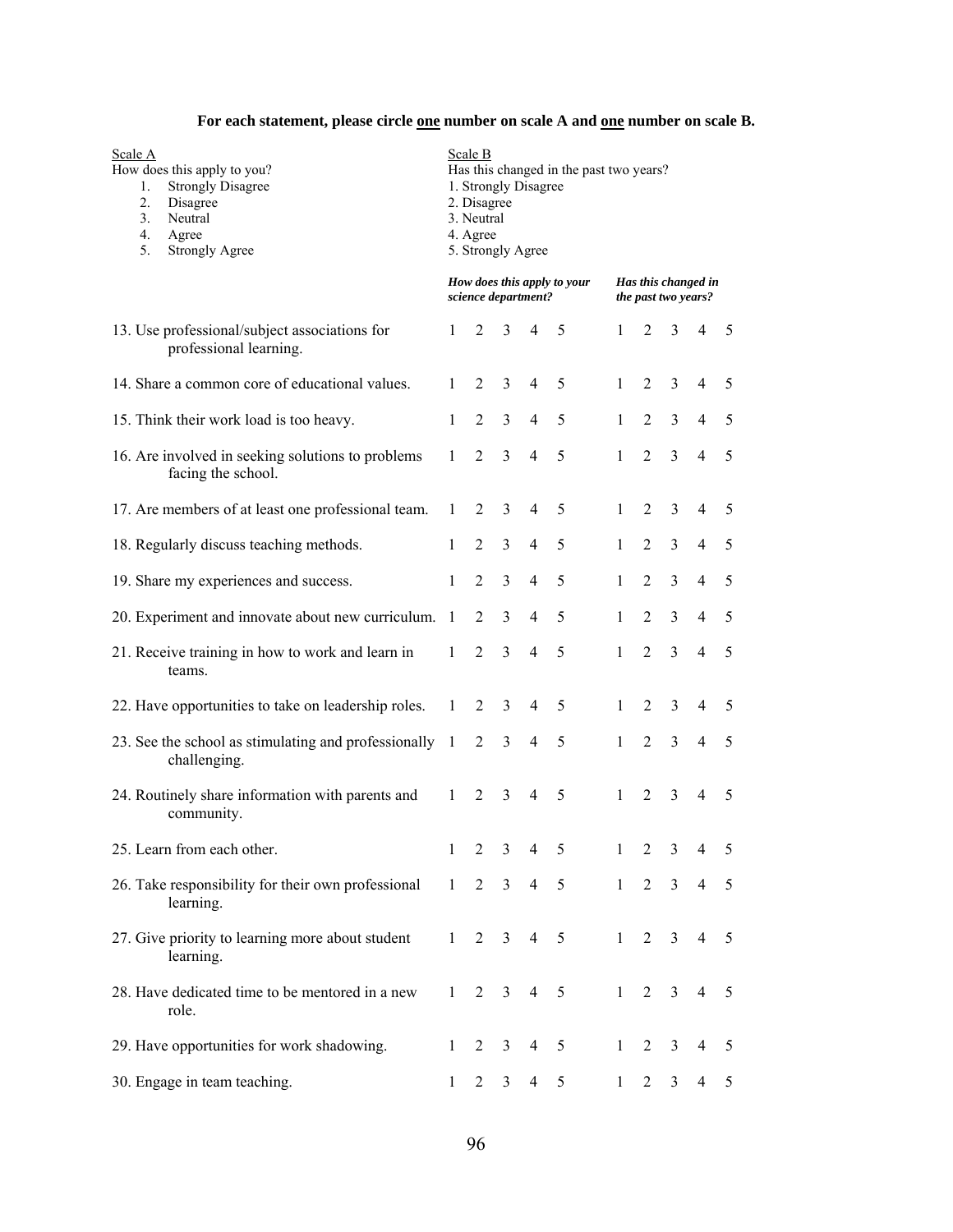**For each statement, please circle one number on scale A and one number on scale B.**

Scale A
How does this apply to you?
1. Strongly Disagree
2. Disagree
3. Neutral
4. Agree
5. Strongly Agree

Scale B
Has this changed in the past two years?
1. Strongly Disagree
2. Disagree
3. Neutral
4. Agree
5. Strongly Agree

| | *How does this apply to your science department?* | | | | | *Has this changed in the past two years?* | | | | |
|---|---|---|---|---|---|---|---|---|---|---|
| 13. Use professional/subject associations for professional learning. | 1 | 2 | 3 | 4 | 5 | 1 | 2 | 3 | 4 | 5 |
| 14. Share a common core of educational values. | 1 | 2 | 3 | 4 | 5 | 1 | 2 | 3 | 4 | 5 |
| 15. Think their work load is too heavy. | 1 | 2 | 3 | 4 | 5 | 1 | 2 | 3 | 4 | 5 |
| 16. Are involved in seeking solutions to problems facing the school. | 1 | 2 | 3 | 4 | 5 | 1 | 2 | 3 | 4 | 5 |
| 17. Are members of at least one professional team. | 1 | 2 | 3 | 4 | 5 | 1 | 2 | 3 | 4 | 5 |
| 18. Regularly discuss teaching methods. | 1 | 2 | 3 | 4 | 5 | 1 | 2 | 3 | 4 | 5 |
| 19. Share my experiences and success. | 1 | 2 | 3 | 4 | 5 | 1 | 2 | 3 | 4 | 5 |
| 20. Experiment and innovate about new curriculum. | 1 | 2 | 3 | 4 | 5 | 1 | 2 | 3 | 4 | 5 |
| 21. Receive training in how to work and learn in teams. | 1 | 2 | 3 | 4 | 5 | 1 | 2 | 3 | 4 | 5 |
| 22. Have opportunities to take on leadership roles. | 1 | 2 | 3 | 4 | 5 | 1 | 2 | 3 | 4 | 5 |
| 23. See the school as stimulating and professionally challenging. | 1 | 2 | 3 | 4 | 5 | 1 | 2 | 3 | 4 | 5 |
| 24. Routinely share information with parents and community. | 1 | 2 | 3 | 4 | 5 | 1 | 2 | 3 | 4 | 5 |
| 25. Learn from each other. | 1 | 2 | 3 | 4 | 5 | 1 | 2 | 3 | 4 | 5 |
| 26. Take responsibility for their own professional learning. | 1 | 2 | 3 | 4 | 5 | 1 | 2 | 3 | 4 | 5 |
| 27. Give priority to learning more about student learning. | 1 | 2 | 3 | 4 | 5 | 1 | 2 | 3 | 4 | 5 |
| 28. Have dedicated time to be mentored in a new role. | 1 | 2 | 3 | 4 | 5 | 1 | 2 | 3 | 4 | 5 |
| 29. Have opportunities for work shadowing. | 1 | 2 | 3 | 4 | 5 | 1 | 2 | 3 | 4 | 5 |
| 30. Engage in team teaching. | 1 | 2 | 3 | 4 | 5 | 1 | 2 | 3 | 4 | 5 |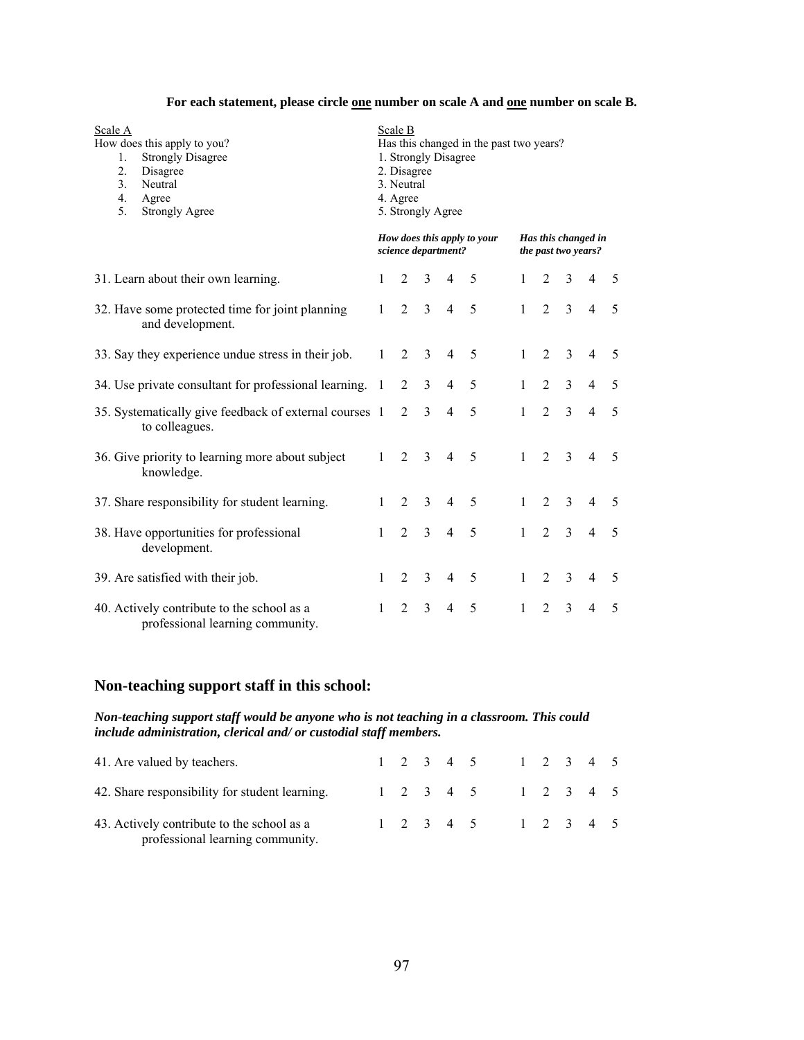**For each statement, please circle one number on scale A and one number on scale B.**

Scale A
How does this apply to you?
1. Strongly Disagree
2. Disagree
3. Neutral
4. Agree
5. Strongly Agree

Scale B
Has this changed in the past two years?
1. Strongly Disagree
2. Disagree
3. Neutral
4. Agree
5. Strongly Agree

| | *How does this apply to your science department?* | | | | | *Has this changed in the past two years?* | | | | |
|---|---|---|---|---|---|---|---|---|---|---|
| 31. Learn about their own learning. | 1 | 2 | 3 | 4 | 5 | 1 | 2 | 3 | 4 | 5 |
| 32. Have some protected time for joint planning and development. | 1 | 2 | 3 | 4 | 5 | 1 | 2 | 3 | 4 | 5 |
| 33. Say they experience undue stress in their job. | 1 | 2 | 3 | 4 | 5 | 1 | 2 | 3 | 4 | 5 |
| 34. Use private consultant for professional learning. | 1 | 2 | 3 | 4 | 5 | 1 | 2 | 3 | 4 | 5 |
| 35. Systematically give feedback of external courses to colleagues. | 1 | 2 | 3 | 4 | 5 | 1 | 2 | 3 | 4 | 5 |
| 36. Give priority to learning more about subject knowledge. | 1 | 2 | 3 | 4 | 5 | 1 | 2 | 3 | 4 | 5 |
| 37. Share responsibility for student learning. | 1 | 2 | 3 | 4 | 5 | 1 | 2 | 3 | 4 | 5 |
| 38. Have opportunities for professional development. | 1 | 2 | 3 | 4 | 5 | 1 | 2 | 3 | 4 | 5 |
| 39. Are satisfied with their job. | 1 | 2 | 3 | 4 | 5 | 1 | 2 | 3 | 4 | 5 |
| 40. Actively contribute to the school as a professional learning community. | 1 | 2 | 3 | 4 | 5 | 1 | 2 | 3 | 4 | 5 |

## Non-teaching support staff in this school:

***Non-teaching support staff would be anyone who is not teaching in a classroom. This could include administration, clerical and/ or custodial staff members.***

| | | | | | | | | | | |
|---|---|---|---|---|---|---|---|---|---|---|
| 41. Are valued by teachers. | 1 | 2 | 3 | 4 | 5 | 1 | 2 | 3 | 4 | 5 |
| 42. Share responsibility for student learning. | 1 | 2 | 3 | 4 | 5 | 1 | 2 | 3 | 4 | 5 |
| 43. Actively contribute to the school as a professional learning community. | 1 | 2 | 3 | 4 | 5 | 1 | 2 | 3 | 4 | 5 |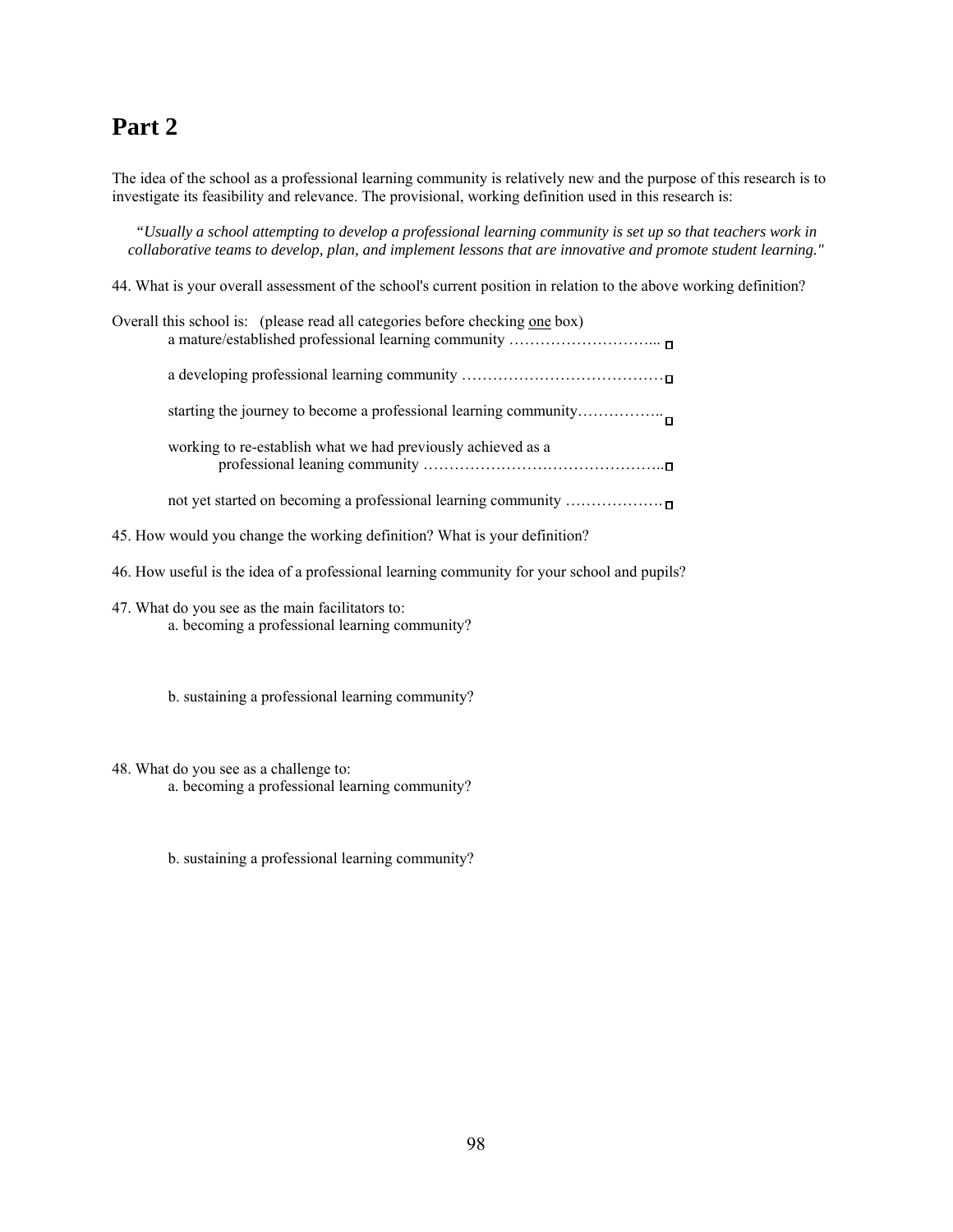# Part 2

The idea of the school as a professional learning community is relatively new and the purpose of this research is to investigate its feasibility and relevance. The provisional, working definition used in this research is:

*"Usually a school attempting to develop a professional learning community is set up so that teachers work in collaborative teams to develop, plan, and implement lessons that are innovative and promote student learning."*

44. What is your overall assessment of the school's current position in relation to the above working definition?

Overall this school is: (please read all categories before checking <u>one</u> box)

- a mature/established professional learning community ………………………... □
- a developing professional learning community ………………………………… □
- starting the journey to become a professional learning community…………….. □
- working to re-establish what we had previously achieved as a professional leaning community ………………………………………….. □
- not yet started on becoming a professional learning community ………………. □

45. How would you change the working definition? What is your definition?

46. How useful is the idea of a professional learning community for your school and pupils?

47. What do you see as the main facilitators to:

a. becoming a professional learning community?

b. sustaining a professional learning community?

48. What do you see as a challenge to:

a. becoming a professional learning community?

b. sustaining a professional learning community?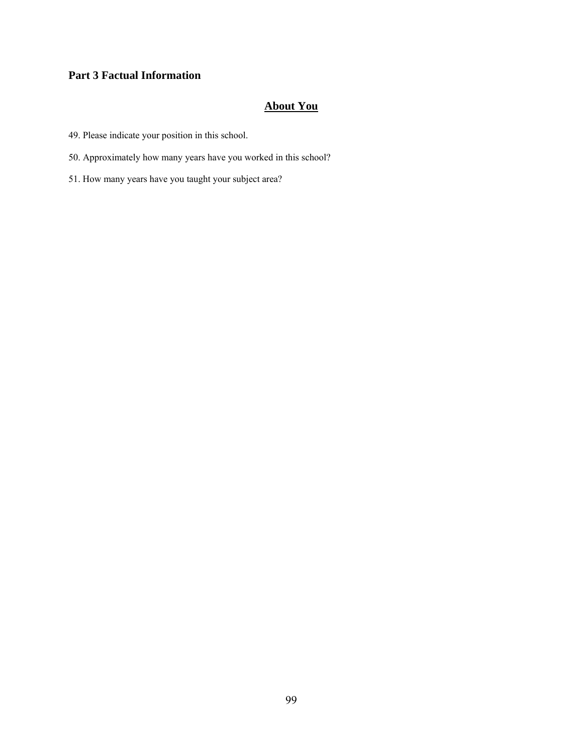## Part 3 Factual Information

### About You

49. Please indicate your position in this school.

50. Approximately how many years have you worked in this school?

51. How many years have you taught your subject area?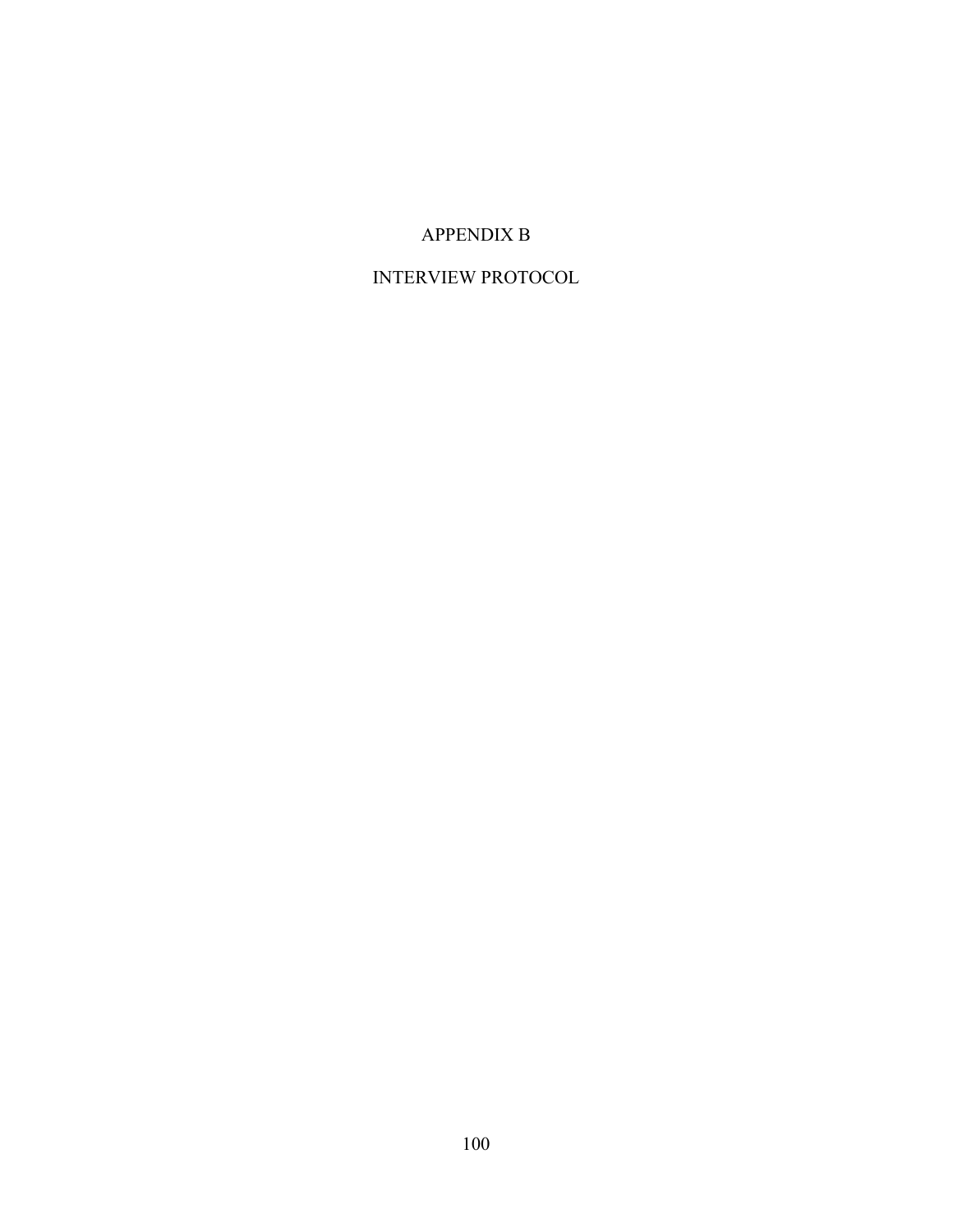# APPENDIX B

# INTERVIEW PROTOCOL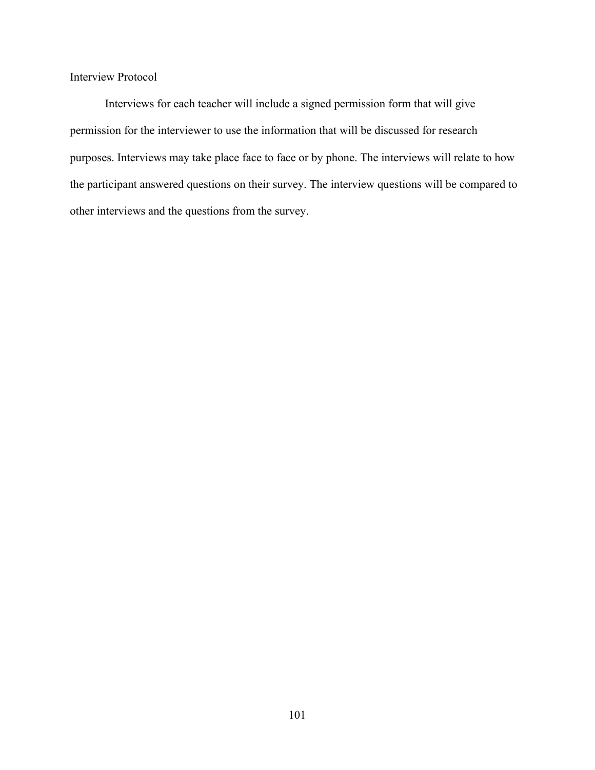## Interview Protocol

Interviews for each teacher will include a signed permission form that will give permission for the interviewer to use the information that will be discussed for research purposes. Interviews may take place face to face or by phone. The interviews will relate to how the participant answered questions on their survey. The interview questions will be compared to other interviews and the questions from the survey.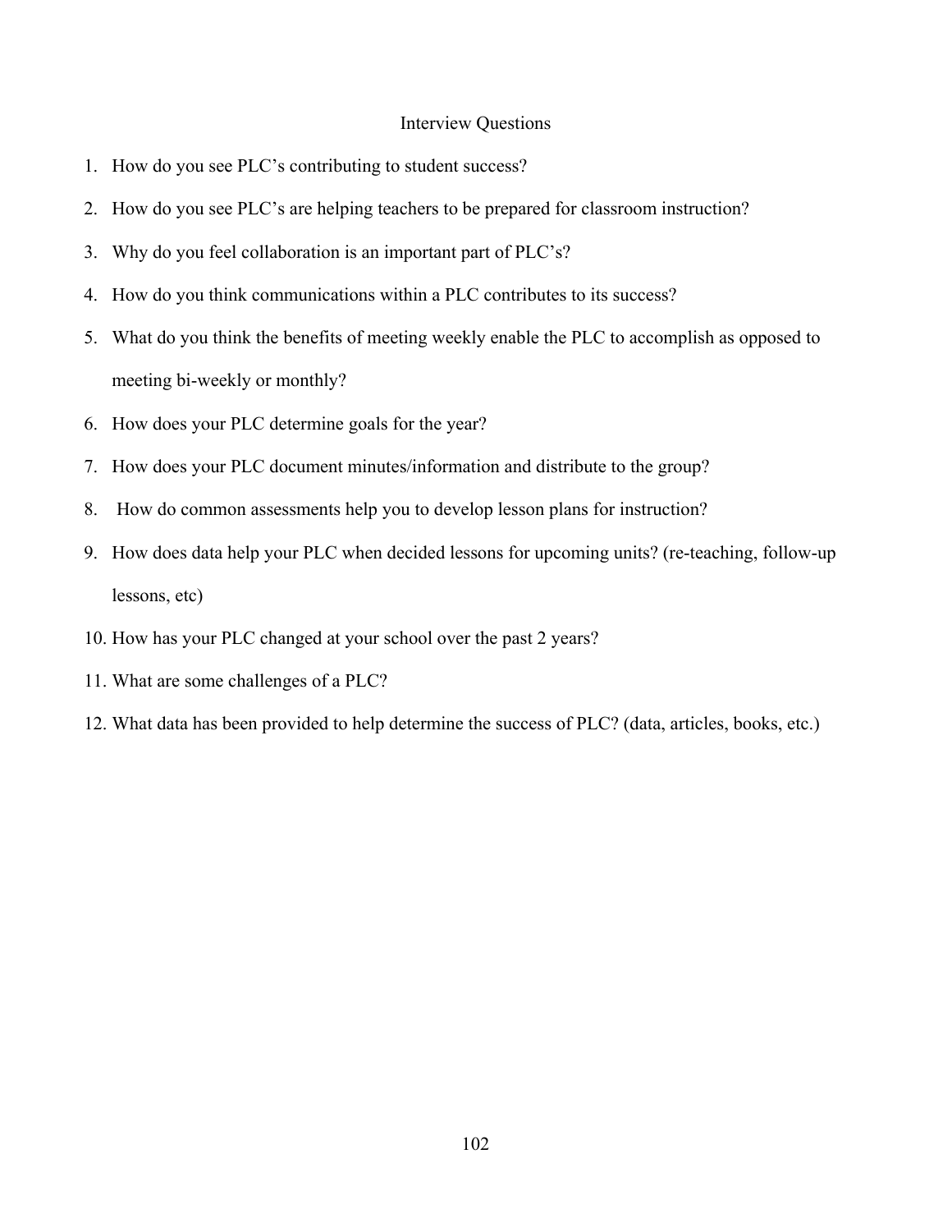# Interview Questions

1. How do you see PLC's contributing to student success?
2. How do you see PLC's are helping teachers to be prepared for classroom instruction?
3. Why do you feel collaboration is an important part of PLC's?
4. How do you think communications within a PLC contributes to its success?
5. What do you think the benefits of meeting weekly enable the PLC to accomplish as opposed to meeting bi-weekly or monthly?
6. How does your PLC determine goals for the year?
7. How does your PLC document minutes/information and distribute to the group?
8. How do common assessments help you to develop lesson plans for instruction?
9. How does data help your PLC when decided lessons for upcoming units? (re-teaching, follow-up lessons, etc)
10. How has your PLC changed at your school over the past 2 years?
11. What are some challenges of a PLC?
12. What data has been provided to help determine the success of PLC? (data, articles, books, etc.)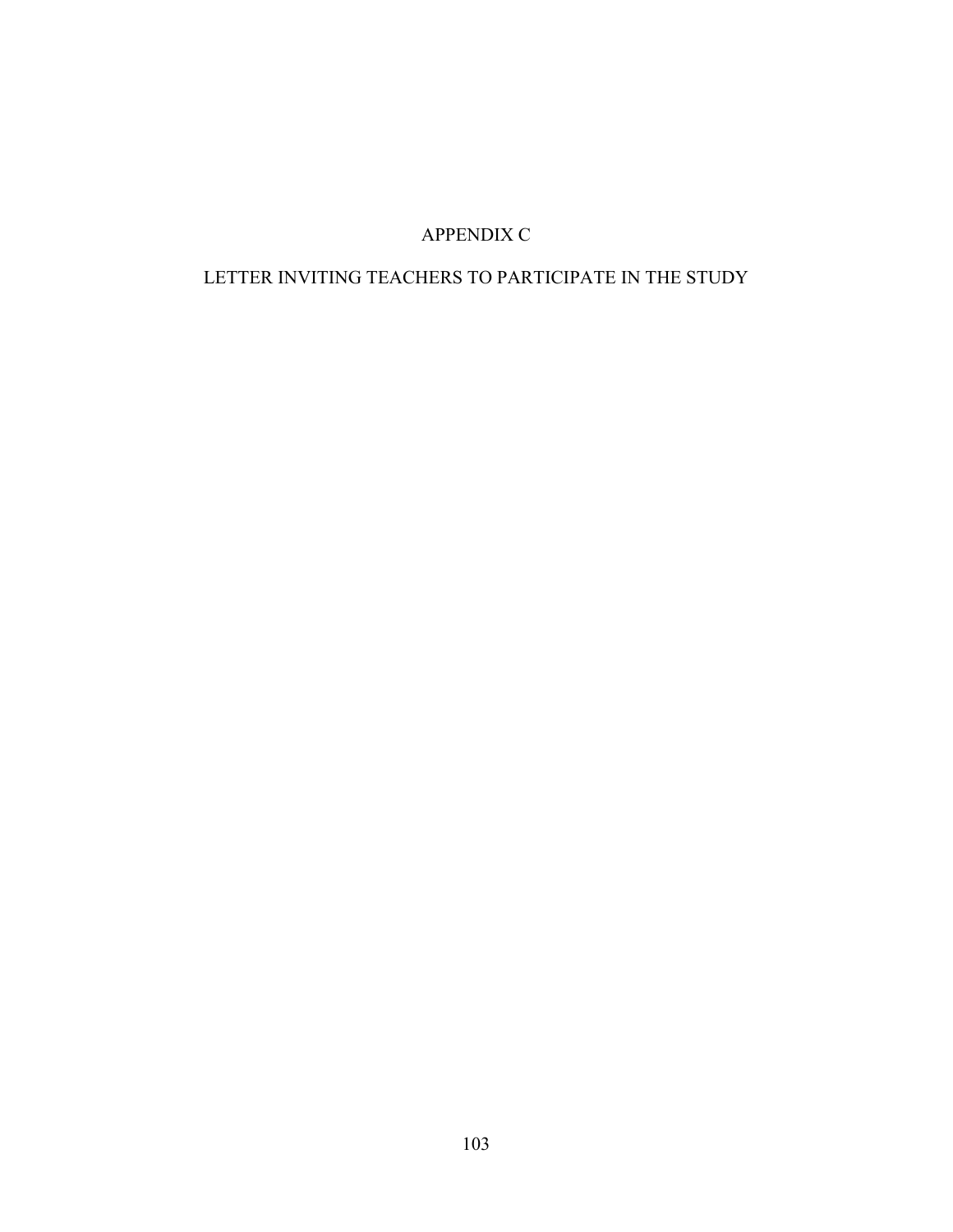# APPENDIX C

## LETTER INVITING TEACHERS TO PARTICIPATE IN THE STUDY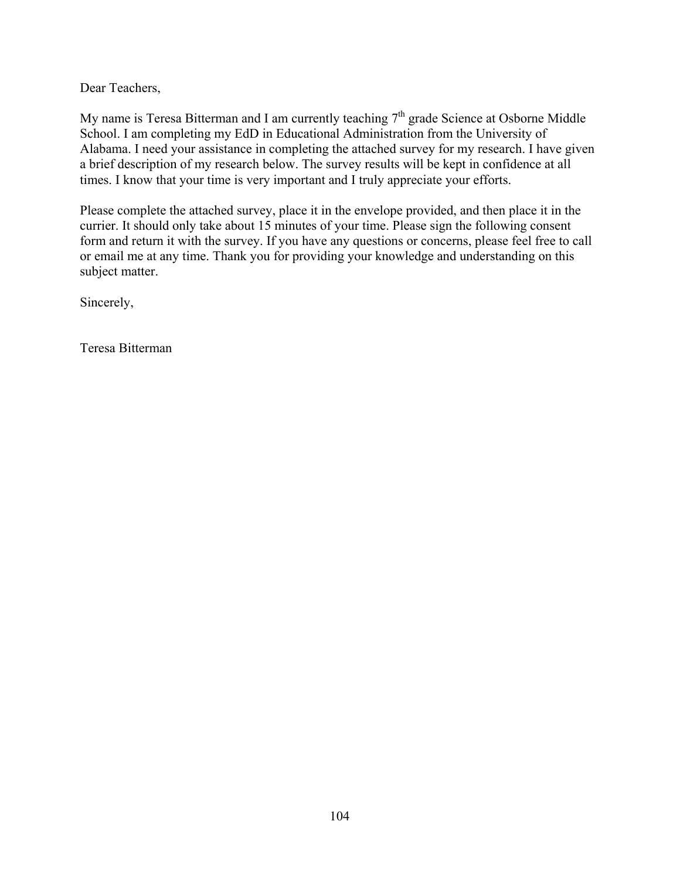Dear Teachers,

My name is Teresa Bitterman and I am currently teaching 7th grade Science at Osborne Middle School. I am completing my EdD in Educational Administration from the University of Alabama. I need your assistance in completing the attached survey for my research. I have given a brief description of my research below. The survey results will be kept in confidence at all times. I know that your time is very important and I truly appreciate your efforts.

Please complete the attached survey, place it in the envelope provided, and then place it in the currier. It should only take about 15 minutes of your time. Please sign the following consent form and return it with the survey. If you have any questions or concerns, please feel free to call or email me at any time. Thank you for providing your knowledge and understanding on this subject matter.

Sincerely,

Teresa Bitterman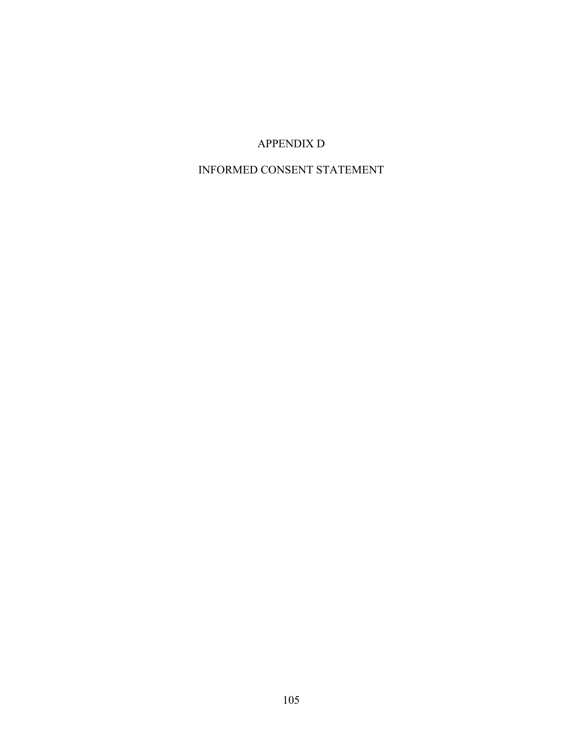# APPENDIX D

# INFORMED CONSENT STATEMENT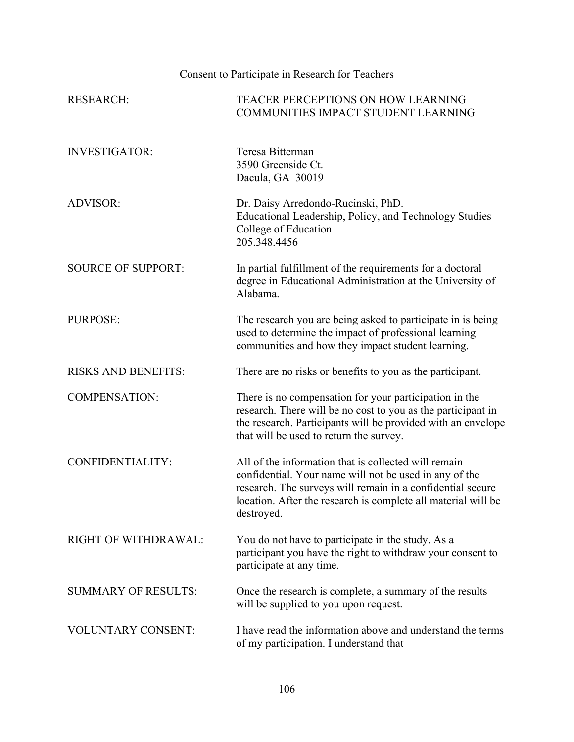Consent to Participate in Research for Teachers

| | |
|---|---|
| RESEARCH: | TEACER PERCEPTIONS ON HOW LEARNING COMMUNITIES IMPACT STUDENT LEARNING |
| INVESTIGATOR: | Teresa Bitterman<br>3590 Greenside Ct.<br>Dacula, GA 30019 |
| ADVISOR: | Dr. Daisy Arredondo-Rucinski, PhD.<br>Educational Leadership, Policy, and Technology Studies<br>College of Education<br>205.348.4456 |
| SOURCE OF SUPPORT: | In partial fulfillment of the requirements for a doctoral degree in Educational Administration at the University of Alabama. |
| PURPOSE: | The research you are being asked to participate in is being used to determine the impact of professional learning communities and how they impact student learning. |
| RISKS AND BENEFITS: | There are no risks or benefits to you as the participant. |
| COMPENSATION: | There is no compensation for your participation in the research. There will be no cost to you as the participant in the research. Participants will be provided with an envelope that will be used to return the survey. |
| CONFIDENTIALITY: | All of the information that is collected will remain confidential. Your name will not be used in any of the research. The surveys will remain in a confidential secure location. After the research is complete all material will be destroyed. |
| RIGHT OF WITHDRAWAL: | You do not have to participate in the study. As a participant you have the right to withdraw your consent to participate at any time. |
| SUMMARY OF RESULTS: | Once the research is complete, a summary of the results will be supplied to you upon request. |
| VOLUNTARY CONSENT: | I have read the information above and understand the terms of my participation. I understand that |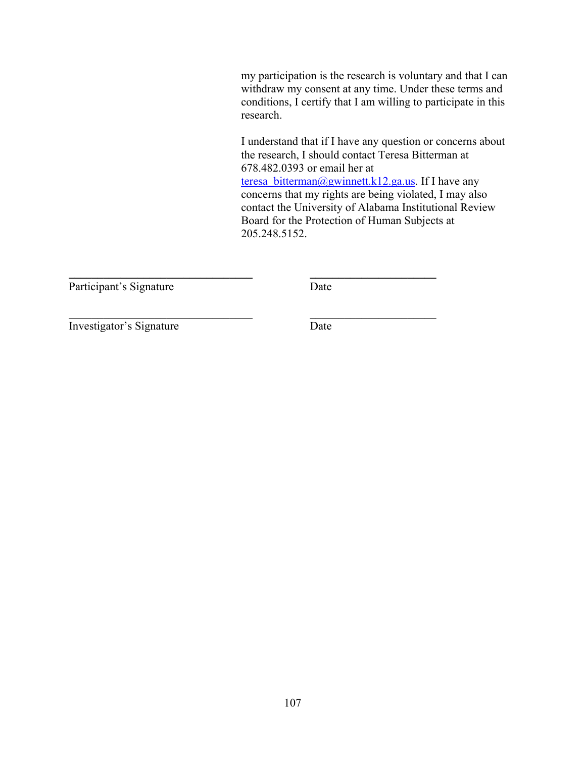my participation is the research is voluntary and that I can withdraw my consent at any time. Under these terms and conditions, I certify that I am willing to participate in this research.

I understand that if I have any question or concerns about the research, I should contact Teresa Bitterman at 678.482.0393 or email her at teresa_bitterman@gwinnett.k12.ga.us. If I have any concerns that my rights are being violated, I may also contact the University of Alabama Institutional Review Board for the Protection of Human Subjects at 205.248.5152.

\_\_\_\_\_\_\_\_\_\_\_\_\_\_\_\_\_\_\_\_\_\_\_\_\_\_\_\_\_\_\_\_ &nbsp;&nbsp;&nbsp;&nbsp; \_\_\_\_\_\_\_\_\_\_\_\_\_\_\_\_\_\_\_\_\_\_
Participant's Signature &nbsp;&nbsp;&nbsp;&nbsp; Date

\_\_\_\_\_\_\_\_\_\_\_\_\_\_\_\_\_\_\_\_\_\_\_\_\_\_\_\_\_\_\_\_ &nbsp;&nbsp;&nbsp;&nbsp; \_\_\_\_\_\_\_\_\_\_\_\_\_\_\_\_\_\_\_\_\_\_
Investigator's Signature &nbsp;&nbsp;&nbsp;&nbsp; Date